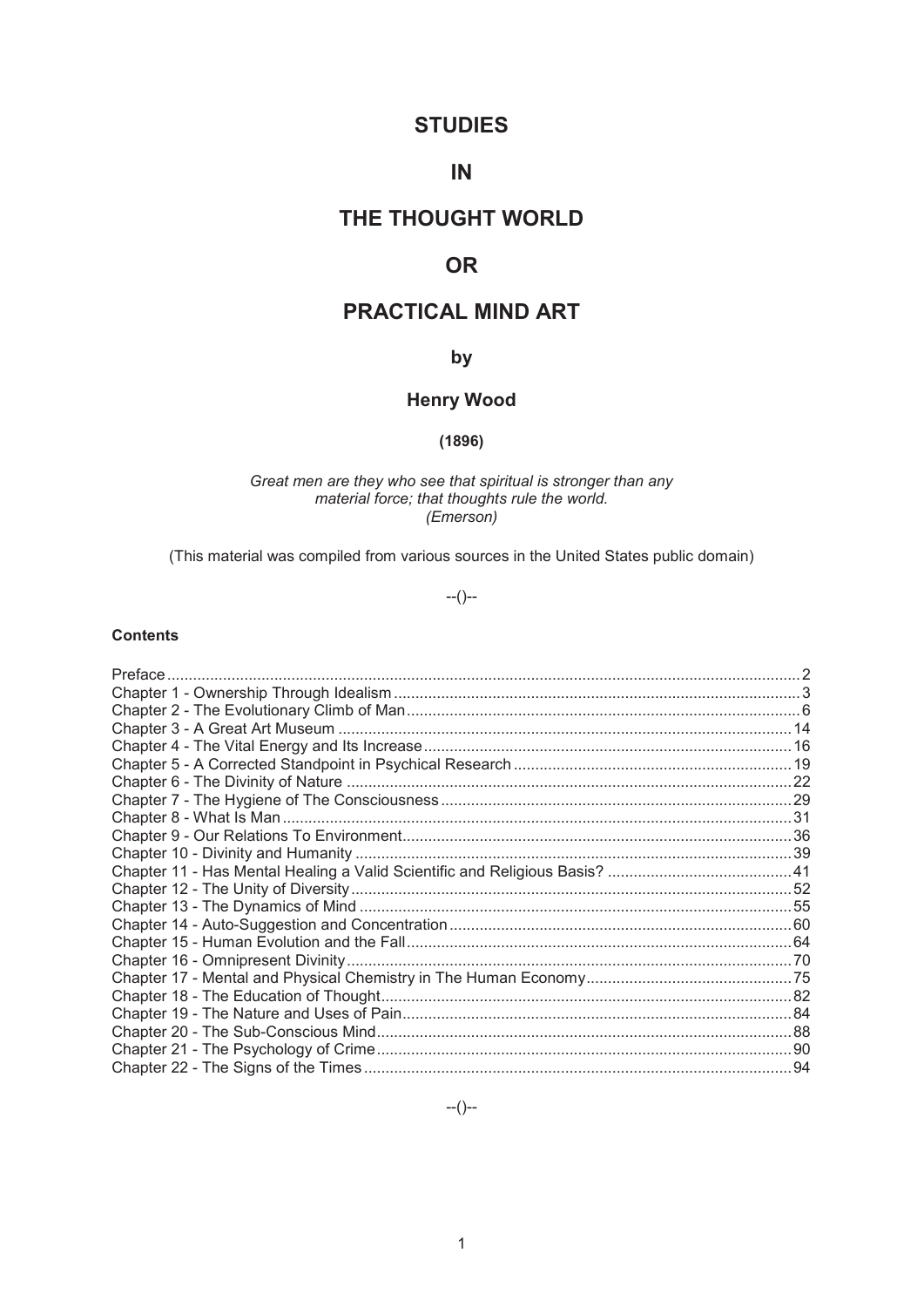# STUDIES

# IN

# THE THOUGHT WORLD

# OR

# PRACTICAL MIND ART

### by

### Henry Wood

**(1896)**

*Great men are they who see that spiritual is stronger than any material force; that thoughts rule the world.*
*(Emerson)*

(This material was compiled from various sources in the United States public domain)

--()--

**Contents**

- Preface .... 2
- Chapter 1 - Ownership Through Idealism .... 3
- Chapter 2 - The Evolutionary Climb of Man .... 6
- Chapter 3 - A Great Art Museum .... 14
- Chapter 4 - The Vital Energy and Its Increase .... 16
- Chapter 5 - A Corrected Standpoint in Psychical Research .... 19
- Chapter 6 - The Divinity of Nature .... 22
- Chapter 7 - The Hygiene of The Consciousness .... 29
- Chapter 8 - What Is Man .... 31
- Chapter 9 - Our Relations To Environment .... 36
- Chapter 10 - Divinity and Humanity .... 39
- Chapter 11 - Has Mental Healing a Valid Scientific and Religious Basis? .... 41
- Chapter 12 - The Unity of Diversity .... 52
- Chapter 13 - The Dynamics of Mind .... 55
- Chapter 14 - Auto-Suggestion and Concentration .... 60
- Chapter 15 - Human Evolution and the Fall .... 64
- Chapter 16 - Omnipresent Divinity .... 70
- Chapter 17 - Mental and Physical Chemistry in The Human Economy .... 75
- Chapter 18 - The Education of Thought .... 82
- Chapter 19 - The Nature and Uses of Pain .... 84
- Chapter 20 - The Sub-Conscious Mind .... 88
- Chapter 21 - The Psychology of Crime .... 90
- Chapter 22 - The Signs of the Times .... 94

--()--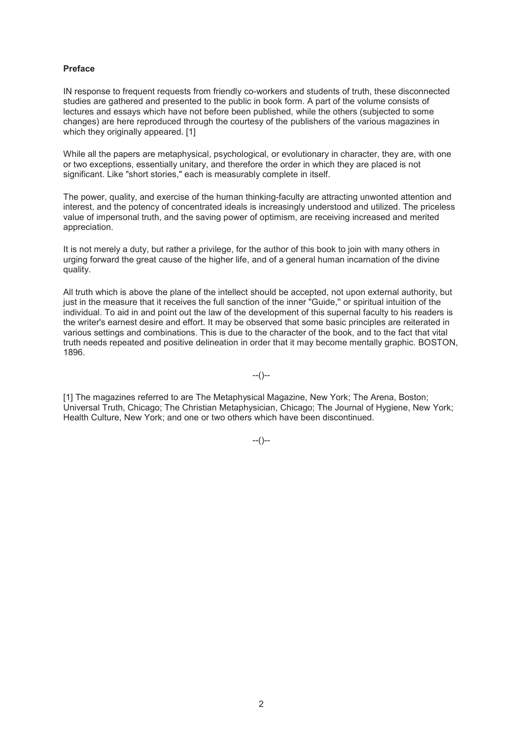**Preface**

IN response to frequent requests from friendly co-workers and students of truth, these disconnected studies are gathered and presented to the public in book form. A part of the volume consists of lectures and essays which have not before been published, while the others (subjected to some changes) are here reproduced through the courtesy of the publishers of the various magazines in which they originally appeared. [1]

While all the papers are metaphysical, psychological, or evolutionary in character, they are, with one or two exceptions, essentially unitary, and therefore the order in which they are placed is not significant. Like "short stories," each is measurably complete in itself.

The power, quality, and exercise of the human thinking-faculty are attracting unwonted attention and interest, and the potency of concentrated ideals is increasingly understood and utilized. The priceless value of impersonal truth, and the saving power of optimism, are receiving increased and merited appreciation.

It is not merely a duty, but rather a privilege, for the author of this book to join with many others in urging forward the great cause of the higher life, and of a general human incarnation of the divine quality.

All truth which is above the plane of the intellect should be accepted, not upon external authority, but just in the measure that it receives the full sanction of the inner "Guide,'' or spiritual intuition of the individual. To aid in and point out the law of the development of this supernal faculty to his readers is the writer's earnest desire and effort. It may be observed that some basic principles are reiterated in various settings and combinations. This is due to the character of the book, and to the fact that vital truth needs repeated and positive delineation in order that it may become mentally graphic. BOSTON, 1896.

--()--

[1] The magazines referred to are The Metaphysical Magazine, New York; The Arena, Boston; Universal Truth, Chicago; The Christian Metaphysician, Chicago; The Journal of Hygiene, New York; Health Culture, New York; and one or two others which have been discontinued.

--()--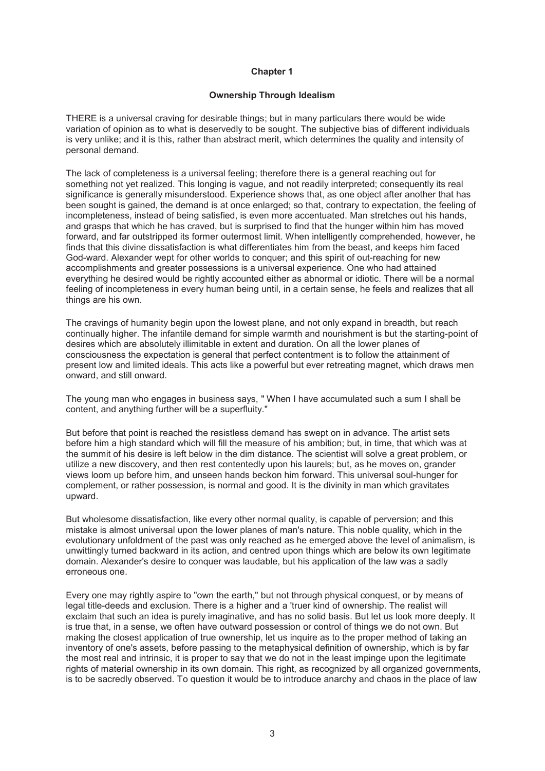# Chapter 1

## Ownership Through Idealism

THERE is a universal craving for desirable things; but in many particulars there would be wide variation of opinion as to what is deservedly to be sought. The subjective bias of different individuals is very unlike; and it is this, rather than abstract merit, which determines the quality and intensity of personal demand.

The lack of completeness is a universal feeling; therefore there is a general reaching out for something not yet realized. This longing is vague, and not readily interpreted; consequently its real significance is generally misunderstood. Experience shows that, as one object after another that has been sought is gained, the demand is at once enlarged; so that, contrary to expectation, the feeling of incompleteness, instead of being satisfied, is even more accentuated. Man stretches out his hands, and grasps that which he has craved, but is surprised to find that the hunger within him has moved forward, and far outstripped its former outermost limit. When intelligently comprehended, however, he finds that this divine dissatisfaction is what differentiates him from the beast, and keeps him faced God-ward. Alexander wept for other worlds to conquer; and this spirit of out-reaching for new accomplishments and greater possessions is a universal experience. One who had attained everything he desired would be rightly accounted either as abnormal or idiotic. There will be a normal feeling of incompleteness in every human being until, in a certain sense, he feels and realizes that all things are his own.

The cravings of humanity begin upon the lowest plane, and not only expand in breadth, but reach continually higher. The infantile demand for simple warmth and nourishment is but the starting-point of desires which are absolutely illimitable in extent and duration. On all the lower planes of consciousness the expectation is general that perfect contentment is to follow the attainment of present low and limited ideals. This acts like a powerful but ever retreating magnet, which draws men onward, and still onward.

The young man who engages in business says, " When I have accumulated such a sum I shall be content, and anything further will be a superfluity."

But before that point is reached the resistless demand has swept on in advance. The artist sets before him a high standard which will fill the measure of his ambition; but, in time, that which was at the summit of his desire is left below in the dim distance. The scientist will solve a great problem, or utilize a new discovery, and then rest contentedly upon his laurels; but, as he moves on, grander views loom up before him, and unseen hands beckon him forward. This universal soul-hunger for complement, or rather possession, is normal and good. It is the divinity in man which gravitates upward.

But wholesome dissatisfaction, like every other normal quality, is capable of perversion; and this mistake is almost universal upon the lower planes of man's nature. This noble quality, which in the evolutionary unfoldment of the past was only reached as he emerged above the level of animalism, is unwittingly turned backward in its action, and centred upon things which are below its own legitimate domain. Alexander's desire to conquer was laudable, but his application of the law was a sadly erroneous one.

Every one may rightly aspire to "own the earth," but not through physical conquest, or by means of legal title-deeds and exclusion. There is a higher and a 'truer kind of ownership. The realist will exclaim that such an idea is purely imaginative, and has no solid basis. But let us look more deeply. It is true that, in a sense, we often have outward possession or control of things we do not own. But making the closest application of true ownership, let us inquire as to the proper method of taking an inventory of one's assets, before passing to the metaphysical definition of ownership, which is by far the most real and intrinsic, it is proper to say that we do not in the least impinge upon the legitimate rights of material ownership in its own domain. This right, as recognized by all organized governments, is to be sacredly observed. To question it would be to introduce anarchy and chaos in the place of law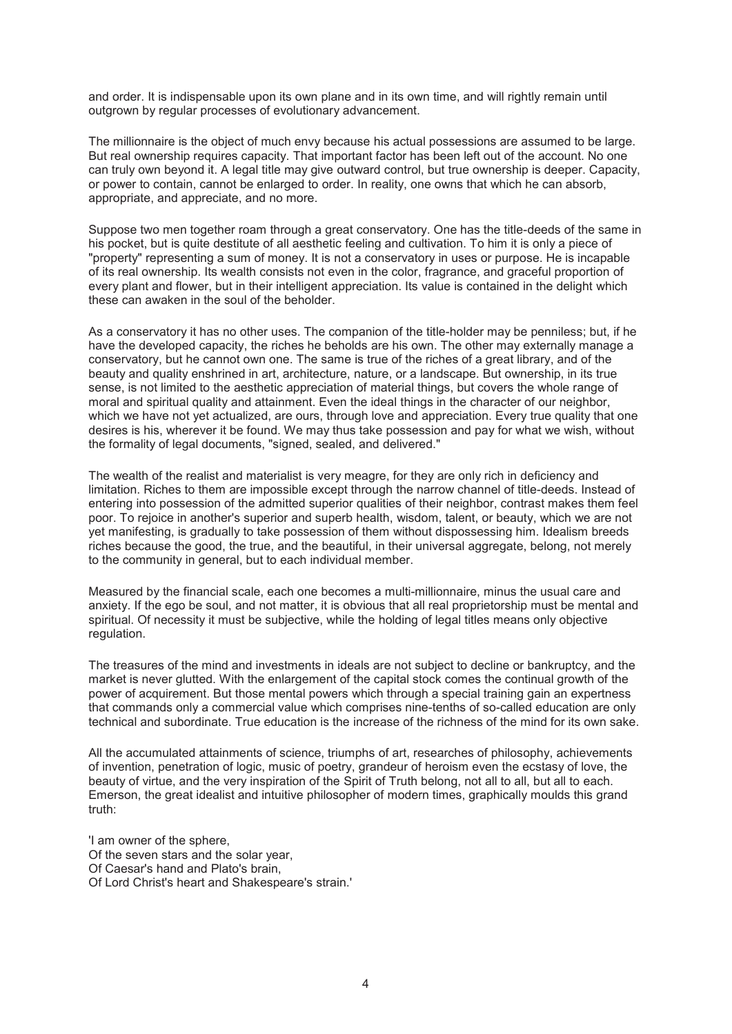and order. It is indispensable upon its own plane and in its own time, and will rightly remain until outgrown by regular processes of evolutionary advancement.

The millionnaire is the object of much envy because his actual possessions are assumed to be large. But real ownership requires capacity. That important factor has been left out of the account. No one can truly own beyond it. A legal title may give outward control, but true ownership is deeper. Capacity, or power to contain, cannot be enlarged to order. In reality, one owns that which he can absorb, appropriate, and appreciate, and no more.

Suppose two men together roam through a great conservatory. One has the title-deeds of the same in his pocket, but is quite destitute of all aesthetic feeling and cultivation. To him it is only a piece of "property" representing a sum of money. It is not a conservatory in uses or purpose. He is incapable of its real ownership. Its wealth consists not even in the color, fragrance, and graceful proportion of every plant and flower, but in their intelligent appreciation. Its value is contained in the delight which these can awaken in the soul of the beholder.

As a conservatory it has no other uses. The companion of the title-holder may be penniless; but, if he have the developed capacity, the riches he beholds are his own. The other may externally manage a conservatory, but he cannot own one. The same is true of the riches of a great library, and of the beauty and quality enshrined in art, architecture, nature, or a landscape. But ownership, in its true sense, is not limited to the aesthetic appreciation of material things, but covers the whole range of moral and spiritual quality and attainment. Even the ideal things in the character of our neighbor, which we have not yet actualized, are ours, through love and appreciation. Every true quality that one desires is his, wherever it be found. We may thus take possession and pay for what we wish, without the formality of legal documents, "signed, sealed, and delivered."

The wealth of the realist and materialist is very meagre, for they are only rich in deficiency and limitation. Riches to them are impossible except through the narrow channel of title-deeds. Instead of entering into possession of the admitted superior qualities of their neighbor, contrast makes them feel poor. To rejoice in another's superior and superb health, wisdom, talent, or beauty, which we are not yet manifesting, is gradually to take possession of them without dispossessing him. Idealism breeds riches because the good, the true, and the beautiful, in their universal aggregate, belong, not merely to the community in general, but to each individual member.

Measured by the financial scale, each one becomes a multi-millionnaire, minus the usual care and anxiety. If the ego be soul, and not matter, it is obvious that all real proprietorship must be mental and spiritual. Of necessity it must be subjective, while the holding of legal titles means only objective regulation.

The treasures of the mind and investments in ideals are not subject to decline or bankruptcy, and the market is never glutted. With the enlargement of the capital stock comes the continual growth of the power of acquirement. But those mental powers which through a special training gain an expertness that commands only a commercial value which comprises nine-tenths of so-called education are only technical and subordinate. True education is the increase of the richness of the mind for its own sake.

All the accumulated attainments of science, triumphs of art, researches of philosophy, achievements of invention, penetration of logic, music of poetry, grandeur of heroism even the ecstasy of love, the beauty of virtue, and the very inspiration of the Spirit of Truth belong, not all to all, but all to each. Emerson, the great idealist and intuitive philosopher of modern times, graphically moulds this grand truth:

'I am owner of the sphere,  
Of the seven stars and the solar year,  
Of Caesar's hand and Plato's brain,  
Of Lord Christ's heart and Shakespeare's strain.'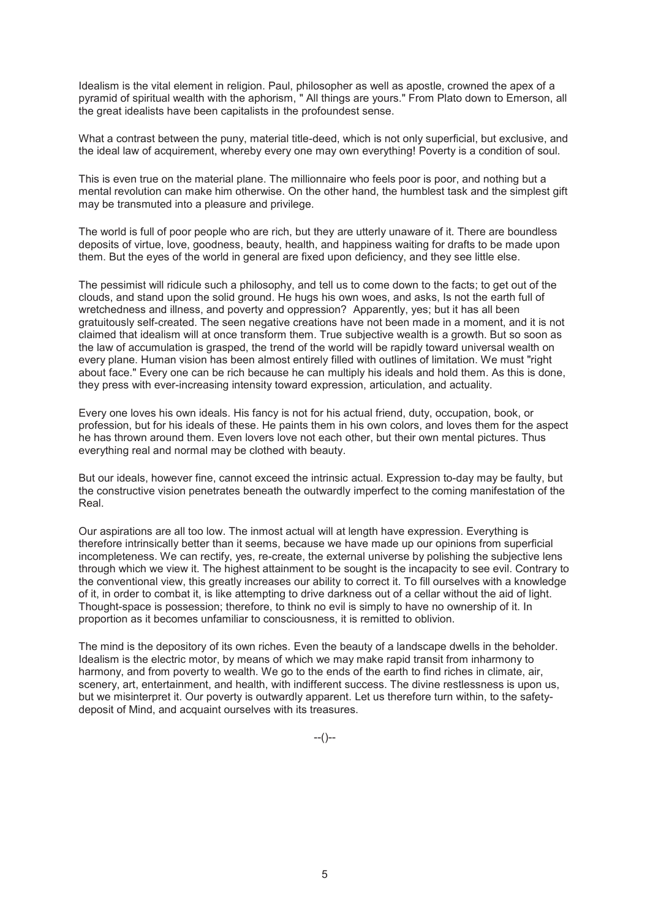Idealism is the vital element in religion. Paul, philosopher as well as apostle, crowned the apex of a pyramid of spiritual wealth with the aphorism, " All things are yours." From Plato down to Emerson, all the great idealists have been capitalists in the profoundest sense.

What a contrast between the puny, material title-deed, which is not only superficial, but exclusive, and the ideal law of acquirement, whereby every one may own everything! Poverty is a condition of soul.

This is even true on the material plane. The millionnaire who feels poor is poor, and nothing but a mental revolution can make him otherwise. On the other hand, the humblest task and the simplest gift may be transmuted into a pleasure and privilege.

The world is full of poor people who are rich, but they are utterly unaware of it. There are boundless deposits of virtue, love, goodness, beauty, health, and happiness waiting for drafts to be made upon them. But the eyes of the world in general are fixed upon deficiency, and they see little else.

The pessimist will ridicule such a philosophy, and tell us to come down to the facts; to get out of the clouds, and stand upon the solid ground. He hugs his own woes, and asks, Is not the earth full of wretchedness and illness, and poverty and oppression? Apparently, yes; but it has all been gratuitously self-created. The seen negative creations have not been made in a moment, and it is not claimed that idealism will at once transform them. True subjective wealth is a growth. But so soon as the law of accumulation is grasped, the trend of the world will be rapidly toward universal wealth on every plane. Human vision has been almost entirely filled with outlines of limitation. We must "right about face." Every one can be rich because he can multiply his ideals and hold them. As this is done, they press with ever-increasing intensity toward expression, articulation, and actuality.

Every one loves his own ideals. His fancy is not for his actual friend, duty, occupation, book, or profession, but for his ideals of these. He paints them in his own colors, and loves them for the aspect he has thrown around them. Even lovers love not each other, but their own mental pictures. Thus everything real and normal may be clothed with beauty.

But our ideals, however fine, cannot exceed the intrinsic actual. Expression to-day may be faulty, but the constructive vision penetrates beneath the outwardly imperfect to the coming manifestation of the Real.

Our aspirations are all too low. The inmost actual will at length have expression. Everything is therefore intrinsically better than it seems, because we have made up our opinions from superficial incompleteness. We can rectify, yes, re-create, the external universe by polishing the subjective lens through which we view it. The highest attainment to be sought is the incapacity to see evil. Contrary to the conventional view, this greatly increases our ability to correct it. To fill ourselves with a knowledge of it, in order to combat it, is like attempting to drive darkness out of a cellar without the aid of light. Thought-space is possession; therefore, to think no evil is simply to have no ownership of it. In proportion as it becomes unfamiliar to consciousness, it is remitted to oblivion.

The mind is the depository of its own riches. Even the beauty of a landscape dwells in the beholder. Idealism is the electric motor, by means of which we may make rapid transit from inharmony to harmony, and from poverty to wealth. We go to the ends of the earth to find riches in climate, air, scenery, art, entertainment, and health, with indifferent success. The divine restlessness is upon us, but we misinterpret it. Our poverty is outwardly apparent. Let us therefore turn within, to the safety-deposit of Mind, and acquaint ourselves with its treasures.

--()--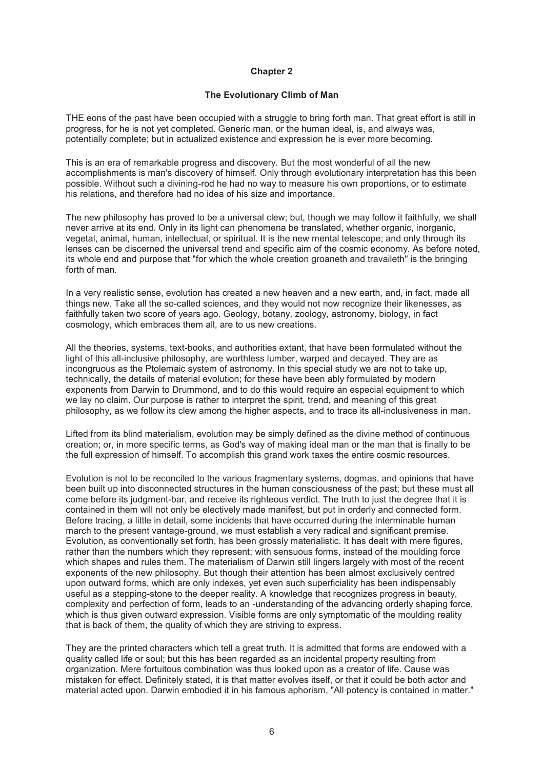## Chapter 2

### The Evolutionary Climb of Man

THE eons of the past have been occupied with a struggle to bring forth man. That great effort is still in progress, for he is not yet completed. Generic man, or the human ideal, is, and always was, potentially complete; but in actualized existence and expression he is ever more becoming.

This is an era of remarkable progress and discovery. But the most wonderful of all the new accomplishments is man's discovery of himself. Only through evolutionary interpretation has this been possible. Without such a divining-rod he had no way to measure his own proportions, or to estimate his relations, and therefore had no idea of his size and importance.

The new philosophy has proved to be a universal clew; but, though we may follow it faithfully, we shall never arrive at its end. Only in its light can phenomena be translated, whether organic, inorganic, vegetal, animal, human, intellectual, or spiritual. It is the new mental telescope; and only through its lenses can be discerned the universal trend and specific aim of the cosmic economy. As before noted, its whole end and purpose that "for which the whole creation groaneth and travaileth" is the bringing forth of man.

In a very realistic sense, evolution has created a new heaven and a new earth, and, in fact, made all things new. Take all the so-called sciences, and they would not now recognize their likenesses, as faithfully taken two score of years ago. Geology, botany, zoology, astronomy, biology, in fact cosmology, which embraces them all, are to us new creations.

All the theories, systems, text-books, and authorities extant, that have been formulated without the light of this all-inclusive philosophy, are worthless lumber, warped and decayed. They are as incongruous as the Ptolemaic system of astronomy. In this special study we are not to take up, technically, the details of material evolution; for these have been ably formulated by modern exponents from Darwin to Drummond, and to do this would require an especial equipment to which we lay no claim. Our purpose is rather to interpret the spirit, trend, and meaning of this great philosophy, as we follow its clew among the higher aspects, and to trace its all-inclusiveness in man.

Lifted from its blind materialism, evolution may be simply defined as the divine method of continuous creation; or, in more specific terms, as God's way of making ideal man or the man that is finally to be the full expression of himself. To accomplish this grand work taxes the entire cosmic resources.

Evolution is not to be reconciled to the various fragmentary systems, dogmas, and opinions that have been built up into disconnected structures in the human consciousness of the past; but these must all come before its judgment-bar, and receive its righteous verdict. The truth to just the degree that it is contained in them will not only be electively made manifest, but put in orderly and connected form. Before tracing, a little in detail, some incidents that have occurred during the interminable human march to the present vantage-ground, we must establish a very radical and significant premise. Evolution, as conventionally set forth, has been grossly materialistic. It has dealt with mere figures, rather than the numbers which they represent; with sensuous forms, instead of the moulding force which shapes and rules them. The materialism of Darwin still lingers largely with most of the recent exponents of the new philosophy. But though their attention has been almost exclusively centred upon outward forms, which are only indexes, yet even such superficiality has been indispensably useful as a stepping-stone to the deeper reality. A knowledge that recognizes progress in beauty, complexity and perfection of form, leads to an -understanding of the advancing orderly shaping force, which is thus given outward expression. Visible forms are only symptomatic of the moulding reality that is back of them, the quality of which they are striving to express.

They are the printed characters which tell a great truth. It is admitted that forms are endowed with a quality called life or soul; but this has been regarded as an incidental property resulting from organization. Mere fortuitous combination was thus looked upon as a creator of life. Cause was mistaken for effect. Definitely stated, it is that matter evolves itself, or that it could be both actor and material acted upon. Darwin embodied it in his famous aphorism, "All potency is contained in matter."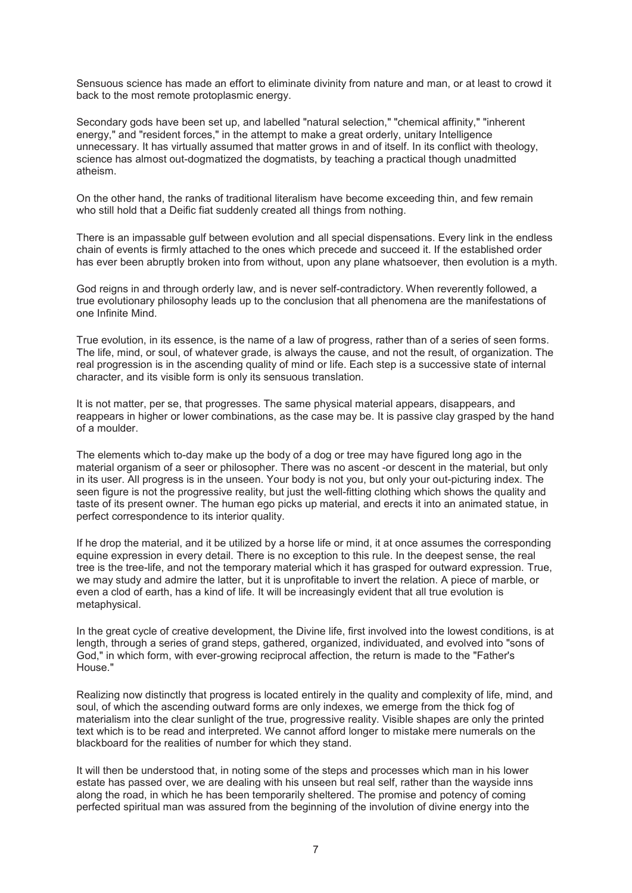Sensuous science has made an effort to eliminate divinity from nature and man, or at least to crowd it back to the most remote protoplasmic energy.

Secondary gods have been set up, and labelled "natural selection," "chemical affinity," "inherent energy," and "resident forces," in the attempt to make a great orderly, unitary Intelligence unnecessary. It has virtually assumed that matter grows in and of itself. In its conflict with theology, science has almost out-dogmatized the dogmatists, by teaching a practical though unadmitted atheism.

On the other hand, the ranks of traditional literalism have become exceeding thin, and few remain who still hold that a Deific fiat suddenly created all things from nothing.

There is an impassable gulf between evolution and all special dispensations. Every link in the endless chain of events is firmly attached to the ones which precede and succeed it. If the established order has ever been abruptly broken into from without, upon any plane whatsoever, then evolution is a myth.

God reigns in and through orderly law, and is never self-contradictory. When reverently followed, a true evolutionary philosophy leads up to the conclusion that all phenomena are the manifestations of one Infinite Mind.

True evolution, in its essence, is the name of a law of progress, rather than of a series of seen forms. The life, mind, or soul, of whatever grade, is always the cause, and not the result, of organization. The real progression is in the ascending quality of mind or life. Each step is a successive state of internal character, and its visible form is only its sensuous translation.

It is not matter, per se, that progresses. The same physical material appears, disappears, and reappears in higher or lower combinations, as the case may be. It is passive clay grasped by the hand of a moulder.

The elements which to-day make up the body of a dog or tree may have figured long ago in the material organism of a seer or philosopher. There was no ascent -or descent in the material, but only in its user. All progress is in the unseen. Your body is not you, but only your out-picturing index. The seen figure is not the progressive reality, but just the well-fitting clothing which shows the quality and taste of its present owner. The human ego picks up material, and erects it into an animated statue, in perfect correspondence to its interior quality.

If he drop the material, and it be utilized by a horse life or mind, it at once assumes the corresponding equine expression in every detail. There is no exception to this rule. In the deepest sense, the real tree is the tree-life, and not the temporary material which it has grasped for outward expression. True, we may study and admire the latter, but it is unprofitable to invert the relation. A piece of marble, or even a clod of earth, has a kind of life. It will be increasingly evident that all true evolution is metaphysical.

In the great cycle of creative development, the Divine life, first involved into the lowest conditions, is at length, through a series of grand steps, gathered, organized, individuated, and evolved into "sons of God," in which form, with ever-growing reciprocal affection, the return is made to the "Father's House."

Realizing now distinctly that progress is located entirely in the quality and complexity of life, mind, and soul, of which the ascending outward forms are only indexes, we emerge from the thick fog of materialism into the clear sunlight of the true, progressive reality. Visible shapes are only the printed text which is to be read and interpreted. We cannot afford longer to mistake mere numerals on the blackboard for the realities of number for which they stand.

It will then be understood that, in noting some of the steps and processes which man in his lower estate has passed over, we are dealing with his unseen but real self, rather than the wayside inns along the road, in which he has been temporarily sheltered. The promise and potency of coming perfected spiritual man was assured from the beginning of the involution of divine energy into the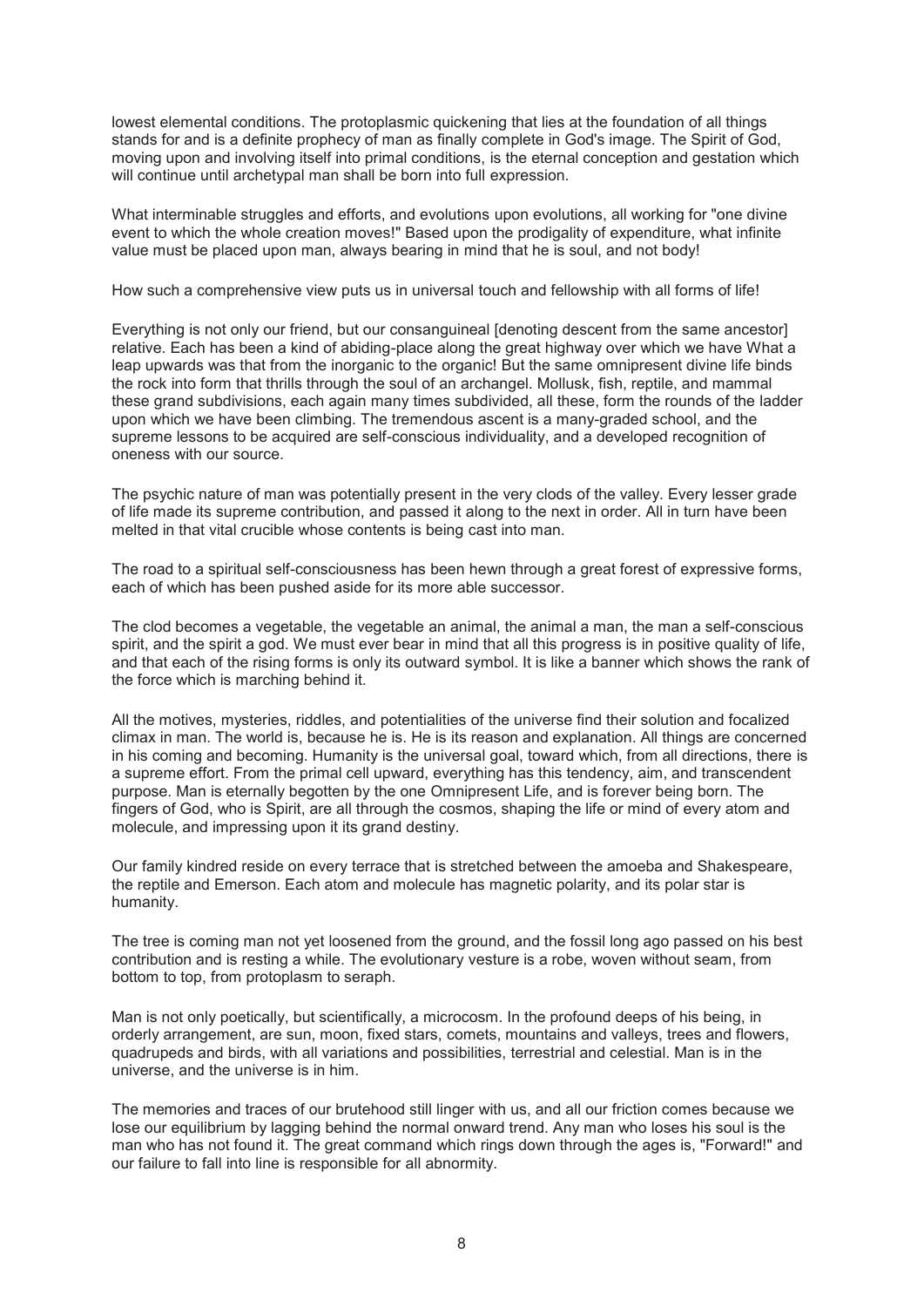lowest elemental conditions. The protoplasmic quickening that lies at the foundation of all things stands for and is a definite prophecy of man as finally complete in God's image. The Spirit of God, moving upon and involving itself into primal conditions, is the eternal conception and gestation which will continue until archetypal man shall be born into full expression.

What interminable struggles and efforts, and evolutions upon evolutions, all working for "one divine event to which the whole creation moves!" Based upon the prodigality of expenditure, what infinite value must be placed upon man, always bearing in mind that he is soul, and not body!

How such a comprehensive view puts us in universal touch and fellowship with all forms of life!

Everything is not only our friend, but our consanguineal [denoting descent from the same ancestor] relative. Each has been a kind of abiding-place along the great highway over which we have What a leap upwards was that from the inorganic to the organic! But the same omnipresent divine life binds the rock into form that thrills through the soul of an archangel. Mollusk, fish, reptile, and mammal these grand subdivisions, each again many times subdivided, all these, form the rounds of the ladder upon which we have been climbing. The tremendous ascent is a many-graded school, and the supreme lessons to be acquired are self-conscious individuality, and a developed recognition of oneness with our source.

The psychic nature of man was potentially present in the very clods of the valley. Every lesser grade of life made its supreme contribution, and passed it along to the next in order. All in turn have been melted in that vital crucible whose contents is being cast into man.

The road to a spiritual self-consciousness has been hewn through a great forest of expressive forms, each of which has been pushed aside for its more able successor.

The clod becomes a vegetable, the vegetable an animal, the animal a man, the man a self-conscious spirit, and the spirit a god. We must ever bear in mind that all this progress is in positive quality of life, and that each of the rising forms is only its outward symbol. It is like a banner which shows the rank of the force which is marching behind it.

All the motives, mysteries, riddles, and potentialities of the universe find their solution and focalized climax in man. The world is, because he is. He is its reason and explanation. All things are concerned in his coming and becoming. Humanity is the universal goal, toward which, from all directions, there is a supreme effort. From the primal cell upward, everything has this tendency, aim, and transcendent purpose. Man is eternally begotten by the one Omnipresent Life, and is forever being born. The fingers of God, who is Spirit, are all through the cosmos, shaping the life or mind of every atom and molecule, and impressing upon it its grand destiny.

Our family kindred reside on every terrace that is stretched between the amoeba and Shakespeare, the reptile and Emerson. Each atom and molecule has magnetic polarity, and its polar star is humanity.

The tree is coming man not yet loosened from the ground, and the fossil long ago passed on his best contribution and is resting a while. The evolutionary vesture is a robe, woven without seam, from bottom to top, from protoplasm to seraph.

Man is not only poetically, but scientifically, a microcosm. In the profound deeps of his being, in orderly arrangement, are sun, moon, fixed stars, comets, mountains and valleys, trees and flowers, quadrupeds and birds, with all variations and possibilities, terrestrial and celestial. Man is in the universe, and the universe is in him.

The memories and traces of our brutehood still linger with us, and all our friction comes because we lose our equilibrium by lagging behind the normal onward trend. Any man who loses his soul is the man who has not found it. The great command which rings down through the ages is, "Forward!" and our failure to fall into line is responsible for all abnormity.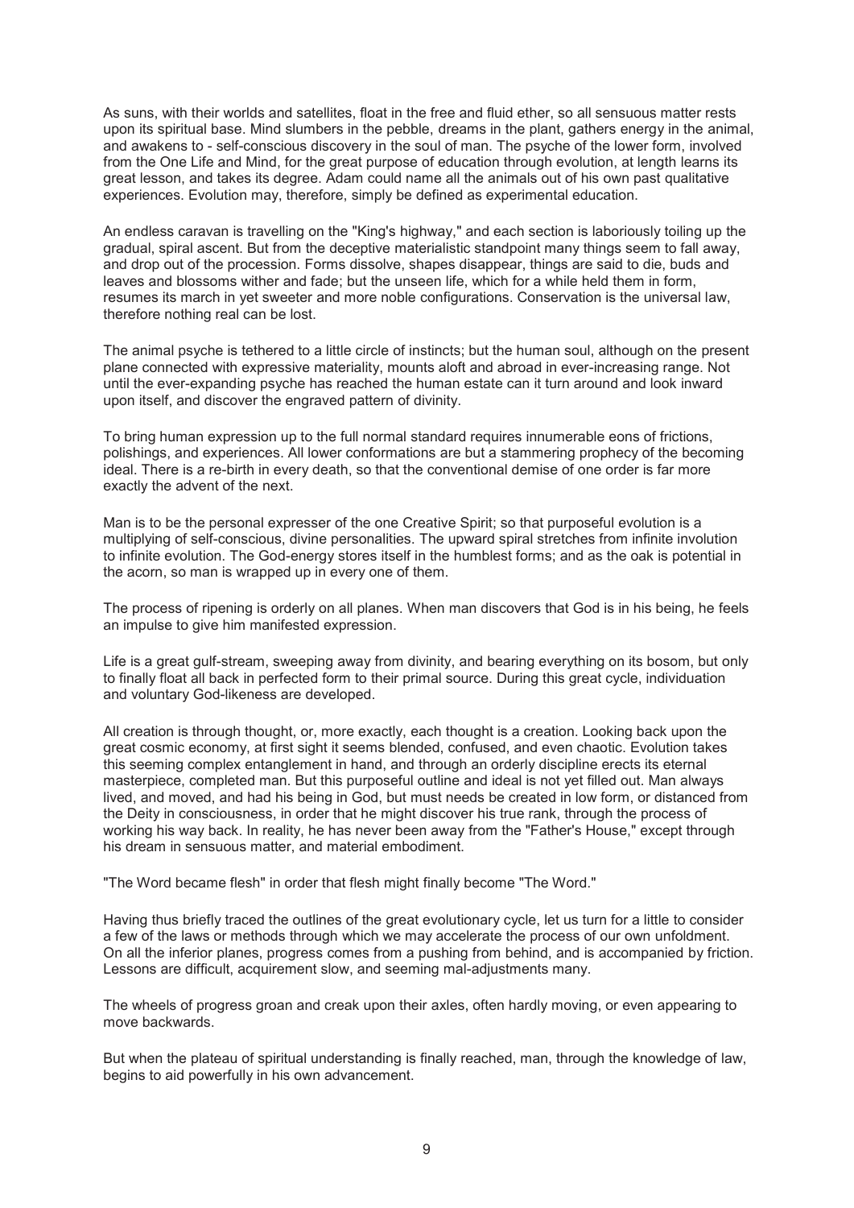As suns, with their worlds and satellites, float in the free and fluid ether, so all sensuous matter rests upon its spiritual base. Mind slumbers in the pebble, dreams in the plant, gathers energy in the animal, and awakens to - self-conscious discovery in the soul of man. The psyche of the lower form, involved from the One Life and Mind, for the great purpose of education through evolution, at length learns its great lesson, and takes its degree. Adam could name all the animals out of his own past qualitative experiences. Evolution may, therefore, simply be defined as experimental education.

An endless caravan is travelling on the "King's highway," and each section is laboriously toiling up the gradual, spiral ascent. But from the deceptive materialistic standpoint many things seem to fall away, and drop out of the procession. Forms dissolve, shapes disappear, things are said to die, buds and leaves and blossoms wither and fade; but the unseen life, which for a while held them in form, resumes its march in yet sweeter and more noble configurations. Conservation is the universal law, therefore nothing real can be lost.

The animal psyche is tethered to a little circle of instincts; but the human soul, although on the present plane connected with expressive materiality, mounts aloft and abroad in ever-increasing range. Not until the ever-expanding psyche has reached the human estate can it turn around and look inward upon itself, and discover the engraved pattern of divinity.

To bring human expression up to the full normal standard requires innumerable eons of frictions, polishings, and experiences. All lower conformations are but a stammering prophecy of the becoming ideal. There is a re-birth in every death, so that the conventional demise of one order is far more exactly the advent of the next.

Man is to be the personal expresser of the one Creative Spirit; so that purposeful evolution is a multiplying of self-conscious, divine personalities. The upward spiral stretches from infinite involution to infinite evolution. The God-energy stores itself in the humblest forms; and as the oak is potential in the acorn, so man is wrapped up in every one of them.

The process of ripening is orderly on all planes. When man discovers that God is in his being, he feels an impulse to give him manifested expression.

Life is a great gulf-stream, sweeping away from divinity, and bearing everything on its bosom, but only to finally float all back in perfected form to their primal source. During this great cycle, individuation and voluntary God-likeness are developed.

All creation is through thought, or, more exactly, each thought is a creation. Looking back upon the great cosmic economy, at first sight it seems blended, confused, and even chaotic. Evolution takes this seeming complex entanglement in hand, and through an orderly discipline erects its eternal masterpiece, completed man. But this purposeful outline and ideal is not yet filled out. Man always lived, and moved, and had his being in God, but must needs be created in low form, or distanced from the Deity in consciousness, in order that he might discover his true rank, through the process of working his way back. In reality, he has never been away from the "Father's House," except through his dream in sensuous matter, and material embodiment.

"The Word became flesh" in order that flesh might finally become "The Word."

Having thus briefly traced the outlines of the great evolutionary cycle, let us turn for a little to consider a few of the laws or methods through which we may accelerate the process of our own unfoldment. On all the inferior planes, progress comes from a pushing from behind, and is accompanied by friction. Lessons are difficult, acquirement slow, and seeming mal-adjustments many.

The wheels of progress groan and creak upon their axles, often hardly moving, or even appearing to move backwards.

But when the plateau of spiritual understanding is finally reached, man, through the knowledge of law, begins to aid powerfully in his own advancement.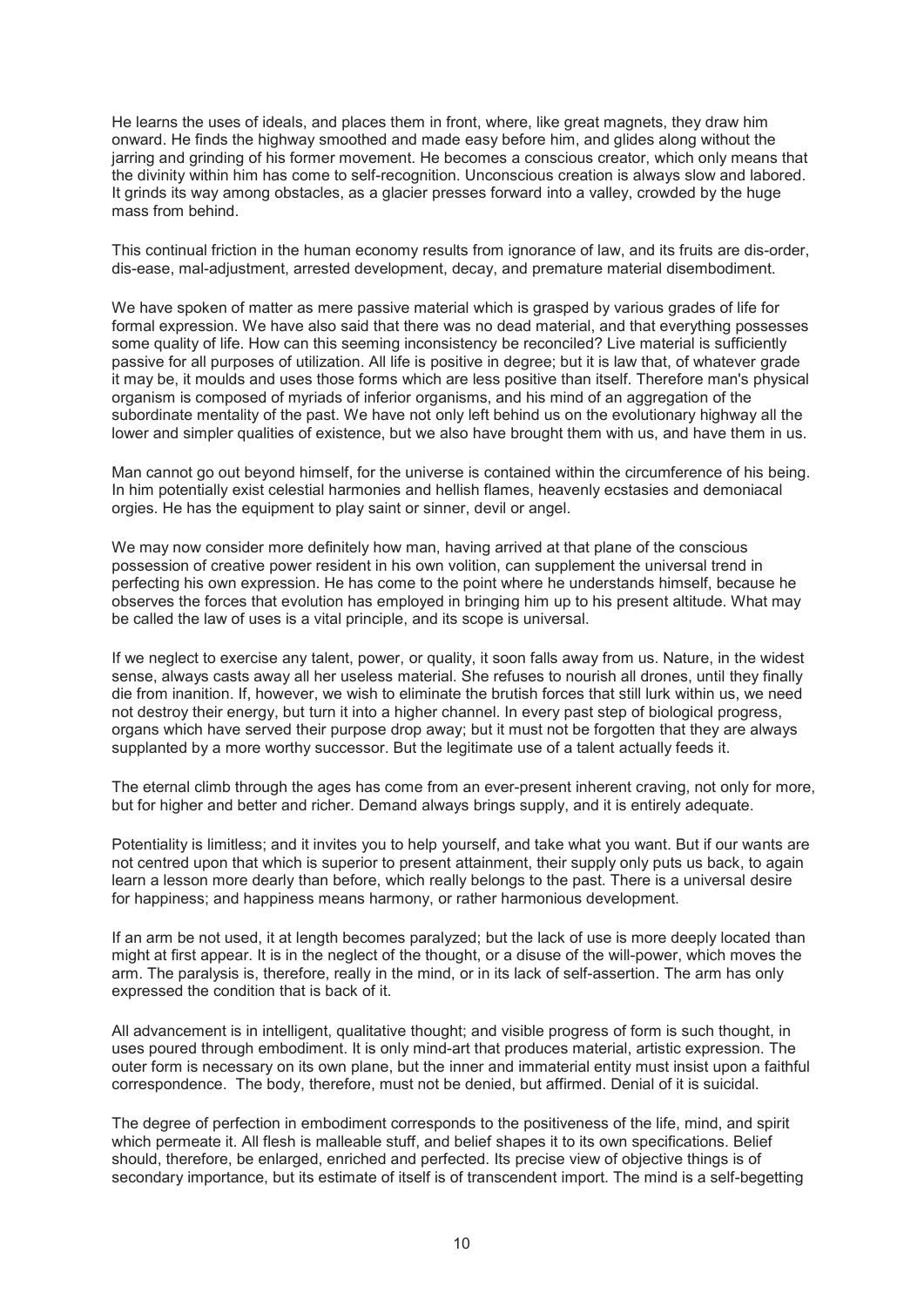He learns the uses of ideals, and places them in front, where, like great magnets, they draw him onward. He finds the highway smoothed and made easy before him, and glides along without the jarring and grinding of his former movement. He becomes a conscious creator, which only means that the divinity within him has come to self-recognition. Unconscious creation is always slow and labored. It grinds its way among obstacles, as a glacier presses forward into a valley, crowded by the huge mass from behind.

This continual friction in the human economy results from ignorance of law, and its fruits are dis-order, dis-ease, mal-adjustment, arrested development, decay, and premature material disembodiment.

We have spoken of matter as mere passive material which is grasped by various grades of life for formal expression. We have also said that there was no dead material, and that everything possesses some quality of life. How can this seeming inconsistency be reconciled? Live material is sufficiently passive for all purposes of utilization. All life is positive in degree; but it is law that, of whatever grade it may be, it moulds and uses those forms which are less positive than itself. Therefore man's physical organism is composed of myriads of inferior organisms, and his mind of an aggregation of the subordinate mentality of the past. We have not only left behind us on the evolutionary highway all the lower and simpler qualities of existence, but we also have brought them with us, and have them in us.

Man cannot go out beyond himself, for the universe is contained within the circumference of his being. In him potentially exist celestial harmonies and hellish flames, heavenly ecstasies and demoniacal orgies. He has the equipment to play saint or sinner, devil or angel.

We may now consider more definitely how man, having arrived at that plane of the conscious possession of creative power resident in his own volition, can supplement the universal trend in perfecting his own expression. He has come to the point where he understands himself, because he observes the forces that evolution has employed in bringing him up to his present altitude. What may be called the law of uses is a vital principle, and its scope is universal.

If we neglect to exercise any talent, power, or quality, it soon falls away from us. Nature, in the widest sense, always casts away all her useless material. She refuses to nourish all drones, until they finally die from inanition. If, however, we wish to eliminate the brutish forces that still lurk within us, we need not destroy their energy, but turn it into a higher channel. In every past step of biological progress, organs which have served their purpose drop away; but it must not be forgotten that they are always supplanted by a more worthy successor. But the legitimate use of a talent actually feeds it.

The eternal climb through the ages has come from an ever-present inherent craving, not only for more, but for higher and better and richer. Demand always brings supply, and it is entirely adequate.

Potentiality is limitless; and it invites you to help yourself, and take what you want. But if our wants are not centred upon that which is superior to present attainment, their supply only puts us back, to again learn a lesson more dearly than before, which really belongs to the past. There is a universal desire for happiness; and happiness means harmony, or rather harmonious development.

If an arm be not used, it at length becomes paralyzed; but the lack of use is more deeply located than might at first appear. It is in the neglect of the thought, or a disuse of the will-power, which moves the arm. The paralysis is, therefore, really in the mind, or in its lack of self-assertion. The arm has only expressed the condition that is back of it.

All advancement is in intelligent, qualitative thought; and visible progress of form is such thought, in uses poured through embodiment. It is only mind-art that produces material, artistic expression. The outer form is necessary on its own plane, but the inner and immaterial entity must insist upon a faithful correspondence. The body, therefore, must not be denied, but affirmed. Denial of it is suicidal.

The degree of perfection in embodiment corresponds to the positiveness of the life, mind, and spirit which permeate it. All flesh is malleable stuff, and belief shapes it to its own specifications. Belief should, therefore, be enlarged, enriched and perfected. Its precise view of objective things is of secondary importance, but its estimate of itself is of transcendent import. The mind is a self-begetting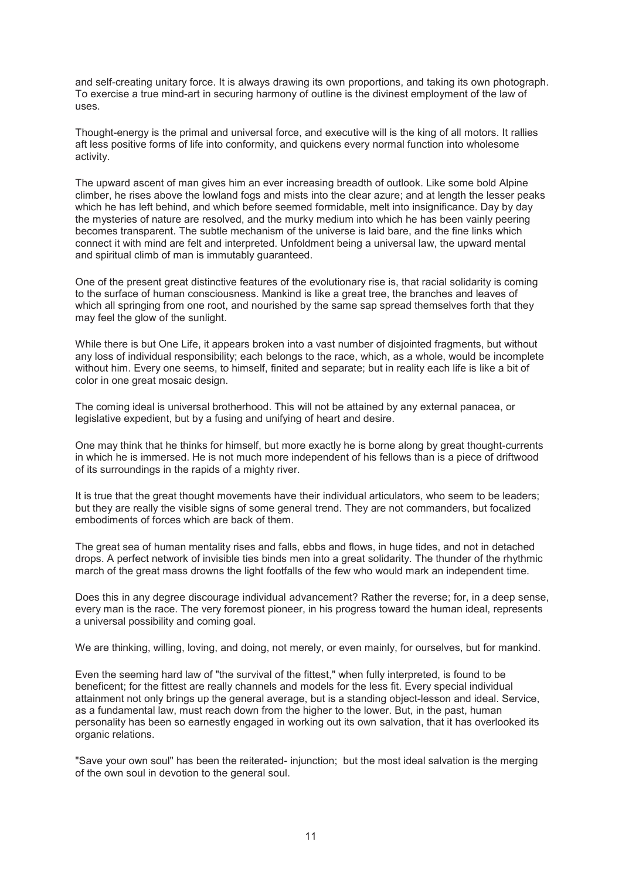and self-creating unitary force. It is always drawing its own proportions, and taking its own photograph. To exercise a true mind-art in securing harmony of outline is the divinest employment of the law of uses.

Thought-energy is the primal and universal force, and executive will is the king of all motors. It rallies aft less positive forms of life into conformity, and quickens every normal function into wholesome activity.

The upward ascent of man gives him an ever increasing breadth of outlook. Like some bold Alpine climber, he rises above the lowland fogs and mists into the clear azure; and at length the lesser peaks which he has left behind, and which before seemed formidable, melt into insignificance. Day by day the mysteries of nature are resolved, and the murky medium into which he has been vainly peering becomes transparent. The subtle mechanism of the universe is laid bare, and the fine links which connect it with mind are felt and interpreted. Unfoldment being a universal law, the upward mental and spiritual climb of man is immutably guaranteed.

One of the present great distinctive features of the evolutionary rise is, that racial solidarity is coming to the surface of human consciousness. Mankind is like a great tree, the branches and leaves of which all springing from one root, and nourished by the same sap spread themselves forth that they may feel the glow of the sunlight.

While there is but One Life, it appears broken into a vast number of disjointed fragments, but without any loss of individual responsibility; each belongs to the race, which, as a whole, would be incomplete without him. Every one seems, to himself, finited and separate; but in reality each life is like a bit of color in one great mosaic design.

The coming ideal is universal brotherhood. This will not be attained by any external panacea, or legislative expedient, but by a fusing and unifying of heart and desire.

One may think that he thinks for himself, but more exactly he is borne along by great thought-currents in which he is immersed. He is not much more independent of his fellows than is a piece of driftwood of its surroundings in the rapids of a mighty river.

It is true that the great thought movements have their individual articulators, who seem to be leaders; but they are really the visible signs of some general trend. They are not commanders, but focalized embodiments of forces which are back of them.

The great sea of human mentality rises and falls, ebbs and flows, in huge tides, and not in detached drops. A perfect network of invisible ties binds men into a great solidarity. The thunder of the rhythmic march of the great mass drowns the light footfalls of the few who would mark an independent time.

Does this in any degree discourage individual advancement? Rather the reverse; for, in a deep sense, every man is the race. The very foremost pioneer, in his progress toward the human ideal, represents a universal possibility and coming goal.

We are thinking, willing, loving, and doing, not merely, or even mainly, for ourselves, but for mankind.

Even the seeming hard law of "the survival of the fittest," when fully interpreted, is found to be beneficent; for the fittest are really channels and models for the less fit. Every special individual attainment not only brings up the general average, but is a standing object-lesson and ideal. Service, as a fundamental law, must reach down from the higher to the lower. But, in the past, human personality has been so earnestly engaged in working out its own salvation, that it has overlooked its organic relations.

"Save your own soul" has been the reiterated- injunction; but the most ideal salvation is the merging of the own soul in devotion to the general soul.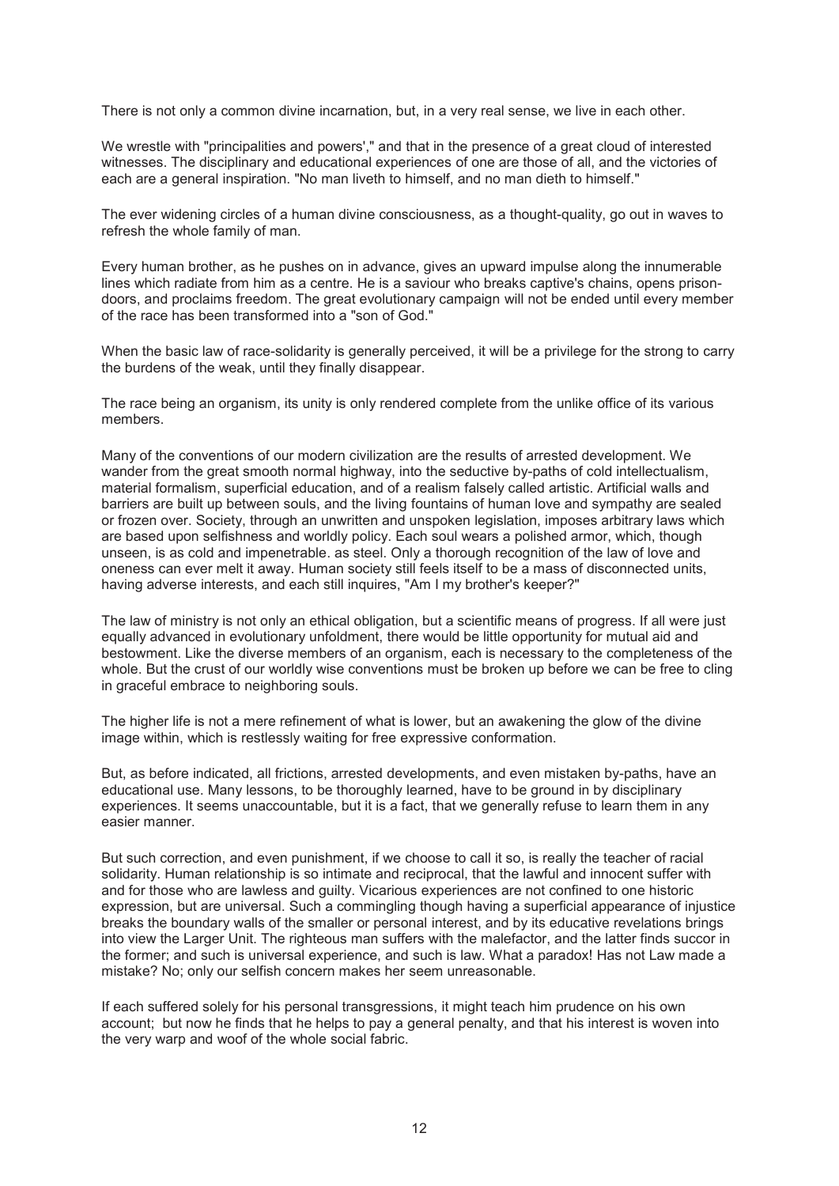There is not only a common divine incarnation, but, in a very real sense, we live in each other.

We wrestle with "principalities and powers'," and that in the presence of a great cloud of interested witnesses. The disciplinary and educational experiences of one are those of all, and the victories of each are a general inspiration. "No man liveth to himself, and no man dieth to himself."

The ever widening circles of a human divine consciousness, as a thought-quality, go out in waves to refresh the whole family of man.

Every human brother, as he pushes on in advance, gives an upward impulse along the innumerable lines which radiate from him as a centre. He is a saviour who breaks captive's chains, opens prison-doors, and proclaims freedom. The great evolutionary campaign will not be ended until every member of the race has been transformed into a "son of God."

When the basic law of race-solidarity is generally perceived, it will be a privilege for the strong to carry the burdens of the weak, until they finally disappear.

The race being an organism, its unity is only rendered complete from the unlike office of its various members.

Many of the conventions of our modern civilization are the results of arrested development. We wander from the great smooth normal highway, into the seductive by-paths of cold intellectualism, material formalism, superficial education, and of a realism falsely called artistic. Artificial walls and barriers are built up between souls, and the living fountains of human love and sympathy are sealed or frozen over. Society, through an unwritten and unspoken legislation, imposes arbitrary laws which are based upon selfishness and worldly policy. Each soul wears a polished armor, which, though unseen, is as cold and impenetrable. as steel. Only a thorough recognition of the law of love and oneness can ever melt it away. Human society still feels itself to be a mass of disconnected units, having adverse interests, and each still inquires, "Am I my brother's keeper?"

The law of ministry is not only an ethical obligation, but a scientific means of progress. If all were just equally advanced in evolutionary unfoldment, there would be little opportunity for mutual aid and bestowment. Like the diverse members of an organism, each is necessary to the completeness of the whole. But the crust of our worldly wise conventions must be broken up before we can be free to cling in graceful embrace to neighboring souls.

The higher life is not a mere refinement of what is lower, but an awakening the glow of the divine image within, which is restlessly waiting for free expressive conformation.

But, as before indicated, all frictions, arrested developments, and even mistaken by-paths, have an educational use. Many lessons, to be thoroughly learned, have to be ground in by disciplinary experiences. It seems unaccountable, but it is a fact, that we generally refuse to learn them in any easier manner.

But such correction, and even punishment, if we choose to call it so, is really the teacher of racial solidarity. Human relationship is so intimate and reciprocal, that the lawful and innocent suffer with and for those who are lawless and guilty. Vicarious experiences are not confined to one historic expression, but are universal. Such a commingling though having a superficial appearance of injustice breaks the boundary walls of the smaller or personal interest, and by its educative revelations brings into view the Larger Unit. The righteous man suffers with the malefactor, and the latter finds succor in the former; and such is universal experience, and such is law. What a paradox! Has not Law made a mistake? No; only our selfish concern makes her seem unreasonable.

If each suffered solely for his personal transgressions, it might teach him prudence on his own account; but now he finds that he helps to pay a general penalty, and that his interest is woven into the very warp and woof of the whole social fabric.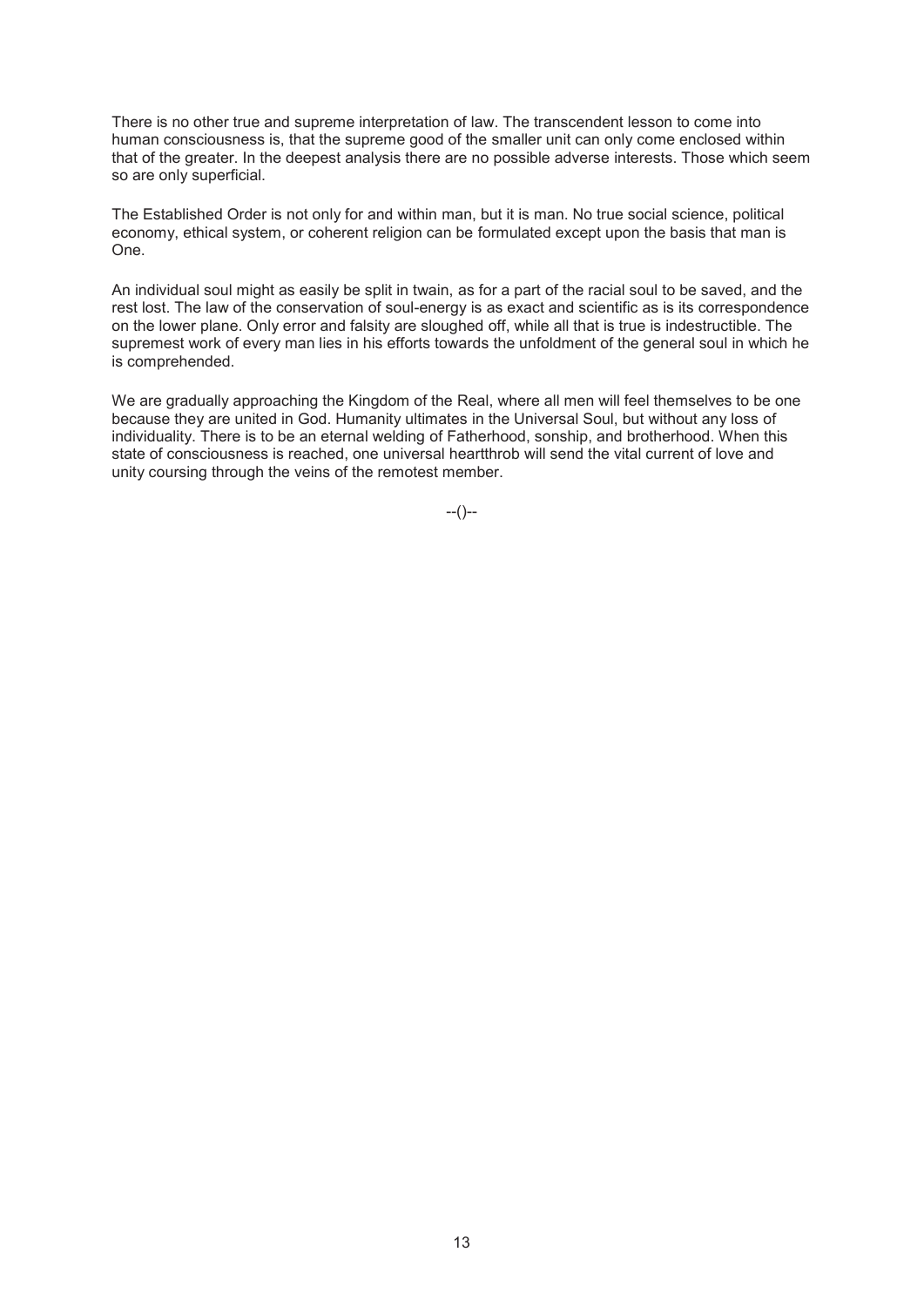There is no other true and supreme interpretation of law. The transcendent lesson to come into human consciousness is, that the supreme good of the smaller unit can only come enclosed within that of the greater. In the deepest analysis there are no possible adverse interests. Those which seem so are only superficial.

The Established Order is not only for and within man, but it is man. No true social science, political economy, ethical system, or coherent religion can be formulated except upon the basis that man is One.

An individual soul might as easily be split in twain, as for a part of the racial soul to be saved, and the rest lost. The law of the conservation of soul-energy is as exact and scientific as is its correspondence on the lower plane. Only error and falsity are sloughed off, while all that is true is indestructible. The supremest work of every man lies in his efforts towards the unfoldment of the general soul in which he is comprehended.

We are gradually approaching the Kingdom of the Real, where all men will feel themselves to be one because they are united in God. Humanity ultimates in the Universal Soul, but without any loss of individuality. There is to be an eternal welding of Fatherhood, sonship, and brotherhood. When this state of consciousness is reached, one universal heartthrob will send the vital current of love and unity coursing through the veins of the remotest member.

--()--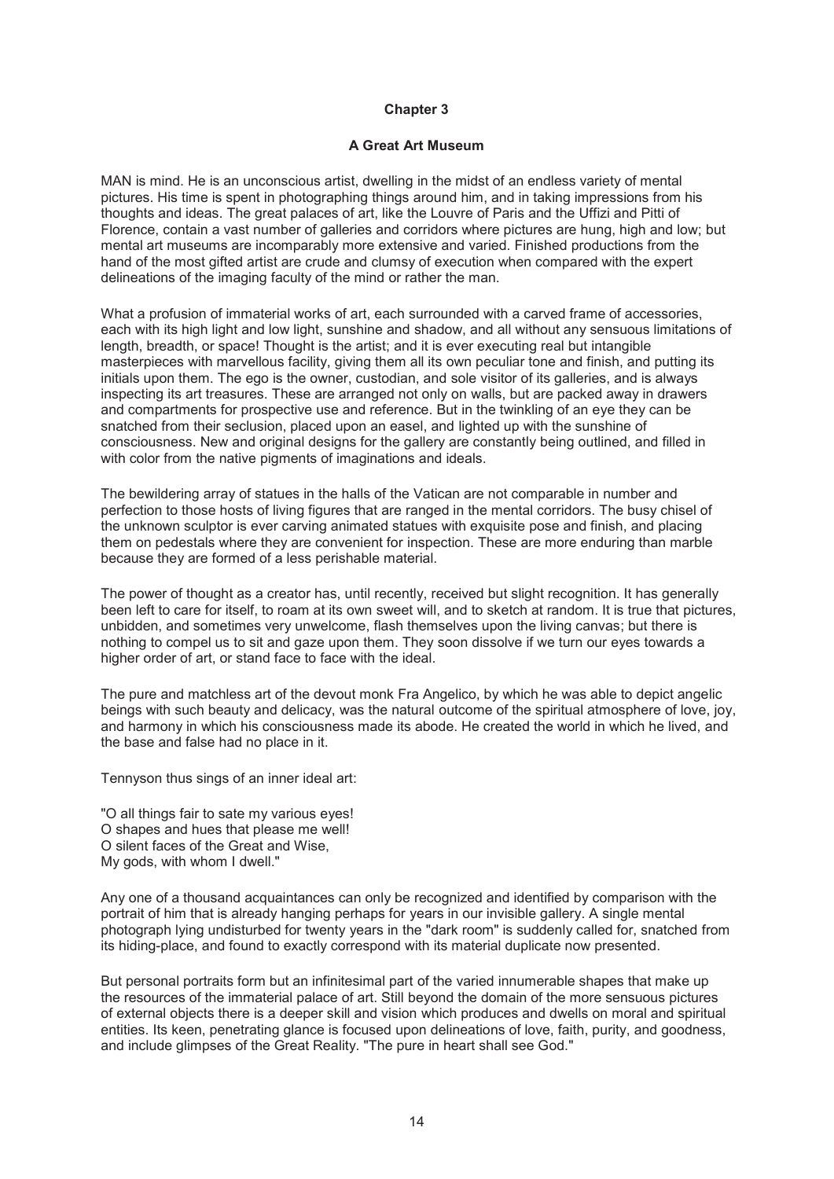# Chapter 3

## A Great Art Museum

MAN is mind. He is an unconscious artist, dwelling in the midst of an endless variety of mental pictures. His time is spent in photographing things around him, and in taking impressions from his thoughts and ideas. The great palaces of art, like the Louvre of Paris and the Uffizi and Pitti of Florence, contain a vast number of galleries and corridors where pictures are hung, high and low; but mental art museums are incomparably more extensive and varied. Finished productions from the hand of the most gifted artist are crude and clumsy of execution when compared with the expert delineations of the imaging faculty of the mind or rather the man.

What a profusion of immaterial works of art, each surrounded with a carved frame of accessories, each with its high light and low light, sunshine and shadow, and all without any sensuous limitations of length, breadth, or space! Thought is the artist; and it is ever executing real but intangible masterpieces with marvellous facility, giving them all its own peculiar tone and finish, and putting its initials upon them. The ego is the owner, custodian, and sole visitor of its galleries, and is always inspecting its art treasures. These are arranged not only on walls, but are packed away in drawers and compartments for prospective use and reference. But in the twinkling of an eye they can be snatched from their seclusion, placed upon an easel, and lighted up with the sunshine of consciousness. New and original designs for the gallery are constantly being outlined, and filled in with color from the native pigments of imaginations and ideals.

The bewildering array of statues in the halls of the Vatican are not comparable in number and perfection to those hosts of living figures that are ranged in the mental corridors. The busy chisel of the unknown sculptor is ever carving animated statues with exquisite pose and finish, and placing them on pedestals where they are convenient for inspection. These are more enduring than marble because they are formed of a less perishable material.

The power of thought as a creator has, until recently, received but slight recognition. It has generally been left to care for itself, to roam at its own sweet will, and to sketch at random. It is true that pictures, unbidden, and sometimes very unwelcome, flash themselves upon the living canvas; but there is nothing to compel us to sit and gaze upon them. They soon dissolve if we turn our eyes towards a higher order of art, or stand face to face with the ideal.

The pure and matchless art of the devout monk Fra Angelico, by which he was able to depict angelic beings with such beauty and delicacy, was the natural outcome of the spiritual atmosphere of love, joy, and harmony in which his consciousness made its abode. He created the world in which he lived, and the base and false had no place in it.

Tennyson thus sings of an inner ideal art:

"O all things fair to sate my various eyes!  
O shapes and hues that please me well!  
O silent faces of the Great and Wise,  
My gods, with whom I dwell."

Any one of a thousand acquaintances can only be recognized and identified by comparison with the portrait of him that is already hanging perhaps for years in our invisible gallery. A single mental photograph lying undisturbed for twenty years in the "dark room" is suddenly called for, snatched from its hiding-place, and found to exactly correspond with its material duplicate now presented.

But personal portraits form but an infinitesimal part of the varied innumerable shapes that make up the resources of the immaterial palace of art. Still beyond the domain of the more sensuous pictures of external objects there is a deeper skill and vision which produces and dwells on moral and spiritual entities. Its keen, penetrating glance is focused upon delineations of love, faith, purity, and goodness, and include glimpses of the Great Reality. "The pure in heart shall see God."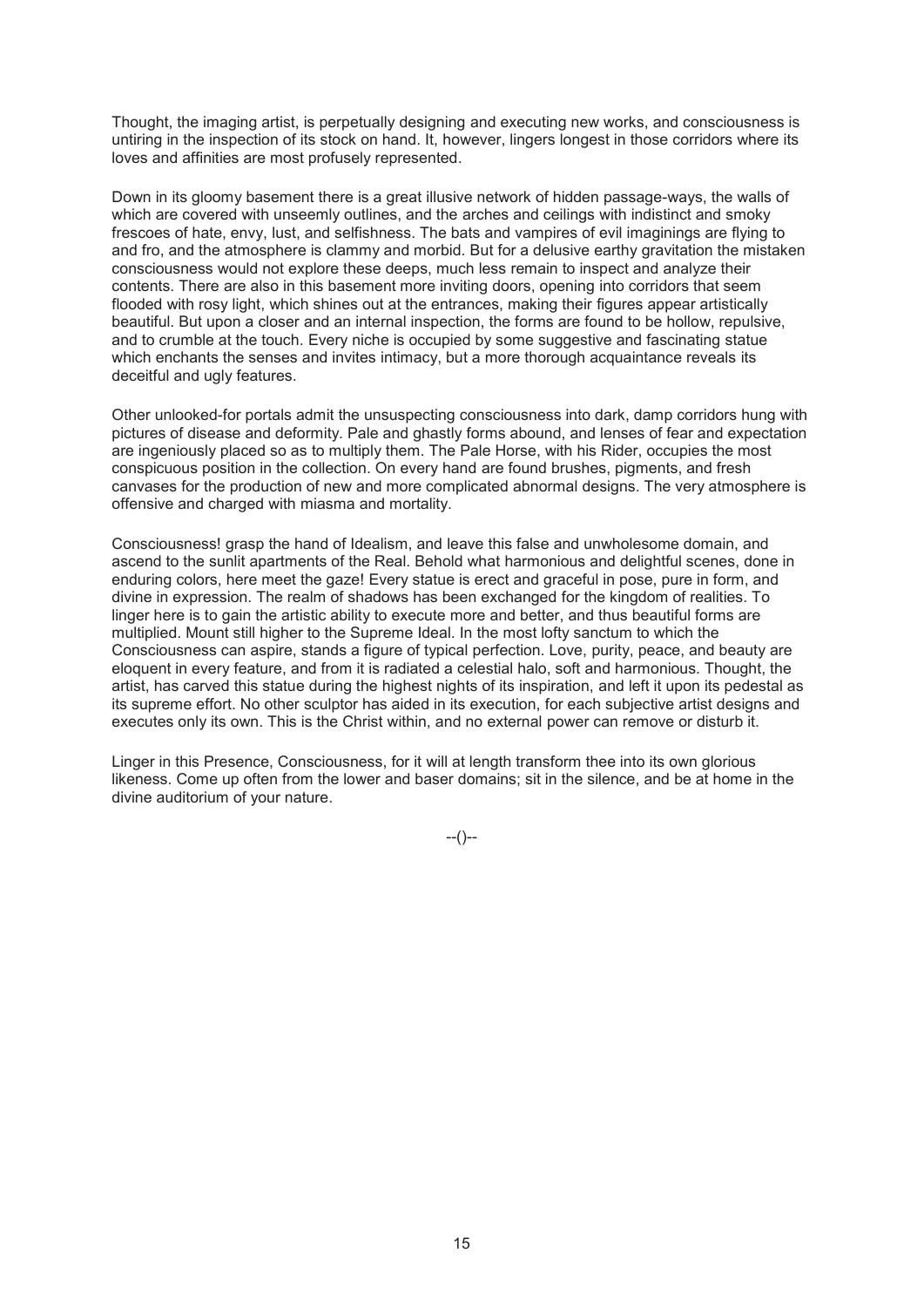Thought, the imaging artist, is perpetually designing and executing new works, and consciousness is untiring in the inspection of its stock on hand. It, however, lingers longest in those corridors where its loves and affinities are most profusely represented.

Down in its gloomy basement there is a great illusive network of hidden passage-ways, the walls of which are covered with unseemly outlines, and the arches and ceilings with indistinct and smoky frescoes of hate, envy, lust, and selfishness. The bats and vampires of evil imaginings are flying to and fro, and the atmosphere is clammy and morbid. But for a delusive earthy gravitation the mistaken consciousness would not explore these deeps, much less remain to inspect and analyze their contents. There are also in this basement more inviting doors, opening into corridors that seem flooded with rosy light, which shines out at the entrances, making their figures appear artistically beautiful. But upon a closer and an internal inspection, the forms are found to be hollow, repulsive, and to crumble at the touch. Every niche is occupied by some suggestive and fascinating statue which enchants the senses and invites intimacy, but a more thorough acquaintance reveals its deceitful and ugly features.

Other unlooked-for portals admit the unsuspecting consciousness into dark, damp corridors hung with pictures of disease and deformity. Pale and ghastly forms abound, and lenses of fear and expectation are ingeniously placed so as to multiply them. The Pale Horse, with his Rider, occupies the most conspicuous position in the collection. On every hand are found brushes, pigments, and fresh canvases for the production of new and more complicated abnormal designs. The very atmosphere is offensive and charged with miasma and mortality.

Consciousness! grasp the hand of Idealism, and leave this false and unwholesome domain, and ascend to the sunlit apartments of the Real. Behold what harmonious and delightful scenes, done in enduring colors, here meet the gaze! Every statue is erect and graceful in pose, pure in form, and divine in expression. The realm of shadows has been exchanged for the kingdom of realities. To linger here is to gain the artistic ability to execute more and better, and thus beautiful forms are multiplied. Mount still higher to the Supreme Ideal. In the most lofty sanctum to which the Consciousness can aspire, stands a figure of typical perfection. Love, purity, peace, and beauty are eloquent in every feature, and from it is radiated a celestial halo, soft and harmonious. Thought, the artist, has carved this statue during the highest nights of its inspiration, and left it upon its pedestal as its supreme effort. No other sculptor has aided in its execution, for each subjective artist designs and executes only its own. This is the Christ within, and no external power can remove or disturb it.

Linger in this Presence, Consciousness, for it will at length transform thee into its own glorious likeness. Come up often from the lower and baser domains; sit in the silence, and be at home in the divine auditorium of your nature.

--()--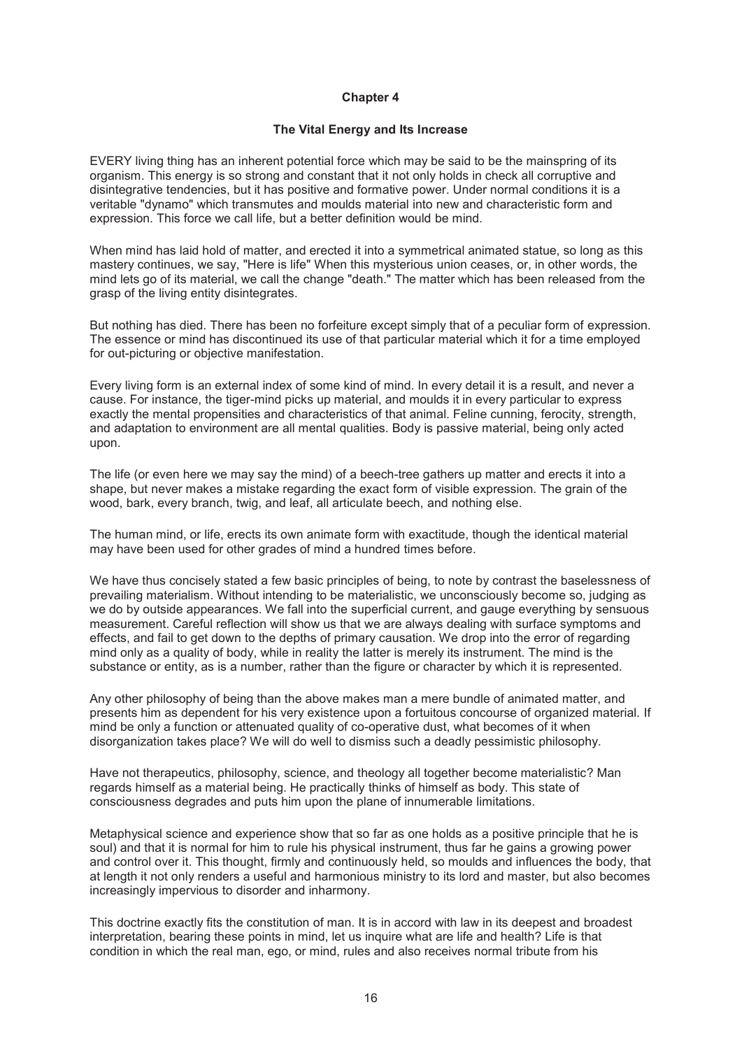## Chapter 4

### The Vital Energy and Its Increase

EVERY living thing has an inherent potential force which may be said to be the mainspring of its organism. This energy is so strong and constant that it not only holds in check all corruptive and disintegrative tendencies, but it has positive and formative power. Under normal conditions it is a veritable "dynamo" which transmutes and moulds material into new and characteristic form and expression. This force we call life, but a better definition would be mind.

When mind has laid hold of matter, and erected it into a symmetrical animated statue, so long as this mastery continues, we say, "Here is life" When this mysterious union ceases, or, in other words, the mind lets go of its material, we call the change "death." The matter which has been released from the grasp of the living entity disintegrates.

But nothing has died. There has been no forfeiture except simply that of a peculiar form of expression. The essence or mind has discontinued its use of that particular material which it for a time employed for out-picturing or objective manifestation.

Every living form is an external index of some kind of mind. In every detail it is a result, and never a cause. For instance, the tiger-mind picks up material, and moulds it in every particular to express exactly the mental propensities and characteristics of that animal. Feline cunning, ferocity, strength, and adaptation to environment are all mental qualities. Body is passive material, being only acted upon.

The life (or even here we may say the mind) of a beech-tree gathers up matter and erects it into a shape, but never makes a mistake regarding the exact form of visible expression. The grain of the wood, bark, every branch, twig, and leaf, all articulate beech, and nothing else.

The human mind, or life, erects its own animate form with exactitude, though the identical material may have been used for other grades of mind a hundred times before.

We have thus concisely stated a few basic principles of being, to note by contrast the baselessness of prevailing materialism. Without intending to be materialistic, we unconsciously become so, judging as we do by outside appearances. We fall into the superficial current, and gauge everything by sensuous measurement. Careful reflection will show us that we are always dealing with surface symptoms and effects, and fail to get down to the depths of primary causation. We drop into the error of regarding mind only as a quality of body, while in reality the latter is merely its instrument. The mind is the substance or entity, as is a number, rather than the figure or character by which it is represented.

Any other philosophy of being than the above makes man a mere bundle of animated matter, and presents him as dependent for his very existence upon a fortuitous concourse of organized material. If mind be only a function or attenuated quality of co-operative dust, what becomes of it when disorganization takes place? We will do well to dismiss such a deadly pessimistic philosophy.

Have not therapeutics, philosophy, science, and theology all together become materialistic? Man regards himself as a material being. He practically thinks of himself as body. This state of consciousness degrades and puts him upon the plane of innumerable limitations.

Metaphysical science and experience show that so far as one holds as a positive principle that he is soul) and that it is normal for him to rule his physical instrument, thus far he gains a growing power and control over it. This thought, firmly and continuously held, so moulds and influences the body, that at length it not only renders a useful and harmonious ministry to its lord and master, but also becomes increasingly impervious to disorder and inharmony.

This doctrine exactly fits the constitution of man. It is in accord with law in its deepest and broadest interpretation, bearing these points in mind, let us inquire what are life and health? Life is that condition in which the real man, ego, or mind, rules and also receives normal tribute from his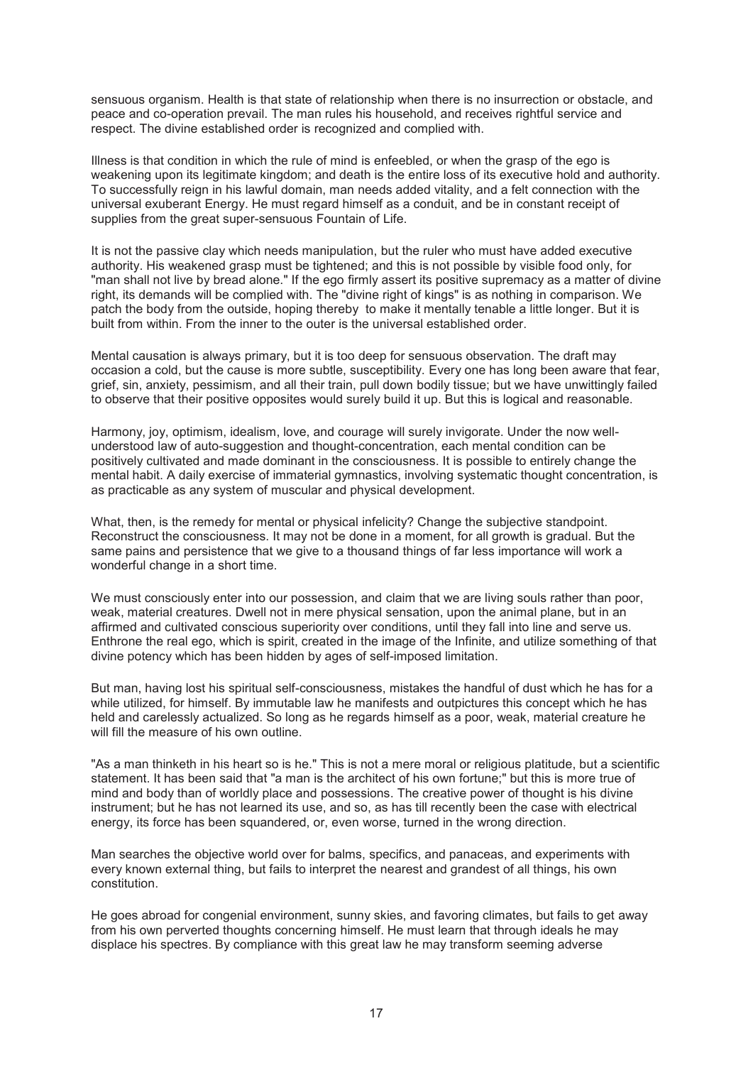sensuous organism. Health is that state of relationship when there is no insurrection or obstacle, and peace and co-operation prevail. The man rules his household, and receives rightful service and respect. The divine established order is recognized and complied with.

Illness is that condition in which the rule of mind is enfeebled, or when the grasp of the ego is weakening upon its legitimate kingdom; and death is the entire loss of its executive hold and authority. To successfully reign in his lawful domain, man needs added vitality, and a felt connection with the universal exuberant Energy. He must regard himself as a conduit, and be in constant receipt of supplies from the great super-sensuous Fountain of Life.

It is not the passive clay which needs manipulation, but the ruler who must have added executive authority. His weakened grasp must be tightened; and this is not possible by visible food only, for "man shall not live by bread alone." If the ego firmly assert its positive supremacy as a matter of divine right, its demands will be complied with. The "divine right of kings" is as nothing in comparison. We patch the body from the outside, hoping thereby to make it mentally tenable a little longer. But it is built from within. From the inner to the outer is the universal established order.

Mental causation is always primary, but it is too deep for sensuous observation. The draft may occasion a cold, but the cause is more subtle, susceptibility. Every one has long been aware that fear, grief, sin, anxiety, pessimism, and all their train, pull down bodily tissue; but we have unwittingly failed to observe that their positive opposites would surely build it up. But this is logical and reasonable.

Harmony, joy, optimism, idealism, love, and courage will surely invigorate. Under the now well-understood law of auto-suggestion and thought-concentration, each mental condition can be positively cultivated and made dominant in the consciousness. It is possible to entirely change the mental habit. A daily exercise of immaterial gymnastics, involving systematic thought concentration, is as practicable as any system of muscular and physical development.

What, then, is the remedy for mental or physical infelicity? Change the subjective standpoint. Reconstruct the consciousness. It may not be done in a moment, for all growth is gradual. But the same pains and persistence that we give to a thousand things of far less importance will work a wonderful change in a short time.

We must consciously enter into our possession, and claim that we are living souls rather than poor, weak, material creatures. Dwell not in mere physical sensation, upon the animal plane, but in an affirmed and cultivated conscious superiority over conditions, until they fall into line and serve us. Enthrone the real ego, which is spirit, created in the image of the Infinite, and utilize something of that divine potency which has been hidden by ages of self-imposed limitation.

But man, having lost his spiritual self-consciousness, mistakes the handful of dust which he has for a while utilized, for himself. By immutable law he manifests and outpictures this concept which he has held and carelessly actualized. So long as he regards himself as a poor, weak, material creature he will fill the measure of his own outline.

"As a man thinketh in his heart so is he." This is not a mere moral or religious platitude, but a scientific statement. It has been said that "a man is the architect of his own fortune;" but this is more true of mind and body than of worldly place and possessions. The creative power of thought is his divine instrument; but he has not learned its use, and so, as has till recently been the case with electrical energy, its force has been squandered, or, even worse, turned in the wrong direction.

Man searches the objective world over for balms, specifics, and panaceas, and experiments with every known external thing, but fails to interpret the nearest and grandest of all things, his own constitution.

He goes abroad for congenial environment, sunny skies, and favoring climates, but fails to get away from his own perverted thoughts concerning himself. He must learn that through ideals he may displace his spectres. By compliance with this great law he may transform seeming adverse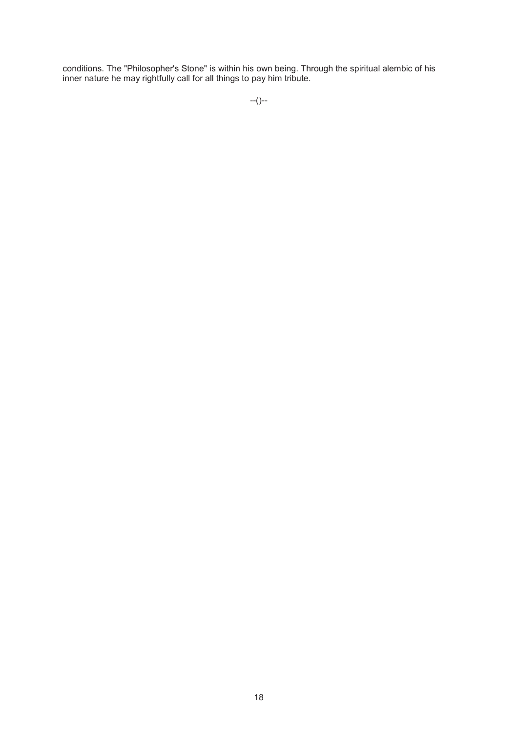conditions. The "Philosopher's Stone" is within his own being. Through the spiritual alembic of his inner nature he may rightfully call for all things to pay him tribute.

--()--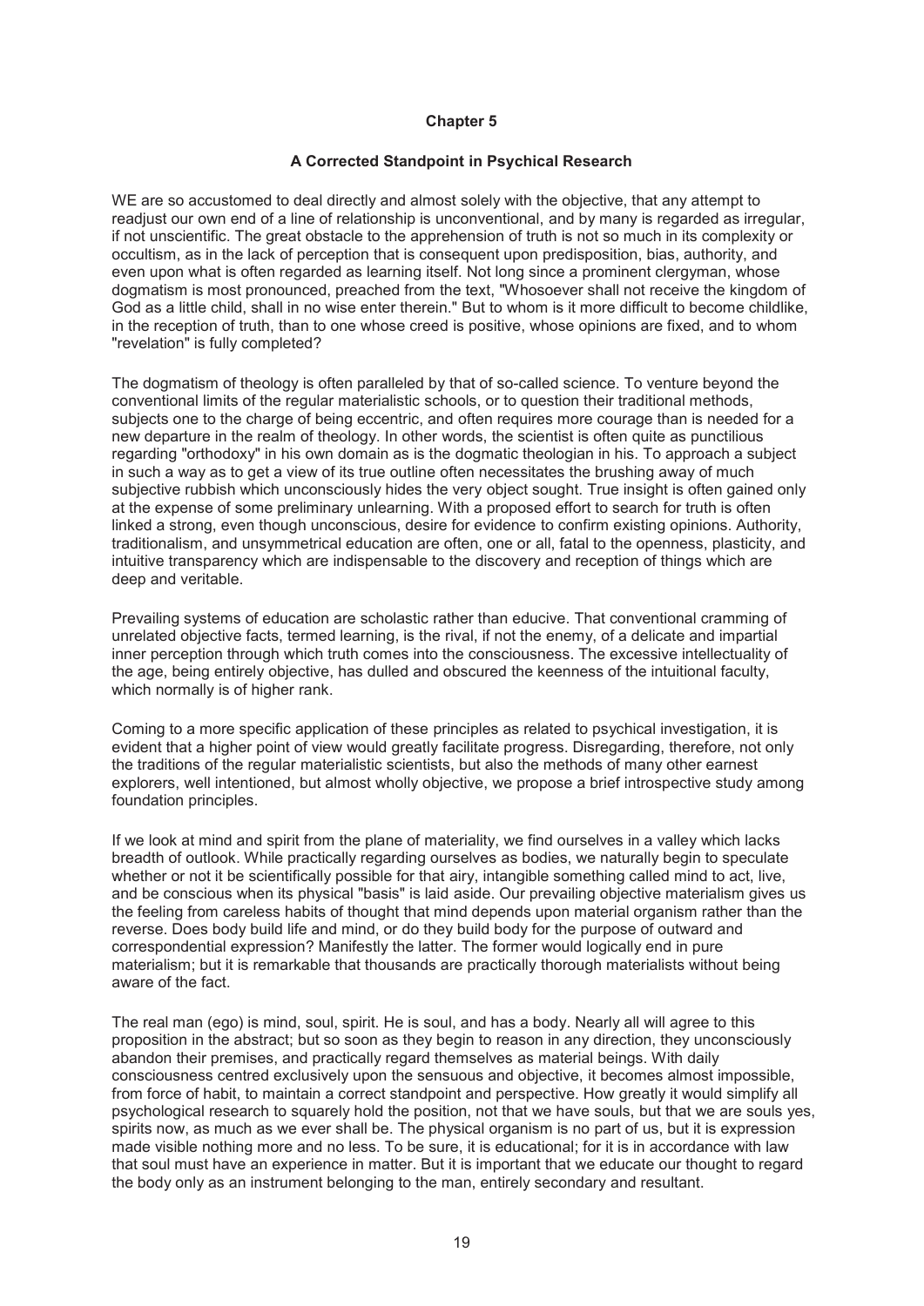## Chapter 5

### A Corrected Standpoint in Psychical Research

WE are so accustomed to deal directly and almost solely with the objective, that any attempt to readjust our own end of a line of relationship is unconventional, and by many is regarded as irregular, if not unscientific. The great obstacle to the apprehension of truth is not so much in its complexity or occultism, as in the lack of perception that is consequent upon predisposition, bias, authority, and even upon what is often regarded as learning itself. Not long since a prominent clergyman, whose dogmatism is most pronounced, preached from the text, "Whosoever shall not receive the kingdom of God as a little child, shall in no wise enter therein." But to whom is it more difficult to become childlike, in the reception of truth, than to one whose creed is positive, whose opinions are fixed, and to whom "revelation" is fully completed?

The dogmatism of theology is often paralleled by that of so-called science. To venture beyond the conventional limits of the regular materialistic schools, or to question their traditional methods, subjects one to the charge of being eccentric, and often requires more courage than is needed for a new departure in the realm of theology. In other words, the scientist is often quite as punctilious regarding "orthodoxy" in his own domain as is the dogmatic theologian in his. To approach a subject in such a way as to get a view of its true outline often necessitates the brushing away of much subjective rubbish which unconsciously hides the very object sought. True insight is often gained only at the expense of some preliminary unlearning. With a proposed effort to search for truth is often linked a strong, even though unconscious, desire for evidence to confirm existing opinions. Authority, traditionalism, and unsymmetrical education are often, one or all, fatal to the openness, plasticity, and intuitive transparency which are indispensable to the discovery and reception of things which are deep and veritable.

Prevailing systems of education are scholastic rather than educive. That conventional cramming of unrelated objective facts, termed learning, is the rival, if not the enemy, of a delicate and impartial inner perception through which truth comes into the consciousness. The excessive intellectuality of the age, being entirely objective, has dulled and obscured the keenness of the intuitional faculty, which normally is of higher rank.

Coming to a more specific application of these principles as related to psychical investigation, it is evident that a higher point of view would greatly facilitate progress. Disregarding, therefore, not only the traditions of the regular materialistic scientists, but also the methods of many other earnest explorers, well intentioned, but almost wholly objective, we propose a brief introspective study among foundation principles.

If we look at mind and spirit from the plane of materiality, we find ourselves in a valley which lacks breadth of outlook. While practically regarding ourselves as bodies, we naturally begin to speculate whether or not it be scientifically possible for that airy, intangible something called mind to act, live, and be conscious when its physical "basis" is laid aside. Our prevailing objective materialism gives us the feeling from careless habits of thought that mind depends upon material organism rather than the reverse. Does body build life and mind, or do they build body for the purpose of outward and correspondential expression? Manifestly the latter. The former would logically end in pure materialism; but it is remarkable that thousands are practically thorough materialists without being aware of the fact.

The real man (ego) is mind, soul, spirit. He is soul, and has a body. Nearly all will agree to this proposition in the abstract; but so soon as they begin to reason in any direction, they unconsciously abandon their premises, and practically regard themselves as material beings. With daily consciousness centred exclusively upon the sensuous and objective, it becomes almost impossible, from force of habit, to maintain a correct standpoint and perspective. How greatly it would simplify all psychological research to squarely hold the position, not that we have souls, but that we are souls yes, spirits now, as much as we ever shall be. The physical organism is no part of us, but it is expression made visible nothing more and no less. To be sure, it is educational; for it is in accordance with law that soul must have an experience in matter. But it is important that we educate our thought to regard the body only as an instrument belonging to the man, entirely secondary and resultant.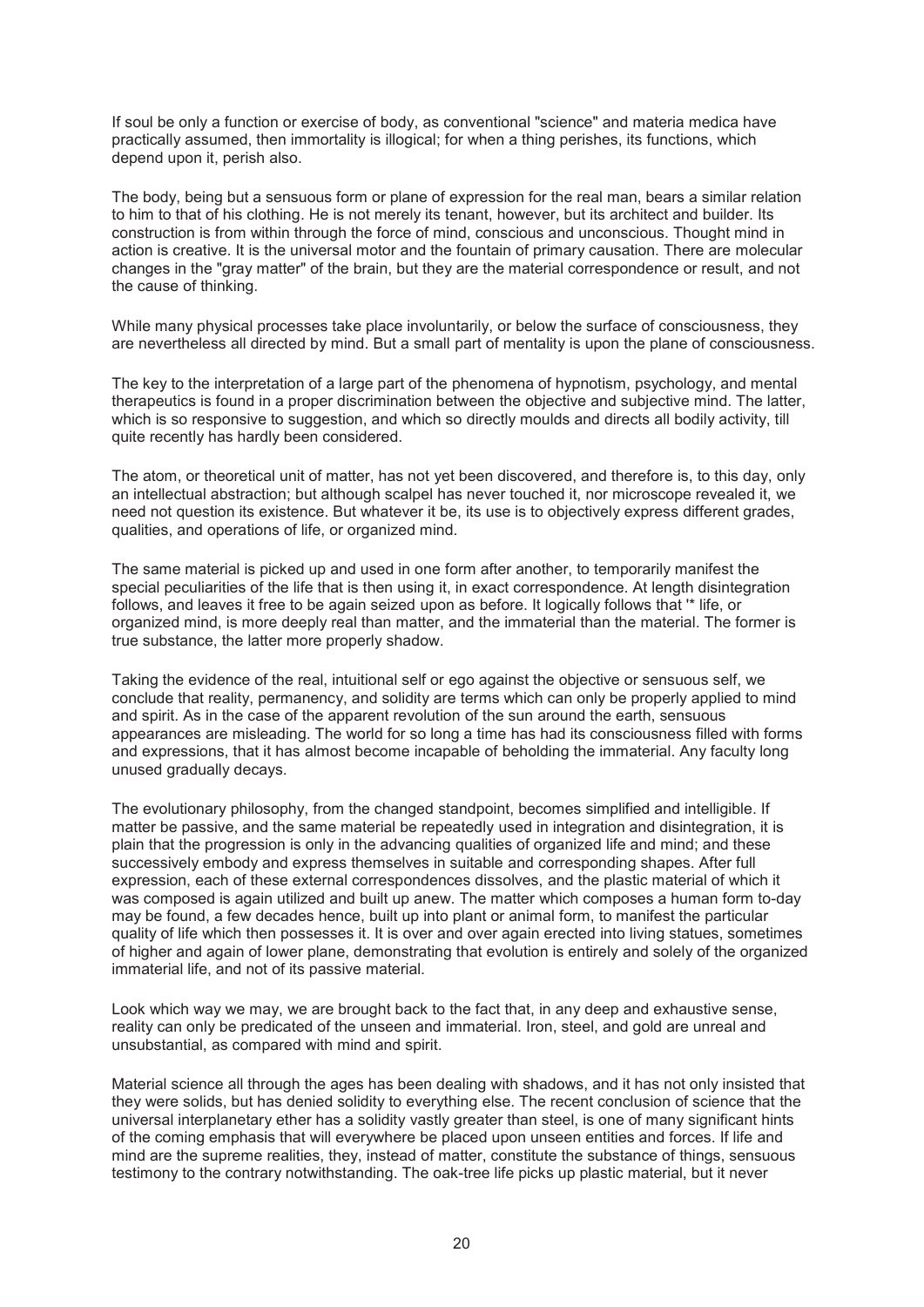If soul be only a function or exercise of body, as conventional "science" and materia medica have practically assumed, then immortality is illogical; for when a thing perishes, its functions, which depend upon it, perish also.

The body, being but a sensuous form or plane of expression for the real man, bears a similar relation to him to that of his clothing. He is not merely its tenant, however, but its architect and builder. Its construction is from within through the force of mind, conscious and unconscious. Thought mind in action is creative. It is the universal motor and the fountain of primary causation. There are molecular changes in the "gray matter" of the brain, but they are the material correspondence or result, and not the cause of thinking.

While many physical processes take place involuntarily, or below the surface of consciousness, they are nevertheless all directed by mind. But a small part of mentality is upon the plane of consciousness.

The key to the interpretation of a large part of the phenomena of hypnotism, psychology, and mental therapeutics is found in a proper discrimination between the objective and subjective mind. The latter, which is so responsive to suggestion, and which so directly moulds and directs all bodily activity, till quite recently has hardly been considered.

The atom, or theoretical unit of matter, has not yet been discovered, and therefore is, to this day, only an intellectual abstraction; but although scalpel has never touched it, nor microscope revealed it, we need not question its existence. But whatever it be, its use is to objectively express different grades, qualities, and operations of life, or organized mind.

The same material is picked up and used in one form after another, to temporarily manifest the special peculiarities of the life that is then using it, in exact correspondence. At length disintegration follows, and leaves it free to be again seized upon as before. It logically follows that '* life, or organized mind, is more deeply real than matter, and the immaterial than the material. The former is true substance, the latter more properly shadow.

Taking the evidence of the real, intuitional self or ego against the objective or sensuous self, we conclude that reality, permanency, and solidity are terms which can only be properly applied to mind and spirit. As in the case of the apparent revolution of the sun around the earth, sensuous appearances are misleading. The world for so long a time has had its consciousness filled with forms and expressions, that it has almost become incapable of beholding the immaterial. Any faculty long unused gradually decays.

The evolutionary philosophy, from the changed standpoint, becomes simplified and intelligible. If matter be passive, and the same material be repeatedly used in integration and disintegration, it is plain that the progression is only in the advancing qualities of organized life and mind; and these successively embody and express themselves in suitable and corresponding shapes. After full expression, each of these external correspondences dissolves, and the plastic material of which it was composed is again utilized and built up anew. The matter which composes a human form to-day may be found, a few decades hence, built up into plant or animal form, to manifest the particular quality of life which then possesses it. It is over and over again erected into living statues, sometimes of higher and again of lower plane, demonstrating that evolution is entirely and solely of the organized immaterial life, and not of its passive material.

Look which way we may, we are brought back to the fact that, in any deep and exhaustive sense, reality can only be predicated of the unseen and immaterial. Iron, steel, and gold are unreal and unsubstantial, as compared with mind and spirit.

Material science all through the ages has been dealing with shadows, and it has not only insisted that they were solids, but has denied solidity to everything else. The recent conclusion of science that the universal interplanetary ether has a solidity vastly greater than steel, is one of many significant hints of the coming emphasis that will everywhere be placed upon unseen entities and forces. If life and mind are the supreme realities, they, instead of matter, constitute the substance of things, sensuous testimony to the contrary notwithstanding. The oak-tree life picks up plastic material, but it never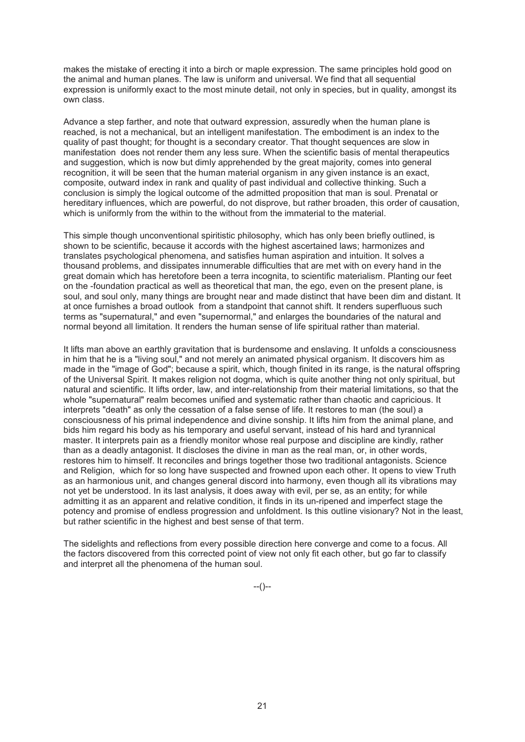makes the mistake of erecting it into a birch or maple expression. The same principles hold good on the animal and human planes. The law is uniform and universal. We find that all sequential expression is uniformly exact to the most minute detail, not only in species, but in quality, amongst its own class.

Advance a step farther, and note that outward expression, assuredly when the human plane is reached, is not a mechanical, but an intelligent manifestation. The embodiment is an index to the quality of past thought; for thought is a secondary creator. That thought sequences are slow in manifestation does not render them any less sure. When the scientific basis of mental therapeutics and suggestion, which is now but dimly apprehended by the great majority, comes into general recognition, it will be seen that the human material organism in any given instance is an exact, composite, outward index in rank and quality of past individual and collective thinking. Such a conclusion is simply the logical outcome of the admitted proposition that man is soul. Prenatal or hereditary influences, which are powerful, do not disprove, but rather broaden, this order of causation, which is uniformly from the within to the without from the immaterial to the material.

This simple though unconventional spiritistic philosophy, which has only been briefly outlined, is shown to be scientific, because it accords with the highest ascertained laws; harmonizes and translates psychological phenomena, and satisfies human aspiration and intuition. It solves a thousand problems, and dissipates innumerable difficulties that are met with on every hand in the great domain which has heretofore been a terra incognita, to scientific materialism. Planting our feet on the -foundation practical as well as theoretical that man, the ego, even on the present plane, is soul, and soul only, many things are brought near and made distinct that have been dim and distant. It at once furnishes a broad outlook from a standpoint that cannot shift. It renders superfluous such terms as "supernatural," and even "supernormal," and enlarges the boundaries of the natural and normal beyond all limitation. It renders the human sense of life spiritual rather than material.

It lifts man above an earthly gravitation that is burdensome and enslaving. It unfolds a consciousness in him that he is a "living soul," and not merely an animated physical organism. It discovers him as made in the "image of God"; because a spirit, which, though finited in its range, is the natural offspring of the Universal Spirit. It makes religion not dogma, which is quite another thing not only spiritual, but natural and scientific. It lifts order, law, and inter-relationship from their material limitations, so that the whole "supernatural" realm becomes unified and systematic rather than chaotic and capricious. It interprets "death" as only the cessation of a false sense of life. It restores to man (the soul) a consciousness of his primal independence and divine sonship. It lifts him from the animal plane, and bids him regard his body as his temporary and useful servant, instead of his hard and tyrannical master. It interprets pain as a friendly monitor whose real purpose and discipline are kindly, rather than as a deadly antagonist. It discloses the divine in man as the real man, or, in other words, restores him to himself. It reconciles and brings together those two traditional antagonists. Science and Religion, which for so long have suspected and frowned upon each other. It opens to view Truth as an harmonious unit, and changes general discord into harmony, even though all its vibrations may not yet be understood. In its last analysis, it does away with evil, per se, as an entity; for while admitting it as an apparent and relative condition, it finds in its un-ripened and imperfect stage the potency and promise of endless progression and unfoldment. Is this outline visionary? Not in the least, but rather scientific in the highest and best sense of that term.

The sidelights and reflections from every possible direction here converge and come to a focus. All the factors discovered from this corrected point of view not only fit each other, but go far to classify and interpret all the phenomena of the human soul.

--()--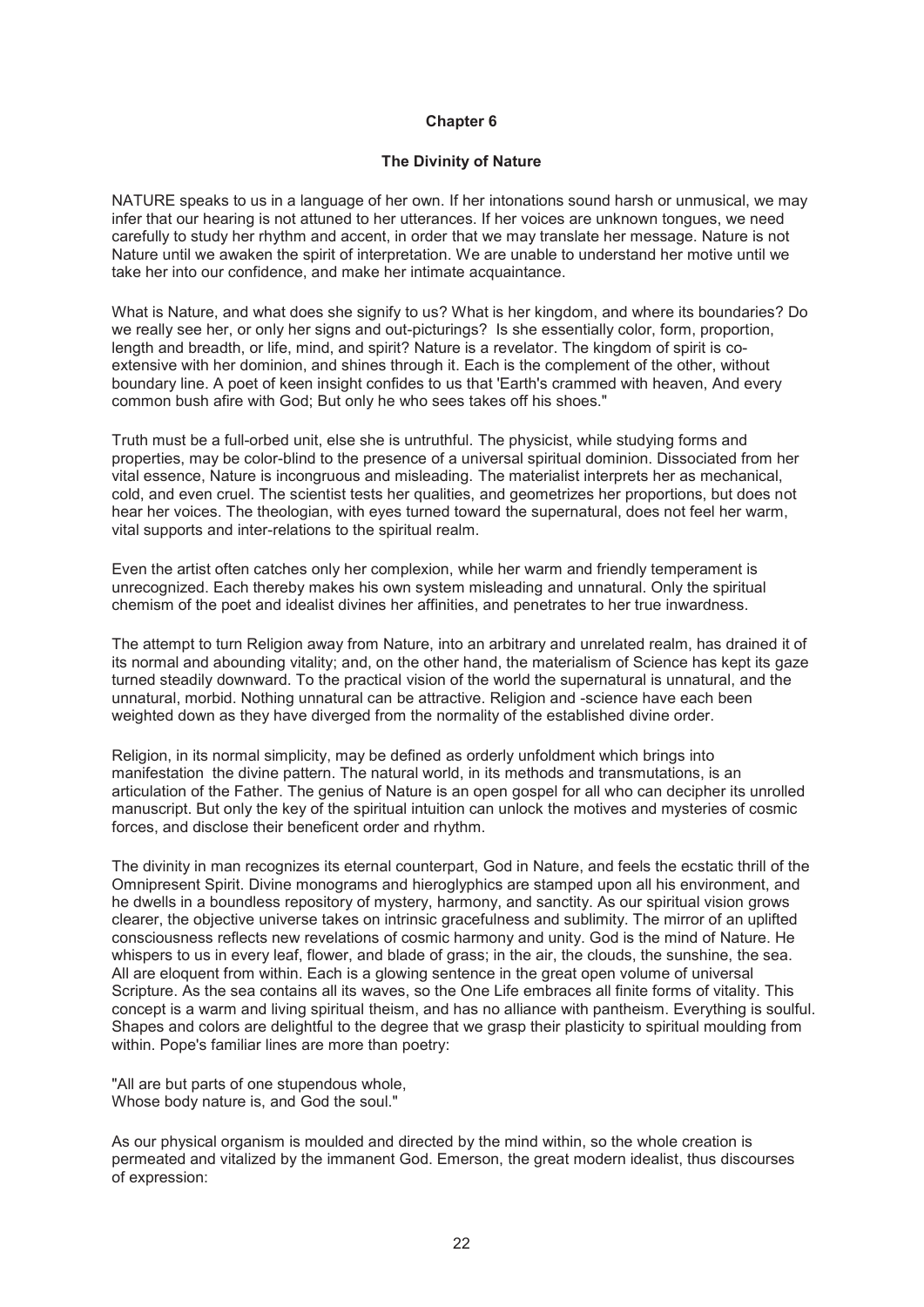# Chapter 6

## The Divinity of Nature

NATURE speaks to us in a language of her own. If her intonations sound harsh or unmusical, we may infer that our hearing is not attuned to her utterances. If her voices are unknown tongues, we need carefully to study her rhythm and accent, in order that we may translate her message. Nature is not Nature until we awaken the spirit of interpretation. We are unable to understand her motive until we take her into our confidence, and make her intimate acquaintance.

What is Nature, and what does she signify to us? What is her kingdom, and where its boundaries? Do we really see her, or only her signs and out-picturings? Is she essentially color, form, proportion, length and breadth, or life, mind, and spirit? Nature is a revelator. The kingdom of spirit is co-extensive with her dominion, and shines through it. Each is the complement of the other, without boundary line. A poet of keen insight confides to us that 'Earth's crammed with heaven, And every common bush afire with God; But only he who sees takes off his shoes."

Truth must be a full-orbed unit, else she is untruthful. The physicist, while studying forms and properties, may be color-blind to the presence of a universal spiritual dominion. Dissociated from her vital essence, Nature is incongruous and misleading. The materialist interprets her as mechanical, cold, and even cruel. The scientist tests her qualities, and geometrizes her proportions, but does not hear her voices. The theologian, with eyes turned toward the supernatural, does not feel her warm, vital supports and inter-relations to the spiritual realm.

Even the artist often catches only her complexion, while her warm and friendly temperament is unrecognized. Each thereby makes his own system misleading and unnatural. Only the spiritual chemism of the poet and idealist divines her affinities, and penetrates to her true inwardness.

The attempt to turn Religion away from Nature, into an arbitrary and unrelated realm, has drained it of its normal and abounding vitality; and, on the other hand, the materialism of Science has kept its gaze turned steadily downward. To the practical vision of the world the supernatural is unnatural, and the unnatural, morbid. Nothing unnatural can be attractive. Religion and -science have each been weighted down as they have diverged from the normality of the established divine order.

Religion, in its normal simplicity, may be defined as orderly unfoldment which brings into manifestation the divine pattern. The natural world, in its methods and transmutations, is an articulation of the Father. The genius of Nature is an open gospel for all who can decipher its unrolled manuscript. But only the key of the spiritual intuition can unlock the motives and mysteries of cosmic forces, and disclose their beneficent order and rhythm.

The divinity in man recognizes its eternal counterpart, God in Nature, and feels the ecstatic thrill of the Omnipresent Spirit. Divine monograms and hieroglyphics are stamped upon all his environment, and he dwells in a boundless repository of mystery, harmony, and sanctity. As our spiritual vision grows clearer, the objective universe takes on intrinsic gracefulness and sublimity. The mirror of an uplifted consciousness reflects new revelations of cosmic harmony and unity. God is the mind of Nature. He whispers to us in every leaf, flower, and blade of grass; in the air, the clouds, the sunshine, the sea. All are eloquent from within. Each is a glowing sentence in the great open volume of universal Scripture. As the sea contains all its waves, so the One Life embraces all finite forms of vitality. This concept is a warm and living spiritual theism, and has no alliance with pantheism. Everything is soulful. Shapes and colors are delightful to the degree that we grasp their plasticity to spiritual moulding from within. Pope's familiar lines are more than poetry:

"All are but parts of one stupendous whole,
Whose body nature is, and God the soul."

As our physical organism is moulded and directed by the mind within, so the whole creation is permeated and vitalized by the immanent God. Emerson, the great modern idealist, thus discourses of expression: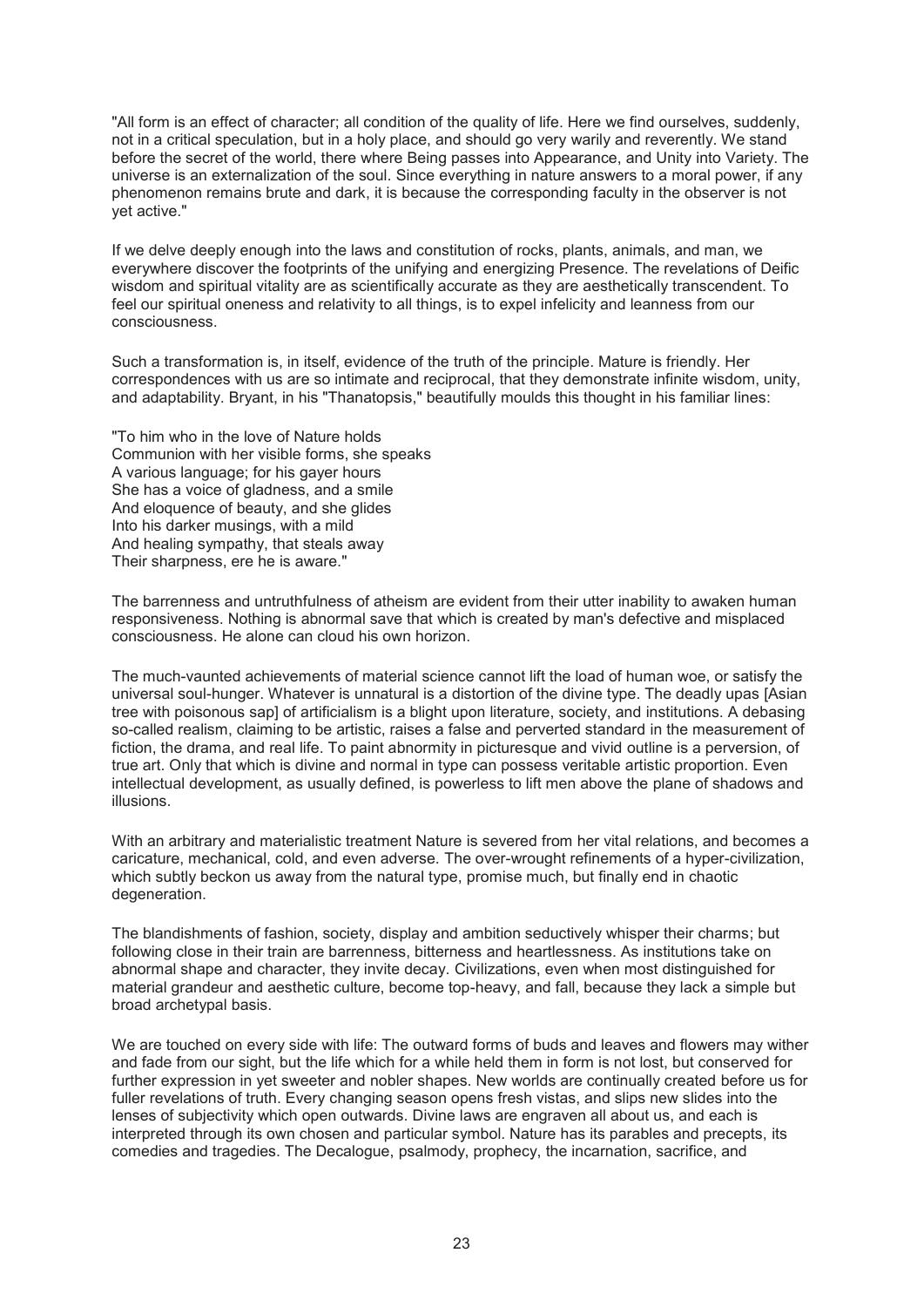"All form is an effect of character; all condition of the quality of life. Here we find ourselves, suddenly, not in a critical speculation, but in a holy place, and should go very warily and reverently. We stand before the secret of the world, there where Being passes into Appearance, and Unity into Variety. The universe is an externalization of the soul. Since everything in nature answers to a moral power, if any phenomenon remains brute and dark, it is because the corresponding faculty in the observer is not yet active."

If we delve deeply enough into the laws and constitution of rocks, plants, animals, and man, we everywhere discover the footprints of the unifying and energizing Presence. The revelations of Deific wisdom and spiritual vitality are as scientifically accurate as they are aesthetically transcendent. To feel our spiritual oneness and relativity to all things, is to expel infelicity and leanness from our consciousness.

Such a transformation is, in itself, evidence of the truth of the principle. Mature is friendly. Her correspondences with us are so intimate and reciprocal, that they demonstrate infinite wisdom, unity, and adaptability. Bryant, in his "Thanatopsis," beautifully moulds this thought in his familiar lines:

"To him who in the love of Nature holds  
Communion with her visible forms, she speaks  
A various language; for his gayer hours  
She has a voice of gladness, and a smile  
And eloquence of beauty, and she glides  
Into his darker musings, with a mild  
And healing sympathy, that steals away  
Their sharpness, ere he is aware."

The barrenness and untruthfulness of atheism are evident from their utter inability to awaken human responsiveness. Nothing is abnormal save that which is created by man's defective and misplaced consciousness. He alone can cloud his own horizon.

The much-vaunted achievements of material science cannot lift the load of human woe, or satisfy the universal soul-hunger. Whatever is unnatural is a distortion of the divine type. The deadly upas [Asian tree with poisonous sap] of artificialism is a blight upon literature, society, and institutions. A debasing so-called realism, claiming to be artistic, raises a false and perverted standard in the measurement of fiction, the drama, and real life. To paint abnormity in picturesque and vivid outline is a perversion, of true art. Only that which is divine and normal in type can possess veritable artistic proportion. Even intellectual development, as usually defined, is powerless to lift men above the plane of shadows and illusions.

With an arbitrary and materialistic treatment Nature is severed from her vital relations, and becomes a caricature, mechanical, cold, and even adverse. The over-wrought refinements of a hyper-civilization, which subtly beckon us away from the natural type, promise much, but finally end in chaotic degeneration.

The blandishments of fashion, society, display and ambition seductively whisper their charms; but following close in their train are barrenness, bitterness and heartlessness. As institutions take on abnormal shape and character, they invite decay. Civilizations, even when most distinguished for material grandeur and aesthetic culture, become top-heavy, and fall, because they lack a simple but broad archetypal basis.

We are touched on every side with life: The outward forms of buds and leaves and flowers may wither and fade from our sight, but the life which for a while held them in form is not lost, but conserved for further expression in yet sweeter and nobler shapes. New worlds are continually created before us for fuller revelations of truth. Every changing season opens fresh vistas, and slips new slides into the lenses of subjectivity which open outwards. Divine laws are engraven all about us, and each is interpreted through its own chosen and particular symbol. Nature has its parables and precepts, its comedies and tragedies. The Decalogue, psalmody, prophecy, the incarnation, sacrifice, and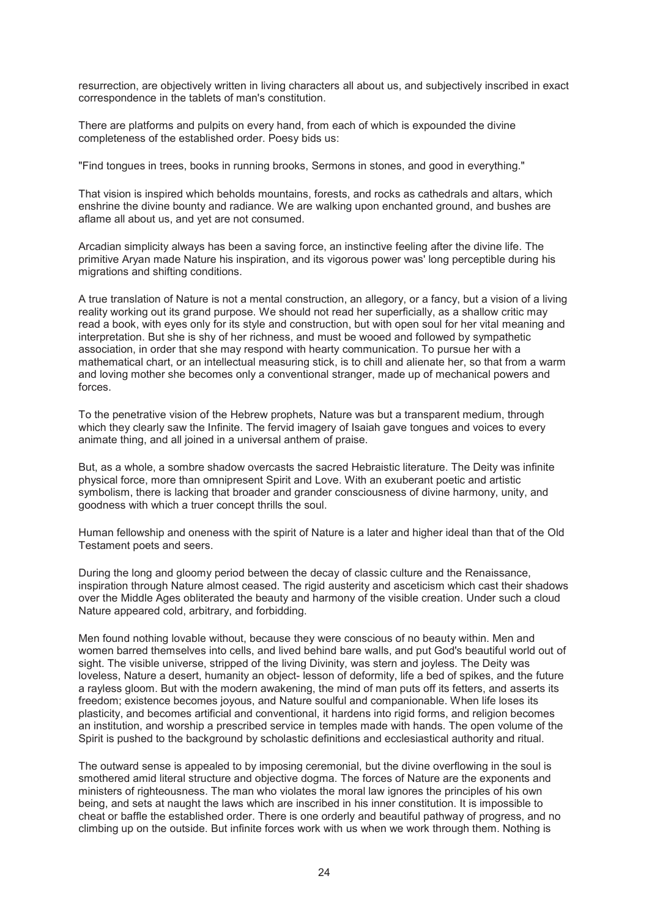resurrection, are objectively written in living characters all about us, and subjectively inscribed in exact correspondence in the tablets of man's constitution.

There are platforms and pulpits on every hand, from each of which is expounded the divine completeness of the established order. Poesy bids us:

"Find tongues in trees, books in running brooks, Sermons in stones, and good in everything."

That vision is inspired which beholds mountains, forests, and rocks as cathedrals and altars, which enshrine the divine bounty and radiance. We are walking upon enchanted ground, and bushes are aflame all about us, and yet are not consumed.

Arcadian simplicity always has been a saving force, an instinctive feeling after the divine life. The primitive Aryan made Nature his inspiration, and its vigorous power was' long perceptible during his migrations and shifting conditions.

A true translation of Nature is not a mental construction, an allegory, or a fancy, but a vision of a living reality working out its grand purpose. We should not read her superficially, as a shallow critic may read a book, with eyes only for its style and construction, but with open soul for her vital meaning and interpretation. But she is shy of her richness, and must be wooed and followed by sympathetic association, in order that she may respond with hearty communication. To pursue her with a mathematical chart, or an intellectual measuring stick, is to chill and alienate her, so that from a warm and loving mother she becomes only a conventional stranger, made up of mechanical powers and forces.

To the penetrative vision of the Hebrew prophets, Nature was but a transparent medium, through which they clearly saw the Infinite. The fervid imagery of Isaiah gave tongues and voices to every animate thing, and all joined in a universal anthem of praise.

But, as a whole, a sombre shadow overcasts the sacred Hebraistic literature. The Deity was infinite physical force, more than omnipresent Spirit and Love. With an exuberant poetic and artistic symbolism, there is lacking that broader and grander consciousness of divine harmony, unity, and goodness with which a truer concept thrills the soul.

Human fellowship and oneness with the spirit of Nature is a later and higher ideal than that of the Old Testament poets and seers.

During the long and gloomy period between the decay of classic culture and the Renaissance, inspiration through Nature almost ceased. The rigid austerity and asceticism which cast their shadows over the Middle Ages obliterated the beauty and harmony of the visible creation. Under such a cloud Nature appeared cold, arbitrary, and forbidding.

Men found nothing lovable without, because they were conscious of no beauty within. Men and women barred themselves into cells, and lived behind bare walls, and put God's beautiful world out of sight. The visible universe, stripped of the living Divinity, was stern and joyless. The Deity was loveless, Nature a desert, humanity an object- lesson of deformity, life a bed of spikes, and the future a rayless gloom. But with the modern awakening, the mind of man puts off its fetters, and asserts its freedom; existence becomes joyous, and Nature soulful and companionable. When life loses its plasticity, and becomes artificial and conventional, it hardens into rigid forms, and religion becomes an institution, and worship a prescribed service in temples made with hands. The open volume of the Spirit is pushed to the background by scholastic definitions and ecclesiastical authority and ritual.

The outward sense is appealed to by imposing ceremonial, but the divine overflowing in the soul is smothered amid literal structure and objective dogma. The forces of Nature are the exponents and ministers of righteousness. The man who violates the moral law ignores the principles of his own being, and sets at naught the laws which are inscribed in his inner constitution. It is impossible to cheat or baffle the established order. There is one orderly and beautiful pathway of progress, and no climbing up on the outside. But infinite forces work with us when we work through them. Nothing is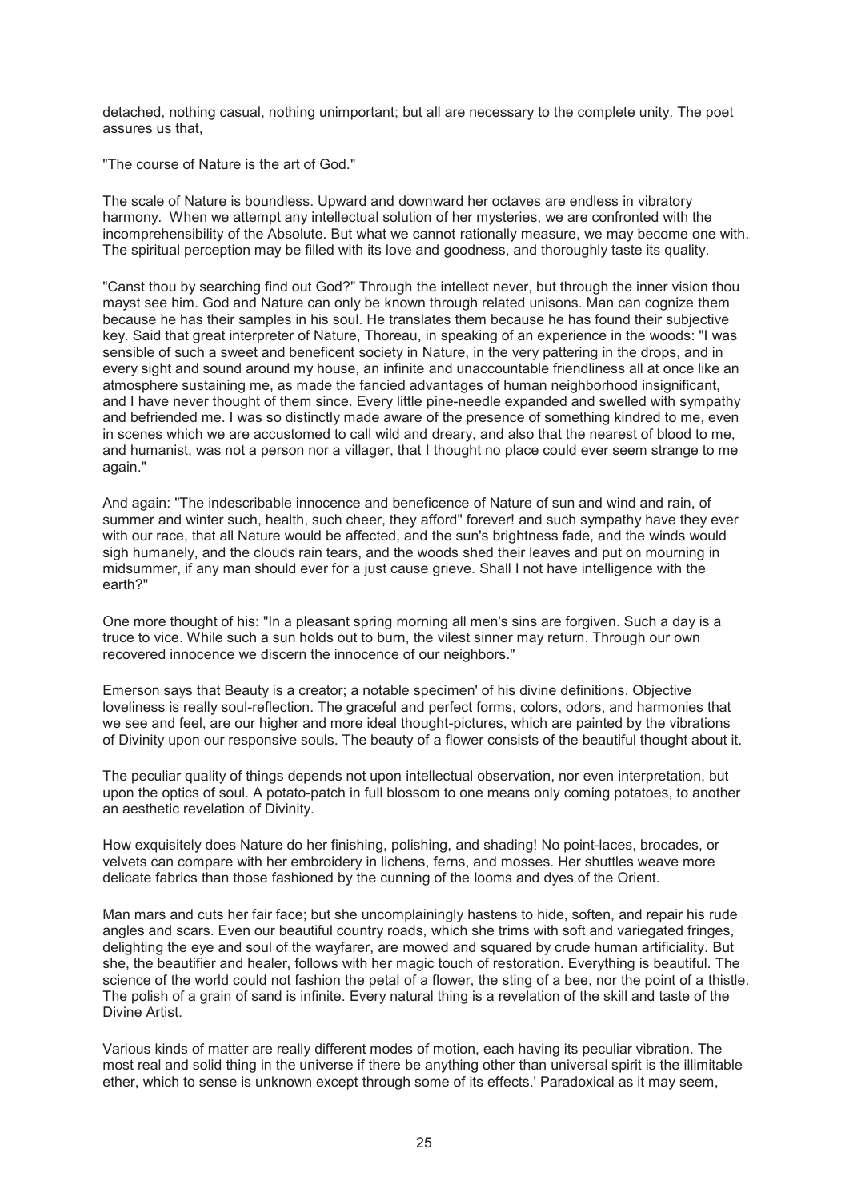detached, nothing casual, nothing unimportant; but all are necessary to the complete unity. The poet assures us that,

"The course of Nature is the art of God."

The scale of Nature is boundless. Upward and downward her octaves are endless in vibratory harmony. When we attempt any intellectual solution of her mysteries, we are confronted with the incomprehensibility of the Absolute. But what we cannot rationally measure, we may become one with. The spiritual perception may be filled with its love and goodness, and thoroughly taste its quality.

"Canst thou by searching find out God?" Through the intellect never, but through the inner vision thou mayst see him. God and Nature can only be known through related unisons. Man can cognize them because he has their samples in his soul. He translates them because he has found their subjective key. Said that great interpreter of Nature, Thoreau, in speaking of an experience in the woods: "I was sensible of such a sweet and beneficent society in Nature, in the very pattering in the drops, and in every sight and sound around my house, an infinite and unaccountable friendliness all at once like an atmosphere sustaining me, as made the fancied advantages of human neighborhood insignificant, and I have never thought of them since. Every little pine-needle expanded and swelled with sympathy and befriended me. I was so distinctly made aware of the presence of something kindred to me, even in scenes which we are accustomed to call wild and dreary, and also that the nearest of blood to me, and humanist, was not a person nor a villager, that I thought no place could ever seem strange to me again."

And again: "The indescribable innocence and beneficence of Nature of sun and wind and rain, of summer and winter such, health, such cheer, they afford" forever! and such sympathy have they ever with our race, that all Nature would be affected, and the sun's brightness fade, and the winds would sigh humanely, and the clouds rain tears, and the woods shed their leaves and put on mourning in midsummer, if any man should ever for a just cause grieve. Shall I not have intelligence with the earth?"

One more thought of his: "In a pleasant spring morning all men's sins are forgiven. Such a day is a truce to vice. While such a sun holds out to burn, the vilest sinner may return. Through our own recovered innocence we discern the innocence of our neighbors."

Emerson says that Beauty is a creator; a notable specimen' of his divine definitions. Objective loveliness is really soul-reflection. The graceful and perfect forms, colors, odors, and harmonies that we see and feel, are our higher and more ideal thought-pictures, which are painted by the vibrations of Divinity upon our responsive souls. The beauty of a flower consists of the beautiful thought about it.

The peculiar quality of things depends not upon intellectual observation, nor even interpretation, but upon the optics of soul. A potato-patch in full blossom to one means only coming potatoes, to another an aesthetic revelation of Divinity.

How exquisitely does Nature do her finishing, polishing, and shading! No point-laces, brocades, or velvets can compare with her embroidery in lichens, ferns, and mosses. Her shuttles weave more delicate fabrics than those fashioned by the cunning of the looms and dyes of the Orient.

Man mars and cuts her fair face; but she uncomplainingly hastens to hide, soften, and repair his rude angles and scars. Even our beautiful country roads, which she trims with soft and variegated fringes, delighting the eye and soul of the wayfarer, are mowed and squared by crude human artificiality. But she, the beautifier and healer, follows with her magic touch of restoration. Everything is beautiful. The science of the world could not fashion the petal of a flower, the sting of a bee, nor the point of a thistle. The polish of a grain of sand is infinite. Every natural thing is a revelation of the skill and taste of the Divine Artist.

Various kinds of matter are really different modes of motion, each having its peculiar vibration. The most real and solid thing in the universe if there be anything other than universal spirit is the illimitable ether, which to sense is unknown except through some of its effects.' Paradoxical as it may seem,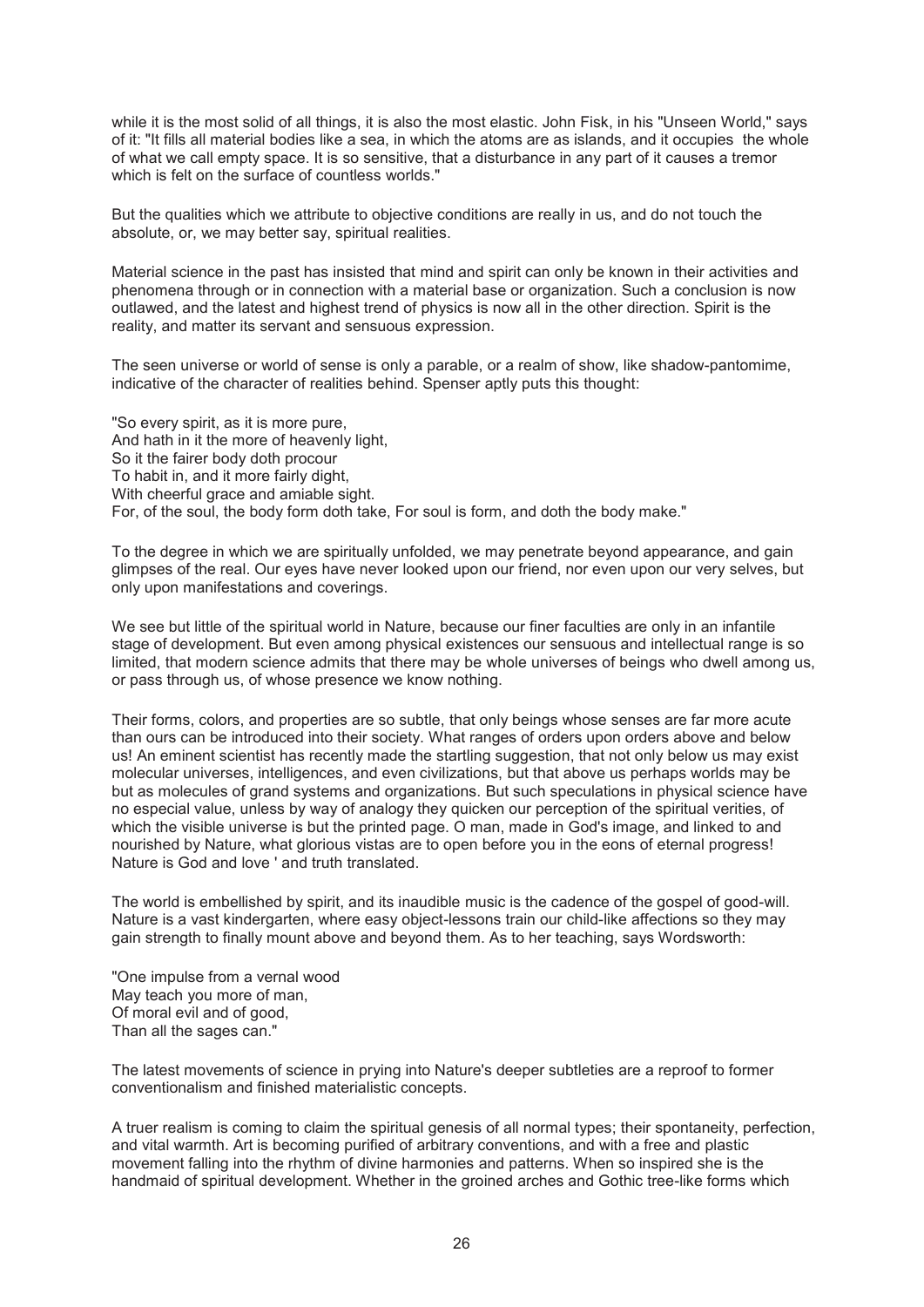while it is the most solid of all things, it is also the most elastic. John Fisk, in his "Unseen World," says of it: "It fills all material bodies like a sea, in which the atoms are as islands, and it occupies the whole of what we call empty space. It is so sensitive, that a disturbance in any part of it causes a tremor which is felt on the surface of countless worlds."

But the qualities which we attribute to objective conditions are really in us, and do not touch the absolute, or, we may better say, spiritual realities.

Material science in the past has insisted that mind and spirit can only be known in their activities and phenomena through or in connection with a material base or organization. Such a conclusion is now outlawed, and the latest and highest trend of physics is now all in the other direction. Spirit is the reality, and matter its servant and sensuous expression.

The seen universe or world of sense is only a parable, or a realm of show, like shadow-pantomime, indicative of the character of realities behind. Spenser aptly puts this thought:

"So every spirit, as it is more pure,
And hath in it the more of heavenly light,
So it the fairer body doth procour
To habit in, and it more fairly dight,
With cheerful grace and amiable sight.
For, of the soul, the body form doth take, For soul is form, and doth the body make."

To the degree in which we are spiritually unfolded, we may penetrate beyond appearance, and gain glimpses of the real. Our eyes have never looked upon our friend, nor even upon our very selves, but only upon manifestations and coverings.

We see but little of the spiritual world in Nature, because our finer faculties are only in an infantile stage of development. But even among physical existences our sensuous and intellectual range is so limited, that modern science admits that there may be whole universes of beings who dwell among us, or pass through us, of whose presence we know nothing.

Their forms, colors, and properties are so subtle, that only beings whose senses are far more acute than ours can be introduced into their society. What ranges of orders upon orders above and below us! An eminent scientist has recently made the startling suggestion, that not only below us may exist molecular universes, intelligences, and even civilizations, but that above us perhaps worlds may be but as molecules of grand systems and organizations. But such speculations in physical science have no especial value, unless by way of analogy they quicken our perception of the spiritual verities, of which the visible universe is but the printed page. O man, made in God's image, and linked to and nourished by Nature, what glorious vistas are to open before you in the eons of eternal progress! Nature is God and love ' and truth translated.

The world is embellished by spirit, and its inaudible music is the cadence of the gospel of good-will. Nature is a vast kindergarten, where easy object-lessons train our child-like affections so they may gain strength to finally mount above and beyond them. As to her teaching, says Wordsworth:

"One impulse from a vernal wood
May teach you more of man,
Of moral evil and of good,
Than all the sages can."

The latest movements of science in prying into Nature's deeper subtleties are a reproof to former conventionalism and finished materialistic concepts.

A truer realism is coming to claim the spiritual genesis of all normal types; their spontaneity, perfection, and vital warmth. Art is becoming purified of arbitrary conventions, and with a free and plastic movement falling into the rhythm of divine harmonies and patterns. When so inspired she is the handmaid of spiritual development. Whether in the groined arches and Gothic tree-like forms which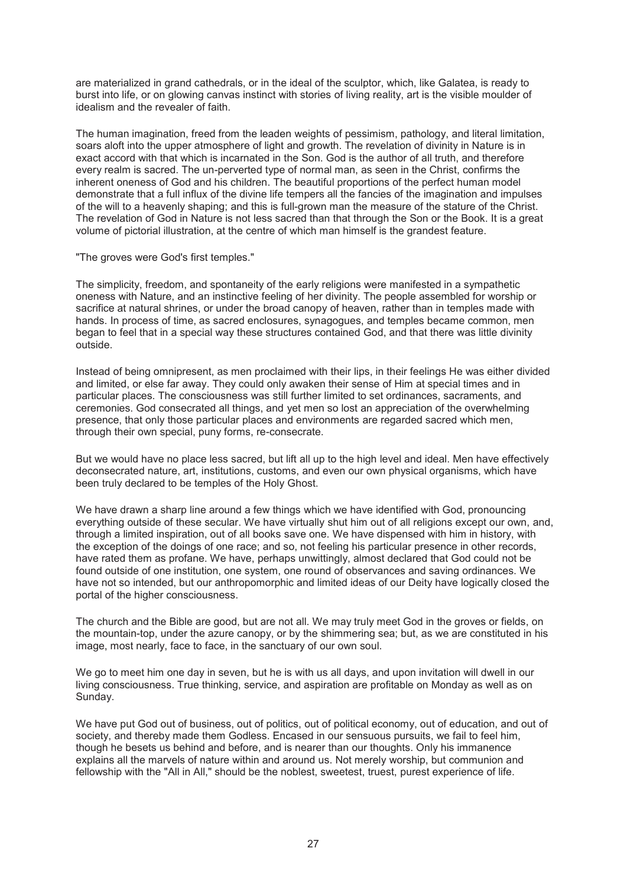are materialized in grand cathedrals, or in the ideal of the sculptor, which, like Galatea, is ready to burst into life, or on glowing canvas instinct with stories of living reality, art is the visible moulder of idealism and the revealer of faith.

The human imagination, freed from the leaden weights of pessimism, pathology, and literal limitation, soars aloft into the upper atmosphere of light and growth. The revelation of divinity in Nature is in exact accord with that which is incarnated in the Son. God is the author of all truth, and therefore every realm is sacred. The un-perverted type of normal man, as seen in the Christ, confirms the inherent oneness of God and his children. The beautiful proportions of the perfect human model demonstrate that a full influx of the divine life tempers all the fancies of the imagination and impulses of the will to a heavenly shaping; and this is full-grown man the measure of the stature of the Christ. The revelation of God in Nature is not less sacred than that through the Son or the Book. It is a great volume of pictorial illustration, at the centre of which man himself is the grandest feature.

"The groves were God's first temples."

The simplicity, freedom, and spontaneity of the early religions were manifested in a sympathetic oneness with Nature, and an instinctive feeling of her divinity. The people assembled for worship or sacrifice at natural shrines, or under the broad canopy of heaven, rather than in temples made with hands. In process of time, as sacred enclosures, synagogues, and temples became common, men began to feel that in a special way these structures contained God, and that there was little divinity outside.

Instead of being omnipresent, as men proclaimed with their lips, in their feelings He was either divided and limited, or else far away. They could only awaken their sense of Him at special times and in particular places. The consciousness was still further limited to set ordinances, sacraments, and ceremonies. God consecrated all things, and yet men so lost an appreciation of the overwhelming presence, that only those particular places and environments are regarded sacred which men, through their own special, puny forms, re-consecrate.

But we would have no place less sacred, but lift all up to the high level and ideal. Men have effectively deconsecrated nature, art, institutions, customs, and even our own physical organisms, which have been truly declared to be temples of the Holy Ghost.

We have drawn a sharp line around a few things which we have identified with God, pronouncing everything outside of these secular. We have virtually shut him out of all religions except our own, and, through a limited inspiration, out of all books save one. We have dispensed with him in history, with the exception of the doings of one race; and so, not feeling his particular presence in other records, have rated them as profane. We have, perhaps unwittingly, almost declared that God could not be found outside of one institution, one system, one round of observances and saving ordinances. We have not so intended, but our anthropomorphic and limited ideas of our Deity have logically closed the portal of the higher consciousness.

The church and the Bible are good, but are not all. We may truly meet God in the groves or fields, on the mountain-top, under the azure canopy, or by the shimmering sea; but, as we are constituted in his image, most nearly, face to face, in the sanctuary of our own soul.

We go to meet him one day in seven, but he is with us all days, and upon invitation will dwell in our living consciousness. True thinking, service, and aspiration are profitable on Monday as well as on Sunday.

We have put God out of business, out of politics, out of political economy, out of education, and out of society, and thereby made them Godless. Encased in our sensuous pursuits, we fail to feel him, though he besets us behind and before, and is nearer than our thoughts. Only his immanence explains all the marvels of nature within and around us. Not merely worship, but communion and fellowship with the "All in All," should be the noblest, sweetest, truest, purest experience of life.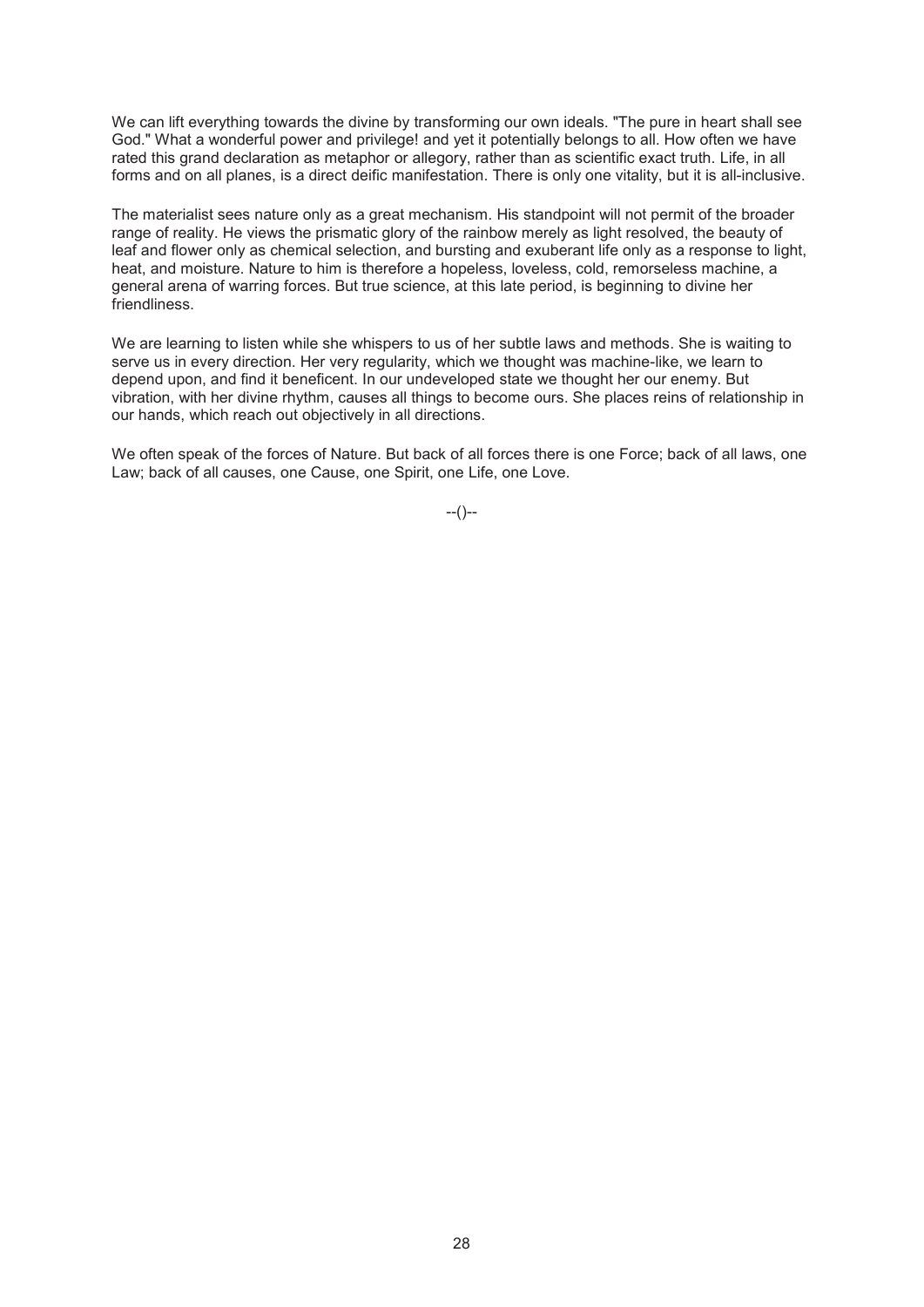We can lift everything towards the divine by transforming our own ideals. "The pure in heart shall see God." What a wonderful power and privilege! and yet it potentially belongs to all. How often we have rated this grand declaration as metaphor or allegory, rather than as scientific exact truth. Life, in all forms and on all planes, is a direct deific manifestation. There is only one vitality, but it is all-inclusive.

The materialist sees nature only as a great mechanism. His standpoint will not permit of the broader range of reality. He views the prismatic glory of the rainbow merely as light resolved, the beauty of leaf and flower only as chemical selection, and bursting and exuberant life only as a response to light, heat, and moisture. Nature to him is therefore a hopeless, loveless, cold, remorseless machine, a general arena of warring forces. But true science, at this late period, is beginning to divine her friendliness.

We are learning to listen while she whispers to us of her subtle laws and methods. She is waiting to serve us in every direction. Her very regularity, which we thought was machine-like, we learn to depend upon, and find it beneficent. In our undeveloped state we thought her our enemy. But vibration, with her divine rhythm, causes all things to become ours. She places reins of relationship in our hands, which reach out objectively in all directions.

We often speak of the forces of Nature. But back of all forces there is one Force; back of all laws, one Law; back of all causes, one Cause, one Spirit, one Life, one Love.

--()--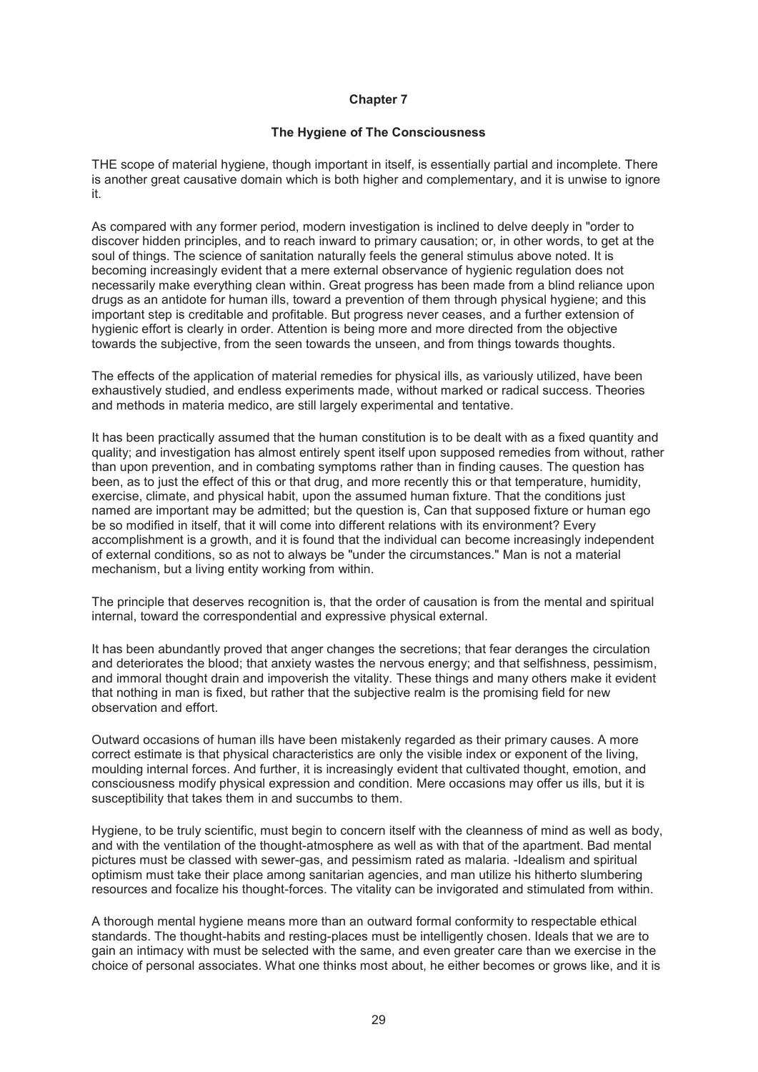## Chapter 7

### The Hygiene of The Consciousness

THE scope of material hygiene, though important in itself, is essentially partial and incomplete. There is another great causative domain which is both higher and complementary, and it is unwise to ignore it.

As compared with any former period, modern investigation is inclined to delve deeply in "order to discover hidden principles, and to reach inward to primary causation; or, in other words, to get at the soul of things. The science of sanitation naturally feels the general stimulus above noted. It is becoming increasingly evident that a mere external observance of hygienic regulation does not necessarily make everything clean within. Great progress has been made from a blind reliance upon drugs as an antidote for human ills, toward a prevention of them through physical hygiene; and this important step is creditable and profitable. But progress never ceases, and a further extension of hygienic effort is clearly in order. Attention is being more and more directed from the objective towards the subjective, from the seen towards the unseen, and from things towards thoughts.

The effects of the application of material remedies for physical ills, as variously utilized, have been exhaustively studied, and endless experiments made, without marked or radical success. Theories and methods in materia medico, are still largely experimental and tentative.

It has been practically assumed that the human constitution is to be dealt with as a fixed quantity and quality; and investigation has almost entirely spent itself upon supposed remedies from without, rather than upon prevention, and in combating symptoms rather than in finding causes. The question has been, as to just the effect of this or that drug, and more recently this or that temperature, humidity, exercise, climate, and physical habit, upon the assumed human fixture. That the conditions just named are important may be admitted; but the question is, Can that supposed fixture or human ego be so modified in itself, that it will come into different relations with its environment? Every accomplishment is a growth, and it is found that the individual can become increasingly independent of external conditions, so as not to always be "under the circumstances." Man is not a material mechanism, but a living entity working from within.

The principle that deserves recognition is, that the order of causation is from the mental and spiritual internal, toward the correspondential and expressive physical external.

It has been abundantly proved that anger changes the secretions; that fear deranges the circulation and deteriorates the blood; that anxiety wastes the nervous energy; and that selfishness, pessimism, and immoral thought drain and impoverish the vitality. These things and many others make it evident that nothing in man is fixed, but rather that the subjective realm is the promising field for new observation and effort.

Outward occasions of human ills have been mistakenly regarded as their primary causes. A more correct estimate is that physical characteristics are only the visible index or exponent of the living, moulding internal forces. And further, it is increasingly evident that cultivated thought, emotion, and consciousness modify physical expression and condition. Mere occasions may offer us ills, but it is susceptibility that takes them in and succumbs to them.

Hygiene, to be truly scientific, must begin to concern itself with the cleanness of mind as well as body, and with the ventilation of the thought-atmosphere as well as with that of the apartment. Bad mental pictures must be classed with sewer-gas, and pessimism rated as malaria. -Idealism and spiritual optimism must take their place among sanitarian agencies, and man utilize his hitherto slumbering resources and focalize his thought-forces. The vitality can be invigorated and stimulated from within.

A thorough mental hygiene means more than an outward formal conformity to respectable ethical standards. The thought-habits and resting-places must be intelligently chosen. Ideals that we are to gain an intimacy with must be selected with the same, and even greater care than we exercise in the choice of personal associates. What one thinks most about, he either becomes or grows like, and it is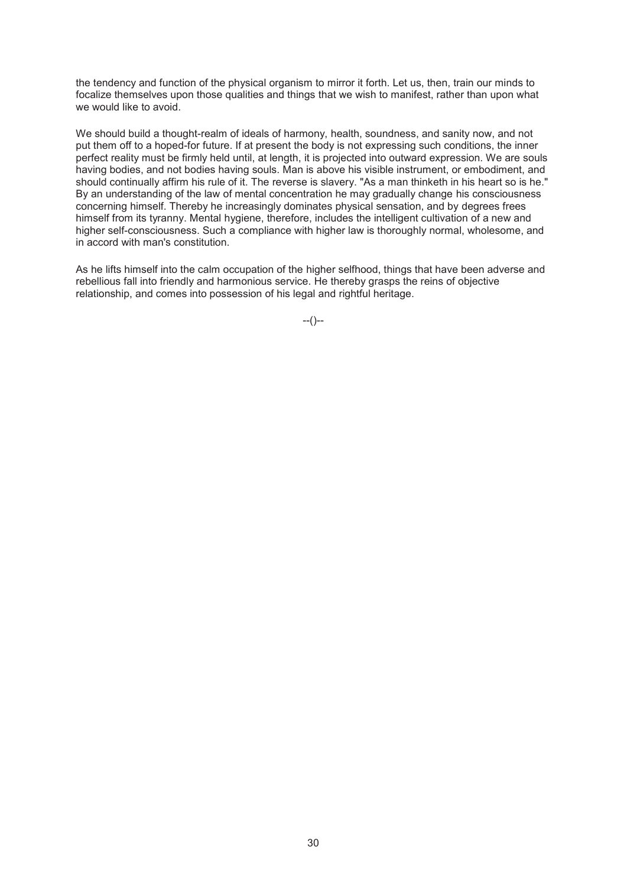the tendency and function of the physical organism to mirror it forth. Let us, then, train our minds to focalize themselves upon those qualities and things that we wish to manifest, rather than upon what we would like to avoid.

We should build a thought-realm of ideals of harmony, health, soundness, and sanity now, and not put them off to a hoped-for future. If at present the body is not expressing such conditions, the inner perfect reality must be firmly held until, at length, it is projected into outward expression. We are souls having bodies, and not bodies having souls. Man is above his visible instrument, or embodiment, and should continually affirm his rule of it. The reverse is slavery. "As a man thinketh in his heart so is he." By an understanding of the law of mental concentration he may gradually change his consciousness concerning himself. Thereby he increasingly dominates physical sensation, and by degrees frees himself from its tyranny. Mental hygiene, therefore, includes the intelligent cultivation of a new and higher self-consciousness. Such a compliance with higher law is thoroughly normal, wholesome, and in accord with man's constitution.

As he lifts himself into the calm occupation of the higher selfhood, things that have been adverse and rebellious fall into friendly and harmonious service. He thereby grasps the reins of objective relationship, and comes into possession of his legal and rightful heritage.

--()--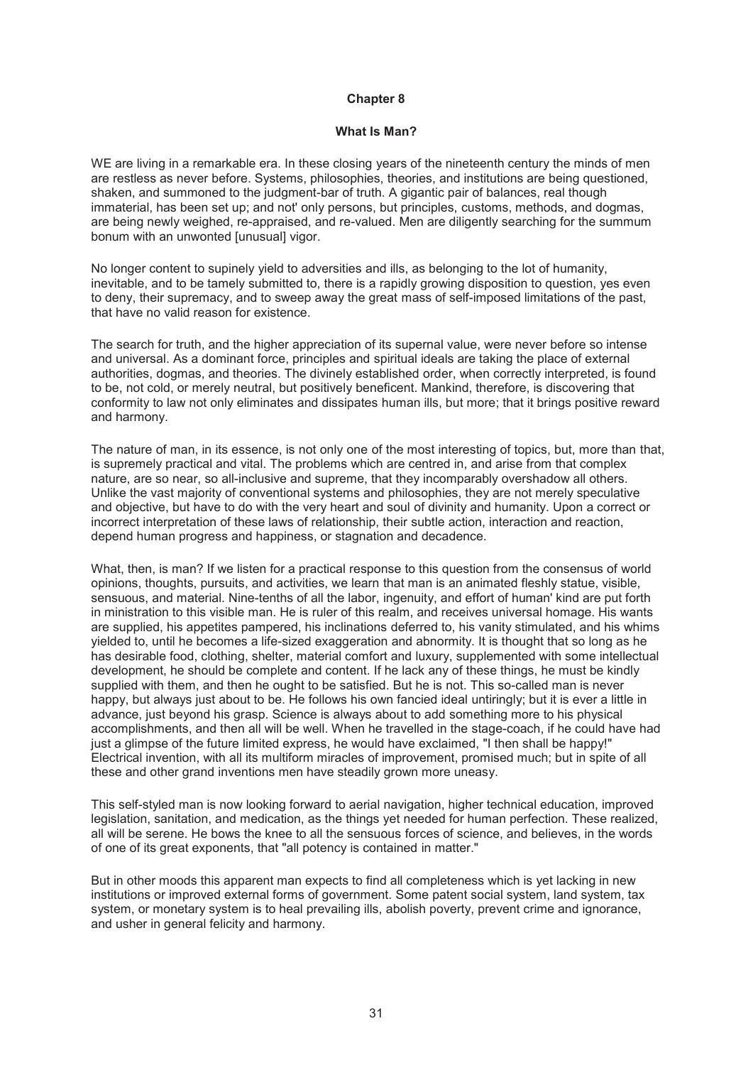## Chapter 8

### What Is Man?

WE are living in a remarkable era. In these closing years of the nineteenth century the minds of men are restless as never before. Systems, philosophies, theories, and institutions are being questioned, shaken, and summoned to the judgment-bar of truth. A gigantic pair of balances, real though immaterial, has been set up; and not' only persons, but principles, customs, methods, and dogmas, are being newly weighed, re-appraised, and re-valued. Men are diligently searching for the summum bonum with an unwonted [unusual] vigor.

No longer content to supinely yield to adversities and ills, as belonging to the lot of humanity, inevitable, and to be tamely submitted to, there is a rapidly growing disposition to question, yes even to deny, their supremacy, and to sweep away the great mass of self-imposed limitations of the past, that have no valid reason for existence.

The search for truth, and the higher appreciation of its supernal value, were never before so intense and universal. As a dominant force, principles and spiritual ideals are taking the place of external authorities, dogmas, and theories. The divinely established order, when correctly interpreted, is found to be, not cold, or merely neutral, but positively beneficent. Mankind, therefore, is discovering that conformity to law not only eliminates and dissipates human ills, but more; that it brings positive reward and harmony.

The nature of man, in its essence, is not only one of the most interesting of topics, but, more than that, is supremely practical and vital. The problems which are centred in, and arise from that complex nature, are so near, so all-inclusive and supreme, that they incomparably overshadow all others. Unlike the vast majority of conventional systems and philosophies, they are not merely speculative and objective, but have to do with the very heart and soul of divinity and humanity. Upon a correct or incorrect interpretation of these laws of relationship, their subtle action, interaction and reaction, depend human progress and happiness, or stagnation and decadence.

What, then, is man? If we listen for a practical response to this question from the consensus of world opinions, thoughts, pursuits, and activities, we learn that man is an animated fleshly statue, visible, sensuous, and material. Nine-tenths of all the labor, ingenuity, and effort of human' kind are put forth in ministration to this visible man. He is ruler of this realm, and receives universal homage. His wants are supplied, his appetites pampered, his inclinations deferred to, his vanity stimulated, and his whims yielded to, until he becomes a life-sized exaggeration and abnormity. It is thought that so long as he has desirable food, clothing, shelter, material comfort and luxury, supplemented with some intellectual development, he should be complete and content. If he lack any of these things, he must be kindly supplied with them, and then he ought to be satisfied. But he is not. This so-called man is never happy, but always just about to be. He follows his own fancied ideal untiringly; but it is ever a little in advance, just beyond his grasp. Science is always about to add something more to his physical accomplishments, and then all will be well. When he travelled in the stage-coach, if he could have had just a glimpse of the future limited express, he would have exclaimed, "I then shall be happy!" Electrical invention, with all its multiform miracles of improvement, promised much; but in spite of all these and other grand inventions men have steadily grown more uneasy.

This self-styled man is now looking forward to aerial navigation, higher technical education, improved legislation, sanitation, and medication, as the things yet needed for human perfection. These realized, all will be serene. He bows the knee to all the sensuous forces of science, and believes, in the words of one of its great exponents, that "all potency is contained in matter."

But in other moods this apparent man expects to find all completeness which is yet lacking in new institutions or improved external forms of government. Some patent social system, land system, tax system, or monetary system is to heal prevailing ills, abolish poverty, prevent crime and ignorance, and usher in general felicity and harmony.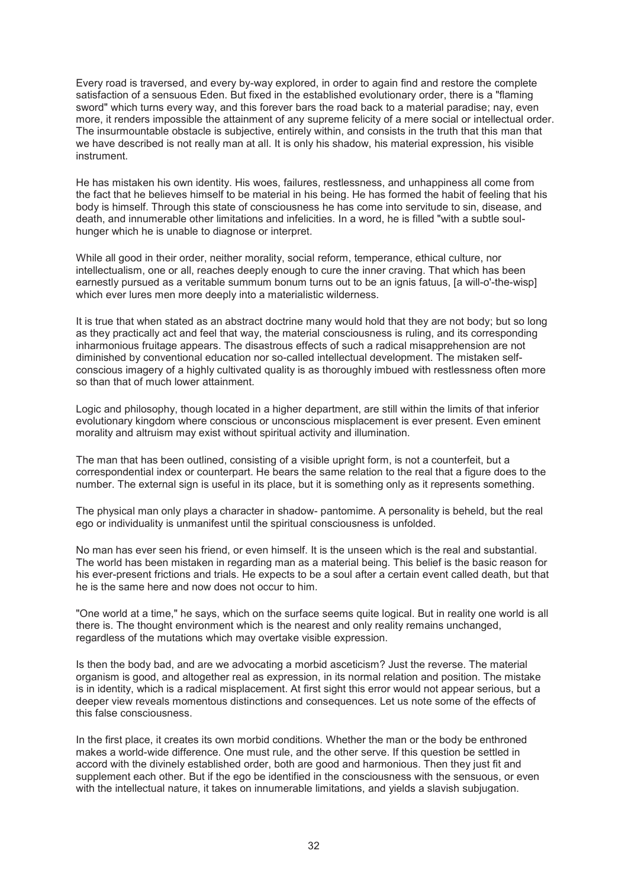Every road is traversed, and every by-way explored, in order to again find and restore the complete satisfaction of a sensuous Eden. But fixed in the established evolutionary order, there is a "flaming sword" which turns every way, and this forever bars the road back to a material paradise; nay, even more, it renders impossible the attainment of any supreme felicity of a mere social or intellectual order. The insurmountable obstacle is subjective, entirely within, and consists in the truth that this man that we have described is not really man at all. It is only his shadow, his material expression, his visible instrument.

He has mistaken his own identity. His woes, failures, restlessness, and unhappiness all come from the fact that he believes himself to be material in his being. He has formed the habit of feeling that his body is himself. Through this state of consciousness he has come into servitude to sin, disease, and death, and innumerable other limitations and infelicities. In a word, he is filled "with a subtle soul-hunger which he is unable to diagnose or interpret.

While all good in their order, neither morality, social reform, temperance, ethical culture, nor intellectualism, one or all, reaches deeply enough to cure the inner craving. That which has been earnestly pursued as a veritable summum bonum turns out to be an ignis fatuus, [a will-o'-the-wisp] which ever lures men more deeply into a materialistic wilderness.

It is true that when stated as an abstract doctrine many would hold that they are not body; but so long as they practically act and feel that way, the material consciousness is ruling, and its corresponding inharmonious fruitage appears. The disastrous effects of such a radical misapprehension are not diminished by conventional education nor so-called intellectual development. The mistaken self-conscious imagery of a highly cultivated quality is as thoroughly imbued with restlessness often more so than that of much lower attainment.

Logic and philosophy, though located in a higher department, are still within the limits of that inferior evolutionary kingdom where conscious or unconscious misplacement is ever present. Even eminent morality and altruism may exist without spiritual activity and illumination.

The man that has been outlined, consisting of a visible upright form, is not a counterfeit, but a correspondential index or counterpart. He bears the same relation to the real that a figure does to the number. The external sign is useful in its place, but it is something only as it represents something.

The physical man only plays a character in shadow- pantomime. A personality is beheld, but the real ego or individuality is unmanifest until the spiritual consciousness is unfolded.

No man has ever seen his friend, or even himself. It is the unseen which is the real and substantial. The world has been mistaken in regarding man as a material being. This belief is the basic reason for his ever-present frictions and trials. He expects to be a soul after a certain event called death, but that he is the same here and now does not occur to him.

"One world at a time," he says, which on the surface seems quite logical. But in reality one world is all there is. The thought environment which is the nearest and only reality remains unchanged, regardless of the mutations which may overtake visible expression.

Is then the body bad, and are we advocating a morbid asceticism? Just the reverse. The material organism is good, and altogether real as expression, in its normal relation and position. The mistake is in identity, which is a radical misplacement. At first sight this error would not appear serious, but a deeper view reveals momentous distinctions and consequences. Let us note some of the effects of this false consciousness.

In the first place, it creates its own morbid conditions. Whether the man or the body be enthroned makes a world-wide difference. One must rule, and the other serve. If this question be settled in accord with the divinely established order, both are good and harmonious. Then they just fit and supplement each other. But if the ego be identified in the consciousness with the sensuous, or even with the intellectual nature, it takes on innumerable limitations, and yields a slavish subjugation.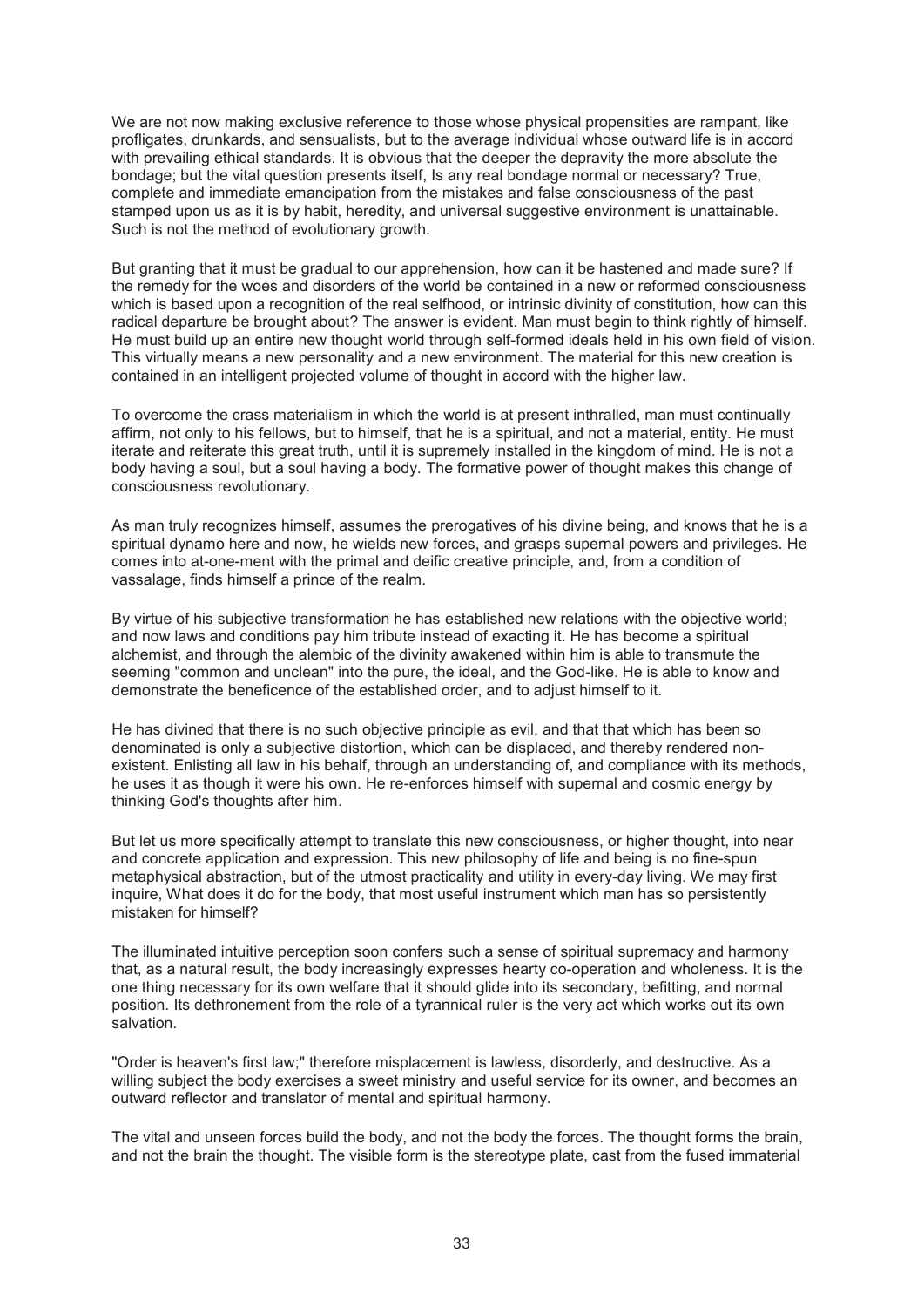We are not now making exclusive reference to those whose physical propensities are rampant, like profligates, drunkards, and sensualists, but to the average individual whose outward life is in accord with prevailing ethical standards. It is obvious that the deeper the depravity the more absolute the bondage; but the vital question presents itself, Is any real bondage normal or necessary? True, complete and immediate emancipation from the mistakes and false consciousness of the past stamped upon us as it is by habit, heredity, and universal suggestive environment is unattainable. Such is not the method of evolutionary growth.

But granting that it must be gradual to our apprehension, how can it be hastened and made sure? If the remedy for the woes and disorders of the world be contained in a new or reformed consciousness which is based upon a recognition of the real selfhood, or intrinsic divinity of constitution, how can this radical departure be brought about? The answer is evident. Man must begin to think rightly of himself. He must build up an entire new thought world through self-formed ideals held in his own field of vision. This virtually means a new personality and a new environment. The material for this new creation is contained in an intelligent projected volume of thought in accord with the higher law.

To overcome the crass materialism in which the world is at present inthralled, man must continually affirm, not only to his fellows, but to himself, that he is a spiritual, and not a material, entity. He must iterate and reiterate this great truth, until it is supremely installed in the kingdom of mind. He is not a body having a soul, but a soul having a body. The formative power of thought makes this change of consciousness revolutionary.

As man truly recognizes himself, assumes the prerogatives of his divine being, and knows that he is a spiritual dynamo here and now, he wields new forces, and grasps supernal powers and privileges. He comes into at-one-ment with the primal and deific creative principle, and, from a condition of vassalage, finds himself a prince of the realm.

By virtue of his subjective transformation he has established new relations with the objective world; and now laws and conditions pay him tribute instead of exacting it. He has become a spiritual alchemist, and through the alembic of the divinity awakened within him is able to transmute the seeming "common and unclean" into the pure, the ideal, and the God-like. He is able to know and demonstrate the beneficence of the established order, and to adjust himself to it.

He has divined that there is no such objective principle as evil, and that that which has been so denominated is only a subjective distortion, which can be displaced, and thereby rendered non-existent. Enlisting all law in his behalf, through an understanding of, and compliance with its methods, he uses it as though it were his own. He re-enforces himself with supernal and cosmic energy by thinking God's thoughts after him.

But let us more specifically attempt to translate this new consciousness, or higher thought, into near and concrete application and expression. This new philosophy of life and being is no fine-spun metaphysical abstraction, but of the utmost practicality and utility in every-day living. We may first inquire, What does it do for the body, that most useful instrument which man has so persistently mistaken for himself?

The illuminated intuitive perception soon confers such a sense of spiritual supremacy and harmony that, as a natural result, the body increasingly expresses hearty co-operation and wholeness. It is the one thing necessary for its own welfare that it should glide into its secondary, befitting, and normal position. Its dethronement from the role of a tyrannical ruler is the very act which works out its own salvation.

"Order is heaven's first law;" therefore misplacement is lawless, disorderly, and destructive. As a willing subject the body exercises a sweet ministry and useful service for its owner, and becomes an outward reflector and translator of mental and spiritual harmony.

The vital and unseen forces build the body, and not the body the forces. The thought forms the brain, and not the brain the thought. The visible form is the stereotype plate, cast from the fused immaterial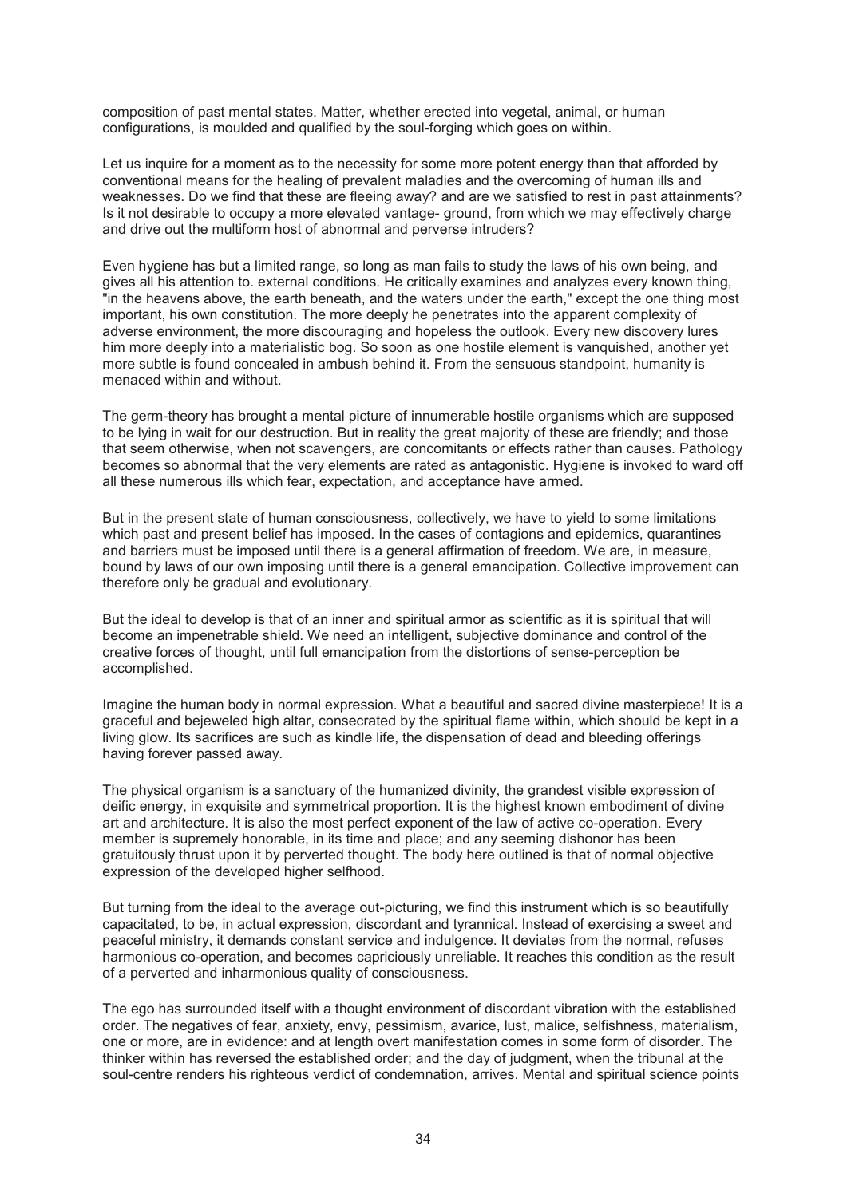composition of past mental states. Matter, whether erected into vegetal, animal, or human configurations, is moulded and qualified by the soul-forging which goes on within.

Let us inquire for a moment as to the necessity for some more potent energy than that afforded by conventional means for the healing of prevalent maladies and the overcoming of human ills and weaknesses. Do we find that these are fleeing away? and are we satisfied to rest in past attainments? Is it not desirable to occupy a more elevated vantage- ground, from which we may effectively charge and drive out the multiform host of abnormal and perverse intruders?

Even hygiene has but a limited range, so long as man fails to study the laws of his own being, and gives all his attention to. external conditions. He critically examines and analyzes every known thing, "in the heavens above, the earth beneath, and the waters under the earth," except the one thing most important, his own constitution. The more deeply he penetrates into the apparent complexity of adverse environment, the more discouraging and hopeless the outlook. Every new discovery lures him more deeply into a materialistic bog. So soon as one hostile element is vanquished, another yet more subtle is found concealed in ambush behind it. From the sensuous standpoint, humanity is menaced within and without.

The germ-theory has brought a mental picture of innumerable hostile organisms which are supposed to be lying in wait for our destruction. But in reality the great majority of these are friendly; and those that seem otherwise, when not scavengers, are concomitants or effects rather than causes. Pathology becomes so abnormal that the very elements are rated as antagonistic. Hygiene is invoked to ward off all these numerous ills which fear, expectation, and acceptance have armed.

But in the present state of human consciousness, collectively, we have to yield to some limitations which past and present belief has imposed. In the cases of contagions and epidemics, quarantines and barriers must be imposed until there is a general affirmation of freedom. We are, in measure, bound by laws of our own imposing until there is a general emancipation. Collective improvement can therefore only be gradual and evolutionary.

But the ideal to develop is that of an inner and spiritual armor as scientific as it is spiritual that will become an impenetrable shield. We need an intelligent, subjective dominance and control of the creative forces of thought, until full emancipation from the distortions of sense-perception be accomplished.

Imagine the human body in normal expression. What a beautiful and sacred divine masterpiece! It is a graceful and bejeweled high altar, consecrated by the spiritual flame within, which should be kept in a living glow. Its sacrifices are such as kindle life, the dispensation of dead and bleeding offerings having forever passed away.

The physical organism is a sanctuary of the humanized divinity, the grandest visible expression of deific energy, in exquisite and symmetrical proportion. It is the highest known embodiment of divine art and architecture. It is also the most perfect exponent of the law of active co-operation. Every member is supremely honorable, in its time and place; and any seeming dishonor has been gratuitously thrust upon it by perverted thought. The body here outlined is that of normal objective expression of the developed higher selfhood.

But turning from the ideal to the average out-picturing, we find this instrument which is so beautifully capacitated, to be, in actual expression, discordant and tyrannical. Instead of exercising a sweet and peaceful ministry, it demands constant service and indulgence. It deviates from the normal, refuses harmonious co-operation, and becomes capriciously unreliable. It reaches this condition as the result of a perverted and inharmonious quality of consciousness.

The ego has surrounded itself with a thought environment of discordant vibration with the established order. The negatives of fear, anxiety, envy, pessimism, avarice, lust, malice, selfishness, materialism, one or more, are in evidence: and at length overt manifestation comes in some form of disorder. The thinker within has reversed the established order; and the day of judgment, when the tribunal at the soul-centre renders his righteous verdict of condemnation, arrives. Mental and spiritual science points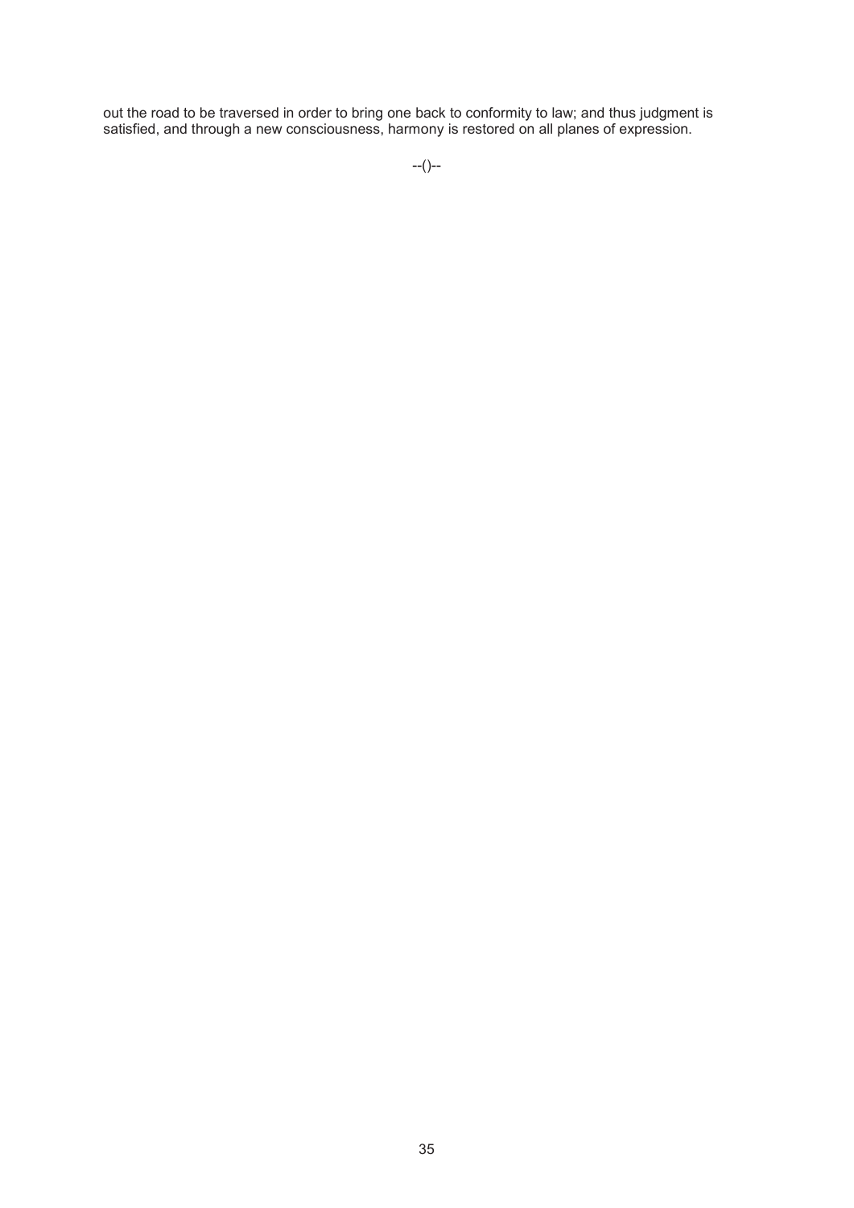out the road to be traversed in order to bring one back to conformity to law; and thus judgment is satisfied, and through a new consciousness, harmony is restored on all planes of expression.

--()--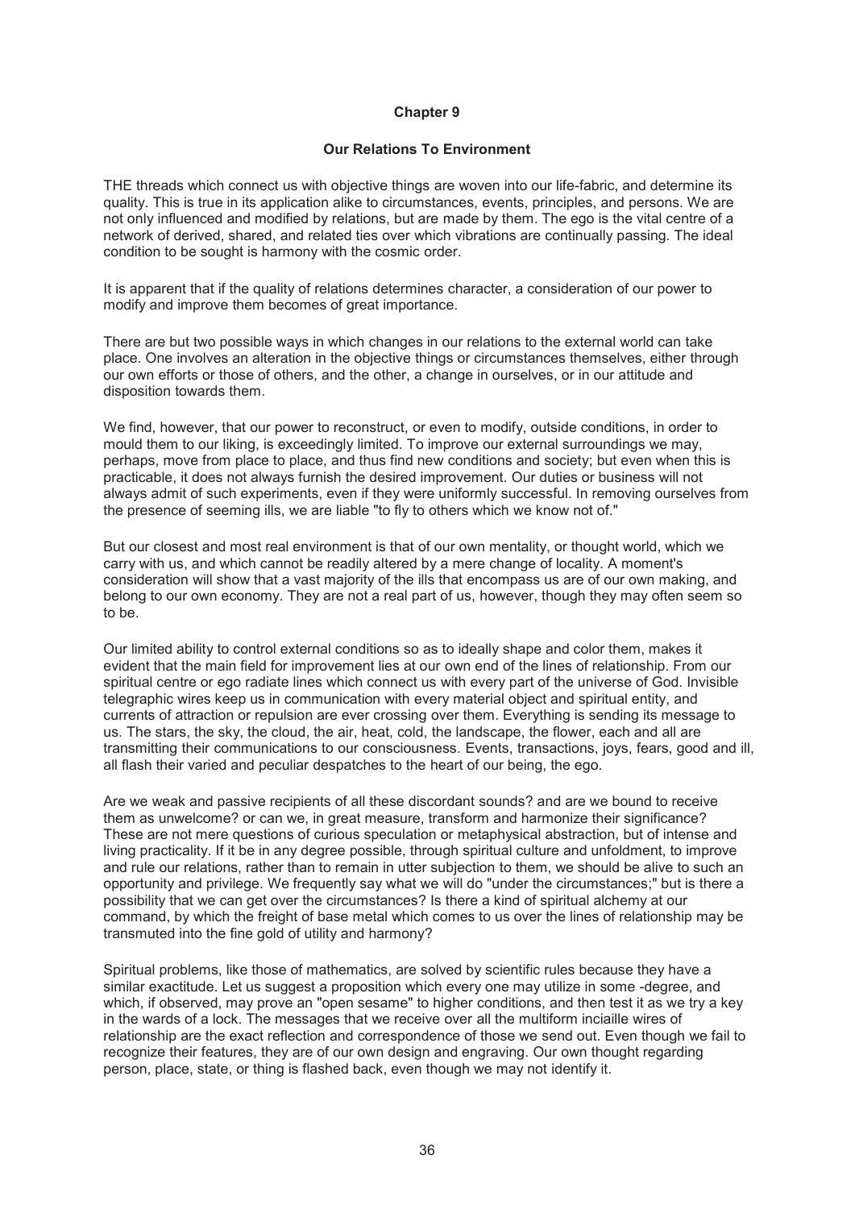# Chapter 9

## Our Relations To Environment

THE threads which connect us with objective things are woven into our life-fabric, and determine its quality. This is true in its application alike to circumstances, events, principles, and persons. We are not only influenced and modified by relations, but are made by them. The ego is the vital centre of a network of derived, shared, and related ties over which vibrations are continually passing. The ideal condition to be sought is harmony with the cosmic order.

It is apparent that if the quality of relations determines character, a consideration of our power to modify and improve them becomes of great importance.

There are but two possible ways in which changes in our relations to the external world can take place. One involves an alteration in the objective things or circumstances themselves, either through our own efforts or those of others, and the other, a change in ourselves, or in our attitude and disposition towards them.

We find, however, that our power to reconstruct, or even to modify, outside conditions, in order to mould them to our liking, is exceedingly limited. To improve our external surroundings we may, perhaps, move from place to place, and thus find new conditions and society; but even when this is practicable, it does not always furnish the desired improvement. Our duties or business will not always admit of such experiments, even if they were uniformly successful. In removing ourselves from the presence of seeming ills, we are liable "to fly to others which we know not of."

But our closest and most real environment is that of our own mentality, or thought world, which we carry with us, and which cannot be readily altered by a mere change of locality. A moment's consideration will show that a vast majority of the ills that encompass us are of our own making, and belong to our own economy. They are not a real part of us, however, though they may often seem so to be.

Our limited ability to control external conditions so as to ideally shape and color them, makes it evident that the main field for improvement lies at our own end of the lines of relationship. From our spiritual centre or ego radiate lines which connect us with every part of the universe of God. Invisible telegraphic wires keep us in communication with every material object and spiritual entity, and currents of attraction or repulsion are ever crossing over them. Everything is sending its message to us. The stars, the sky, the cloud, the air, heat, cold, the landscape, the flower, each and all are transmitting their communications to our consciousness. Events, transactions, joys, fears, good and ill, all flash their varied and peculiar despatches to the heart of our being, the ego.

Are we weak and passive recipients of all these discordant sounds? and are we bound to receive them as unwelcome? or can we, in great measure, transform and harmonize their significance? These are not mere questions of curious speculation or metaphysical abstraction, but of intense and living practicality. If it be in any degree possible, through spiritual culture and unfoldment, to improve and rule our relations, rather than to remain in utter subjection to them, we should be alive to such an opportunity and privilege. We frequently say what we will do "under the circumstances;" but is there a possibility that we can get over the circumstances? Is there a kind of spiritual alchemy at our command, by which the freight of base metal which comes to us over the lines of relationship may be transmuted into the fine gold of utility and harmony?

Spiritual problems, like those of mathematics, are solved by scientific rules because they have a similar exactitude. Let us suggest a proposition which every one may utilize in some -degree, and which, if observed, may prove an "open sesame" to higher conditions, and then test it as we try a key in the wards of a lock. The messages that we receive over all the multiform inciaille wires of relationship are the exact reflection and correspondence of those we send out. Even though we fail to recognize their features, they are of our own design and engraving. Our own thought regarding person, place, state, or thing is flashed back, even though we may not identify it.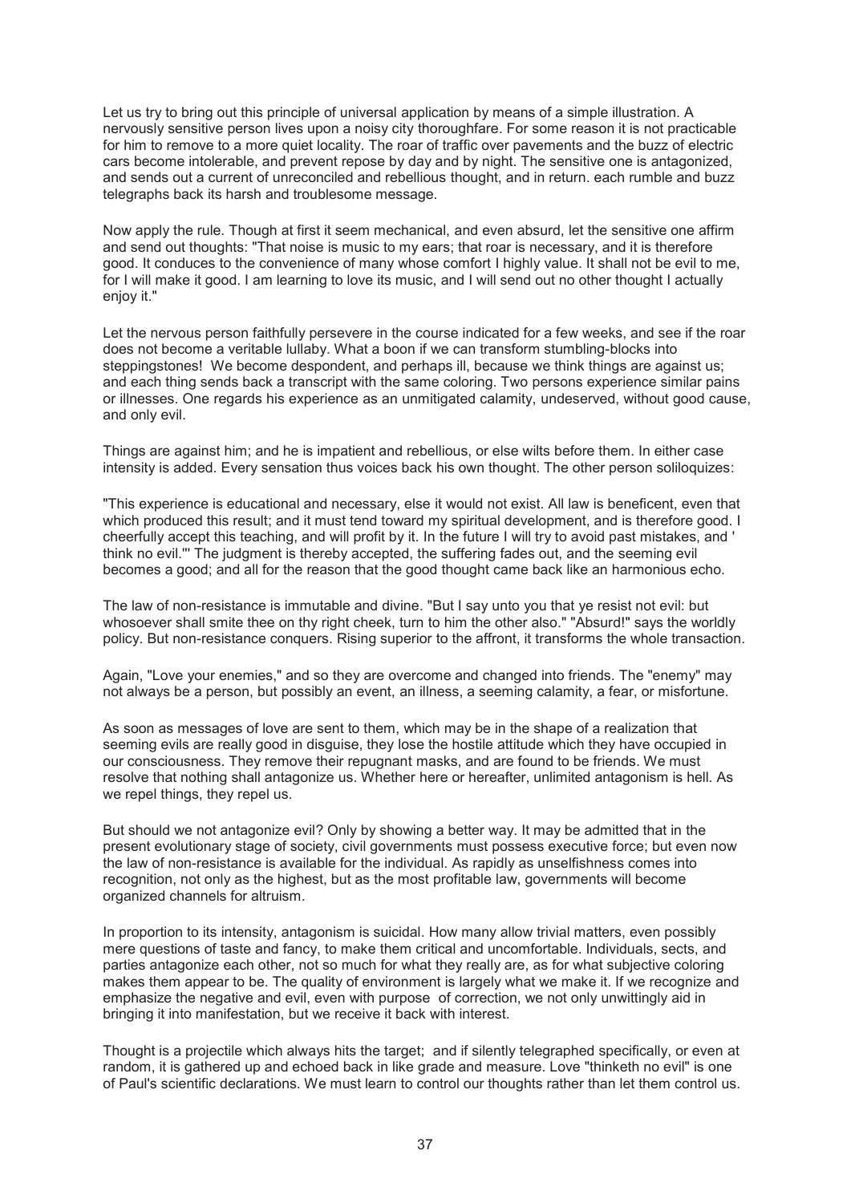Let us try to bring out this principle of universal application by means of a simple illustration. A nervously sensitive person lives upon a noisy city thoroughfare. For some reason it is not practicable for him to remove to a more quiet locality. The roar of traffic over pavements and the buzz of electric cars become intolerable, and prevent repose by day and by night. The sensitive one is antagonized, and sends out a current of unreconciled and rebellious thought, and in return. each rumble and buzz telegraphs back its harsh and troublesome message.

Now apply the rule. Though at first it seem mechanical, and even absurd, let the sensitive one affirm and send out thoughts: "That noise is music to my ears; that roar is necessary, and it is therefore good. It conduces to the convenience of many whose comfort I highly value. It shall not be evil to me, for I will make it good. I am learning to love its music, and I will send out no other thought I actually enjoy it."

Let the nervous person faithfully persevere in the course indicated for a few weeks, and see if the roar does not become a veritable lullaby. What a boon if we can transform stumbling-blocks into steppingstones! We become despondent, and perhaps ill, because we think things are against us; and each thing sends back a transcript with the same coloring. Two persons experience similar pains or illnesses. One regards his experience as an unmitigated calamity, undeserved, without good cause, and only evil.

Things are against him; and he is impatient and rebellious, or else wilts before them. In either case intensity is added. Every sensation thus voices back his own thought. The other person soliloquizes:

"This experience is educational and necessary, else it would not exist. All law is beneficent, even that which produced this result; and it must tend toward my spiritual development, and is therefore good. I cheerfully accept this teaching, and will profit by it. In the future I will try to avoid past mistakes, and ' think no evil.'" The judgment is thereby accepted, the suffering fades out, and the seeming evil becomes a good; and all for the reason that the good thought came back like an harmonious echo.

The law of non-resistance is immutable and divine. "But I say unto you that ye resist not evil: but whosoever shall smite thee on thy right cheek, turn to him the other also." "Absurd!" says the worldly policy. But non-resistance conquers. Rising superior to the affront, it transforms the whole transaction.

Again, "Love your enemies," and so they are overcome and changed into friends. The "enemy" may not always be a person, but possibly an event, an illness, a seeming calamity, a fear, or misfortune.

As soon as messages of love are sent to them, which may be in the shape of a realization that seeming evils are really good in disguise, they lose the hostile attitude which they have occupied in our consciousness. They remove their repugnant masks, and are found to be friends. We must resolve that nothing shall antagonize us. Whether here or hereafter, unlimited antagonism is hell. As we repel things, they repel us.

But should we not antagonize evil? Only by showing a better way. It may be admitted that in the present evolutionary stage of society, civil governments must possess executive force; but even now the law of non-resistance is available for the individual. As rapidly as unselfishness comes into recognition, not only as the highest, but as the most profitable law, governments will become organized channels for altruism.

In proportion to its intensity, antagonism is suicidal. How many allow trivial matters, even possibly mere questions of taste and fancy, to make them critical and uncomfortable. Individuals, sects, and parties antagonize each other, not so much for what they really are, as for what subjective coloring makes them appear to be. The quality of environment is largely what we make it. If we recognize and emphasize the negative and evil, even with purpose of correction, we not only unwittingly aid in bringing it into manifestation, but we receive it back with interest.

Thought is a projectile which always hits the target; and if silently telegraphed specifically, or even at random, it is gathered up and echoed back in like grade and measure. Love "thinketh no evil" is one of Paul's scientific declarations. We must learn to control our thoughts rather than let them control us.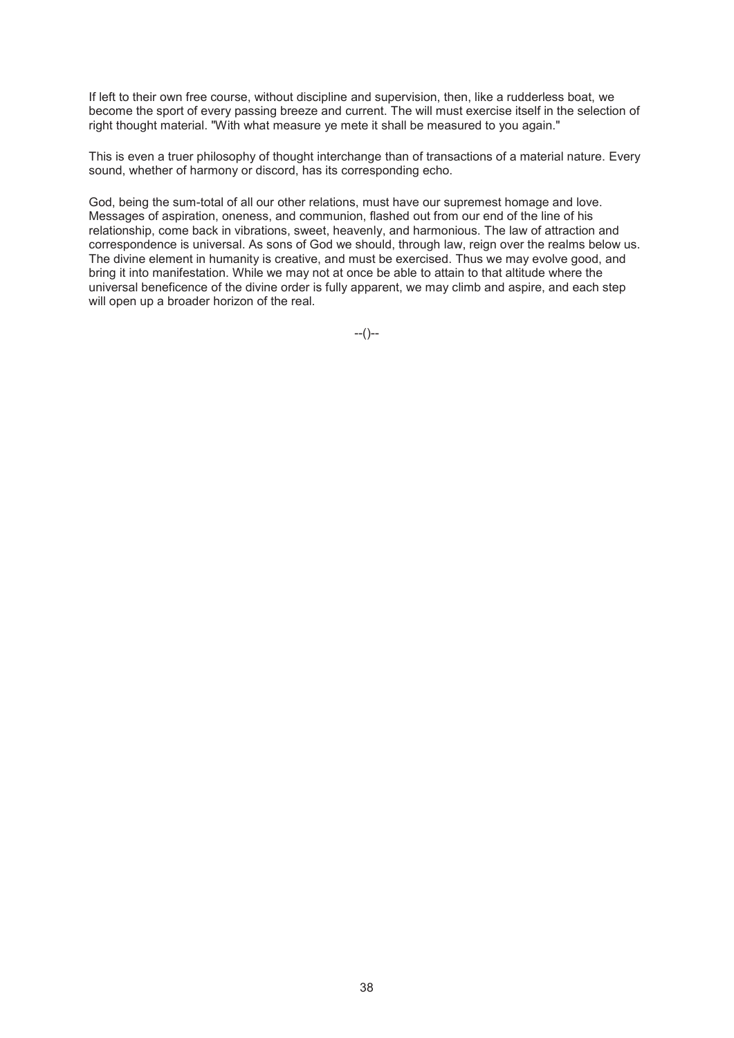If left to their own free course, without discipline and supervision, then, like a rudderless boat, we become the sport of every passing breeze and current. The will must exercise itself in the selection of right thought material. "With what measure ye mete it shall be measured to you again."

This is even a truer philosophy of thought interchange than of transactions of a material nature. Every sound, whether of harmony or discord, has its corresponding echo.

God, being the sum-total of all our other relations, must have our supremest homage and love. Messages of aspiration, oneness, and communion, flashed out from our end of the line of his relationship, come back in vibrations, sweet, heavenly, and harmonious. The law of attraction and correspondence is universal. As sons of God we should, through law, reign over the realms below us. The divine element in humanity is creative, and must be exercised. Thus we may evolve good, and bring it into manifestation. While we may not at once be able to attain to that altitude where the universal beneficence of the divine order is fully apparent, we may climb and aspire, and each step will open up a broader horizon of the real.

--()--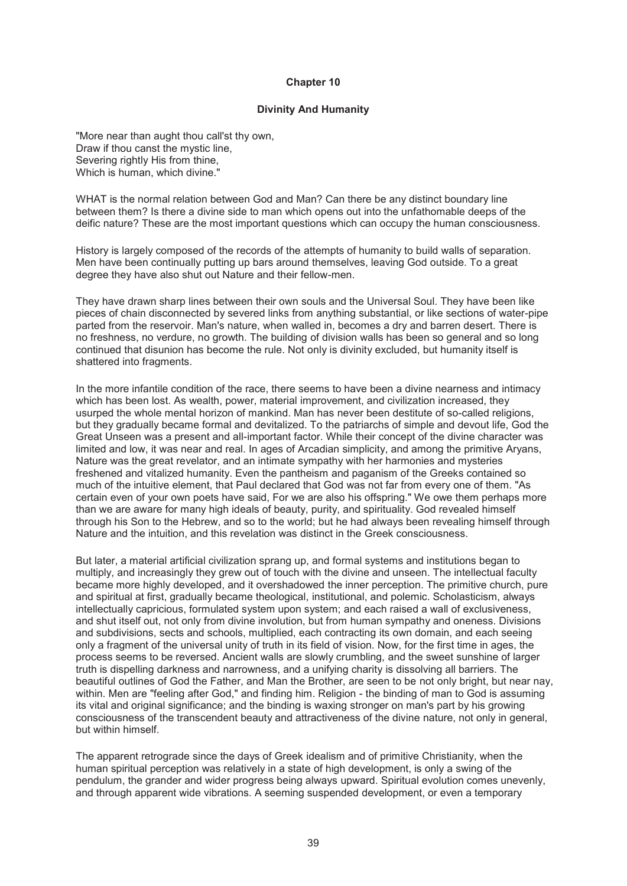# Chapter 10

## Divinity And Humanity

"More near than aught thou call'st thy own,
Draw if thou canst the mystic line,
Severing rightly His from thine,
Which is human, which divine."

WHAT is the normal relation between God and Man? Can there be any distinct boundary line between them? Is there a divine side to man which opens out into the unfathomable deeps of the deific nature? These are the most important questions which can occupy the human consciousness.

History is largely composed of the records of the attempts of humanity to build walls of separation. Men have been continually putting up bars around themselves, leaving God outside. To a great degree they have also shut out Nature and their fellow-men.

They have drawn sharp lines between their own souls and the Universal Soul. They have been like pieces of chain disconnected by severed links from anything substantial, or like sections of water-pipe parted from the reservoir. Man's nature, when walled in, becomes a dry and barren desert. There is no freshness, no verdure, no growth. The building of division walls has been so general and so long continued that disunion has become the rule. Not only is divinity excluded, but humanity itself is shattered into fragments.

In the more infantile condition of the race, there seems to have been a divine nearness and intimacy which has been lost. As wealth, power, material improvement, and civilization increased, they usurped the whole mental horizon of mankind. Man has never been destitute of so-called religions, but they gradually became formal and devitalized. To the patriarchs of simple and devout life, God the Great Unseen was a present and all-important factor. While their concept of the divine character was limited and low, it was near and real. In ages of Arcadian simplicity, and among the primitive Aryans, Nature was the great revelator, and an intimate sympathy with her harmonies and mysteries freshened and vitalized humanity. Even the pantheism and paganism of the Greeks contained so much of the intuitive element, that Paul declared that God was not far from every one of them. "As certain even of your own poets have said, For we are also his offspring." We owe them perhaps more than we are aware for many high ideals of beauty, purity, and spirituality. God revealed himself through his Son to the Hebrew, and so to the world; but he had always been revealing himself through Nature and the intuition, and this revelation was distinct in the Greek consciousness.

But later, a material artificial civilization sprang up, and formal systems and institutions began to multiply, and increasingly they grew out of touch with the divine and unseen. The intellectual faculty became more highly developed, and it overshadowed the inner perception. The primitive church, pure and spiritual at first, gradually became theological, institutional, and polemic. Scholasticism, always intellectually capricious, formulated system upon system; and each raised a wall of exclusiveness, and shut itself out, not only from divine involution, but from human sympathy and oneness. Divisions and subdivisions, sects and schools, multiplied, each contracting its own domain, and each seeing only a fragment of the universal unity of truth in its field of vision. Now, for the first time in ages, the process seems to be reversed. Ancient walls are slowly crumbling, and the sweet sunshine of larger truth is dispelling darkness and narrowness, and a unifying charity is dissolving all barriers. The beautiful outlines of God the Father, and Man the Brother, are seen to be not only bright, but near nay, within. Men are "feeling after God," and finding him. Religion - the binding of man to God is assuming its vital and original significance; and the binding is waxing stronger on man's part by his growing consciousness of the transcendent beauty and attractiveness of the divine nature, not only in general, but within himself.

The apparent retrograde since the days of Greek idealism and of primitive Christianity, when the human spiritual perception was relatively in a state of high development, is only a swing of the pendulum, the grander and wider progress being always upward. Spiritual evolution comes unevenly, and through apparent wide vibrations. A seeming suspended development, or even a temporary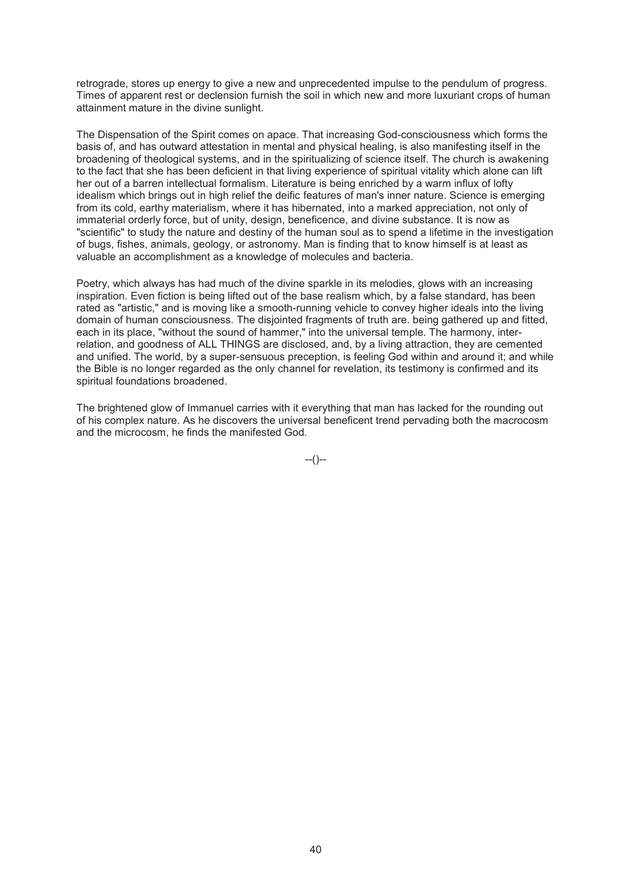retrograde, stores up energy to give a new and unprecedented impulse to the pendulum of progress. Times of apparent rest or declension furnish the soil in which new and more luxuriant crops of human attainment mature in the divine sunlight.

The Dispensation of the Spirit comes on apace. That increasing God-consciousness which forms the basis of, and has outward attestation in mental and physical healing, is also manifesting itself in the broadening of theological systems, and in the spiritualizing of science itself. The church is awakening to the fact that she has been deficient in that living experience of spiritual vitality which alone can lift her out of a barren intellectual formalism. Literature is being enriched by a warm influx of lofty idealism which brings out in high relief the deific features of man's inner nature. Science is emerging from its cold, earthy materialism, where it has hibernated, into a marked appreciation, not only of immaterial orderly force, but of unity, design, beneficence, and divine substance. It is now as "scientific" to study the nature and destiny of the human soul as to spend a lifetime in the investigation of bugs, fishes, animals, geology, or astronomy. Man is finding that to know himself is at least as valuable an accomplishment as a knowledge of molecules and bacteria.

Poetry, which always has had much of the divine sparkle in its melodies, glows with an increasing inspiration. Even fiction is being lifted out of the base realism which, by a false standard, has been rated as "artistic," and is moving like a smooth-running vehicle to convey higher ideals into the living domain of human consciousness. The disjointed fragments of truth are. being gathered up and fitted, each in its place, "without the sound of hammer," into the universal temple. The harmony, inter-relation, and goodness of ALL THINGS are disclosed, and, by a living attraction, they are cemented and unified. The world, by a super-sensuous preception, is feeling God within and around it; and while the Bible is no longer regarded as the only channel for revelation, its testimony is confirmed and its spiritual foundations broadened.

The brightened glow of Immanuel carries with it everything that man has lacked for the rounding out of his complex nature. As he discovers the universal beneficent trend pervading both the macrocosm and the microcosm, he finds the manifested God.

--()--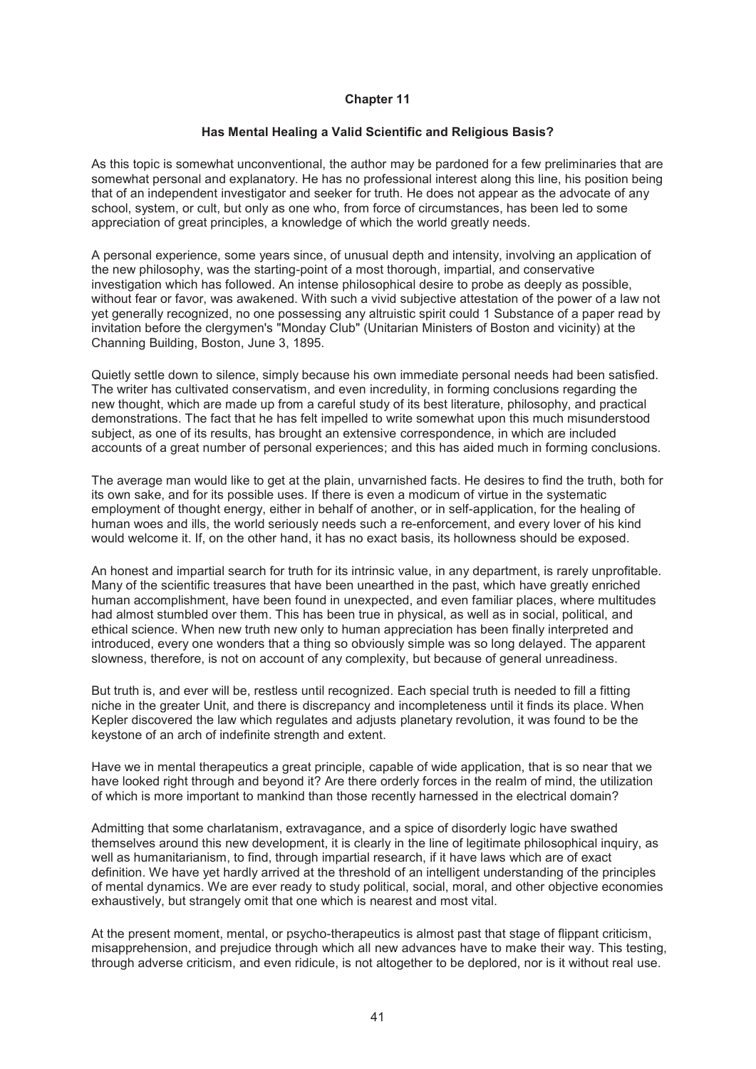**Chapter 11**

**Has Mental Healing a Valid Scientific and Religious Basis?**

As this topic is somewhat unconventional, the author may be pardoned for a few preliminaries that are somewhat personal and explanatory. He has no professional interest along this line, his position being that of an independent investigator and seeker for truth. He does not appear as the advocate of any school, system, or cult, but only as one who, from force of circumstances, has been led to some appreciation of great principles, a knowledge of which the world greatly needs.

A personal experience, some years since, of unusual depth and intensity, involving an application of the new philosophy, was the starting-point of a most thorough, impartial, and conservative investigation which has followed. An intense philosophical desire to probe as deeply as possible, without fear or favor, was awakened. With such a vivid subjective attestation of the power of a law not yet generally recognized, no one possessing any altruistic spirit could 1 Substance of a paper read by invitation before the clergymen's "Monday Club" (Unitarian Ministers of Boston and vicinity) at the Channing Building, Boston, June 3, 1895.

Quietly settle down to silence, simply because his own immediate personal needs had been satisfied. The writer has cultivated conservatism, and even incredulity, in forming conclusions regarding the new thought, which are made up from a careful study of its best literature, philosophy, and practical demonstrations. The fact that he has felt impelled to write somewhat upon this much misunderstood subject, as one of its results, has brought an extensive correspondence, in which are included accounts of a great number of personal experiences; and this has aided much in forming conclusions.

The average man would like to get at the plain, unvarnished facts. He desires to find the truth, both for its own sake, and for its possible uses. If there is even a modicum of virtue in the systematic employment of thought energy, either in behalf of another, or in self-application, for the healing of human woes and ills, the world seriously needs such a re-enforcement, and every lover of his kind would welcome it. If, on the other hand, it has no exact basis, its hollowness should be exposed.

An honest and impartial search for truth for its intrinsic value, in any department, is rarely unprofitable. Many of the scientific treasures that have been unearthed in the past, which have greatly enriched human accomplishment, have been found in unexpected, and even familiar places, where multitudes had almost stumbled over them. This has been true in physical, as well as in social, political, and ethical science. When new truth new only to human appreciation has been finally interpreted and introduced, every one wonders that a thing so obviously simple was so long delayed. The apparent slowness, therefore, is not on account of any complexity, but because of general unreadiness.

But truth is, and ever will be, restless until recognized. Each special truth is needed to fill a fitting niche in the greater Unit, and there is discrepancy and incompleteness until it finds its place. When Kepler discovered the law which regulates and adjusts planetary revolution, it was found to be the keystone of an arch of indefinite strength and extent.

Have we in mental therapeutics a great principle, capable of wide application, that is so near that we have looked right through and beyond it? Are there orderly forces in the realm of mind, the utilization of which is more important to mankind than those recently harnessed in the electrical domain?

Admitting that some charlatanism, extravagance, and a spice of disorderly logic have swathed themselves around this new development, it is clearly in the line of legitimate philosophical inquiry, as well as humanitarianism, to find, through impartial research, if it have laws which are of exact definition. We have yet hardly arrived at the threshold of an intelligent understanding of the principles of mental dynamics. We are ever ready to study political, social, moral, and other objective economies exhaustively, but strangely omit that one which is nearest and most vital.

At the present moment, mental, or psycho-therapeutics is almost past that stage of flippant criticism, misapprehension, and prejudice through which all new advances have to make their way. This testing, through adverse criticism, and even ridicule, is not altogether to be deplored, nor is it without real use.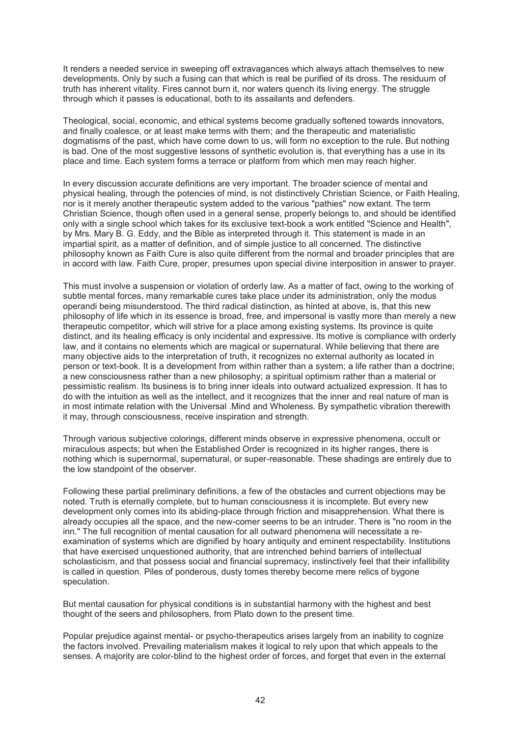It renders a needed service in sweeping off extravagances which always attach themselves to new developments. Only by such a fusing can that which is real be purified of its dross. The residuum of truth has inherent vitality. Fires cannot burn it, nor waters quench its living energy. The struggle through which it passes is educational, both to its assailants and defenders.

Theological, social, economic, and ethical systems become gradually softened towards innovators, and finally coalesce, or at least make terms with them; and the therapeutic and materialistic dogmatisms of the past, which have come down to us, will form no exception to the rule. But nothing is bad. One of the most suggestive lessons of synthetic evolution is, that everything has a use in its place and time. Each system forms a terrace or platform from which men may reach higher.

In every discussion accurate definitions are very important. The broader science of mental and physical healing, through the potencies of mind, is not distinctively Christian Science, or Faith Healing, nor is it merely another therapeutic system added to the various "pathies" now extant. The term Christian Science, though often used in a general sense, properly belongs to, and should be identified only with a single school which takes for its exclusive text-book a work entitled "Science and Health", by Mrs. Mary B. G. Eddy, and the Bible as interpreted through it. This statement is made in an impartial spirit, as a matter of definition, and of simple justice to all concerned. The distinctive philosophy known as Faith Cure is also quite different from the normal and broader principles that are in accord with law. Faith Cure, proper, presumes upon special divine interposition in answer to prayer.

This must involve a suspension or violation of orderly law. As a matter of fact, owing to the working of subtle mental forces, many remarkable cures take place under its administration, only the modus operandi being misunderstood. The third radical distinction, as hinted at above, is, that this new philosophy of life which in its essence is broad, free, and impersonal is vastly more than merely a new therapeutic competitor, which will strive for a place among existing systems. Its province is quite distinct, and its healing efficacy is only incidental and expressive. Its motive is compliance with orderly law, and it contains no elements which are magical or supernatural. While believing that there are many objective aids to the interpretation of truth, it recognizes no external authority as located in person or text-book. It is a development from within rather than a system; a life rather than a doctrine; a new consciousness rather than a new philosophy; a spiritual optimism rather than a material or pessimistic realism. Its business is to bring inner ideals into outward actualized expression. It has to do with the intuition as well as the intellect, and it recognizes that the inner and real nature of man is in most intimate relation with the Universal .Mind and Wholeness. By sympathetic vibration therewith it may, through consciousness, receive inspiration and strength.

Through various subjective colorings, different minds observe in expressive phenomena, occult or miraculous aspects; but when the Established Order is recognized in its higher ranges, there is nothing which is supernormal, supernatural, or super-reasonable. These shadings are entirely due to the low standpoint of the observer.

Following these partial preliminary definitions, a few of the obstacles and current objections may be noted. Truth is eternally complete, but to human consciousness it is incomplete. But every new development only comes into its abiding-place through friction and misapprehension. What there is already occupies all the space, and the new-comer seems to be an intruder. There is "no room in the inn." The full recognition of mental causation for all outward phenomena will necessitate a re-examination of systems which are dignified by hoary antiquity and eminent respectability. Institutions that have exercised unquestioned authority, that are intrenched behind barriers of intellectual scholasticism, and that possess social and financial supremacy, instinctively feel that their infallibility is called in question. Piles of ponderous, dusty tomes thereby become mere relics of bygone speculation.

But mental causation for physical conditions is in substantial harmony with the highest and best thought of the seers and philosophers, from Plato down to the present time.

Popular prejudice against mental- or psycho-therapeutics arises largely from an inability to cognize the factors involved. Prevailing materialism makes it logical to rely upon that which appeals to the senses. A majority are color-blind to the highest order of forces, and forget that even in the external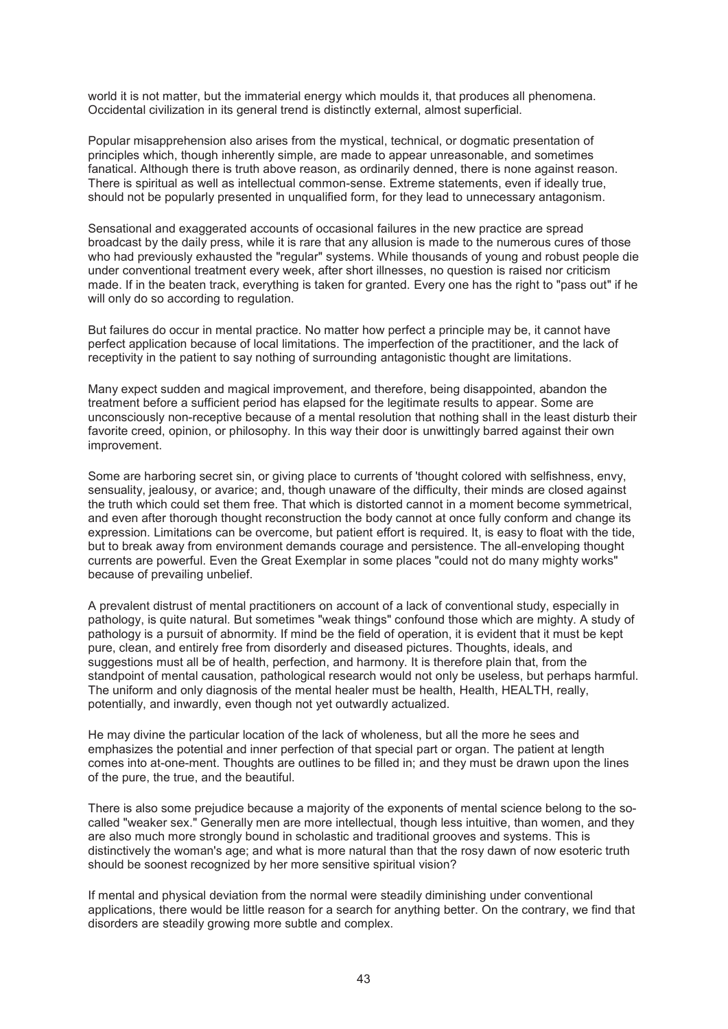world it is not matter, but the immaterial energy which moulds it, that produces all phenomena. Occidental civilization in its general trend is distinctly external, almost superficial.

Popular misapprehension also arises from the mystical, technical, or dogmatic presentation of principles which, though inherently simple, are made to appear unreasonable, and sometimes fanatical. Although there is truth above reason, as ordinarily denned, there is none against reason. There is spiritual as well as intellectual common-sense. Extreme statements, even if ideally true, should not be popularly presented in unqualified form, for they lead to unnecessary antagonism.

Sensational and exaggerated accounts of occasional failures in the new practice are spread broadcast by the daily press, while it is rare that any allusion is made to the numerous cures of those who had previously exhausted the "regular" systems. While thousands of young and robust people die under conventional treatment every week, after short illnesses, no question is raised nor criticism made. If in the beaten track, everything is taken for granted. Every one has the right to "pass out" if he will only do so according to regulation.

But failures do occur in mental practice. No matter how perfect a principle may be, it cannot have perfect application because of local limitations. The imperfection of the practitioner, and the lack of receptivity in the patient to say nothing of surrounding antagonistic thought are limitations.

Many expect sudden and magical improvement, and therefore, being disappointed, abandon the treatment before a sufficient period has elapsed for the legitimate results to appear. Some are unconsciously non-receptive because of a mental resolution that nothing shall in the least disturb their favorite creed, opinion, or philosophy. In this way their door is unwittingly barred against their own improvement.

Some are harboring secret sin, or giving place to currents of 'thought colored with selfishness, envy, sensuality, jealousy, or avarice; and, though unaware of the difficulty, their minds are closed against the truth which could set them free. That which is distorted cannot in a moment become symmetrical, and even after thorough thought reconstruction the body cannot at once fully conform and change its expression. Limitations can be overcome, but patient effort is required. It, is easy to float with the tide, but to break away from environment demands courage and persistence. The all-enveloping thought currents are powerful. Even the Great Exemplar in some places "could not do many mighty works" because of prevailing unbelief.

A prevalent distrust of mental practitioners on account of a lack of conventional study, especially in pathology, is quite natural. But sometimes "weak things" confound those which are mighty. A study of pathology is a pursuit of abnormity. If mind be the field of operation, it is evident that it must be kept pure, clean, and entirely free from disorderly and diseased pictures. Thoughts, ideals, and suggestions must all be of health, perfection, and harmony. It is therefore plain that, from the standpoint of mental causation, pathological research would not only be useless, but perhaps harmful. The uniform and only diagnosis of the mental healer must be health, Health, HEALTH, really, potentially, and inwardly, even though not yet outwardly actualized.

He may divine the particular location of the lack of wholeness, but all the more he sees and emphasizes the potential and inner perfection of that special part or organ. The patient at length comes into at-one-ment. Thoughts are outlines to be filled in; and they must be drawn upon the lines of the pure, the true, and the beautiful.

There is also some prejudice because a majority of the exponents of mental science belong to the so-called "weaker sex." Generally men are more intellectual, though less intuitive, than women, and they are also much more strongly bound in scholastic and traditional grooves and systems. This is distinctively the woman's age; and what is more natural than that the rosy dawn of now esoteric truth should be soonest recognized by her more sensitive spiritual vision?

If mental and physical deviation from the normal were steadily diminishing under conventional applications, there would be little reason for a search for anything better. On the contrary, we find that disorders are steadily growing more subtle and complex.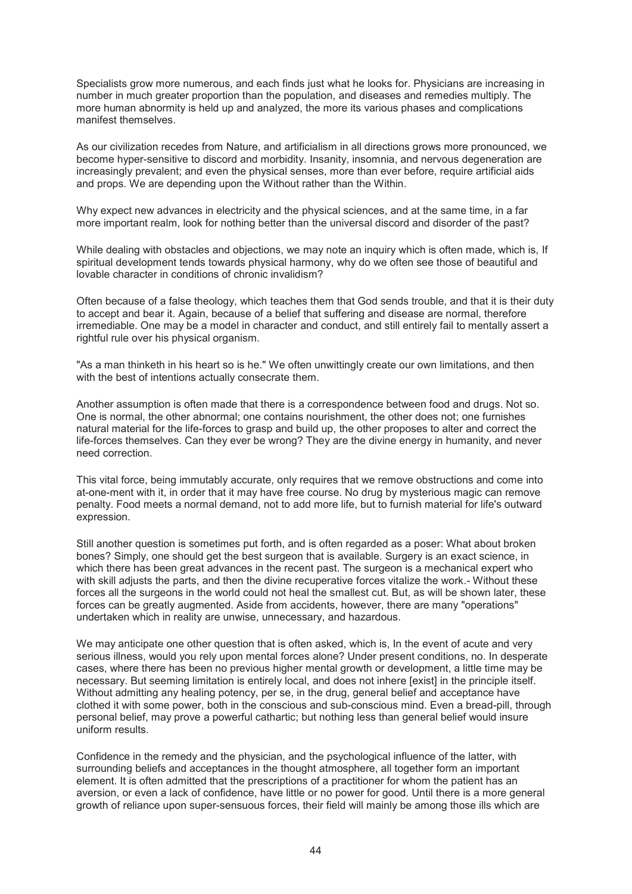Specialists grow more numerous, and each finds just what he looks for. Physicians are increasing in number in much greater proportion than the population, and diseases and remedies multiply. The more human abnormity is held up and analyzed, the more its various phases and complications manifest themselves.

As our civilization recedes from Nature, and artificialism in all directions grows more pronounced, we become hyper-sensitive to discord and morbidity. Insanity, insomnia, and nervous degeneration are increasingly prevalent; and even the physical senses, more than ever before, require artificial aids and props. We are depending upon the Without rather than the Within.

Why expect new advances in electricity and the physical sciences, and at the same time, in a far more important realm, look for nothing better than the universal discord and disorder of the past?

While dealing with obstacles and objections, we may note an inquiry which is often made, which is, If spiritual development tends towards physical harmony, why do we often see those of beautiful and lovable character in conditions of chronic invalidism?

Often because of a false theology, which teaches them that God sends trouble, and that it is their duty to accept and bear it. Again, because of a belief that suffering and disease are normal, therefore irremediable. One may be a model in character and conduct, and still entirely fail to mentally assert a rightful rule over his physical organism.

"As a man thinketh in his heart so is he." We often unwittingly create our own limitations, and then with the best of intentions actually consecrate them.

Another assumption is often made that there is a correspondence between food and drugs. Not so. One is normal, the other abnormal; one contains nourishment, the other does not; one furnishes natural material for the life-forces to grasp and build up, the other proposes to alter and correct the life-forces themselves. Can they ever be wrong? They are the divine energy in humanity, and never need correction.

This vital force, being immutably accurate, only requires that we remove obstructions and come into at-one-ment with it, in order that it may have free course. No drug by mysterious magic can remove penalty. Food meets a normal demand, not to add more life, but to furnish material for life's outward expression.

Still another question is sometimes put forth, and is often regarded as a poser: What about broken bones? Simply, one should get the best surgeon that is available. Surgery is an exact science, in which there has been great advances in the recent past. The surgeon is a mechanical expert who with skill adjusts the parts, and then the divine recuperative forces vitalize the work.- Without these forces all the surgeons in the world could not heal the smallest cut. But, as will be shown later, these forces can be greatly augmented. Aside from accidents, however, there are many "operations" undertaken which in reality are unwise, unnecessary, and hazardous.

We may anticipate one other question that is often asked, which is, In the event of acute and very serious illness, would you rely upon mental forces alone? Under present conditions, no. In desperate cases, where there has been no previous higher mental growth or development, a little time may be necessary. But seeming limitation is entirely local, and does not inhere [exist] in the principle itself. Without admitting any healing potency, per se, in the drug, general belief and acceptance have clothed it with some power, both in the conscious and sub-conscious mind. Even a bread-pill, through personal belief, may prove a powerful cathartic; but nothing less than general belief would insure uniform results.

Confidence in the remedy and the physician, and the psychological influence of the latter, with surrounding beliefs and acceptances in the thought atmosphere, all together form an important element. It is often admitted that the prescriptions of a practitioner for whom the patient has an aversion, or even a lack of confidence, have little or no power for good. Until there is a more general growth of reliance upon super-sensuous forces, their field will mainly be among those ills which are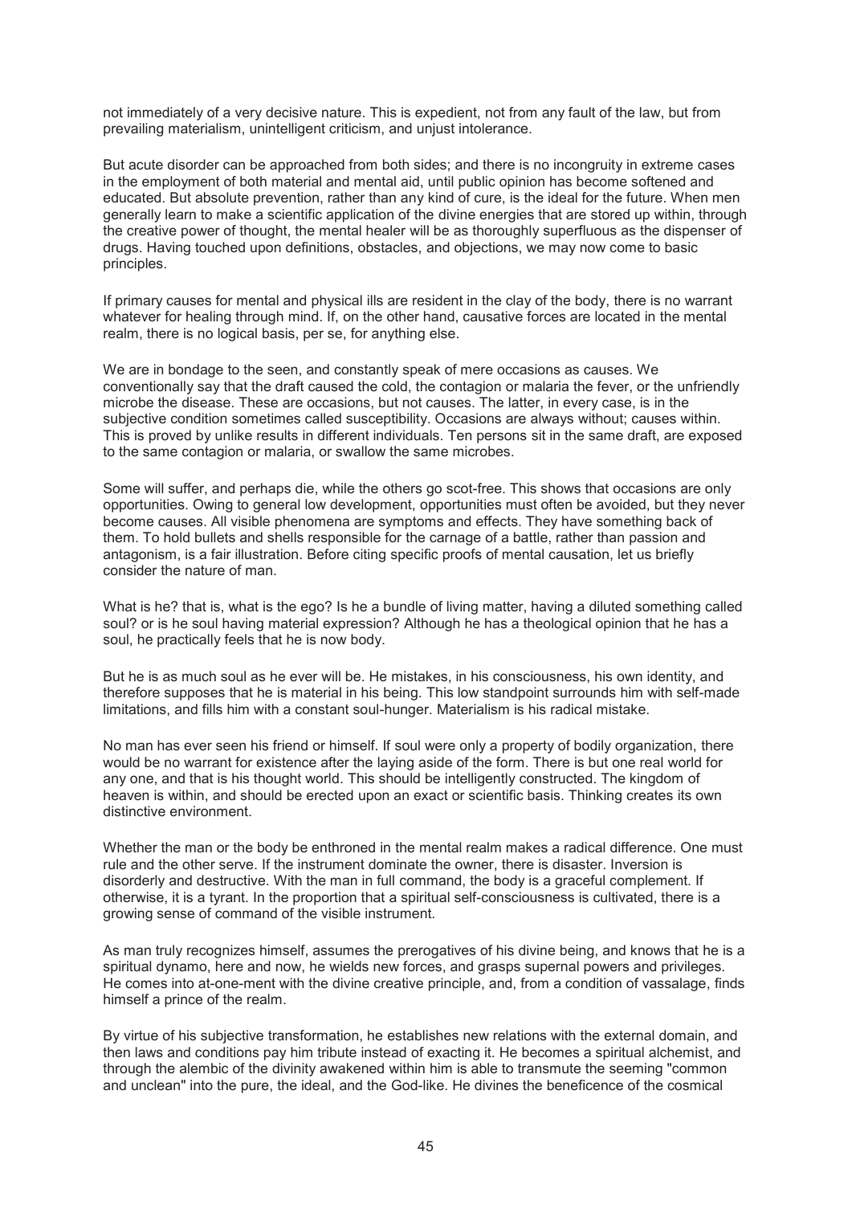not immediately of a very decisive nature. This is expedient, not from any fault of the law, but from prevailing materialism, unintelligent criticism, and unjust intolerance.

But acute disorder can be approached from both sides; and there is no incongruity in extreme cases in the employment of both material and mental aid, until public opinion has become softened and educated. But absolute prevention, rather than any kind of cure, is the ideal for the future. When men generally learn to make a scientific application of the divine energies that are stored up within, through the creative power of thought, the mental healer will be as thoroughly superfluous as the dispenser of drugs. Having touched upon definitions, obstacles, and objections, we may now come to basic principles.

If primary causes for mental and physical ills are resident in the clay of the body, there is no warrant whatever for healing through mind. If, on the other hand, causative forces are located in the mental realm, there is no logical basis, per se, for anything else.

We are in bondage to the seen, and constantly speak of mere occasions as causes. We conventionally say that the draft caused the cold, the contagion or malaria the fever, or the unfriendly microbe the disease. These are occasions, but not causes. The latter, in every case, is in the subjective condition sometimes called susceptibility. Occasions are always without; causes within. This is proved by unlike results in different individuals. Ten persons sit in the same draft, are exposed to the same contagion or malaria, or swallow the same microbes.

Some will suffer, and perhaps die, while the others go scot-free. This shows that occasions are only opportunities. Owing to general low development, opportunities must often be avoided, but they never become causes. All visible phenomena are symptoms and effects. They have something back of them. To hold bullets and shells responsible for the carnage of a battle, rather than passion and antagonism, is a fair illustration. Before citing specific proofs of mental causation, let us briefly consider the nature of man.

What is he? that is, what is the ego? Is he a bundle of living matter, having a diluted something called soul? or is he soul having material expression? Although he has a theological opinion that he has a soul, he practically feels that he is now body.

But he is as much soul as he ever will be. He mistakes, in his consciousness, his own identity, and therefore supposes that he is material in his being. This low standpoint surrounds him with self-made limitations, and fills him with a constant soul-hunger. Materialism is his radical mistake.

No man has ever seen his friend or himself. If soul were only a property of bodily organization, there would be no warrant for existence after the laying aside of the form. There is but one real world for any one, and that is his thought world. This should be intelligently constructed. The kingdom of heaven is within, and should be erected upon an exact or scientific basis. Thinking creates its own distinctive environment.

Whether the man or the body be enthroned in the mental realm makes a radical difference. One must rule and the other serve. If the instrument dominate the owner, there is disaster. Inversion is disorderly and destructive. With the man in full command, the body is a graceful complement. If otherwise, it is a tyrant. In the proportion that a spiritual self-consciousness is cultivated, there is a growing sense of command of the visible instrument.

As man truly recognizes himself, assumes the prerogatives of his divine being, and knows that he is a spiritual dynamo, here and now, he wields new forces, and grasps supernal powers and privileges. He comes into at-one-ment with the divine creative principle, and, from a condition of vassalage, finds himself a prince of the realm.

By virtue of his subjective transformation, he establishes new relations with the external domain, and then laws and conditions pay him tribute instead of exacting it. He becomes a spiritual alchemist, and through the alembic of the divinity awakened within him is able to transmute the seeming "common and unclean" into the pure, the ideal, and the God-like. He divines the beneficence of the cosmical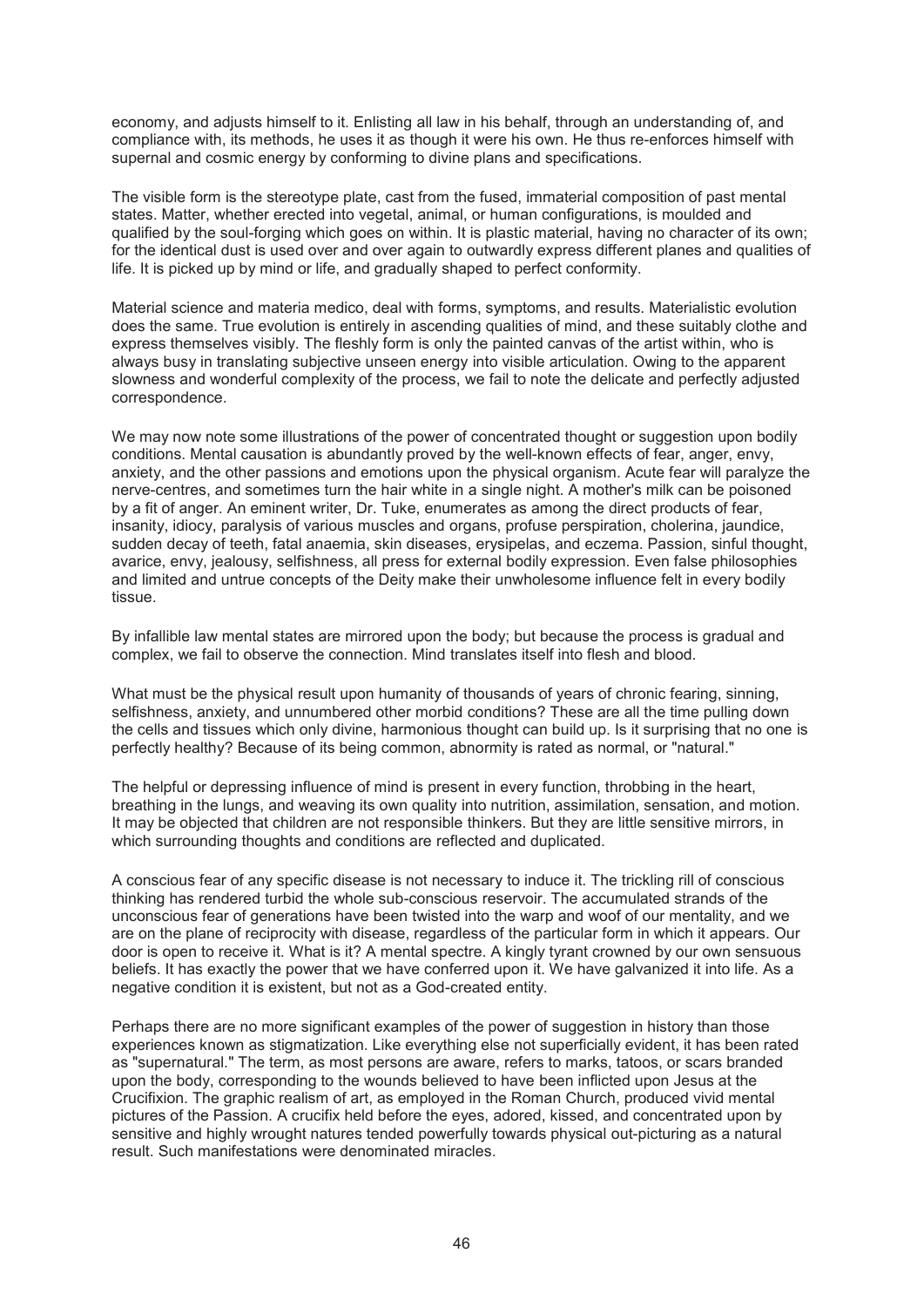economy, and adjusts himself to it. Enlisting all law in his behalf, through an understanding of, and compliance with, its methods, he uses it as though it were his own. He thus re-enforces himself with supernal and cosmic energy by conforming to divine plans and specifications.

The visible form is the stereotype plate, cast from the fused, immaterial composition of past mental states. Matter, whether erected into vegetal, animal, or human configurations, is moulded and qualified by the soul-forging which goes on within. It is plastic material, having no character of its own; for the identical dust is used over and over again to outwardly express different planes and qualities of life. It is picked up by mind or life, and gradually shaped to perfect conformity.

Material science and materia medico, deal with forms, symptoms, and results. Materialistic evolution does the same. True evolution is entirely in ascending qualities of mind, and these suitably clothe and express themselves visibly. The fleshly form is only the painted canvas of the artist within, who is always busy in translating subjective unseen energy into visible articulation. Owing to the apparent slowness and wonderful complexity of the process, we fail to note the delicate and perfectly adjusted correspondence.

We may now note some illustrations of the power of concentrated thought or suggestion upon bodily conditions. Mental causation is abundantly proved by the well-known effects of fear, anger, envy, anxiety, and the other passions and emotions upon the physical organism. Acute fear will paralyze the nerve-centres, and sometimes turn the hair white in a single night. A mother's milk can be poisoned by a fit of anger. An eminent writer, Dr. Tuke, enumerates as among the direct products of fear, insanity, idiocy, paralysis of various muscles and organs, profuse perspiration, cholerina, jaundice, sudden decay of teeth, fatal anaemia, skin diseases, erysipelas, and eczema. Passion, sinful thought, avarice, envy, jealousy, selfishness, all press for external bodily expression. Even false philosophies and limited and untrue concepts of the Deity make their unwholesome influence felt in every bodily tissue.

By infallible law mental states are mirrored upon the body; but because the process is gradual and complex, we fail to observe the connection. Mind translates itself into flesh and blood.

What must be the physical result upon humanity of thousands of years of chronic fearing, sinning, selfishness, anxiety, and unnumbered other morbid conditions? These are all the time pulling down the cells and tissues which only divine, harmonious thought can build up. Is it surprising that no one is perfectly healthy? Because of its being common, abnormity is rated as normal, or "natural."

The helpful or depressing influence of mind is present in every function, throbbing in the heart, breathing in the lungs, and weaving its own quality into nutrition, assimilation, sensation, and motion. It may be objected that children are not responsible thinkers. But they are little sensitive mirrors, in which surrounding thoughts and conditions are reflected and duplicated.

A conscious fear of any specific disease is not necessary to induce it. The trickling rill of conscious thinking has rendered turbid the whole sub-conscious reservoir. The accumulated strands of the unconscious fear of generations have been twisted into the warp and woof of our mentality, and we are on the plane of reciprocity with disease, regardless of the particular form in which it appears. Our door is open to receive it. What is it? A mental spectre. A kingly tyrant crowned by our own sensuous beliefs. It has exactly the power that we have conferred upon it. We have galvanized it into life. As a negative condition it is existent, but not as a God-created entity.

Perhaps there are no more significant examples of the power of suggestion in history than those experiences known as stigmatization. Like everything else not superficially evident, it has been rated as "supernatural." The term, as most persons are aware, refers to marks, tatoos, or scars branded upon the body, corresponding to the wounds believed to have been inflicted upon Jesus at the Crucifixion. The graphic realism of art, as employed in the Roman Church, produced vivid mental pictures of the Passion. A crucifix held before the eyes, adored, kissed, and concentrated upon by sensitive and highly wrought natures tended powerfully towards physical out-picturing as a natural result. Such manifestations were denominated miracles.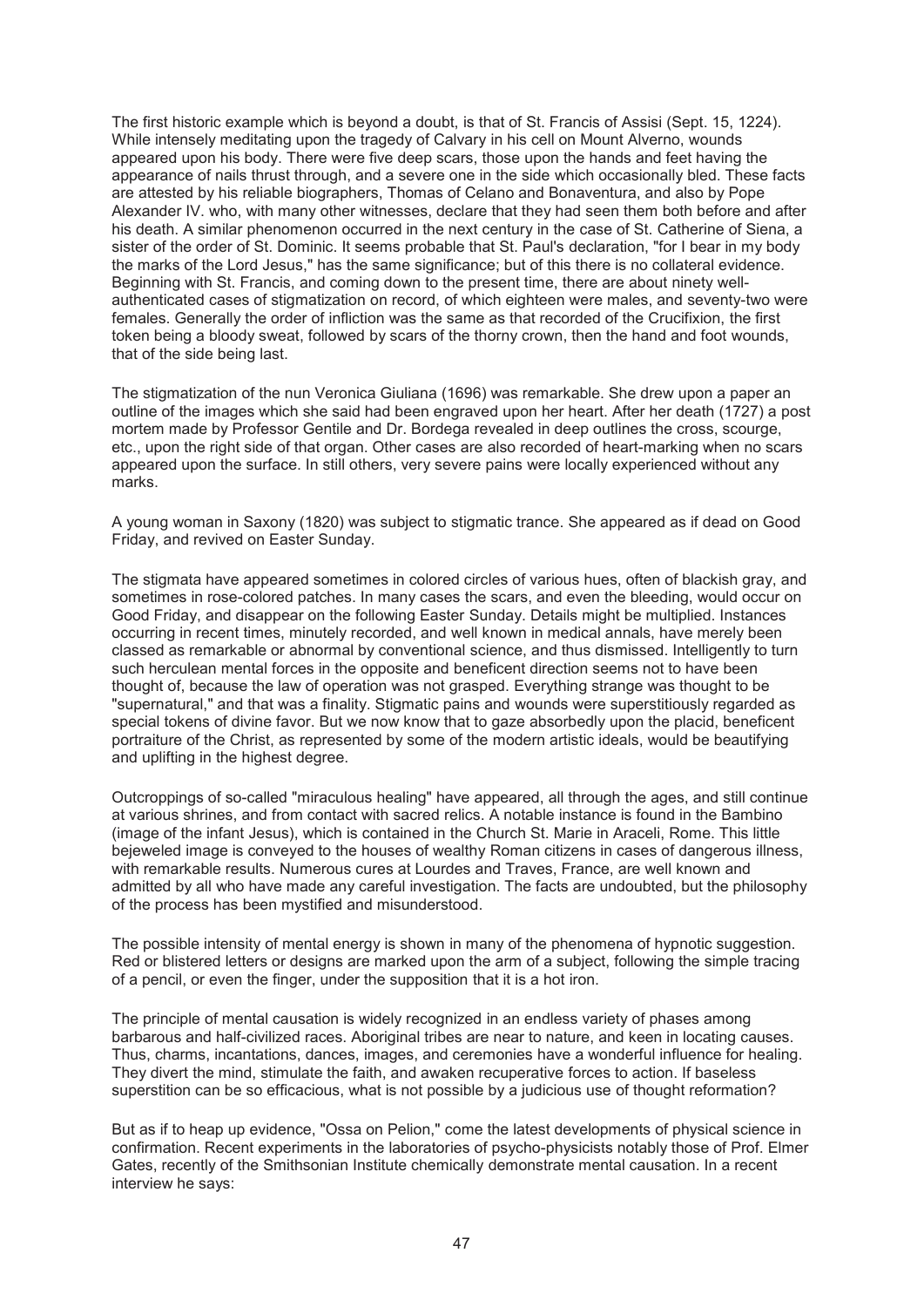The first historic example which is beyond a doubt, is that of St. Francis of Assisi (Sept. 15, 1224). While intensely meditating upon the tragedy of Calvary in his cell on Mount Alverno, wounds appeared upon his body. There were five deep scars, those upon the hands and feet having the appearance of nails thrust through, and a severe one in the side which occasionally bled. These facts are attested by his reliable biographers, Thomas of Celano and Bonaventura, and also by Pope Alexander IV. who, with many other witnesses, declare that they had seen them both before and after his death. A similar phenomenon occurred in the next century in the case of St. Catherine of Siena, a sister of the order of St. Dominic. It seems probable that St. Paul's declaration, "for I bear in my body the marks of the Lord Jesus," has the same significance; but of this there is no collateral evidence. Beginning with St. Francis, and coming down to the present time, there are about ninety well-authenticated cases of stigmatization on record, of which eighteen were males, and seventy-two were females. Generally the order of infliction was the same as that recorded of the Crucifixion, the first token being a bloody sweat, followed by scars of the thorny crown, then the hand and foot wounds, that of the side being last.

The stigmatization of the nun Veronica Giuliana (1696) was remarkable. She drew upon a paper an outline of the images which she said had been engraved upon her heart. After her death (1727) a post mortem made by Professor Gentile and Dr. Bordega revealed in deep outlines the cross, scourge, etc., upon the right side of that organ. Other cases are also recorded of heart-marking when no scars appeared upon the surface. In still others, very severe pains were locally experienced without any marks.

A young woman in Saxony (1820) was subject to stigmatic trance. She appeared as if dead on Good Friday, and revived on Easter Sunday.

The stigmata have appeared sometimes in colored circles of various hues, often of blackish gray, and sometimes in rose-colored patches. In many cases the scars, and even the bleeding, would occur on Good Friday, and disappear on the following Easter Sunday. Details might be multiplied. Instances occurring in recent times, minutely recorded, and well known in medical annals, have merely been classed as remarkable or abnormal by conventional science, and thus dismissed. Intelligently to turn such herculean mental forces in the opposite and beneficent direction seems not to have been thought of, because the law of operation was not grasped. Everything strange was thought to be "supernatural," and that was a finality. Stigmatic pains and wounds were superstitiously regarded as special tokens of divine favor. But we now know that to gaze absorbedly upon the placid, beneficent portraiture of the Christ, as represented by some of the modern artistic ideals, would be beautifying and uplifting in the highest degree.

Outcroppings of so-called "miraculous healing" have appeared, all through the ages, and still continue at various shrines, and from contact with sacred relics. A notable instance is found in the Bambino (image of the infant Jesus), which is contained in the Church St. Marie in Araceli, Rome. This little bejeweled image is conveyed to the houses of wealthy Roman citizens in cases of dangerous illness, with remarkable results. Numerous cures at Lourdes and Traves, France, are well known and admitted by all who have made any careful investigation. The facts are undoubted, but the philosophy of the process has been mystified and misunderstood.

The possible intensity of mental energy is shown in many of the phenomena of hypnotic suggestion. Red or blistered letters or designs are marked upon the arm of a subject, following the simple tracing of a pencil, or even the finger, under the supposition that it is a hot iron.

The principle of mental causation is widely recognized in an endless variety of phases among barbarous and half-civilized races. Aboriginal tribes are near to nature, and keen in locating causes. Thus, charms, incantations, dances, images, and ceremonies have a wonderful influence for healing. They divert the mind, stimulate the faith, and awaken recuperative forces to action. If baseless superstition can be so efficacious, what is not possible by a judicious use of thought reformation?

But as if to heap up evidence, "Ossa on Pelion," come the latest developments of physical science in confirmation. Recent experiments in the laboratories of psycho-physicists notably those of Prof. Elmer Gates, recently of the Smithsonian Institute chemically demonstrate mental causation. In a recent interview he says: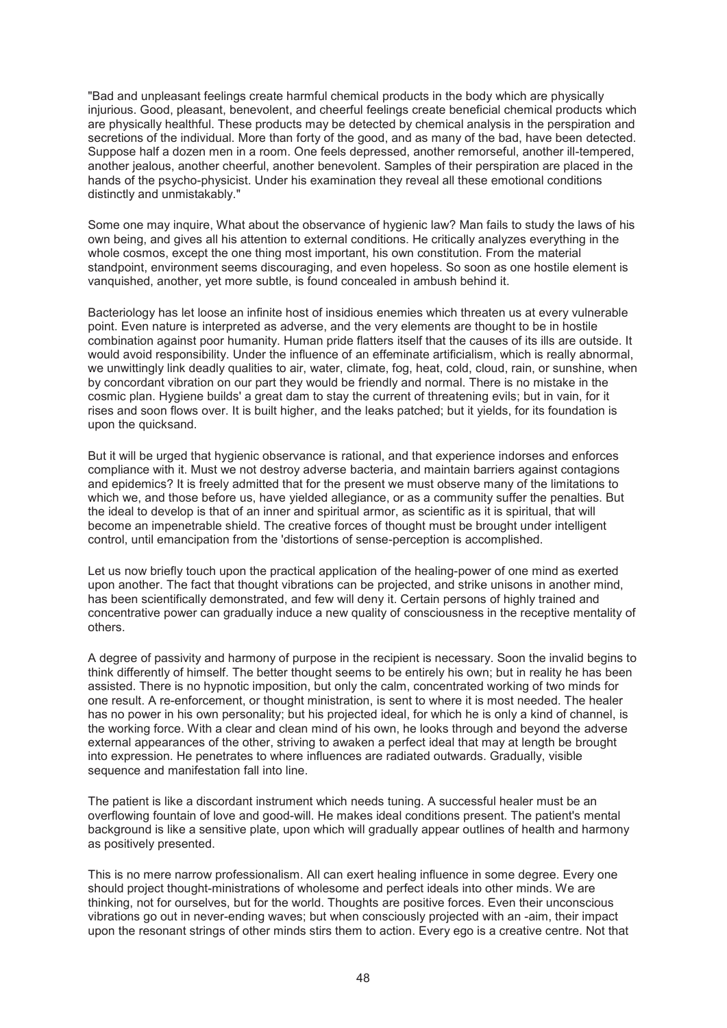"Bad and unpleasant feelings create harmful chemical products in the body which are physically injurious. Good, pleasant, benevolent, and cheerful feelings create beneficial chemical products which are physically healthful. These products may be detected by chemical analysis in the perspiration and secretions of the individual. More than forty of the good, and as many of the bad, have been detected. Suppose half a dozen men in a room. One feels depressed, another remorseful, another ill-tempered, another jealous, another cheerful, another benevolent. Samples of their perspiration are placed in the hands of the psycho-physicist. Under his examination they reveal all these emotional conditions distinctly and unmistakably."

Some one may inquire, What about the observance of hygienic law? Man fails to study the laws of his own being, and gives all his attention to external conditions. He critically analyzes everything in the whole cosmos, except the one thing most important, his own constitution. From the material standpoint, environment seems discouraging, and even hopeless. So soon as one hostile element is vanquished, another, yet more subtle, is found concealed in ambush behind it.

Bacteriology has let loose an infinite host of insidious enemies which threaten us at every vulnerable point. Even nature is interpreted as adverse, and the very elements are thought to be in hostile combination against poor humanity. Human pride flatters itself that the causes of its ills are outside. It would avoid responsibility. Under the influence of an effeminate artificialism, which is really abnormal, we unwittingly link deadly qualities to air, water, climate, fog, heat, cold, cloud, rain, or sunshine, when by concordant vibration on our part they would be friendly and normal. There is no mistake in the cosmic plan. Hygiene builds' a great dam to stay the current of threatening evils; but in vain, for it rises and soon flows over. It is built higher, and the leaks patched; but it yields, for its foundation is upon the quicksand.

But it will be urged that hygienic observance is rational, and that experience indorses and enforces compliance with it. Must we not destroy adverse bacteria, and maintain barriers against contagions and epidemics? It is freely admitted that for the present we must observe many of the limitations to which we, and those before us, have yielded allegiance, or as a community suffer the penalties. But the ideal to develop is that of an inner and spiritual armor, as scientific as it is spiritual, that will become an impenetrable shield. The creative forces of thought must be brought under intelligent control, until emancipation from the 'distortions of sense-perception is accomplished.

Let us now briefly touch upon the practical application of the healing-power of one mind as exerted upon another. The fact that thought vibrations can be projected, and strike unisons in another mind, has been scientifically demonstrated, and few will deny it. Certain persons of highly trained and concentrative power can gradually induce a new quality of consciousness in the receptive mentality of others.

A degree of passivity and harmony of purpose in the recipient is necessary. Soon the invalid begins to think differently of himself. The better thought seems to be entirely his own; but in reality he has been assisted. There is no hypnotic imposition, but only the calm, concentrated working of two minds for one result. A re-enforcement, or thought ministration, is sent to where it is most needed. The healer has no power in his own personality; but his projected ideal, for which he is only a kind of channel, is the working force. With a clear and clean mind of his own, he looks through and beyond the adverse external appearances of the other, striving to awaken a perfect ideal that may at length be brought into expression. He penetrates to where influences are radiated outwards. Gradually, visible sequence and manifestation fall into line.

The patient is like a discordant instrument which needs tuning. A successful healer must be an overflowing fountain of love and good-will. He makes ideal conditions present. The patient's mental background is like a sensitive plate, upon which will gradually appear outlines of health and harmony as positively presented.

This is no mere narrow professionalism. All can exert healing influence in some degree. Every one should project thought-ministrations of wholesome and perfect ideals into other minds. We are thinking, not for ourselves, but for the world. Thoughts are positive forces. Even their unconscious vibrations go out in never-ending waves; but when consciously projected with an -aim, their impact upon the resonant strings of other minds stirs them to action. Every ego is a creative centre. Not that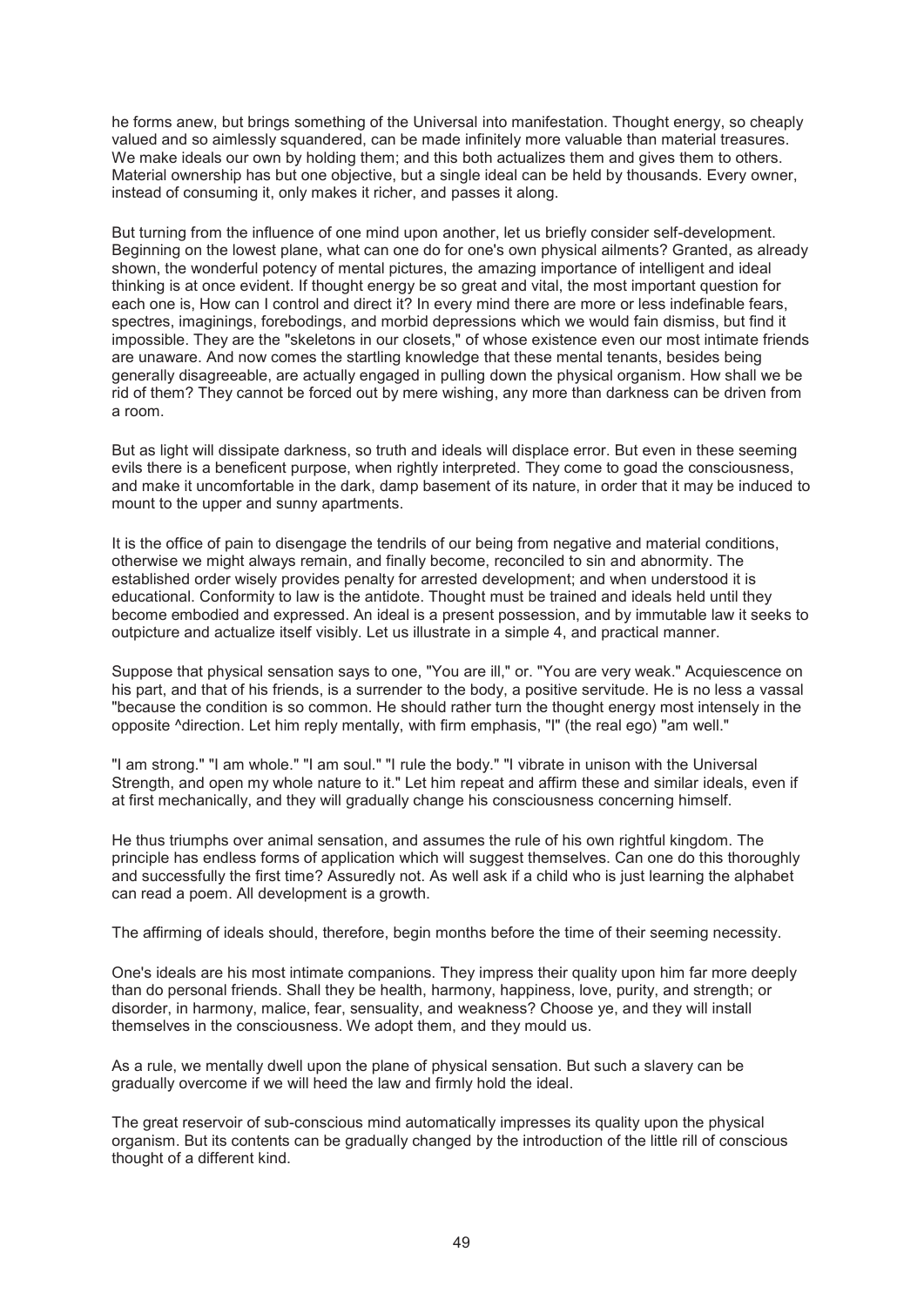he forms anew, but brings something of the Universal into manifestation. Thought energy, so cheaply valued and so aimlessly squandered, can be made infinitely more valuable than material treasures. We make ideals our own by holding them; and this both actualizes them and gives them to others. Material ownership has but one objective, but a single ideal can be held by thousands. Every owner, instead of consuming it, only makes it richer, and passes it along.

But turning from the influence of one mind upon another, let us briefly consider self-development. Beginning on the lowest plane, what can one do for one's own physical ailments? Granted, as already shown, the wonderful potency of mental pictures, the amazing importance of intelligent and ideal thinking is at once evident. If thought energy be so great and vital, the most important question for each one is, How can I control and direct it? In every mind there are more or less indefinable fears, spectres, imaginings, forebodings, and morbid depressions which we would fain dismiss, but find it impossible. They are the "skeletons in our closets," of whose existence even our most intimate friends are unaware. And now comes the startling knowledge that these mental tenants, besides being generally disagreeable, are actually engaged in pulling down the physical organism. How shall we be rid of them? They cannot be forced out by mere wishing, any more than darkness can be driven from a room.

But as light will dissipate darkness, so truth and ideals will displace error. But even in these seeming evils there is a beneficent purpose, when rightly interpreted. They come to goad the consciousness, and make it uncomfortable in the dark, damp basement of its nature, in order that it may be induced to mount to the upper and sunny apartments.

It is the office of pain to disengage the tendrils of our being from negative and material conditions, otherwise we might always remain, and finally become, reconciled to sin and abnormity. The established order wisely provides penalty for arrested development; and when understood it is educational. Conformity to law is the antidote. Thought must be trained and ideals held until they become embodied and expressed. An ideal is a present possession, and by immutable law it seeks to outpicture and actualize itself visibly. Let us illustrate in a simple 4, and practical manner.

Suppose that physical sensation says to one, "You are ill," or. "You are very weak." Acquiescence on his part, and that of his friends, is a surrender to the body, a positive servitude. He is no less a vassal "because the condition is so common. He should rather turn the thought energy most intensely in the opposite ^direction. Let him reply mentally, with firm emphasis, "I" (the real ego) "am well."

"I am strong." "I am whole." "I am soul." "I rule the body." "I vibrate in unison with the Universal Strength, and open my whole nature to it." Let him repeat and affirm these and similar ideals, even if at first mechanically, and they will gradually change his consciousness concerning himself.

He thus triumphs over animal sensation, and assumes the rule of his own rightful kingdom. The principle has endless forms of application which will suggest themselves. Can one do this thoroughly and successfully the first time? Assuredly not. As well ask if a child who is just learning the alphabet can read a poem. All development is a growth.

The affirming of ideals should, therefore, begin months before the time of their seeming necessity.

One's ideals are his most intimate companions. They impress their quality upon him far more deeply than do personal friends. Shall they be health, harmony, happiness, love, purity, and strength; or disorder, in harmony, malice, fear, sensuality, and weakness? Choose ye, and they will install themselves in the consciousness. We adopt them, and they mould us.

As a rule, we mentally dwell upon the plane of physical sensation. But such a slavery can be gradually overcome if we will heed the law and firmly hold the ideal.

The great reservoir of sub-conscious mind automatically impresses its quality upon the physical organism. But its contents can be gradually changed by the introduction of the little rill of conscious thought of a different kind.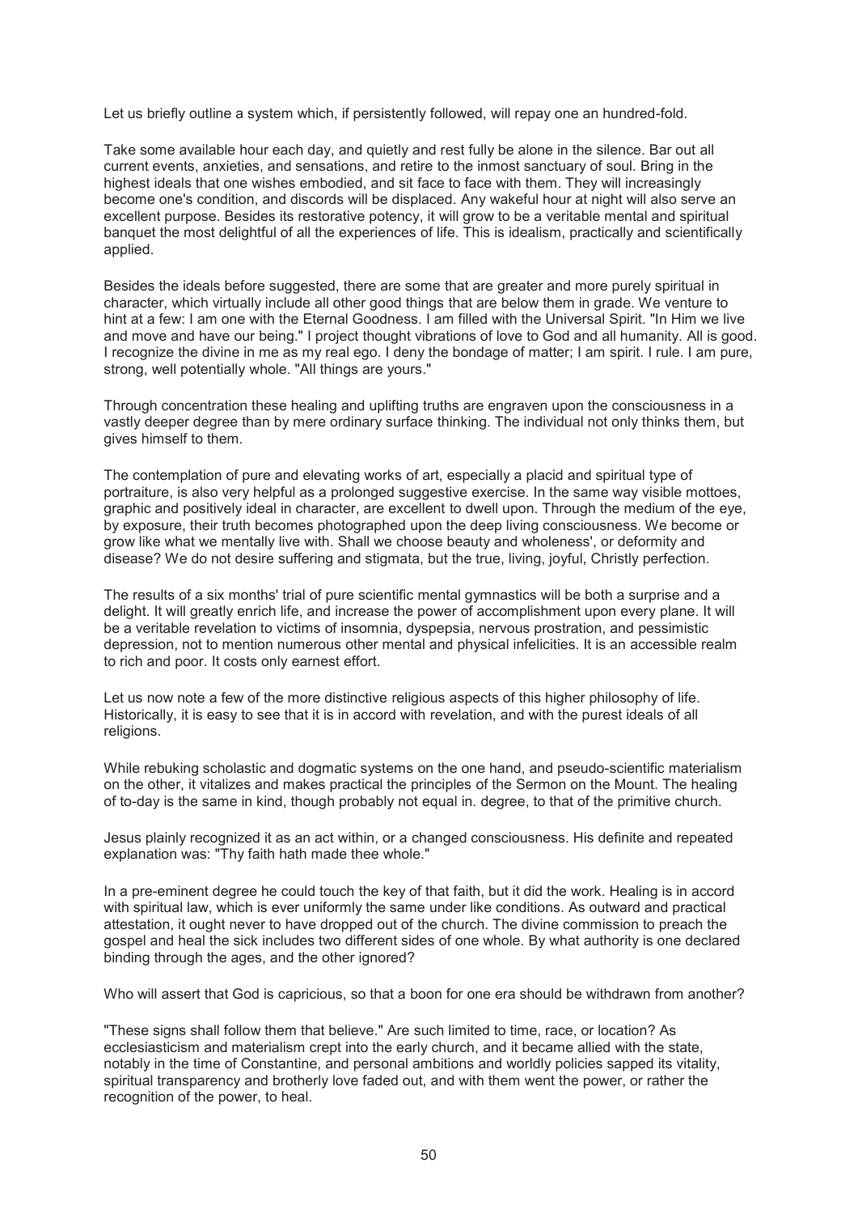Let us briefly outline a system which, if persistently followed, will repay one an hundred-fold.

Take some available hour each day, and quietly and rest fully be alone in the silence. Bar out all current events, anxieties, and sensations, and retire to the inmost sanctuary of soul. Bring in the highest ideals that one wishes embodied, and sit face to face with them. They will increasingly become one's condition, and discords will be displaced. Any wakeful hour at night will also serve an excellent purpose. Besides its restorative potency, it will grow to be a veritable mental and spiritual banquet the most delightful of all the experiences of life. This is idealism, practically and scientifically applied.

Besides the ideals before suggested, there are some that are greater and more purely spiritual in character, which virtually include all other good things that are below them in grade. We venture to hint at a few: I am one with the Eternal Goodness. I am filled with the Universal Spirit. "In Him we live and move and have our being." I project thought vibrations of love to God and all humanity. All is good. I recognize the divine in me as my real ego. I deny the bondage of matter; I am spirit. I rule. I am pure, strong, well potentially whole. "All things are yours."

Through concentration these healing and uplifting truths are engraven upon the consciousness in a vastly deeper degree than by mere ordinary surface thinking. The individual not only thinks them, but gives himself to them.

The contemplation of pure and elevating works of art, especially a placid and spiritual type of portraiture, is also very helpful as a prolonged suggestive exercise. In the same way visible mottoes, graphic and positively ideal in character, are excellent to dwell upon. Through the medium of the eye, by exposure, their truth becomes photographed upon the deep living consciousness. We become or grow like what we mentally live with. Shall we choose beauty and wholeness', or deformity and disease? We do not desire suffering and stigmata, but the true, living, joyful, Christly perfection.

The results of a six months' trial of pure scientific mental gymnastics will be both a surprise and a delight. It will greatly enrich life, and increase the power of accomplishment upon every plane. It will be a veritable revelation to victims of insomnia, dyspepsia, nervous prostration, and pessimistic depression, not to mention numerous other mental and physical infelicities. It is an accessible realm to rich and poor. It costs only earnest effort.

Let us now note a few of the more distinctive religious aspects of this higher philosophy of life. Historically, it is easy to see that it is in accord with revelation, and with the purest ideals of all religions.

While rebuking scholastic and dogmatic systems on the one hand, and pseudo-scientific materialism on the other, it vitalizes and makes practical the principles of the Sermon on the Mount. The healing of to-day is the same in kind, though probably not equal in. degree, to that of the primitive church.

Jesus plainly recognized it as an act within, or a changed consciousness. His definite and repeated explanation was: "Thy faith hath made thee whole."

In a pre-eminent degree he could touch the key of that faith, but it did the work. Healing is in accord with spiritual law, which is ever uniformly the same under like conditions. As outward and practical attestation, it ought never to have dropped out of the church. The divine commission to preach the gospel and heal the sick includes two different sides of one whole. By what authority is one declared binding through the ages, and the other ignored?

Who will assert that God is capricious, so that a boon for one era should be withdrawn from another?

"These signs shall follow them that believe." Are such limited to time, race, or location? As ecclesiasticism and materialism crept into the early church, and it became allied with the state, notably in the time of Constantine, and personal ambitions and worldly policies sapped its vitality, spiritual transparency and brotherly love faded out, and with them went the power, or rather the recognition of the power, to heal.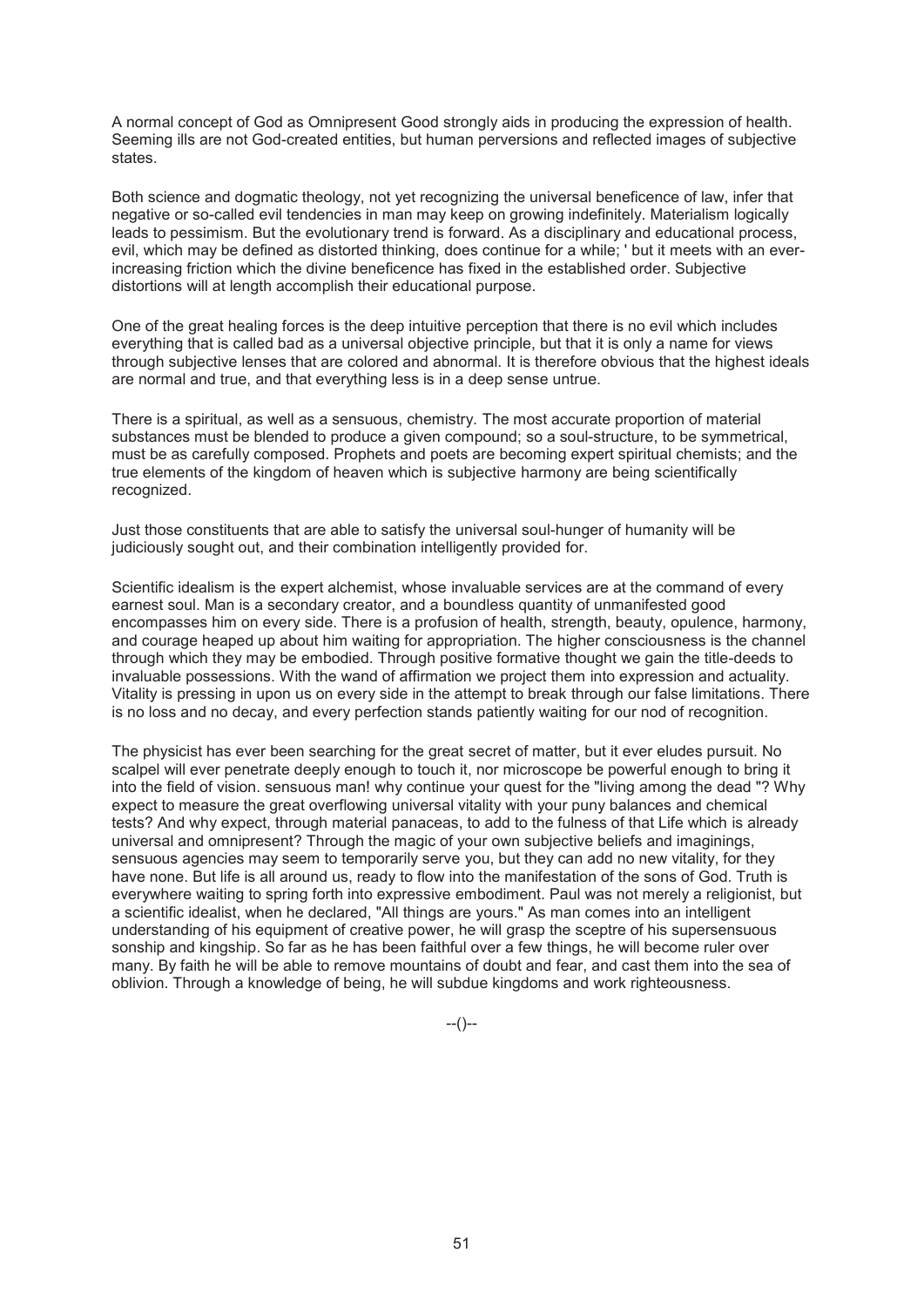A normal concept of God as Omnipresent Good strongly aids in producing the expression of health. Seeming ills are not God-created entities, but human perversions and reflected images of subjective states.

Both science and dogmatic theology, not yet recognizing the universal beneficence of law, infer that negative or so-called evil tendencies in man may keep on growing indefinitely. Materialism logically leads to pessimism. But the evolutionary trend is forward. As a disciplinary and educational process, evil, which may be defined as distorted thinking, does continue for a while; ' but it meets with an ever-increasing friction which the divine beneficence has fixed in the established order. Subjective distortions will at length accomplish their educational purpose.

One of the great healing forces is the deep intuitive perception that there is no evil which includes everything that is called bad as a universal objective principle, but that it is only a name for views through subjective lenses that are colored and abnormal. It is therefore obvious that the highest ideals are normal and true, and that everything less is in a deep sense untrue.

There is a spiritual, as well as a sensuous, chemistry. The most accurate proportion of material substances must be blended to produce a given compound; so a soul-structure, to be symmetrical, must be as carefully composed. Prophets and poets are becoming expert spiritual chemists; and the true elements of the kingdom of heaven which is subjective harmony are being scientifically recognized.

Just those constituents that are able to satisfy the universal soul-hunger of humanity will be judiciously sought out, and their combination intelligently provided for.

Scientific idealism is the expert alchemist, whose invaluable services are at the command of every earnest soul. Man is a secondary creator, and a boundless quantity of unmanifested good encompasses him on every side. There is a profusion of health, strength, beauty, opulence, harmony, and courage heaped up about him waiting for appropriation. The higher consciousness is the channel through which they may be embodied. Through positive formative thought we gain the title-deeds to invaluable possessions. With the wand of affirmation we project them into expression and actuality. Vitality is pressing in upon us on every side in the attempt to break through our false limitations. There is no loss and no decay, and every perfection stands patiently waiting for our nod of recognition.

The physicist has ever been searching for the great secret of matter, but it ever eludes pursuit. No scalpel will ever penetrate deeply enough to touch it, nor microscope be powerful enough to bring it into the field of vision. sensuous man! why continue your quest for the "living among the dead "? Why expect to measure the great overflowing universal vitality with your puny balances and chemical tests? And why expect, through material panaceas, to add to the fulness of that Life which is already universal and omnipresent? Through the magic of your own subjective beliefs and imaginings, sensuous agencies may seem to temporarily serve you, but they can add no new vitality, for they have none. But life is all around us, ready to flow into the manifestation of the sons of God. Truth is everywhere waiting to spring forth into expressive embodiment. Paul was not merely a religionist, but a scientific idealist, when he declared, "All things are yours." As man comes into an intelligent understanding of his equipment of creative power, he will grasp the sceptre of his supersensuous sonship and kingship. So far as he has been faithful over a few things, he will become ruler over many. By faith he will be able to remove mountains of doubt and fear, and cast them into the sea of oblivion. Through a knowledge of being, he will subdue kingdoms and work righteousness.

--()--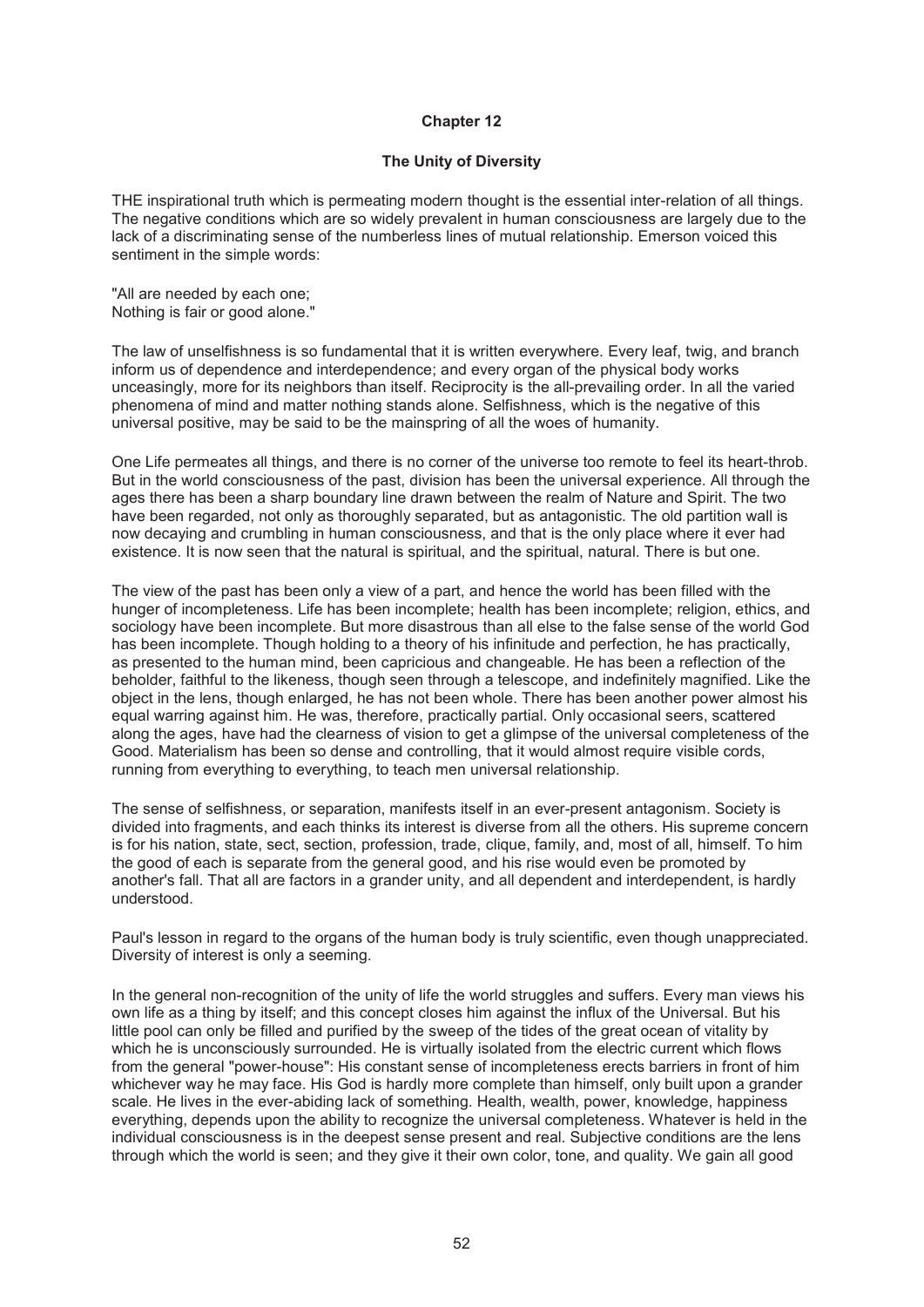## Chapter 12

### The Unity of Diversity

THE inspirational truth which is permeating modern thought is the essential inter-relation of all things. The negative conditions which are so widely prevalent in human consciousness are largely due to the lack of a discriminating sense of the numberless lines of mutual relationship. Emerson voiced this sentiment in the simple words:

"All are needed by each one;
Nothing is fair or good alone."

The law of unselfishness is so fundamental that it is written everywhere. Every leaf, twig, and branch inform us of dependence and interdependence; and every organ of the physical body works unceasingly, more for its neighbors than itself. Reciprocity is the all-prevailing order. In all the varied phenomena of mind and matter nothing stands alone. Selfishness, which is the negative of this universal positive, may be said to be the mainspring of all the woes of humanity.

One Life permeates all things, and there is no corner of the universe too remote to feel its heart-throb. But in the world consciousness of the past, division has been the universal experience. All through the ages there has been a sharp boundary line drawn between the realm of Nature and Spirit. The two have been regarded, not only as thoroughly separated, but as antagonistic. The old partition wall is now decaying and crumbling in human consciousness, and that is the only place where it ever had existence. It is now seen that the natural is spiritual, and the spiritual, natural. There is but one.

The view of the past has been only a view of a part, and hence the world has been filled with the hunger of incompleteness. Life has been incomplete; health has been incomplete; religion, ethics, and sociology have been incomplete. But more disastrous than all else to the false sense of the world God has been incomplete. Though holding to a theory of his infinitude and perfection, he has practically, as presented to the human mind, been capricious and changeable. He has been a reflection of the beholder, faithful to the likeness, though seen through a telescope, and indefinitely magnified. Like the object in the lens, though enlarged, he has not been whole. There has been another power almost his equal warring against him. He was, therefore, practically partial. Only occasional seers, scattered along the ages, have had the clearness of vision to get a glimpse of the universal completeness of the Good. Materialism has been so dense and controlling, that it would almost require visible cords, running from everything to everything, to teach men universal relationship.

The sense of selfishness, or separation, manifests itself in an ever-present antagonism. Society is divided into fragments, and each thinks its interest is diverse from all the others. His supreme concern is for his nation, state, sect, section, profession, trade, clique, family, and, most of all, himself. To him the good of each is separate from the general good, and his rise would even be promoted by another's fall. That all are factors in a grander unity, and all dependent and interdependent, is hardly understood.

Paul's lesson in regard to the organs of the human body is truly scientific, even though unappreciated. Diversity of interest is only a seeming.

In the general non-recognition of the unity of life the world struggles and suffers. Every man views his own life as a thing by itself; and this concept closes him against the influx of the Universal. But his little pool can only be filled and purified by the sweep of the tides of the great ocean of vitality by which he is unconsciously surrounded. He is virtually isolated from the electric current which flows from the general "power-house": His constant sense of incompleteness erects barriers in front of him whichever way he may face. His God is hardly more complete than himself, only built upon a grander scale. He lives in the ever-abiding lack of something. Health, wealth, power, knowledge, happiness everything, depends upon the ability to recognize the universal completeness. Whatever is held in the individual consciousness is in the deepest sense present and real. Subjective conditions are the lens through which the world is seen; and they give it their own color, tone, and quality. We gain all good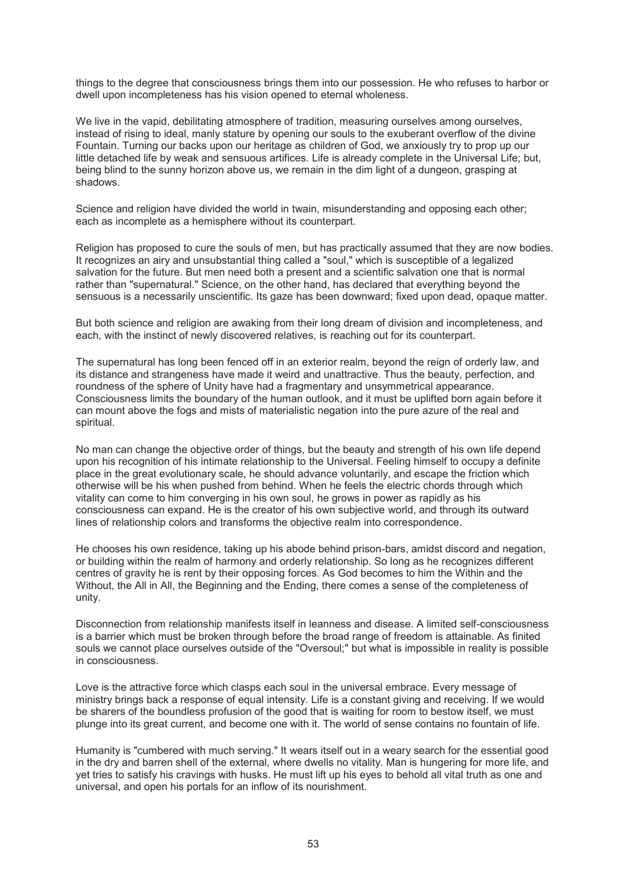things to the degree that consciousness brings them into our possession. He who refuses to harbor or dwell upon incompleteness has his vision opened to eternal wholeness.

We live in the vapid, debilitating atmosphere of tradition, measuring ourselves among ourselves, instead of rising to ideal, manly stature by opening our souls to the exuberant overflow of the divine Fountain. Turning our backs upon our heritage as children of God, we anxiously try to prop up our little detached life by weak and sensuous artifices. Life is already complete in the Universal Life; but, being blind to the sunny horizon above us, we remain in the dim light of a dungeon, grasping at shadows.

Science and religion have divided the world in twain, misunderstanding and opposing each other; each as incomplete as a hemisphere without its counterpart.

Religion has proposed to cure the souls of men, but has practically assumed that they are now bodies. It recognizes an airy and unsubstantial thing called a "soul," which is susceptible of a legalized salvation for the future. But men need both a present and a scientific salvation one that is normal rather than "supernatural." Science, on the other hand, has declared that everything beyond the sensuous is a necessarily unscientific. Its gaze has been downward; fixed upon dead, opaque matter.

But both science and religion are awaking from their long dream of division and incompleteness, and each, with the instinct of newly discovered relatives, is reaching out for its counterpart.

The supernatural has long been fenced off in an exterior realm, beyond the reign of orderly law, and its distance and strangeness have made it weird and unattractive. Thus the beauty, perfection, and roundness of the sphere of Unity have had a fragmentary and unsymmetrical appearance. Consciousness limits the boundary of the human outlook, and it must be uplifted born again before it can mount above the fogs and mists of materialistic negation into the pure azure of the real and spiritual.

No man can change the objective order of things, but the beauty and strength of his own life depend upon his recognition of his intimate relationship to the Universal. Feeling himself to occupy a definite place in the great evolutionary scale, he should advance voluntarily, and escape the friction which otherwise will be his when pushed from behind. When he feels the electric chords through which vitality can come to him converging in his own soul, he grows in power as rapidly as his consciousness can expand. He is the creator of his own subjective world, and through its outward lines of relationship colors and transforms the objective realm into correspondence.

He chooses his own residence, taking up his abode behind prison-bars, amidst discord and negation, or building within the realm of harmony and orderly relationship. So long as he recognizes different centres of gravity he is rent by their opposing forces. As God becomes to him the Within and the Without, the All in All, the Beginning and the Ending, there comes a sense of the completeness of unity.

Disconnection from relationship manifests itself in leanness and disease. A limited self-consciousness is a barrier which must be broken through before the broad range of freedom is attainable. As finited souls we cannot place ourselves outside of the "Oversoul;" but what is impossible in reality is possible in consciousness.

Love is the attractive force which clasps each soul in the universal embrace. Every message of ministry brings back a response of equal intensity. Life is a constant giving and receiving. If we would be sharers of the boundless profusion of the good that is waiting for room to bestow itself, we must plunge into its great current, and become one with it. The world of sense contains no fountain of life.

Humanity is "cumbered with much serving." It wears itself out in a weary search for the essential good in the dry and barren shell of the external, where dwells no vitality. Man is hungering for more life, and yet tries to satisfy his cravings with husks. He must lift up his eyes to behold all vital truth as one and universal, and open his portals for an inflow of its nourishment.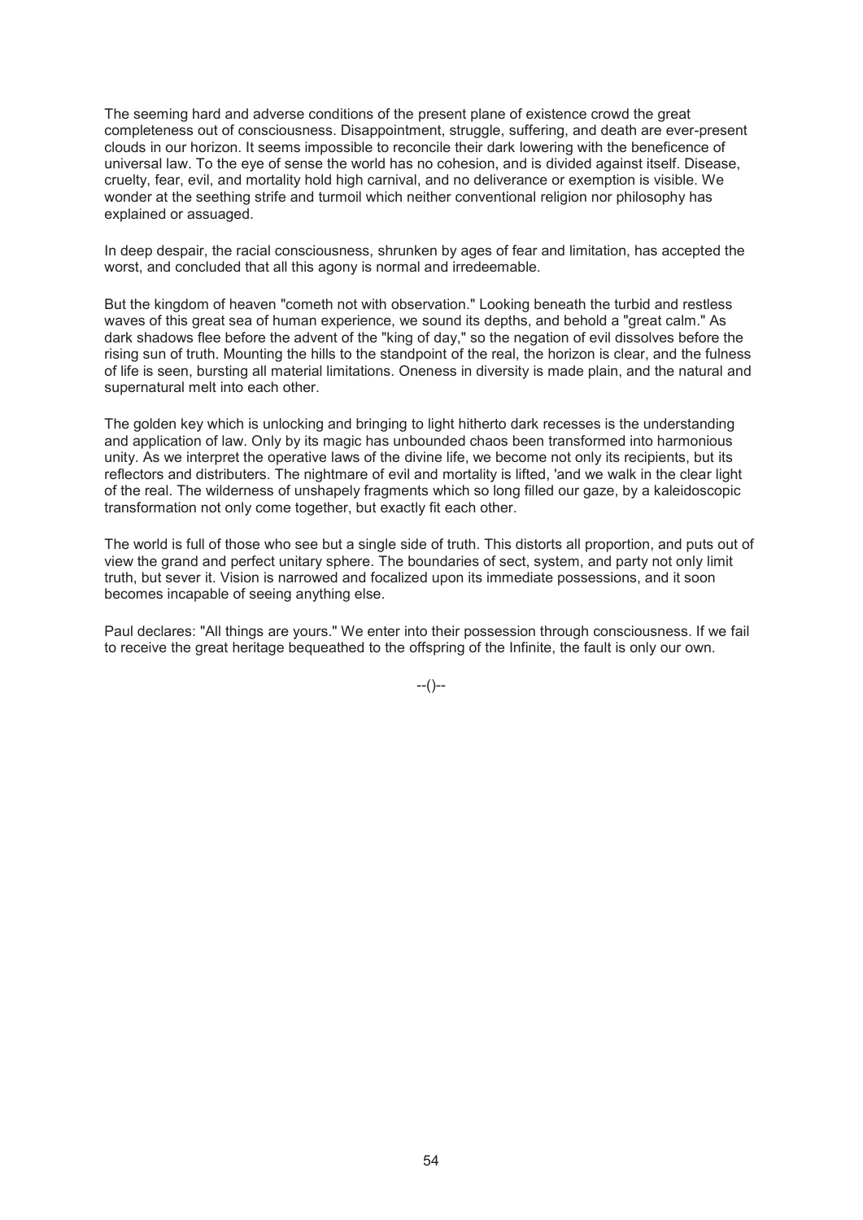The seeming hard and adverse conditions of the present plane of existence crowd the great completeness out of consciousness. Disappointment, struggle, suffering, and death are ever-present clouds in our horizon. It seems impossible to reconcile their dark lowering with the beneficence of universal law. To the eye of sense the world has no cohesion, and is divided against itself. Disease, cruelty, fear, evil, and mortality hold high carnival, and no deliverance or exemption is visible. We wonder at the seething strife and turmoil which neither conventional religion nor philosophy has explained or assuaged.

In deep despair, the racial consciousness, shrunken by ages of fear and limitation, has accepted the worst, and concluded that all this agony is normal and irredeemable.

But the kingdom of heaven "cometh not with observation." Looking beneath the turbid and restless waves of this great sea of human experience, we sound its depths, and behold a "great calm." As dark shadows flee before the advent of the "king of day," so the negation of evil dissolves before the rising sun of truth. Mounting the hills to the standpoint of the real, the horizon is clear, and the fulness of life is seen, bursting all material limitations. Oneness in diversity is made plain, and the natural and supernatural melt into each other.

The golden key which is unlocking and bringing to light hitherto dark recesses is the understanding and application of law. Only by its magic has unbounded chaos been transformed into harmonious unity. As we interpret the operative laws of the divine life, we become not only its recipients, but its reflectors and distributers. The nightmare of evil and mortality is lifted, 'and we walk in the clear light of the real. The wilderness of unshapely fragments which so long filled our gaze, by a kaleidoscopic transformation not only come together, but exactly fit each other.

The world is full of those who see but a single side of truth. This distorts all proportion, and puts out of view the grand and perfect unitary sphere. The boundaries of sect, system, and party not only limit truth, but sever it. Vision is narrowed and focalized upon its immediate possessions, and it soon becomes incapable of seeing anything else.

Paul declares: "All things are yours." We enter into their possession through consciousness. If we fail to receive the great heritage bequeathed to the offspring of the Infinite, the fault is only our own.

--()--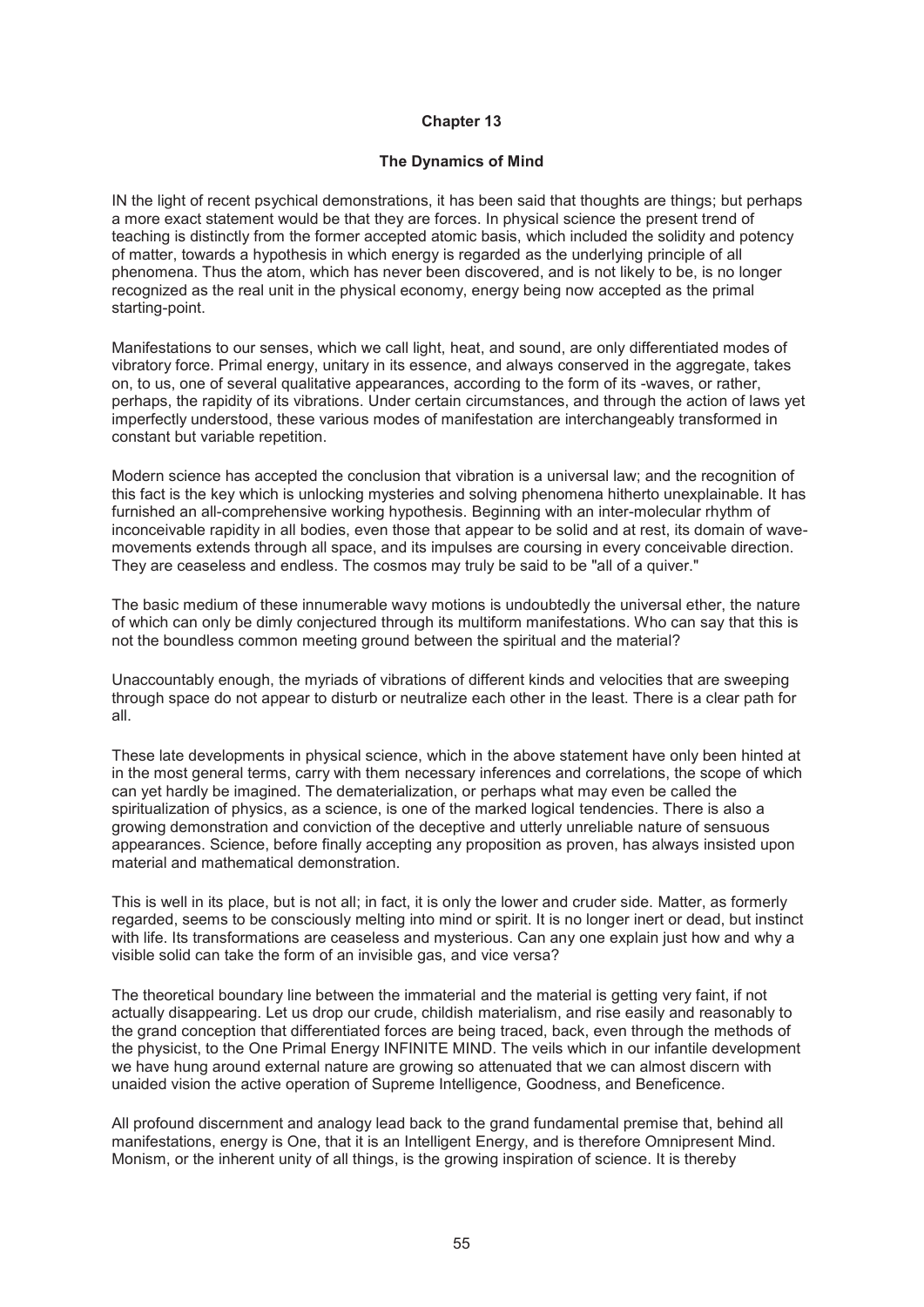## Chapter 13

### The Dynamics of Mind

IN the light of recent psychical demonstrations, it has been said that thoughts are things; but perhaps a more exact statement would be that they are forces. In physical science the present trend of teaching is distinctly from the former accepted atomic basis, which included the solidity and potency of matter, towards a hypothesis in which energy is regarded as the underlying principle of all phenomena. Thus the atom, which has never been discovered, and is not likely to be, is no longer recognized as the real unit in the physical economy, energy being now accepted as the primal starting-point.

Manifestations to our senses, which we call light, heat, and sound, are only differentiated modes of vibratory force. Primal energy, unitary in its essence, and always conserved in the aggregate, takes on, to us, one of several qualitative appearances, according to the form of its -waves, or rather, perhaps, the rapidity of its vibrations. Under certain circumstances, and through the action of laws yet imperfectly understood, these various modes of manifestation are interchangeably transformed in constant but variable repetition.

Modern science has accepted the conclusion that vibration is a universal law; and the recognition of this fact is the key which is unlocking mysteries and solving phenomena hitherto unexplainable. It has furnished an all-comprehensive working hypothesis. Beginning with an inter-molecular rhythm of inconceivable rapidity in all bodies, even those that appear to be solid and at rest, its domain of wave-movements extends through all space, and its impulses are coursing in every conceivable direction. They are ceaseless and endless. The cosmos may truly be said to be "all of a quiver."

The basic medium of these innumerable wavy motions is undoubtedly the universal ether, the nature of which can only be dimly conjectured through its multiform manifestations. Who can say that this is not the boundless common meeting ground between the spiritual and the material?

Unaccountably enough, the myriads of vibrations of different kinds and velocities that are sweeping through space do not appear to disturb or neutralize each other in the least. There is a clear path for all.

These late developments in physical science, which in the above statement have only been hinted at in the most general terms, carry with them necessary inferences and correlations, the scope of which can yet hardly be imagined. The dematerialization, or perhaps what may even be called the spiritualization of physics, as a science, is one of the marked logical tendencies. There is also a growing demonstration and conviction of the deceptive and utterly unreliable nature of sensuous appearances. Science, before finally accepting any proposition as proven, has always insisted upon material and mathematical demonstration.

This is well in its place, but is not all; in fact, it is only the lower and cruder side. Matter, as formerly regarded, seems to be consciously melting into mind or spirit. It is no longer inert or dead, but instinct with life. Its transformations are ceaseless and mysterious. Can any one explain just how and why a visible solid can take the form of an invisible gas, and vice versa?

The theoretical boundary line between the immaterial and the material is getting very faint, if not actually disappearing. Let us drop our crude, childish materialism, and rise easily and reasonably to the grand conception that differentiated forces are being traced, back, even through the methods of the physicist, to the One Primal Energy INFINITE MIND. The veils which in our infantile development we have hung around external nature are growing so attenuated that we can almost discern with unaided vision the active operation of Supreme Intelligence, Goodness, and Beneficence.

All profound discernment and analogy lead back to the grand fundamental premise that, behind all manifestations, energy is One, that it is an Intelligent Energy, and is therefore Omnipresent Mind. Monism, or the inherent unity of all things, is the growing inspiration of science. It is thereby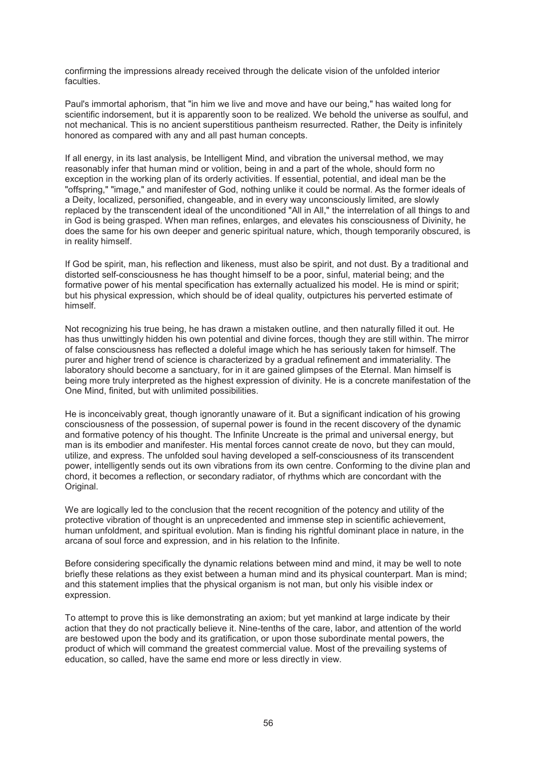confirming the impressions already received through the delicate vision of the unfolded interior faculties.

Paul's immortal aphorism, that "in him we live and move and have our being," has waited long for scientific indorsement, but it is apparently soon to be realized. We behold the universe as soulful, and not mechanical. This is no ancient superstitious pantheism resurrected. Rather, the Deity is infinitely honored as compared with any and all past human concepts.

If all energy, in its last analysis, be Intelligent Mind, and vibration the universal method, we may reasonably infer that human mind or volition, being in and a part of the whole, should form no exception in the working plan of its orderly activities. If essential, potential, and ideal man be the "offspring," "image," and manifester of God, nothing unlike it could be normal. As the former ideals of a Deity, localized, personified, changeable, and in every way unconsciously limited, are slowly replaced by the transcendent ideal of the unconditioned "All in All," the interrelation of all things to and in God is being grasped. When man refines, enlarges, and elevates his consciousness of Divinity, he does the same for his own deeper and generic spiritual nature, which, though temporarily obscured, is in reality himself.

If God be spirit, man, his reflection and likeness, must also be spirit, and not dust. By a traditional and distorted self-consciousness he has thought himself to be a poor, sinful, material being; and the formative power of his mental specification has externally actualized his model. He is mind or spirit; but his physical expression, which should be of ideal quality, outpictures his perverted estimate of himself.

Not recognizing his true being, he has drawn a mistaken outline, and then naturally filled it out. He has thus unwittingly hidden his own potential and divine forces, though they are still within. The mirror of false consciousness has reflected a doleful image which he has seriously taken for himself. The purer and higher trend of science is characterized by a gradual refinement and immateriality. The laboratory should become a sanctuary, for in it are gained glimpses of the Eternal. Man himself is being more truly interpreted as the highest expression of divinity. He is a concrete manifestation of the One Mind, finited, but with unlimited possibilities.

He is inconceivably great, though ignorantly unaware of it. But a significant indication of his growing consciousness of the possession, of supernal power is found in the recent discovery of the dynamic and formative potency of his thought. The Infinite Uncreate is the primal and universal energy, but man is its embodier and manifester. His mental forces cannot create de novo, but they can mould, utilize, and express. The unfolded soul having developed a self-consciousness of its transcendent power, intelligently sends out its own vibrations from its own centre. Conforming to the divine plan and chord, it becomes a reflection, or secondary radiator, of rhythms which are concordant with the Original.

We are logically led to the conclusion that the recent recognition of the potency and utility of the protective vibration of thought is an unprecedented and immense step in scientific achievement, human unfoldment, and spiritual evolution. Man is finding his rightful dominant place in nature, in the arcana of soul force and expression, and in his relation to the Infinite.

Before considering specifically the dynamic relations between mind and mind, it may be well to note briefly these relations as they exist between a human mind and its physical counterpart. Man is mind; and this statement implies that the physical organism is not man, but only his visible index or expression.

To attempt to prove this is like demonstrating an axiom; but yet mankind at large indicate by their action that they do not practically believe it. Nine-tenths of the care, labor, and attention of the world are bestowed upon the body and its gratification, or upon those subordinate mental powers, the product of which will command the greatest commercial value. Most of the prevailing systems of education, so called, have the same end more or less directly in view.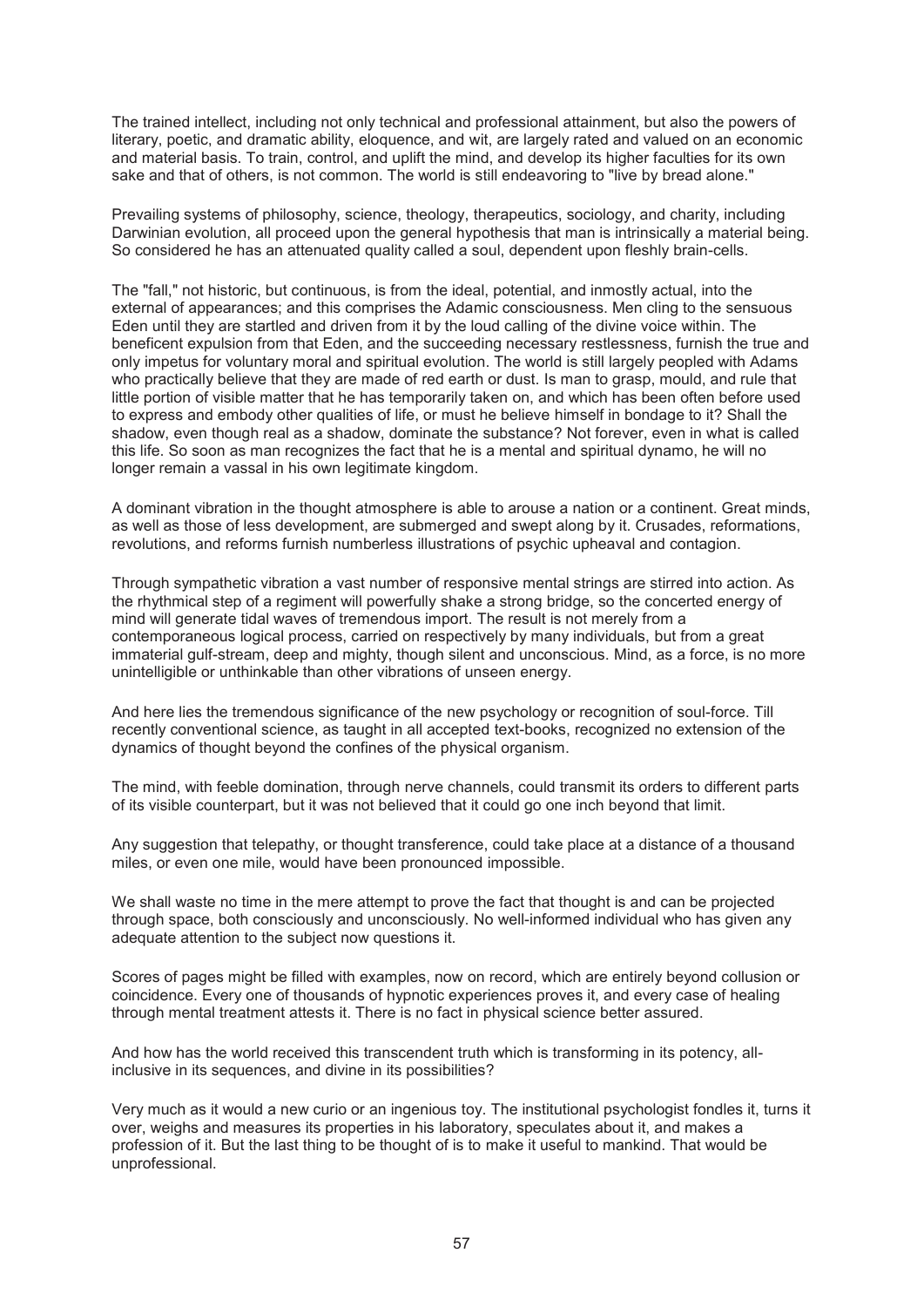The trained intellect, including not only technical and professional attainment, but also the powers of literary, poetic, and dramatic ability, eloquence, and wit, are largely rated and valued on an economic and material basis. To train, control, and uplift the mind, and develop its higher faculties for its own sake and that of others, is not common. The world is still endeavoring to "live by bread alone."

Prevailing systems of philosophy, science, theology, therapeutics, sociology, and charity, including Darwinian evolution, all proceed upon the general hypothesis that man is intrinsically a material being. So considered he has an attenuated quality called a soul, dependent upon fleshly brain-cells.

The "fall," not historic, but continuous, is from the ideal, potential, and inmostly actual, into the external of appearances; and this comprises the Adamic consciousness. Men cling to the sensuous Eden until they are startled and driven from it by the loud calling of the divine voice within. The beneficent expulsion from that Eden, and the succeeding necessary restlessness, furnish the true and only impetus for voluntary moral and spiritual evolution. The world is still largely peopled with Adams who practically believe that they are made of red earth or dust. Is man to grasp, mould, and rule that little portion of visible matter that he has temporarily taken on, and which has been often before used to express and embody other qualities of life, or must he believe himself in bondage to it? Shall the shadow, even though real as a shadow, dominate the substance? Not forever, even in what is called this life. So soon as man recognizes the fact that he is a mental and spiritual dynamo, he will no longer remain a vassal in his own legitimate kingdom.

A dominant vibration in the thought atmosphere is able to arouse a nation or a continent. Great minds, as well as those of less development, are submerged and swept along by it. Crusades, reformations, revolutions, and reforms furnish numberless illustrations of psychic upheaval and contagion.

Through sympathetic vibration a vast number of responsive mental strings are stirred into action. As the rhythmical step of a regiment will powerfully shake a strong bridge, so the concerted energy of mind will generate tidal waves of tremendous import. The result is not merely from a contemporaneous logical process, carried on respectively by many individuals, but from a great immaterial gulf-stream, deep and mighty, though silent and unconscious. Mind, as a force, is no more unintelligible or unthinkable than other vibrations of unseen energy.

And here lies the tremendous significance of the new psychology or recognition of soul-force. Till recently conventional science, as taught in all accepted text-books, recognized no extension of the dynamics of thought beyond the confines of the physical organism.

The mind, with feeble domination, through nerve channels, could transmit its orders to different parts of its visible counterpart, but it was not believed that it could go one inch beyond that limit.

Any suggestion that telepathy, or thought transference, could take place at a distance of a thousand miles, or even one mile, would have been pronounced impossible.

We shall waste no time in the mere attempt to prove the fact that thought is and can be projected through space, both consciously and unconsciously. No well-informed individual who has given any adequate attention to the subject now questions it.

Scores of pages might be filled with examples, now on record, which are entirely beyond collusion or coincidence. Every one of thousands of hypnotic experiences proves it, and every case of healing through mental treatment attests it. There is no fact in physical science better assured.

And how has the world received this transcendent truth which is transforming in its potency, all-inclusive in its sequences, and divine in its possibilities?

Very much as it would a new curio or an ingenious toy. The institutional psychologist fondles it, turns it over, weighs and measures its properties in his laboratory, speculates about it, and makes a profession of it. But the last thing to be thought of is to make it useful to mankind. That would be unprofessional.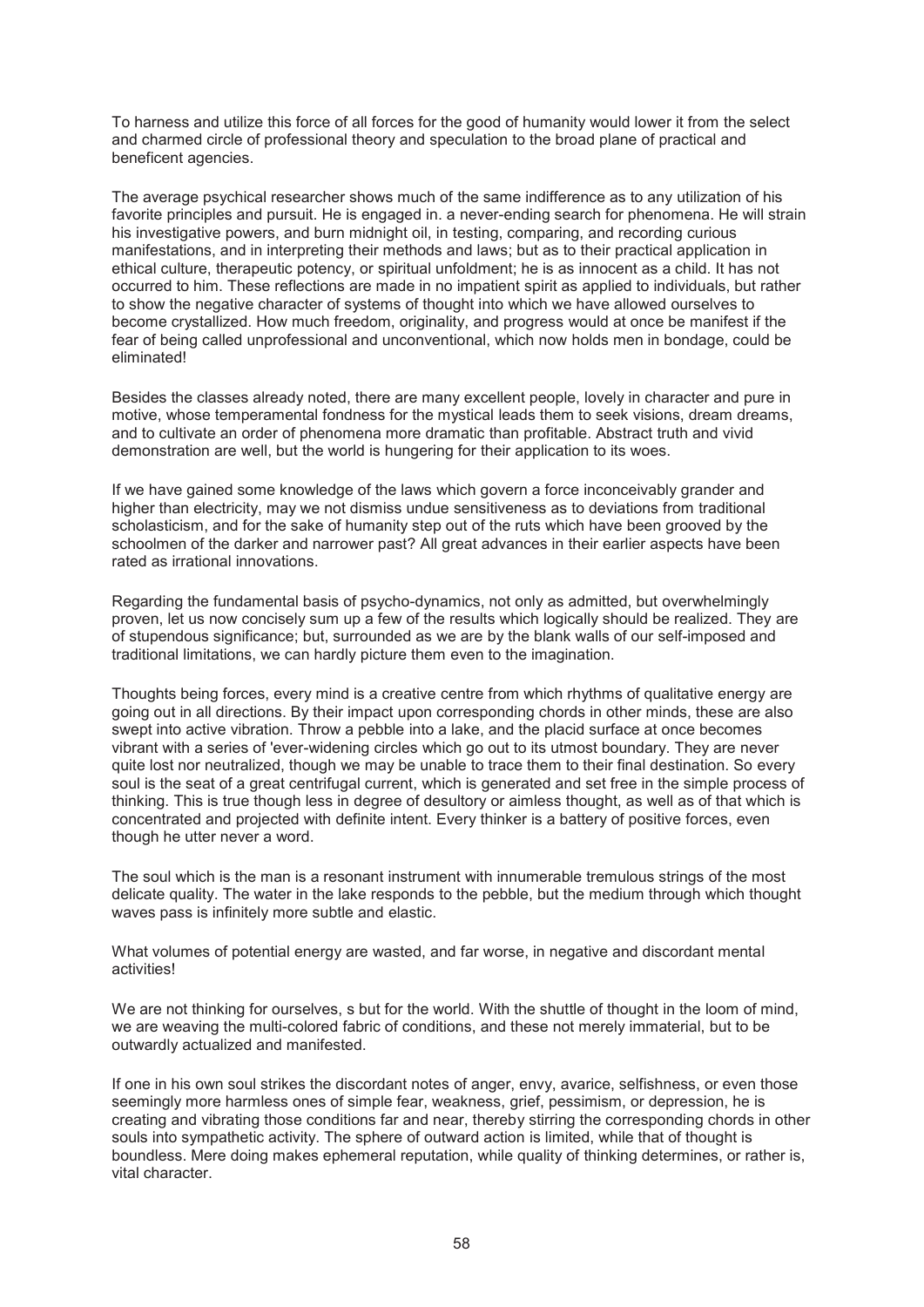To harness and utilize this force of all forces for the good of humanity would lower it from the select and charmed circle of professional theory and speculation to the broad plane of practical and beneficent agencies.

The average psychical researcher shows much of the same indifference as to any utilization of his favorite principles and pursuit. He is engaged in. a never-ending search for phenomena. He will strain his investigative powers, and burn midnight oil, in testing, comparing, and recording curious manifestations, and in interpreting their methods and laws; but as to their practical application in ethical culture, therapeutic potency, or spiritual unfoldment; he is as innocent as a child. It has not occurred to him. These reflections are made in no impatient spirit as applied to individuals, but rather to show the negative character of systems of thought into which we have allowed ourselves to become crystallized. How much freedom, originality, and progress would at once be manifest if the fear of being called unprofessional and unconventional, which now holds men in bondage, could be eliminated!

Besides the classes already noted, there are many excellent people, lovely in character and pure in motive, whose temperamental fondness for the mystical leads them to seek visions, dream dreams, and to cultivate an order of phenomena more dramatic than profitable. Abstract truth and vivid demonstration are well, but the world is hungering for their application to its woes.

If we have gained some knowledge of the laws which govern a force inconceivably grander and higher than electricity, may we not dismiss undue sensitiveness as to deviations from traditional scholasticism, and for the sake of humanity step out of the ruts which have been grooved by the schoolmen of the darker and narrower past? All great advances in their earlier aspects have been rated as irrational innovations.

Regarding the fundamental basis of psycho-dynamics, not only as admitted, but overwhelmingly proven, let us now concisely sum up a few of the results which logically should be realized. They are of stupendous significance; but, surrounded as we are by the blank walls of our self-imposed and traditional limitations, we can hardly picture them even to the imagination.

Thoughts being forces, every mind is a creative centre from which rhythms of qualitative energy are going out in all directions. By their impact upon corresponding chords in other minds, these are also swept into active vibration. Throw a pebble into a lake, and the placid surface at once becomes vibrant with a series of 'ever-widening circles which go out to its utmost boundary. They are never quite lost nor neutralized, though we may be unable to trace them to their final destination. So every soul is the seat of a great centrifugal current, which is generated and set free in the simple process of thinking. This is true though less in degree of desultory or aimless thought, as well as of that which is concentrated and projected with definite intent. Every thinker is a battery of positive forces, even though he utter never a word.

The soul which is the man is a resonant instrument with innumerable tremulous strings of the most delicate quality. The water in the lake responds to the pebble, but the medium through which thought waves pass is infinitely more subtle and elastic.

What volumes of potential energy are wasted, and far worse, in negative and discordant mental activities!

We are not thinking for ourselves, s but for the world. With the shuttle of thought in the loom of mind, we are weaving the multi-colored fabric of conditions, and these not merely immaterial, but to be outwardly actualized and manifested.

If one in his own soul strikes the discordant notes of anger, envy, avarice, selfishness, or even those seemingly more harmless ones of simple fear, weakness, grief, pessimism, or depression, he is creating and vibrating those conditions far and near, thereby stirring the corresponding chords in other souls into sympathetic activity. The sphere of outward action is limited, while that of thought is boundless. Mere doing makes ephemeral reputation, while quality of thinking determines, or rather is, vital character.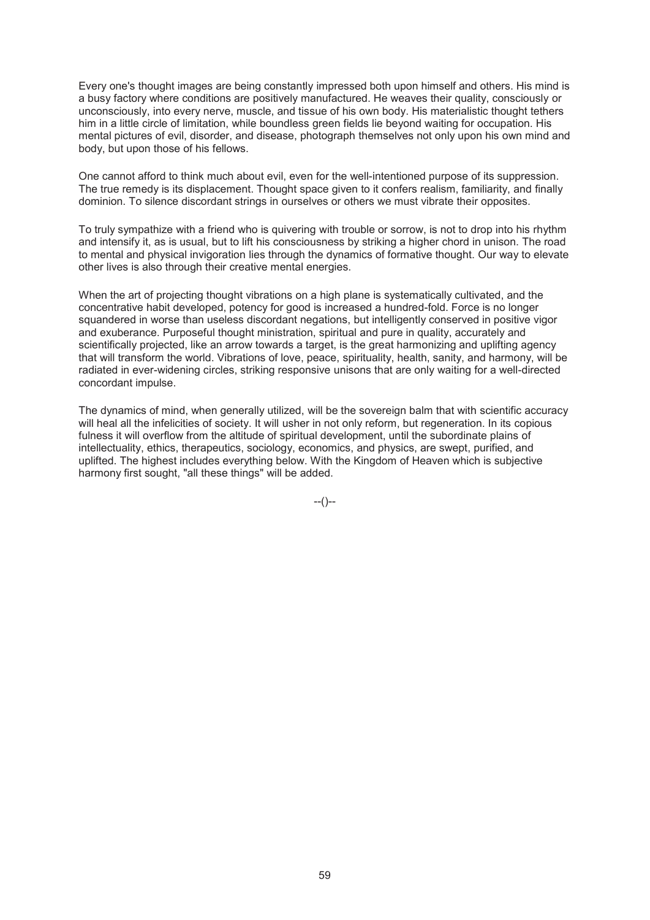Every one's thought images are being constantly impressed both upon himself and others. His mind is a busy factory where conditions are positively manufactured. He weaves their quality, consciously or unconsciously, into every nerve, muscle, and tissue of his own body. His materialistic thought tethers him in a little circle of limitation, while boundless green fields lie beyond waiting for occupation. His mental pictures of evil, disorder, and disease, photograph themselves not only upon his own mind and body, but upon those of his fellows.

One cannot afford to think much about evil, even for the well-intentioned purpose of its suppression. The true remedy is its displacement. Thought space given to it confers realism, familiarity, and finally dominion. To silence discordant strings in ourselves or others we must vibrate their opposites.

To truly sympathize with a friend who is quivering with trouble or sorrow, is not to drop into his rhythm and intensify it, as is usual, but to lift his consciousness by striking a higher chord in unison. The road to mental and physical invigoration lies through the dynamics of formative thought. Our way to elevate other lives is also through their creative mental energies.

When the art of projecting thought vibrations on a high plane is systematically cultivated, and the concentrative habit developed, potency for good is increased a hundred-fold. Force is no longer squandered in worse than useless discordant negations, but intelligently conserved in positive vigor and exuberance. Purposeful thought ministration, spiritual and pure in quality, accurately and scientifically projected, like an arrow towards a target, is the great harmonizing and uplifting agency that will transform the world. Vibrations of love, peace, spirituality, health, sanity, and harmony, will be radiated in ever-widening circles, striking responsive unisons that are only waiting for a well-directed concordant impulse.

The dynamics of mind, when generally utilized, will be the sovereign balm that with scientific accuracy will heal all the infelicities of society. It will usher in not only reform, but regeneration. In its copious fulness it will overflow from the altitude of spiritual development, until the subordinate plains of intellectuality, ethics, therapeutics, sociology, economics, and physics, are swept, purified, and uplifted. The highest includes everything below. With the Kingdom of Heaven which is subjective harmony first sought, "all these things" will be added.

--()--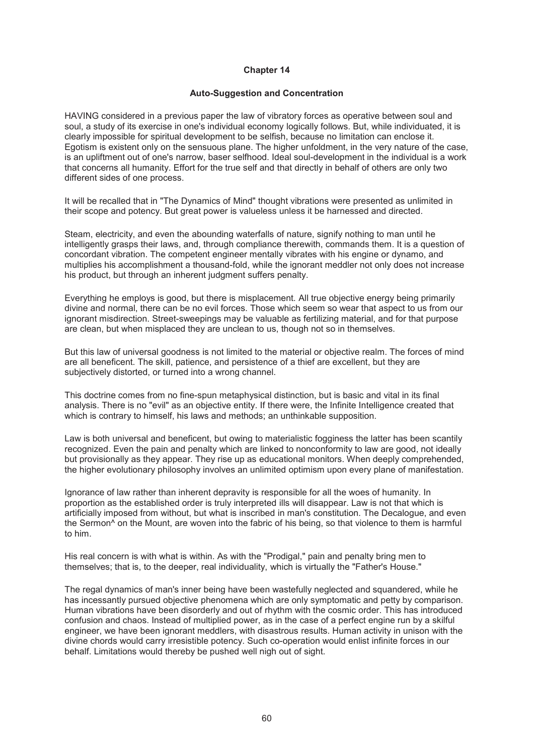# Chapter 14

## Auto-Suggestion and Concentration

HAVING considered in a previous paper the law of vibratory forces as operative between soul and soul, a study of its exercise in one's individual economy logically follows. But, while individuated, it is clearly impossible for spiritual development to be selfish, because no limitation can enclose it. Egotism is existent only on the sensuous plane. The higher unfoldment, in the very nature of the case, is an upliftment out of one's narrow, baser selfhood. Ideal soul-development in the individual is a work that concerns all humanity. Effort for the true self and that directly in behalf of others are only two different sides of one process.

It will be recalled that in "The Dynamics of Mind" thought vibrations were presented as unlimited in their scope and potency. But great power is valueless unless it be harnessed and directed.

Steam, electricity, and even the abounding waterfalls of nature, signify nothing to man until he intelligently grasps their laws, and, through compliance therewith, commands them. It is a question of concordant vibration. The competent engineer mentally vibrates with his engine or dynamo, and multiplies his accomplishment a thousand-fold, while the ignorant meddler not only does not increase his product, but through an inherent judgment suffers penalty.

Everything he employs is good, but there is misplacement. All true objective energy being primarily divine and normal, there can be no evil forces. Those which seem so wear that aspect to us from our ignorant misdirection. Street-sweepings may be valuable as fertilizing material, and for that purpose are clean, but when misplaced they are unclean to us, though not so in themselves.

But this law of universal goodness is not limited to the material or objective realm. The forces of mind are all beneficent. The skill, patience, and persistence of a thief are excellent, but they are subjectively distorted, or turned into a wrong channel.

This doctrine comes from no fine-spun metaphysical distinction, but is basic and vital in its final analysis. There is no "evil" as an objective entity. If there were, the Infinite Intelligence created that which is contrary to himself, his laws and methods; an unthinkable supposition.

Law is both universal and beneficent, but owing to materialistic fogginess the latter has been scantily recognized. Even the pain and penalty which are linked to nonconformity to law are good, not ideally but provisionally as they appear. They rise up as educational monitors. When deeply comprehended, the higher evolutionary philosophy involves an unlimited optimism upon every plane of manifestation.

Ignorance of law rather than inherent depravity is responsible for all the woes of humanity. In proportion as the established order is truly interpreted ills will disappear. Law is not that which is artificially imposed from without, but what is inscribed in man's constitution. The Decalogue, and even the Sermon^ on the Mount, are woven into the fabric of his being, so that violence to them is harmful to him.

His real concern is with what is within. As with the "Prodigal," pain and penalty bring men to themselves; that is, to the deeper, real individuality, which is virtually the "Father's House."

The regal dynamics of man's inner being have been wastefully neglected and squandered, while he has incessantly pursued objective phenomena which are only symptomatic and petty by comparison. Human vibrations have been disorderly and out of rhythm with the cosmic order. This has introduced confusion and chaos. Instead of multiplied power, as in the case of a perfect engine run by a skilful engineer, we have been ignorant meddlers, with disastrous results. Human activity in unison with the divine chords would carry irresistible potency. Such co-operation would enlist infinite forces in our behalf. Limitations would thereby be pushed well nigh out of sight.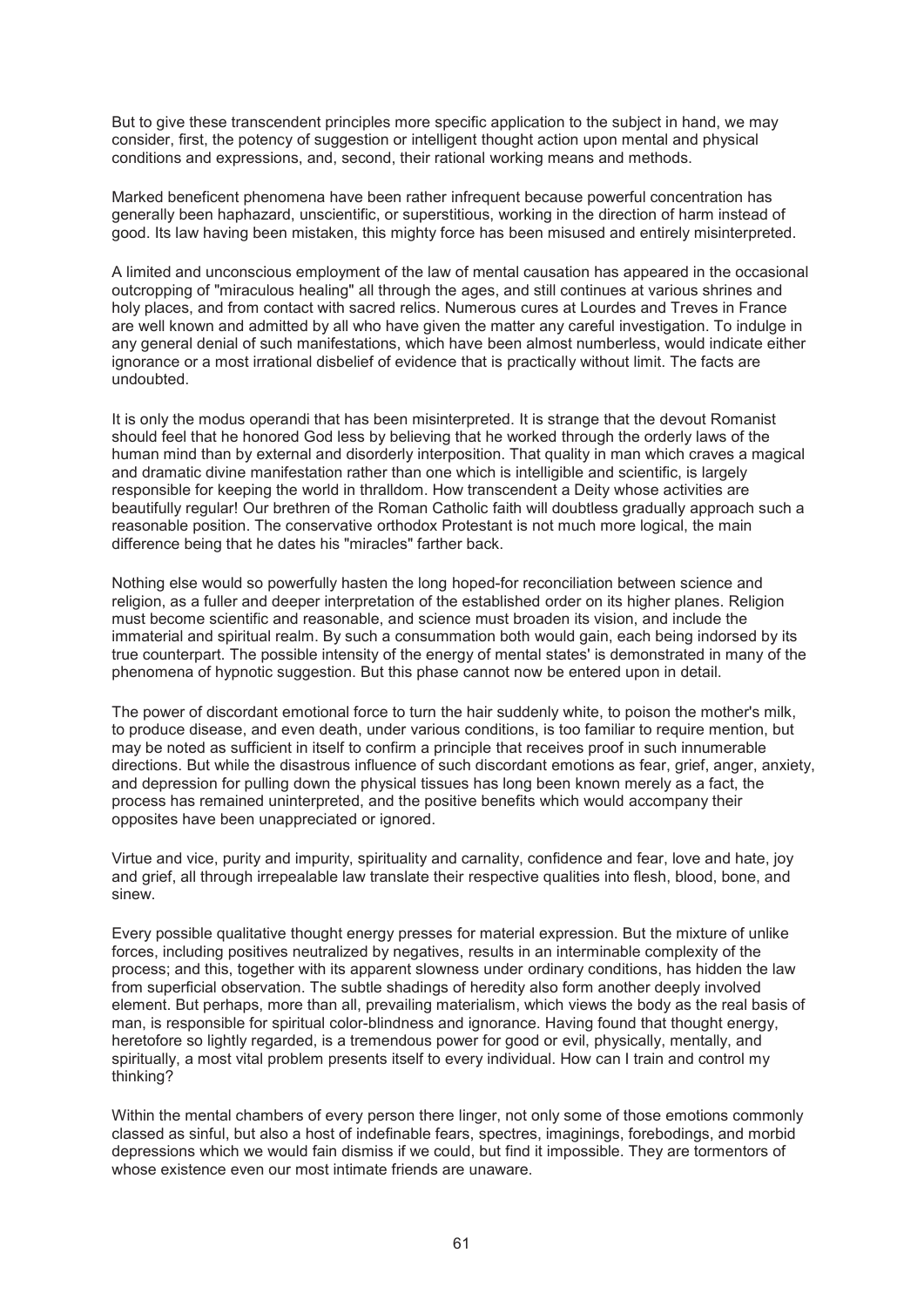But to give these transcendent principles more specific application to the subject in hand, we may consider, first, the potency of suggestion or intelligent thought action upon mental and physical conditions and expressions, and, second, their rational working means and methods.

Marked beneficent phenomena have been rather infrequent because powerful concentration has generally been haphazard, unscientific, or superstitious, working in the direction of harm instead of good. Its law having been mistaken, this mighty force has been misused and entirely misinterpreted.

A limited and unconscious employment of the law of mental causation has appeared in the occasional outcropping of "miraculous healing" all through the ages, and still continues at various shrines and holy places, and from contact with sacred relics. Numerous cures at Lourdes and Treves in France are well known and admitted by all who have given the matter any careful investigation. To indulge in any general denial of such manifestations, which have been almost numberless, would indicate either ignorance or a most irrational disbelief of evidence that is practically without limit. The facts are undoubted.

It is only the modus operandi that has been misinterpreted. It is strange that the devout Romanist should feel that he honored God less by believing that he worked through the orderly laws of the human mind than by external and disorderly interposition. That quality in man which craves a magical and dramatic divine manifestation rather than one which is intelligible and scientific, is largely responsible for keeping the world in thralldom. How transcendent a Deity whose activities are beautifully regular! Our brethren of the Roman Catholic faith will doubtless gradually approach such a reasonable position. The conservative orthodox Protestant is not much more logical, the main difference being that he dates his "miracles" farther back.

Nothing else would so powerfully hasten the long hoped-for reconciliation between science and religion, as a fuller and deeper interpretation of the established order on its higher planes. Religion must become scientific and reasonable, and science must broaden its vision, and include the immaterial and spiritual realm. By such a consummation both would gain, each being indorsed by its true counterpart. The possible intensity of the energy of mental states' is demonstrated in many of the phenomena of hypnotic suggestion. But this phase cannot now be entered upon in detail.

The power of discordant emotional force to turn the hair suddenly white, to poison the mother's milk, to produce disease, and even death, under various conditions, is too familiar to require mention, but may be noted as sufficient in itself to confirm a principle that receives proof in such innumerable directions. But while the disastrous influence of such discordant emotions as fear, grief, anger, anxiety, and depression for pulling down the physical tissues has long been known merely as a fact, the process has remained uninterpreted, and the positive benefits which would accompany their opposites have been unappreciated or ignored.

Virtue and vice, purity and impurity, spirituality and carnality, confidence and fear, love and hate, joy and grief, all through irrepealable law translate their respective qualities into flesh, blood, bone, and sinew.

Every possible qualitative thought energy presses for material expression. But the mixture of unlike forces, including positives neutralized by negatives, results in an interminable complexity of the process; and this, together with its apparent slowness under ordinary conditions, has hidden the law from superficial observation. The subtle shadings of heredity also form another deeply involved element. But perhaps, more than all, prevailing materialism, which views the body as the real basis of man, is responsible for spiritual color-blindness and ignorance. Having found that thought energy, heretofore so lightly regarded, is a tremendous power for good or evil, physically, mentally, and spiritually, a most vital problem presents itself to every individual. How can I train and control my thinking?

Within the mental chambers of every person there linger, not only some of those emotions commonly classed as sinful, but also a host of indefinable fears, spectres, imaginings, forebodings, and morbid depressions which we would fain dismiss if we could, but find it impossible. They are tormentors of whose existence even our most intimate friends are unaware.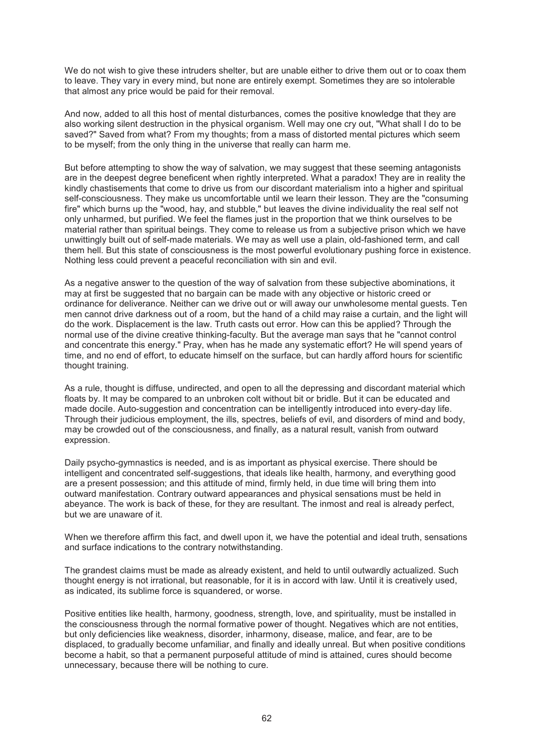We do not wish to give these intruders shelter, but are unable either to drive them out or to coax them to leave. They vary in every mind, but none are entirely exempt. Sometimes they are so intolerable that almost any price would be paid for their removal.

And now, added to all this host of mental disturbances, comes the positive knowledge that they are also working silent destruction in the physical organism. Well may one cry out, "What shall I do to be saved?" Saved from what? From my thoughts; from a mass of distorted mental pictures which seem to be myself; from the only thing in the universe that really can harm me.

But before attempting to show the way of salvation, we may suggest that these seeming antagonists are in the deepest degree beneficent when rightly interpreted. What a paradox! They are in reality the kindly chastisements that come to drive us from our discordant materialism into a higher and spiritual self-consciousness. They make us uncomfortable until we learn their lesson. They are the "consuming fire" which burns up the "wood, hay, and stubble," but leaves the divine individuality the real self not only unharmed, but purified. We feel the flames just in the proportion that we think ourselves to be material rather than spiritual beings. They come to release us from a subjective prison which we have unwittingly built out of self-made materials. We may as well use a plain, old-fashioned term, and call them hell. But this state of consciousness is the most powerful evolutionary pushing force in existence. Nothing less could prevent a peaceful reconciliation with sin and evil.

As a negative answer to the question of the way of salvation from these subjective abominations, it may at first be suggested that no bargain can be made with any objective or historic creed or ordinance for deliverance. Neither can we drive out or will away our unwholesome mental guests. Ten men cannot drive darkness out of a room, but the hand of a child may raise a curtain, and the light will do the work. Displacement is the law. Truth casts out error. How can this be applied? Through the normal use of the divine creative thinking-faculty. But the average man says that he "cannot control and concentrate this energy." Pray, when has he made any systematic effort? He will spend years of time, and no end of effort, to educate himself on the surface, but can hardly afford hours for scientific thought training.

As a rule, thought is diffuse, undirected, and open to all the depressing and discordant material which floats by. It may be compared to an unbroken colt without bit or bridle. But it can be educated and made docile. Auto-suggestion and concentration can be intelligently introduced into every-day life. Through their judicious employment, the ills, spectres, beliefs of evil, and disorders of mind and body, may be crowded out of the consciousness, and finally, as a natural result, vanish from outward expression.

Daily psycho-gymnastics is needed, and is as important as physical exercise. There should be intelligent and concentrated self-suggestions, that ideals like health, harmony, and everything good are a present possession; and this attitude of mind, firmly held, in due time will bring them into outward manifestation. Contrary outward appearances and physical sensations must be held in abeyance. The work is back of these, for they are resultant. The inmost and real is already perfect, but we are unaware of it.

When we therefore affirm this fact, and dwell upon it, we have the potential and ideal truth, sensations and surface indications to the contrary notwithstanding.

The grandest claims must be made as already existent, and held to until outwardly actualized. Such thought energy is not irrational, but reasonable, for it is in accord with law. Until it is creatively used, as indicated, its sublime force is squandered, or worse.

Positive entities like health, harmony, goodness, strength, love, and spirituality, must be installed in the consciousness through the normal formative power of thought. Negatives which are not entities, but only deficiencies like weakness, disorder, inharmony, disease, malice, and fear, are to be displaced, to gradually become unfamiliar, and finally and ideally unreal. But when positive conditions become a habit, so that a permanent purposeful attitude of mind is attained, cures should become unnecessary, because there will be nothing to cure.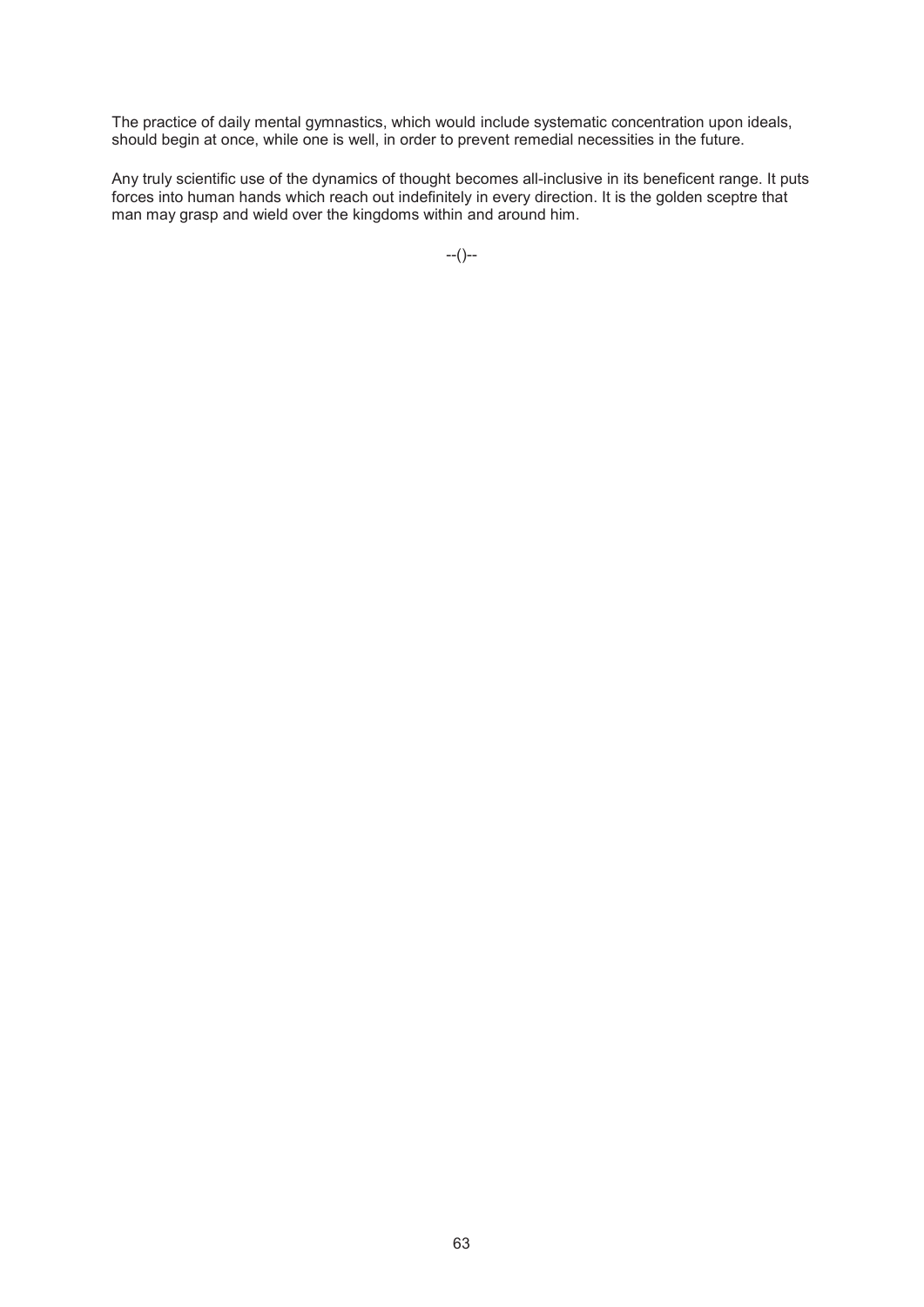The practice of daily mental gymnastics, which would include systematic concentration upon ideals, should begin at once, while one is well, in order to prevent remedial necessities in the future.

Any truly scientific use of the dynamics of thought becomes all-inclusive in its beneficent range. It puts forces into human hands which reach out indefinitely in every direction. It is the golden sceptre that man may grasp and wield over the kingdoms within and around him.

--()--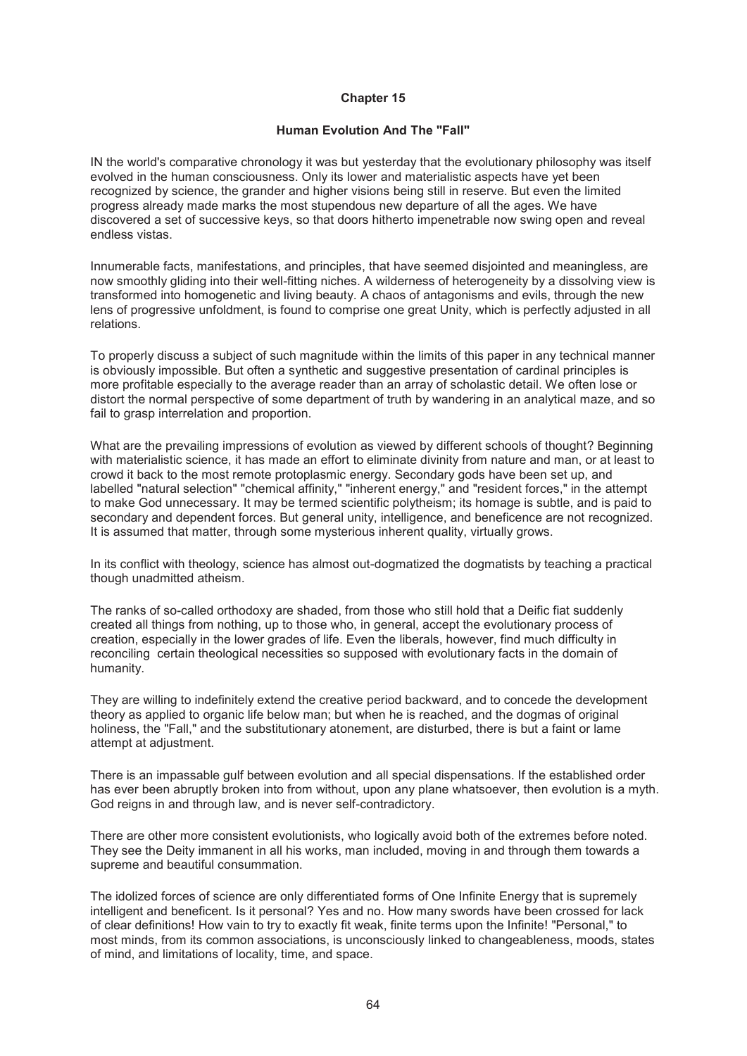## Chapter 15

### Human Evolution And The "Fall"

IN the world's comparative chronology it was but yesterday that the evolutionary philosophy was itself evolved in the human consciousness. Only its lower and materialistic aspects have yet been recognized by science, the grander and higher visions being still in reserve. But even the limited progress already made marks the most stupendous new departure of all the ages. We have discovered a set of successive keys, so that doors hitherto impenetrable now swing open and reveal endless vistas.

Innumerable facts, manifestations, and principles, that have seemed disjointed and meaningless, are now smoothly gliding into their well-fitting niches. A wilderness of heterogeneity by a dissolving view is transformed into homogenetic and living beauty. A chaos of antagonisms and evils, through the new lens of progressive unfoldment, is found to comprise one great Unity, which is perfectly adjusted in all relations.

To properly discuss a subject of such magnitude within the limits of this paper in any technical manner is obviously impossible. But often a synthetic and suggestive presentation of cardinal principles is more profitable especially to the average reader than an array of scholastic detail. We often lose or distort the normal perspective of some department of truth by wandering in an analytical maze, and so fail to grasp interrelation and proportion.

What are the prevailing impressions of evolution as viewed by different schools of thought? Beginning with materialistic science, it has made an effort to eliminate divinity from nature and man, or at least to crowd it back to the most remote protoplasmic energy. Secondary gods have been set up, and labelled "natural selection" "chemical affinity," "inherent energy," and "resident forces," in the attempt to make God unnecessary. It may be termed scientific polytheism; its homage is subtle, and is paid to secondary and dependent forces. But general unity, intelligence, and beneficence are not recognized. It is assumed that matter, through some mysterious inherent quality, virtually grows.

In its conflict with theology, science has almost out-dogmatized the dogmatists by teaching a practical though unadmitted atheism.

The ranks of so-called orthodoxy are shaded, from those who still hold that a Deific fiat suddenly created all things from nothing, up to those who, in general, accept the evolutionary process of creation, especially in the lower grades of life. Even the liberals, however, find much difficulty in reconciling certain theological necessities so supposed with evolutionary facts in the domain of humanity.

They are willing to indefinitely extend the creative period backward, and to concede the development theory as applied to organic life below man; but when he is reached, and the dogmas of original holiness, the "Fall," and the substitutionary atonement, are disturbed, there is but a faint or lame attempt at adjustment.

There is an impassable gulf between evolution and all special dispensations. If the established order has ever been abruptly broken into from without, upon any plane whatsoever, then evolution is a myth. God reigns in and through law, and is never self-contradictory.

There are other more consistent evolutionists, who logically avoid both of the extremes before noted. They see the Deity immanent in all his works, man included, moving in and through them towards a supreme and beautiful consummation.

The idolized forces of science are only differentiated forms of One Infinite Energy that is supremely intelligent and beneficent. Is it personal? Yes and no. How many swords have been crossed for lack of clear definitions! How vain to try to exactly fit weak, finite terms upon the Infinite! "Personal," to most minds, from its common associations, is unconsciously linked to changeableness, moods, states of mind, and limitations of locality, time, and space.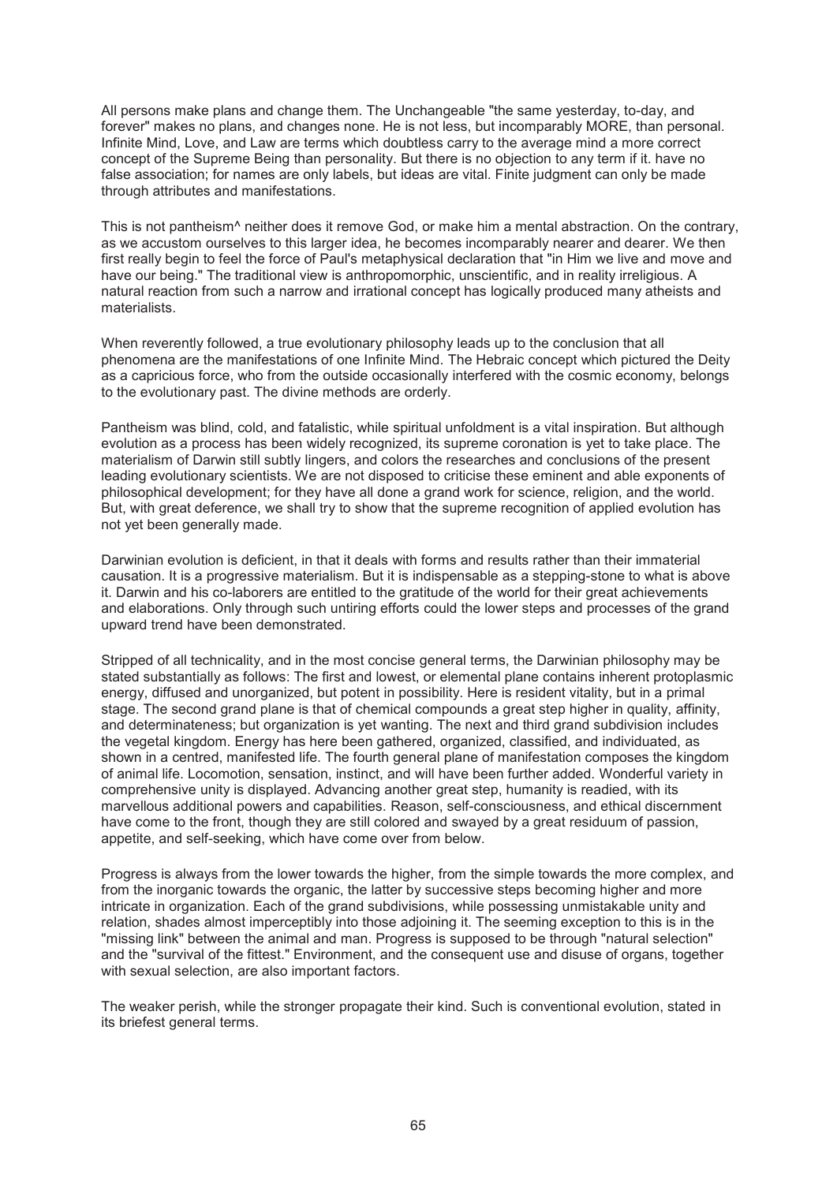All persons make plans and change them. The Unchangeable "the same yesterday, to-day, and forever" makes no plans, and changes none. He is not less, but incomparably MORE, than personal. Infinite Mind, Love, and Law are terms which doubtless carry to the average mind a more correct concept of the Supreme Being than personality. But there is no objection to any term if it. have no false association; for names are only labels, but ideas are vital. Finite judgment can only be made through attributes and manifestations.

This is not pantheism^ neither does it remove God, or make him a mental abstraction. On the contrary, as we accustom ourselves to this larger idea, he becomes incomparably nearer and dearer. We then first really begin to feel the force of Paul's metaphysical declaration that "in Him we live and move and have our being." The traditional view is anthropomorphic, unscientific, and in reality irreligious. A natural reaction from such a narrow and irrational concept has logically produced many atheists and materialists.

When reverently followed, a true evolutionary philosophy leads up to the conclusion that all phenomena are the manifestations of one Infinite Mind. The Hebraic concept which pictured the Deity as a capricious force, who from the outside occasionally interfered with the cosmic economy, belongs to the evolutionary past. The divine methods are orderly.

Pantheism was blind, cold, and fatalistic, while spiritual unfoldment is a vital inspiration. But although evolution as a process has been widely recognized, its supreme coronation is yet to take place. The materialism of Darwin still subtly lingers, and colors the researches and conclusions of the present leading evolutionary scientists. We are not disposed to criticise these eminent and able exponents of philosophical development; for they have all done a grand work for science, religion, and the world. But, with great deference, we shall try to show that the supreme recognition of applied evolution has not yet been generally made.

Darwinian evolution is deficient, in that it deals with forms and results rather than their immaterial causation. It is a progressive materialism. But it is indispensable as a stepping-stone to what is above it. Darwin and his co-laborers are entitled to the gratitude of the world for their great achievements and elaborations. Only through such untiring efforts could the lower steps and processes of the grand upward trend have been demonstrated.

Stripped of all technicality, and in the most concise general terms, the Darwinian philosophy may be stated substantially as follows: The first and lowest, or elemental plane contains inherent protoplasmic energy, diffused and unorganized, but potent in possibility. Here is resident vitality, but in a primal stage. The second grand plane is that of chemical compounds a great step higher in quality, affinity, and determinateness; but organization is yet wanting. The next and third grand subdivision includes the vegetal kingdom. Energy has here been gathered, organized, classified, and individuated, as shown in a centred, manifested life. The fourth general plane of manifestation composes the kingdom of animal life. Locomotion, sensation, instinct, and will have been further added. Wonderful variety in comprehensive unity is displayed. Advancing another great step, humanity is readied, with its marvellous additional powers and capabilities. Reason, self-consciousness, and ethical discernment have come to the front, though they are still colored and swayed by a great residuum of passion, appetite, and self-seeking, which have come over from below.

Progress is always from the lower towards the higher, from the simple towards the more complex, and from the inorganic towards the organic, the latter by successive steps becoming higher and more intricate in organization. Each of the grand subdivisions, while possessing unmistakable unity and relation, shades almost imperceptibly into those adjoining it. The seeming exception to this is in the "missing link" between the animal and man. Progress is supposed to be through "natural selection" and the "survival of the fittest." Environment, and the consequent use and disuse of organs, together with sexual selection, are also important factors.

The weaker perish, while the stronger propagate their kind. Such is conventional evolution, stated in its briefest general terms.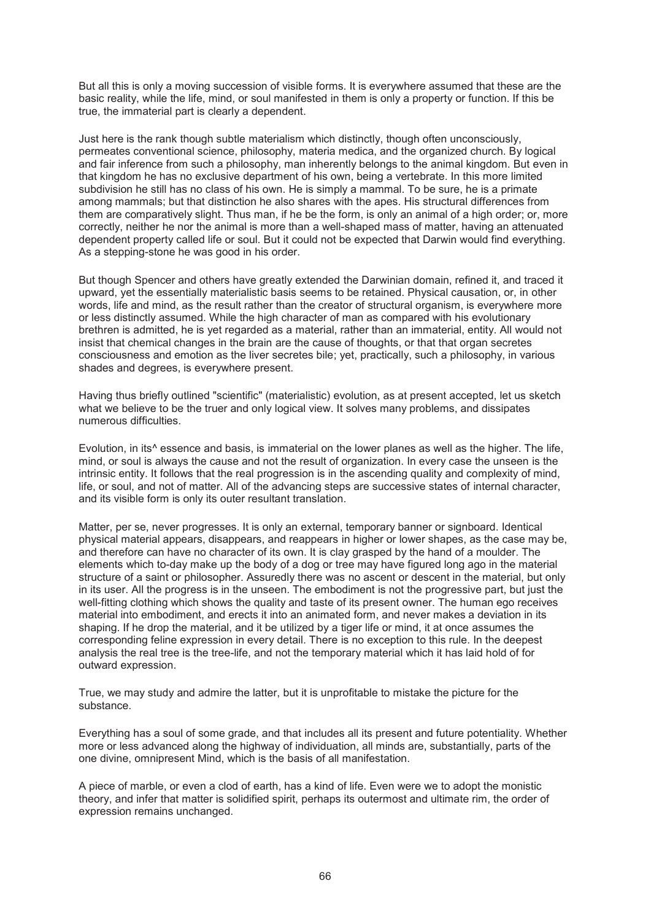But all this is only a moving succession of visible forms. It is everywhere assumed that these are the basic reality, while the life, mind, or soul manifested in them is only a property or function. If this be true, the immaterial part is clearly a dependent.

Just here is the rank though subtle materialism which distinctly, though often unconsciously, permeates conventional science, philosophy, materia medica, and the organized church. By logical and fair inference from such a philosophy, man inherently belongs to the animal kingdom. But even in that kingdom he has no exclusive department of his own, being a vertebrate. In this more limited subdivision he still has no class of his own. He is simply a mammal. To be sure, he is a primate among mammals; but that distinction he also shares with the apes. His structural differences from them are comparatively slight. Thus man, if he be the form, is only an animal of a high order; or, more correctly, neither he nor the animal is more than a well-shaped mass of matter, having an attenuated dependent property called life or soul. But it could not be expected that Darwin would find everything. As a stepping-stone he was good in his order.

But though Spencer and others have greatly extended the Darwinian domain, refined it, and traced it upward, yet the essentially materialistic basis seems to be retained. Physical causation, or, in other words, life and mind, as the result rather than the creator of structural organism, is everywhere more or less distinctly assumed. While the high character of man as compared with his evolutionary brethren is admitted, he is yet regarded as a material, rather than an immaterial, entity. All would not insist that chemical changes in the brain are the cause of thoughts, or that that organ secretes consciousness and emotion as the liver secretes bile; yet, practically, such a philosophy, in various shades and degrees, is everywhere present.

Having thus briefly outlined "scientific" (materialistic) evolution, as at present accepted, let us sketch what we believe to be the truer and only logical view. It solves many problems, and dissipates numerous difficulties.

Evolution, in its^ essence and basis, is immaterial on the lower planes as well as the higher. The life, mind, or soul is always the cause and not the result of organization. In every case the unseen is the intrinsic entity. It follows that the real progression is in the ascending quality and complexity of mind, life, or soul, and not of matter. All of the advancing steps are successive states of internal character, and its visible form is only its outer resultant translation.

Matter, per se, never progresses. It is only an external, temporary banner or signboard. Identical physical material appears, disappears, and reappears in higher or lower shapes, as the case may be, and therefore can have no character of its own. It is clay grasped by the hand of a moulder. The elements which to-day make up the body of a dog or tree may have figured long ago in the material structure of a saint or philosopher. Assuredly there was no ascent or descent in the material, but only in its user. All the progress is in the unseen. The embodiment is not the progressive part, but just the well-fitting clothing which shows the quality and taste of its present owner. The human ego receives material into embodiment, and erects it into an animated form, and never makes a deviation in its shaping. If he drop the material, and it be utilized by a tiger life or mind, it at once assumes the corresponding feline expression in every detail. There is no exception to this rule. In the deepest analysis the real tree is the tree-life, and not the temporary material which it has laid hold of for outward expression.

True, we may study and admire the latter, but it is unprofitable to mistake the picture for the substance.

Everything has a soul of some grade, and that includes all its present and future potentiality. Whether more or less advanced along the highway of individuation, all minds are, substantially, parts of the one divine, omnipresent Mind, which is the basis of all manifestation.

A piece of marble, or even a clod of earth, has a kind of life. Even were we to adopt the monistic theory, and infer that matter is solidified spirit, perhaps its outermost and ultimate rim, the order of expression remains unchanged.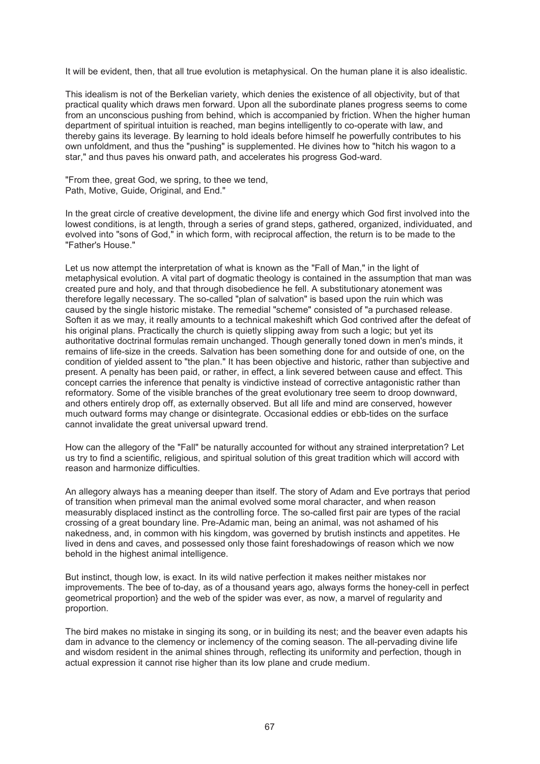It will be evident, then, that all true evolution is metaphysical. On the human plane it is also idealistic.

This idealism is not of the Berkelian variety, which denies the existence of all objectivity, but of that practical quality which draws men forward. Upon all the subordinate planes progress seems to come from an unconscious pushing from behind, which is accompanied by friction. When the higher human department of spiritual intuition is reached, man begins intelligently to co-operate with law, and thereby gains its leverage. By learning to hold ideals before himself he powerfully contributes to his own unfoldment, and thus the "pushing" is supplemented. He divines how to "hitch his wagon to a star," and thus paves his onward path, and accelerates his progress God-ward.

"From thee, great God, we spring, to thee we tend,  
Path, Motive, Guide, Original, and End."

In the great circle of creative development, the divine life and energy which God first involved into the lowest conditions, is at length, through a series of grand steps, gathered, organized, individuated, and evolved into "sons of God," in which form, with reciprocal affection, the return is to be made to the "Father's House."

Let us now attempt the interpretation of what is known as the "Fall of Man," in the light of metaphysical evolution. A vital part of dogmatic theology is contained in the assumption that man was created pure and holy, and that through disobedience he fell. A substitutionary atonement was therefore legally necessary. The so-called "plan of salvation" is based upon the ruin which was caused by the single historic mistake. The remedial "scheme" consisted of "a purchased release. Soften it as we may, it really amounts to a technical makeshift which God contrived after the defeat of his original plans. Practically the church is quietly slipping away from such a logic; but yet its authoritative doctrinal formulas remain unchanged. Though generally toned down in men's minds, it remains of life-size in the creeds. Salvation has been something done for and outside of one, on the condition of yielded assent to "the plan." It has been objective and historic, rather than subjective and present. A penalty has been paid, or rather, in effect, a link severed between cause and effect. This concept carries the inference that penalty is vindictive instead of corrective antagonistic rather than reformatory. Some of the visible branches of the great evolutionary tree seem to droop downward, and others entirely drop off, as externally observed. But all life and mind are conserved, however much outward forms may change or disintegrate. Occasional eddies or ebb-tides on the surface cannot invalidate the great universal upward trend.

How can the allegory of the "Fall" be naturally accounted for without any strained interpretation? Let us try to find a scientific, religious, and spiritual solution of this great tradition which will accord with reason and harmonize difficulties.

An allegory always has a meaning deeper than itself. The story of Adam and Eve portrays that period of transition when primeval man the animal evolved some moral character, and when reason measurably displaced instinct as the controlling force. The so-called first pair are types of the racial crossing of a great boundary line. Pre-Adamic man, being an animal, was not ashamed of his nakedness, and, in common with his kingdom, was governed by brutish instincts and appetites. He lived in dens and caves, and possessed only those faint foreshadowings of reason which we now behold in the highest animal intelligence.

But instinct, though low, is exact. In its wild native perfection it makes neither mistakes nor improvements. The bee of to-day, as of a thousand years ago, always forms the honey-cell in perfect geometrical proportion} and the web of the spider was ever, as now, a marvel of regularity and proportion.

The bird makes no mistake in singing its song, or in building its nest; and the beaver even adapts his dam in advance to the clemency or inclemency of the coming season. The all-pervading divine life and wisdom resident in the animal shines through, reflecting its uniformity and perfection, though in actual expression it cannot rise higher than its low plane and crude medium.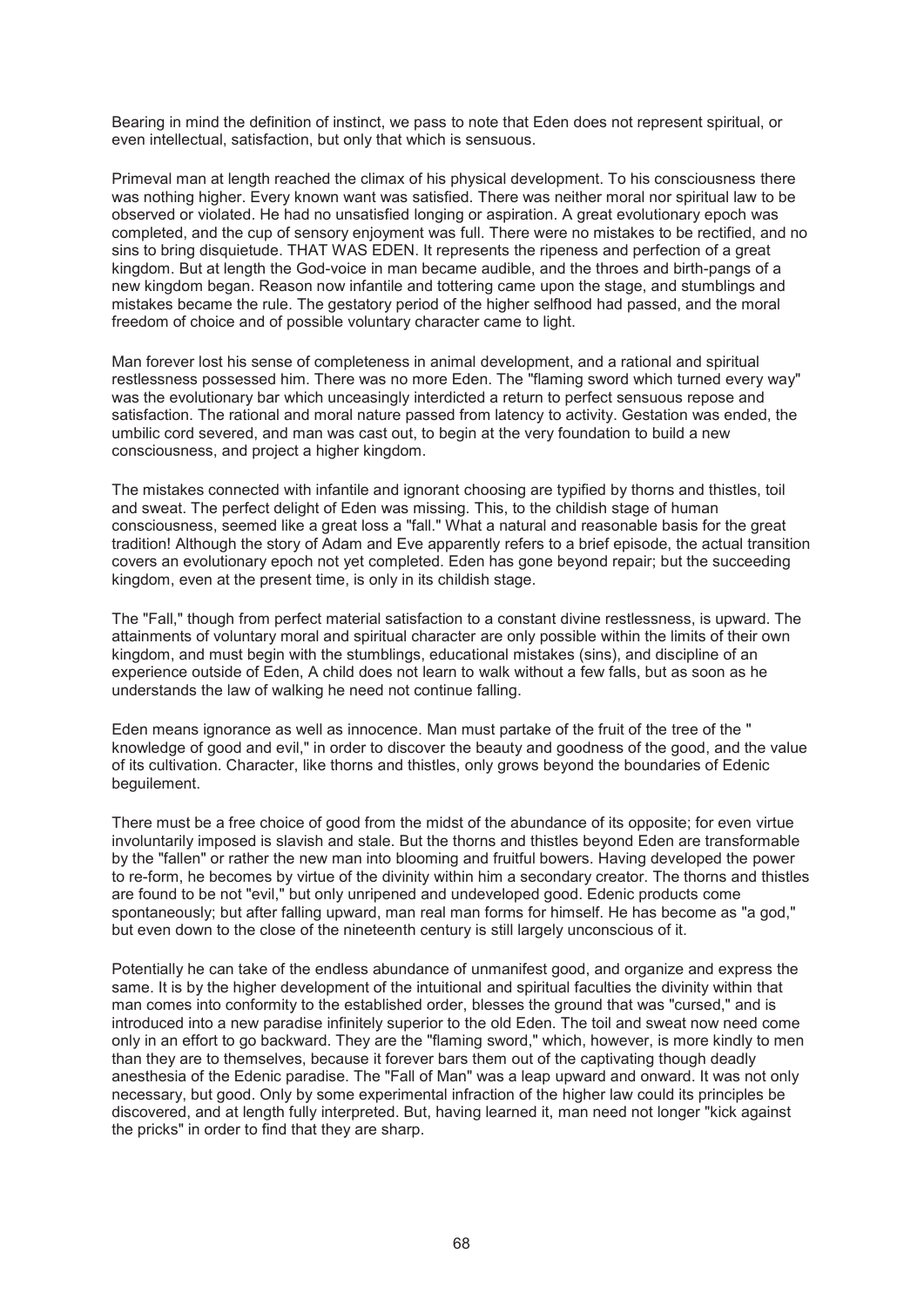Bearing in mind the definition of instinct, we pass to note that Eden does not represent spiritual, or even intellectual, satisfaction, but only that which is sensuous.

Primeval man at length reached the climax of his physical development. To his consciousness there was nothing higher. Every known want was satisfied. There was neither moral nor spiritual law to be observed or violated. He had no unsatisfied longing or aspiration. A great evolutionary epoch was completed, and the cup of sensory enjoyment was full. There were no mistakes to be rectified, and no sins to bring disquietude. THAT WAS EDEN. It represents the ripeness and perfection of a great kingdom. But at length the God-voice in man became audible, and the throes and birth-pangs of a new kingdom began. Reason now infantile and tottering came upon the stage, and stumblings and mistakes became the rule. The gestatory period of the higher selfhood had passed, and the moral freedom of choice and of possible voluntary character came to light.

Man forever lost his sense of completeness in animal development, and a rational and spiritual restlessness possessed him. There was no more Eden. The "flaming sword which turned every way" was the evolutionary bar which unceasingly interdicted a return to perfect sensuous repose and satisfaction. The rational and moral nature passed from latency to activity. Gestation was ended, the umbilic cord severed, and man was cast out, to begin at the very foundation to build a new consciousness, and project a higher kingdom.

The mistakes connected with infantile and ignorant choosing are typified by thorns and thistles, toil and sweat. The perfect delight of Eden was missing. This, to the childish stage of human consciousness, seemed like a great loss a "fall." What a natural and reasonable basis for the great tradition! Although the story of Adam and Eve apparently refers to a brief episode, the actual transition covers an evolutionary epoch not yet completed. Eden has gone beyond repair; but the succeeding kingdom, even at the present time, is only in its childish stage.

The "Fall," though from perfect material satisfaction to a constant divine restlessness, is upward. The attainments of voluntary moral and spiritual character are only possible within the limits of their own kingdom, and must begin with the stumblings, educational mistakes (sins), and discipline of an experience outside of Eden, A child does not learn to walk without a few falls, but as soon as he understands the law of walking he need not continue falling.

Eden means ignorance as well as innocence. Man must partake of the fruit of the tree of the " knowledge of good and evil," in order to discover the beauty and goodness of the good, and the value of its cultivation. Character, like thorns and thistles, only grows beyond the boundaries of Edenic beguilement.

There must be a free choice of good from the midst of the abundance of its opposite; for even virtue involuntarily imposed is slavish and stale. But the thorns and thistles beyond Eden are transformable by the "fallen" or rather the new man into blooming and fruitful bowers. Having developed the power to re-form, he becomes by virtue of the divinity within him a secondary creator. The thorns and thistles are found to be not "evil," but only unripened and undeveloped good. Edenic products come spontaneously; but after falling upward, man real man forms for himself. He has become as "a god," but even down to the close of the nineteenth century is still largely unconscious of it.

Potentially he can take of the endless abundance of unmanifest good, and organize and express the same. It is by the higher development of the intuitional and spiritual faculties the divinity within that man comes into conformity to the established order, blesses the ground that was "cursed," and is introduced into a new paradise infinitely superior to the old Eden. The toil and sweat now need come only in an effort to go backward. They are the "flaming sword," which, however, is more kindly to men than they are to themselves, because it forever bars them out of the captivating though deadly anesthesia of the Edenic paradise. The "Fall of Man" was a leap upward and onward. It was not only necessary, but good. Only by some experimental infraction of the higher law could its principles be discovered, and at length fully interpreted. But, having learned it, man need not longer "kick against the pricks" in order to find that they are sharp.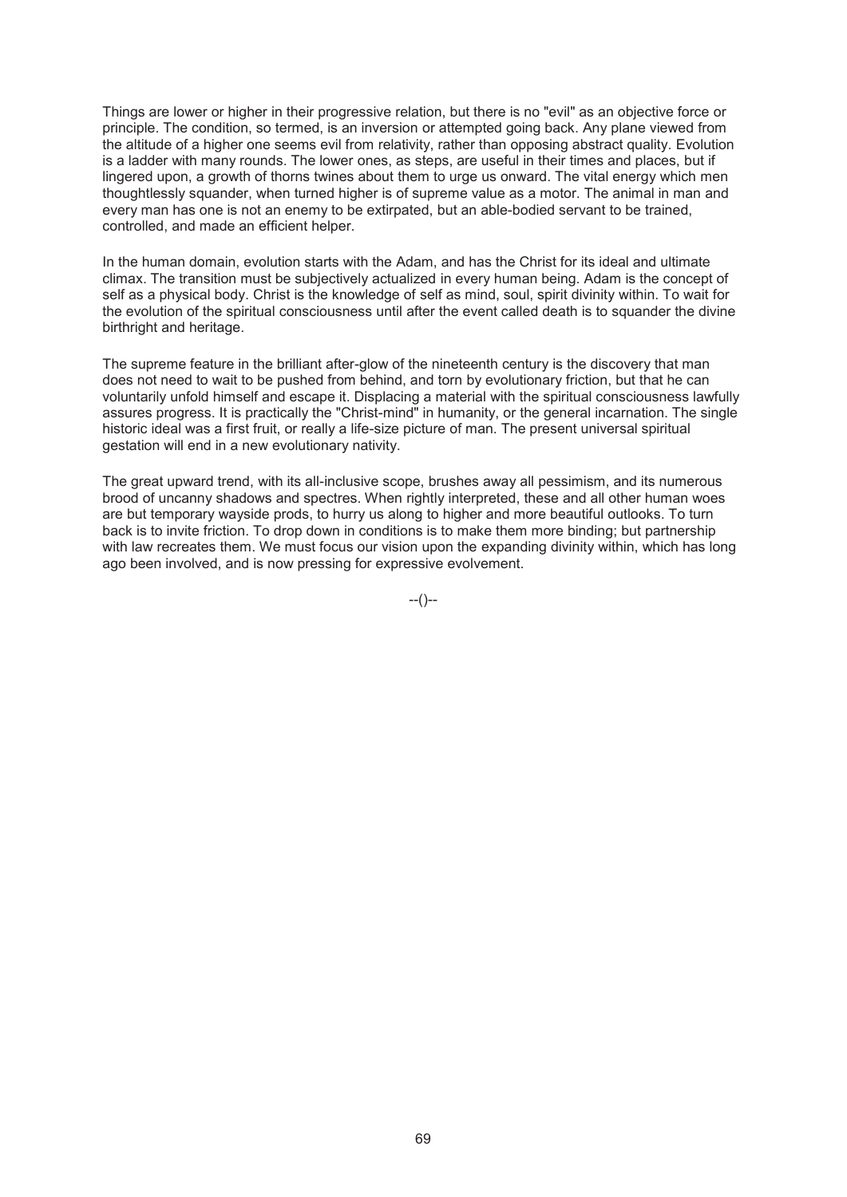Things are lower or higher in their progressive relation, but there is no "evil" as an objective force or principle. The condition, so termed, is an inversion or attempted going back. Any plane viewed from the altitude of a higher one seems evil from relativity, rather than opposing abstract quality. Evolution is a ladder with many rounds. The lower ones, as steps, are useful in their times and places, but if lingered upon, a growth of thorns twines about them to urge us onward. The vital energy which men thoughtlessly squander, when turned higher is of supreme value as a motor. The animal in man and every man has one is not an enemy to be extirpated, but an able-bodied servant to be trained, controlled, and made an efficient helper.

In the human domain, evolution starts with the Adam, and has the Christ for its ideal and ultimate climax. The transition must be subjectively actualized in every human being. Adam is the concept of self as a physical body. Christ is the knowledge of self as mind, soul, spirit divinity within. To wait for the evolution of the spiritual consciousness until after the event called death is to squander the divine birthright and heritage.

The supreme feature in the brilliant after-glow of the nineteenth century is the discovery that man does not need to wait to be pushed from behind, and torn by evolutionary friction, but that he can voluntarily unfold himself and escape it. Displacing a material with the spiritual consciousness lawfully assures progress. It is practically the "Christ-mind" in humanity, or the general incarnation. The single historic ideal was a first fruit, or really a life-size picture of man. The present universal spiritual gestation will end in a new evolutionary nativity.

The great upward trend, with its all-inclusive scope, brushes away all pessimism, and its numerous brood of uncanny shadows and spectres. When rightly interpreted, these and all other human woes are but temporary wayside prods, to hurry us along to higher and more beautiful outlooks. To turn back is to invite friction. To drop down in conditions is to make them more binding; but partnership with law recreates them. We must focus our vision upon the expanding divinity within, which has long ago been involved, and is now pressing for expressive evolvement.

--()--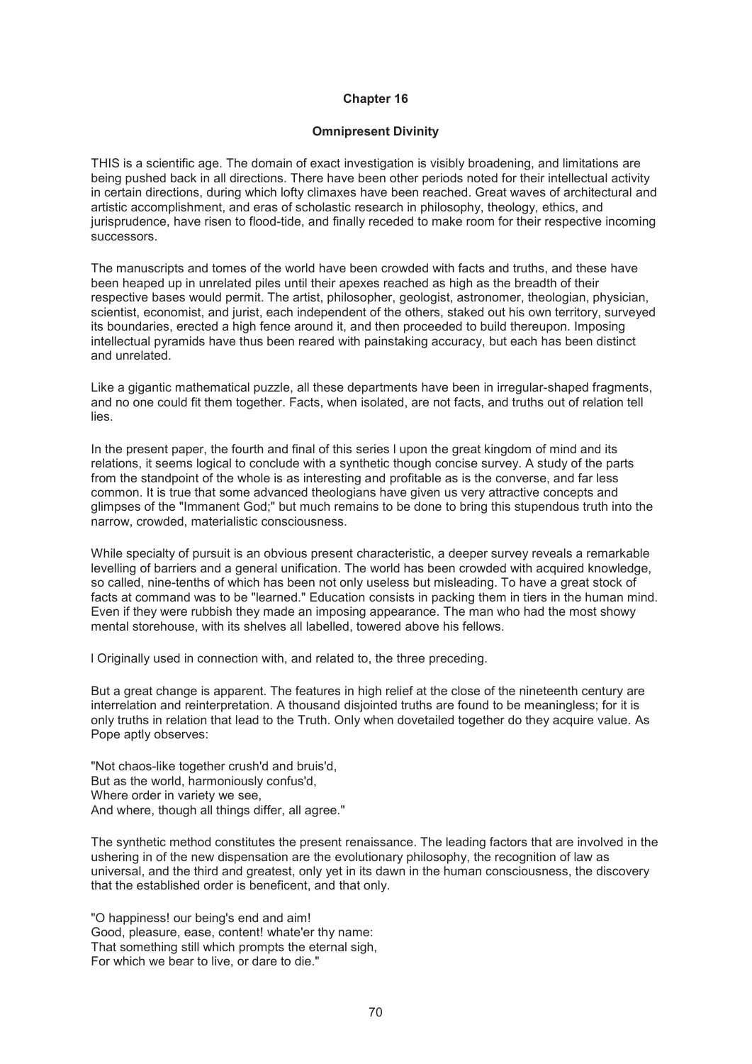## Chapter 16

### Omnipresent Divinity

THIS is a scientific age. The domain of exact investigation is visibly broadening, and limitations are being pushed back in all directions. There have been other periods noted for their intellectual activity in certain directions, during which lofty climaxes have been reached. Great waves of architectural and artistic accomplishment, and eras of scholastic research in philosophy, theology, ethics, and jurisprudence, have risen to flood-tide, and finally receded to make room for their respective incoming successors.

The manuscripts and tomes of the world have been crowded with facts and truths, and these have been heaped up in unrelated piles until their apexes reached as high as the breadth of their respective bases would permit. The artist, philosopher, geologist, astronomer, theologian, physician, scientist, economist, and jurist, each independent of the others, staked out his own territory, surveyed its boundaries, erected a high fence around it, and then proceeded to build thereupon. Imposing intellectual pyramids have thus been reared with painstaking accuracy, but each has been distinct and unrelated.

Like a gigantic mathematical puzzle, all these departments have been in irregular-shaped fragments, and no one could fit them together. Facts, when isolated, are not facts, and truths out of relation tell lies.

In the present paper, the fourth and final of this series l upon the great kingdom of mind and its relations, it seems logical to conclude with a synthetic though concise survey. A study of the parts from the standpoint of the whole is as interesting and profitable as is the converse, and far less common. It is true that some advanced theologians have given us very attractive concepts and glimpses of the "Immanent God;" but much remains to be done to bring this stupendous truth into the narrow, crowded, materialistic consciousness.

While specialty of pursuit is an obvious present characteristic, a deeper survey reveals a remarkable levelling of barriers and a general unification. The world has been crowded with acquired knowledge, so called, nine-tenths of which has been not only useless but misleading. To have a great stock of facts at command was to be "learned." Education consists in packing them in tiers in the human mind. Even if they were rubbish they made an imposing appearance. The man who had the most showy mental storehouse, with its shelves all labelled, towered above his fellows.

l Originally used in connection with, and related to, the three preceding.

But a great change is apparent. The features in high relief at the close of the nineteenth century are interrelation and reinterpretation. A thousand disjointed truths are found to be meaningless; for it is only truths in relation that lead to the Truth. Only when dovetailed together do they acquire value. As Pope aptly observes:

"Not chaos-like together crush'd and bruis'd,  
But as the world, harmoniously confus'd,  
Where order in variety we see,  
And where, though all things differ, all agree."

The synthetic method constitutes the present renaissance. The leading factors that are involved in the ushering in of the new dispensation are the evolutionary philosophy, the recognition of law as universal, and the third and greatest, only yet in its dawn in the human consciousness, the discovery that the established order is beneficent, and that only.

"O happiness! our being's end and aim!  
Good, pleasure, ease, content! whate'er thy name:  
That something still which prompts the eternal sigh,  
For which we bear to live, or dare to die."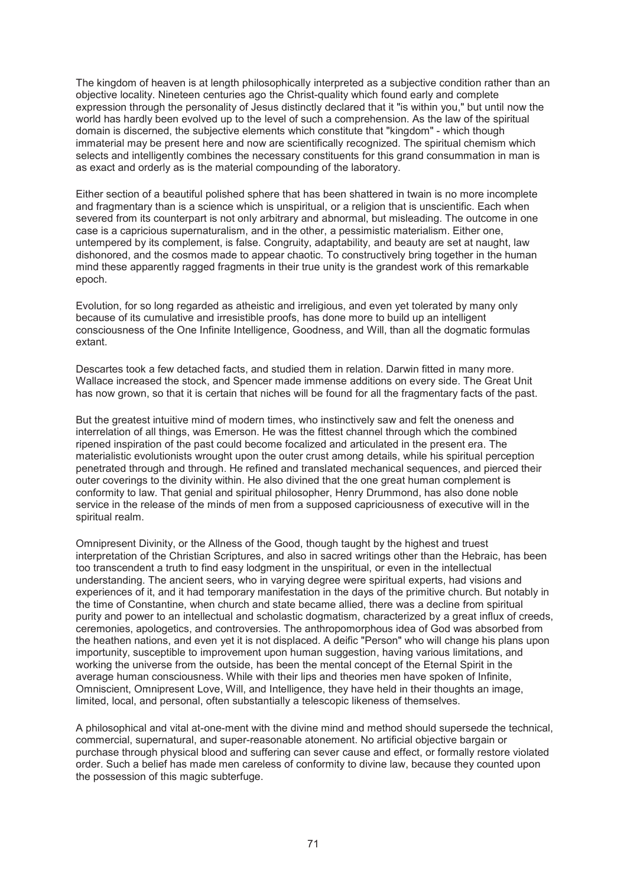The kingdom of heaven is at length philosophically interpreted as a subjective condition rather than an objective locality. Nineteen centuries ago the Christ-quality which found early and complete expression through the personality of Jesus distinctly declared that it "is within you," but until now the world has hardly been evolved up to the level of such a comprehension. As the law of the spiritual domain is discerned, the subjective elements which constitute that "kingdom" - which though immaterial may be present here and now are scientifically recognized. The spiritual chemism which selects and intelligently combines the necessary constituents for this grand consummation in man is as exact and orderly as is the material compounding of the laboratory.

Either section of a beautiful polished sphere that has been shattered in twain is no more incomplete and fragmentary than is a science which is unspiritual, or a religion that is unscientific. Each when severed from its counterpart is not only arbitrary and abnormal, but misleading. The outcome in one case is a capricious supernaturalism, and in the other, a pessimistic materialism. Either one, untempered by its complement, is false. Congruity, adaptability, and beauty are set at naught, law dishonored, and the cosmos made to appear chaotic. To constructively bring together in the human mind these apparently ragged fragments in their true unity is the grandest work of this remarkable epoch.

Evolution, for so long regarded as atheistic and irreligious, and even yet tolerated by many only because of its cumulative and irresistible proofs, has done more to build up an intelligent consciousness of the One Infinite Intelligence, Goodness, and Will, than all the dogmatic formulas extant.

Descartes took a few detached facts, and studied them in relation. Darwin fitted in many more. Wallace increased the stock, and Spencer made immense additions on every side. The Great Unit has now grown, so that it is certain that niches will be found for all the fragmentary facts of the past.

But the greatest intuitive mind of modern times, who instinctively saw and felt the oneness and interrelation of all things, was Emerson. He was the fittest channel through which the combined ripened inspiration of the past could become focalized and articulated in the present era. The materialistic evolutionists wrought upon the outer crust among details, while his spiritual perception penetrated through and through. He refined and translated mechanical sequences, and pierced their outer coverings to the divinity within. He also divined that the one great human complement is conformity to law. That genial and spiritual philosopher, Henry Drummond, has also done noble service in the release of the minds of men from a supposed capriciousness of executive will in the spiritual realm.

Omnipresent Divinity, or the Allness of the Good, though taught by the highest and truest interpretation of the Christian Scriptures, and also in sacred writings other than the Hebraic, has been too transcendent a truth to find easy lodgment in the unspiritual, or even in the intellectual understanding. The ancient seers, who in varying degree were spiritual experts, had visions and experiences of it, and it had temporary manifestation in the days of the primitive church. But notably in the time of Constantine, when church and state became allied, there was a decline from spiritual purity and power to an intellectual and scholastic dogmatism, characterized by a great influx of creeds, ceremonies, apologetics, and controversies. The anthropomorphous idea of God was absorbed from the heathen nations, and even yet it is not displaced. A deific "Person" who will change his plans upon importunity, susceptible to improvement upon human suggestion, having various limitations, and working the universe from the outside, has been the mental concept of the Eternal Spirit in the average human consciousness. While with their lips and theories men have spoken of Infinite, Omniscient, Omnipresent Love, Will, and Intelligence, they have held in their thoughts an image, limited, local, and personal, often substantially a telescopic likeness of themselves.

A philosophical and vital at-one-ment with the divine mind and method should supersede the technical, commercial, supernatural, and super-reasonable atonement. No artificial objective bargain or purchase through physical blood and suffering can sever cause and effect, or formally restore violated order. Such a belief has made men careless of conformity to divine law, because they counted upon the possession of this magic subterfuge.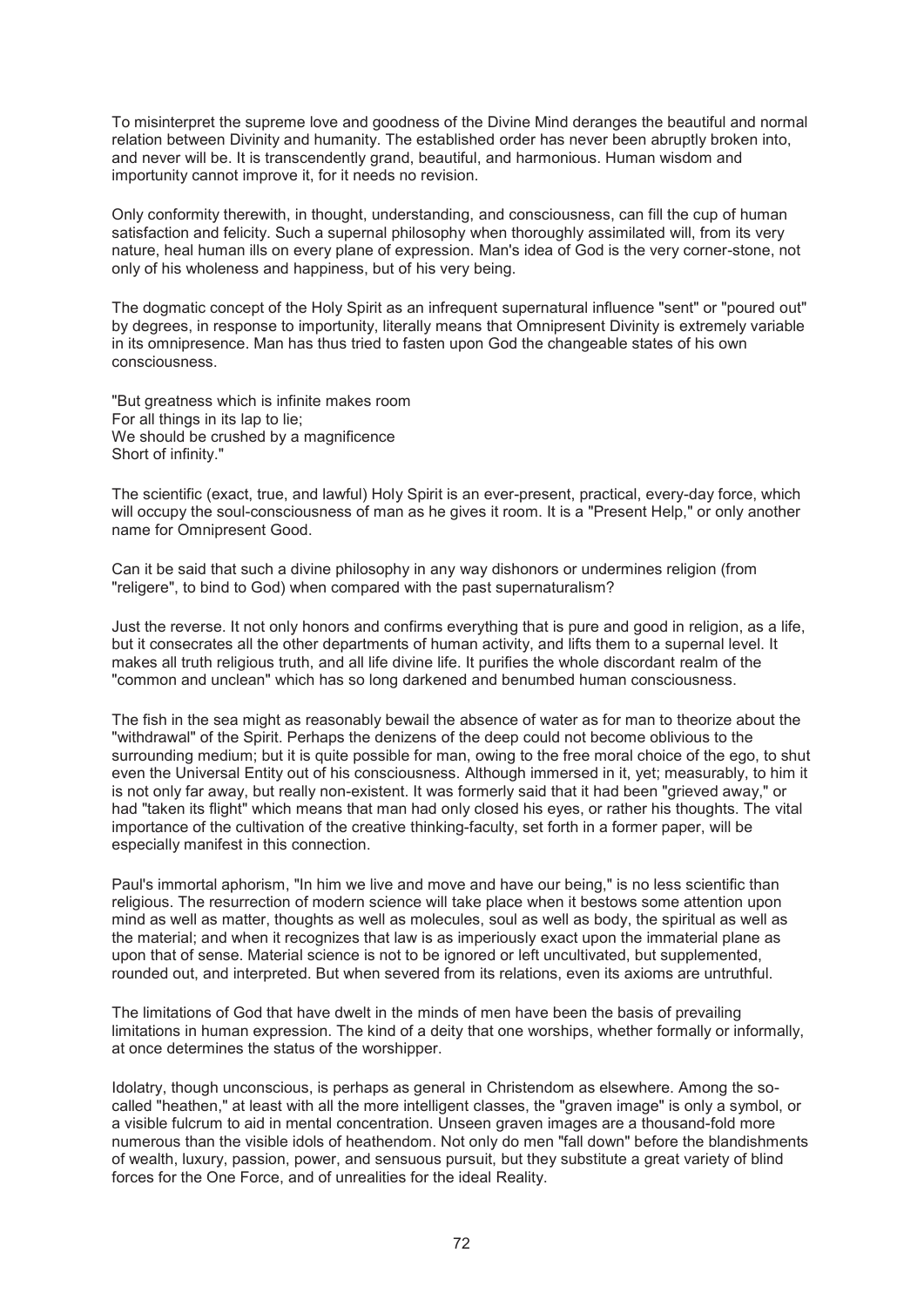To misinterpret the supreme love and goodness of the Divine Mind deranges the beautiful and normal relation between Divinity and humanity. The established order has never been abruptly broken into, and never will be. It is transcendently grand, beautiful, and harmonious. Human wisdom and importunity cannot improve it, for it needs no revision.

Only conformity therewith, in thought, understanding, and consciousness, can fill the cup of human satisfaction and felicity. Such a supernal philosophy when thoroughly assimilated will, from its very nature, heal human ills on every plane of expression. Man's idea of God is the very corner-stone, not only of his wholeness and happiness, but of his very being.

The dogmatic concept of the Holy Spirit as an infrequent supernatural influence "sent" or "poured out" by degrees, in response to importunity, literally means that Omnipresent Divinity is extremely variable in its omnipresence. Man has thus tried to fasten upon God the changeable states of his own consciousness.

"But greatness which is infinite makes room  
For all things in its lap to lie;  
We should be crushed by a magnificence  
Short of infinity."

The scientific (exact, true, and lawful) Holy Spirit is an ever-present, practical, every-day force, which will occupy the soul-consciousness of man as he gives it room. It is a "Present Help," or only another name for Omnipresent Good.

Can it be said that such a divine philosophy in any way dishonors or undermines religion (from "religere", to bind to God) when compared with the past supernaturalism?

Just the reverse. It not only honors and confirms everything that is pure and good in religion, as a life, but it consecrates all the other departments of human activity, and lifts them to a supernal level. It makes all truth religious truth, and all life divine life. It purifies the whole discordant realm of the "common and unclean" which has so long darkened and benumbed human consciousness.

The fish in the sea might as reasonably bewail the absence of water as for man to theorize about the "withdrawal" of the Spirit. Perhaps the denizens of the deep could not become oblivious to the surrounding medium; but it is quite possible for man, owing to the free moral choice of the ego, to shut even the Universal Entity out of his consciousness. Although immersed in it, yet; measurably, to him it is not only far away, but really non-existent. It was formerly said that it had been "grieved away," or had "taken its flight" which means that man had only closed his eyes, or rather his thoughts. The vital importance of the cultivation of the creative thinking-faculty, set forth in a former paper, will be especially manifest in this connection.

Paul's immortal aphorism, "In him we live and move and have our being," is no less scientific than religious. The resurrection of modern science will take place when it bestows some attention upon mind as well as matter, thoughts as well as molecules, soul as well as body, the spiritual as well as the material; and when it recognizes that law is as imperiously exact upon the immaterial plane as upon that of sense. Material science is not to be ignored or left uncultivated, but supplemented, rounded out, and interpreted. But when severed from its relations, even its axioms are untruthful.

The limitations of God that have dwelt in the minds of men have been the basis of prevailing limitations in human expression. The kind of a deity that one worships, whether formally or informally, at once determines the status of the worshipper.

Idolatry, though unconscious, is perhaps as general in Christendom as elsewhere. Among the so-called "heathen," at least with all the more intelligent classes, the "graven image" is only a symbol, or a visible fulcrum to aid in mental concentration. Unseen graven images are a thousand-fold more numerous than the visible idols of heathendom. Not only do men "fall down" before the blandishments of wealth, luxury, passion, power, and sensuous pursuit, but they substitute a great variety of blind forces for the One Force, and of unrealities for the ideal Reality.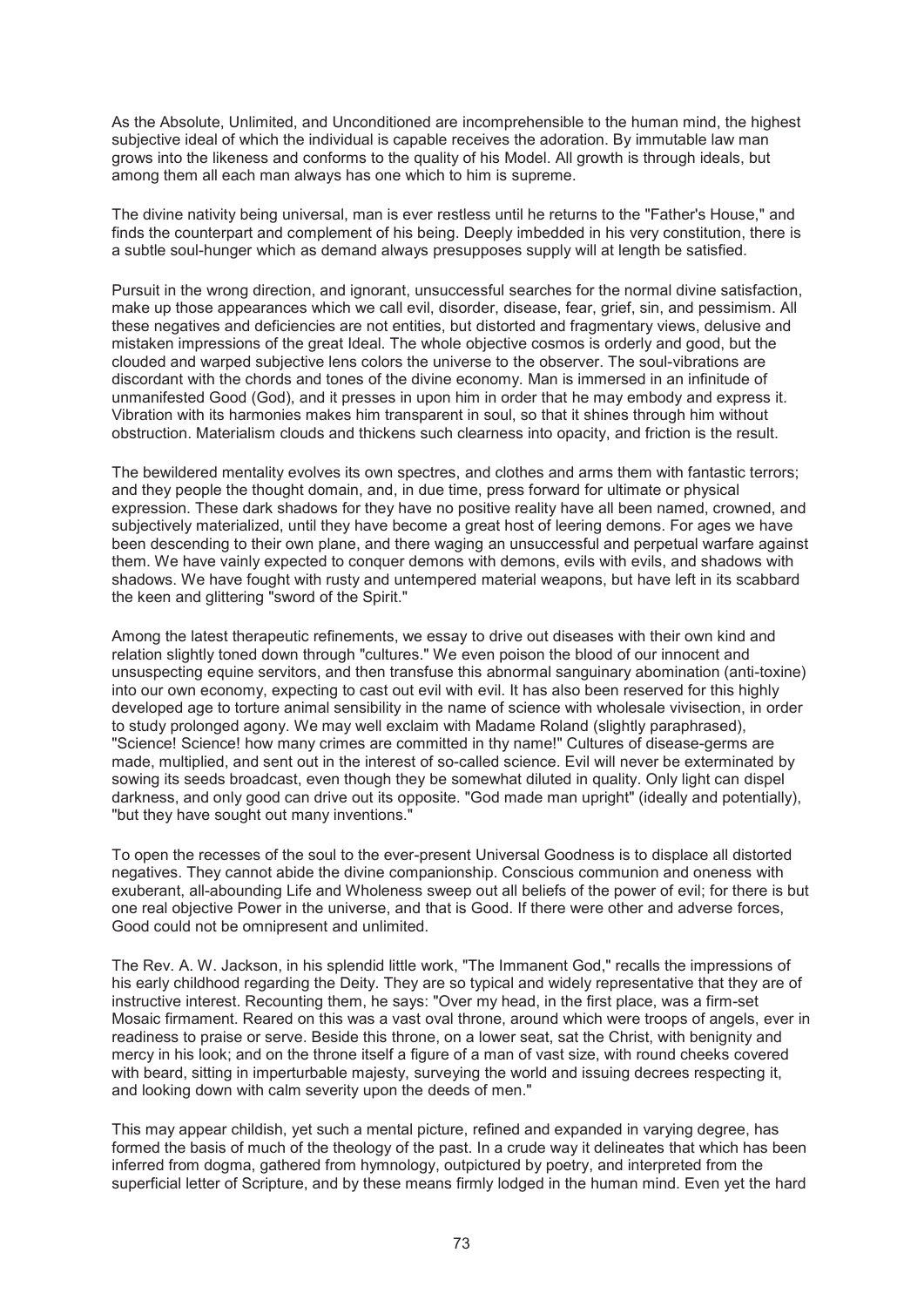As the Absolute, Unlimited, and Unconditioned are incomprehensible to the human mind, the highest subjective ideal of which the individual is capable receives the adoration. By immutable law man grows into the likeness and conforms to the quality of his Model. All growth is through ideals, but among them all each man always has one which to him is supreme.

The divine nativity being universal, man is ever restless until he returns to the "Father's House," and finds the counterpart and complement of his being. Deeply imbedded in his very constitution, there is a subtle soul-hunger which as demand always presupposes supply will at length be satisfied.

Pursuit in the wrong direction, and ignorant, unsuccessful searches for the normal divine satisfaction, make up those appearances which we call evil, disorder, disease, fear, grief, sin, and pessimism. All these negatives and deficiencies are not entities, but distorted and fragmentary views, delusive and mistaken impressions of the great Ideal. The whole objective cosmos is orderly and good, but the clouded and warped subjective lens colors the universe to the observer. The soul-vibrations are discordant with the chords and tones of the divine economy. Man is immersed in an infinitude of unmanifested Good (God), and it presses in upon him in order that he may embody and express it. Vibration with its harmonies makes him transparent in soul, so that it shines through him without obstruction. Materialism clouds and thickens such clearness into opacity, and friction is the result.

The bewildered mentality evolves its own spectres, and clothes and arms them with fantastic terrors; and they people the thought domain, and, in due time, press forward for ultimate or physical expression. These dark shadows for they have no positive reality have all been named, crowned, and subjectively materialized, until they have become a great host of leering demons. For ages we have been descending to their own plane, and there waging an unsuccessful and perpetual warfare against them. We have vainly expected to conquer demons with demons, evils with evils, and shadows with shadows. We have fought with rusty and untempered material weapons, but have left in its scabbard the keen and glittering "sword of the Spirit."

Among the latest therapeutic refinements, we essay to drive out diseases with their own kind and relation slightly toned down through "cultures." We even poison the blood of our innocent and unsuspecting equine servitors, and then transfuse this abnormal sanguinary abomination (anti-toxine) into our own economy, expecting to cast out evil with evil. It has also been reserved for this highly developed age to torture animal sensibility in the name of science with wholesale vivisection, in order to study prolonged agony. We may well exclaim with Madame Roland (slightly paraphrased), "Science! Science! how many crimes are committed in thy name!" Cultures of disease-germs are made, multiplied, and sent out in the interest of so-called science. Evil will never be exterminated by sowing its seeds broadcast, even though they be somewhat diluted in quality. Only light can dispel darkness, and only good can drive out its opposite. "God made man upright" (ideally and potentially), "but they have sought out many inventions."

To open the recesses of the soul to the ever-present Universal Goodness is to displace all distorted negatives. They cannot abide the divine companionship. Conscious communion and oneness with exuberant, all-abounding Life and Wholeness sweep out all beliefs of the power of evil; for there is but one real objective Power in the universe, and that is Good. If there were other and adverse forces, Good could not be omnipresent and unlimited.

The Rev. A. W. Jackson, in his splendid little work, "The Immanent God," recalls the impressions of his early childhood regarding the Deity. They are so typical and widely representative that they are of instructive interest. Recounting them, he says: "Over my head, in the first place, was a firm-set Mosaic firmament. Reared on this was a vast oval throne, around which were troops of angels, ever in readiness to praise or serve. Beside this throne, on a lower seat, sat the Christ, with benignity and mercy in his look; and on the throne itself a figure of a man of vast size, with round cheeks covered with beard, sitting in imperturbable majesty, surveying the world and issuing decrees respecting it, and looking down with calm severity upon the deeds of men."

This may appear childish, yet such a mental picture, refined and expanded in varying degree, has formed the basis of much of the theology of the past. In a crude way it delineates that which has been inferred from dogma, gathered from hymnology, outpictured by poetry, and interpreted from the superficial letter of Scripture, and by these means firmly lodged in the human mind. Even yet the hard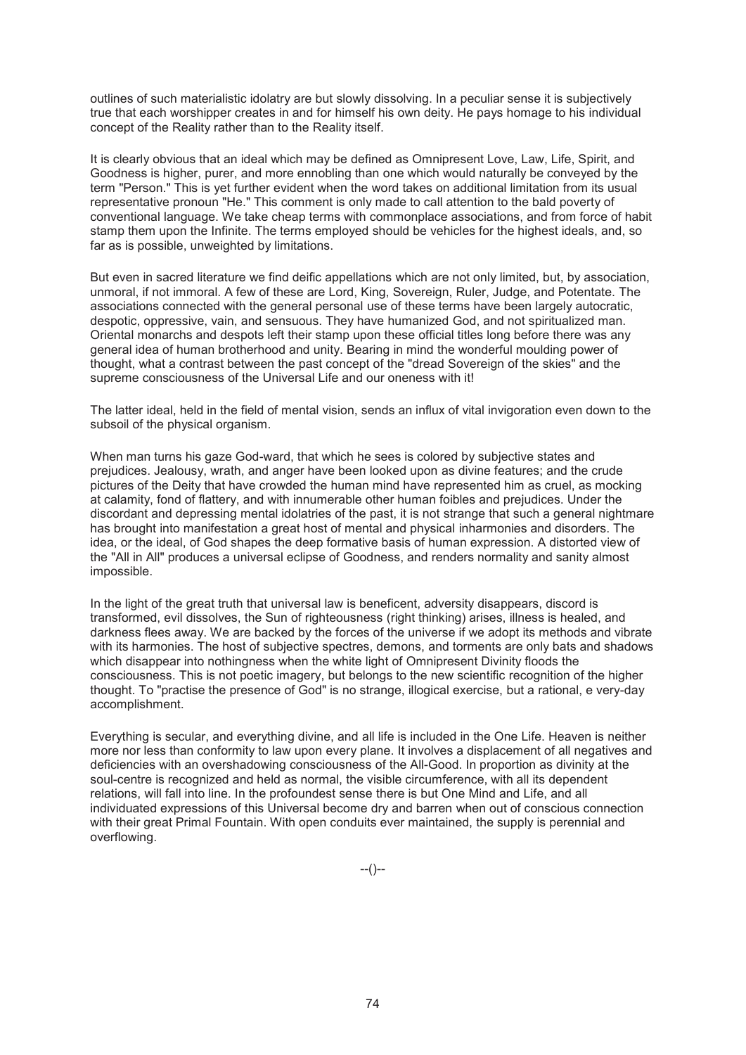outlines of such materialistic idolatry are but slowly dissolving. In a peculiar sense it is subjectively true that each worshipper creates in and for himself his own deity. He pays homage to his individual concept of the Reality rather than to the Reality itself.

It is clearly obvious that an ideal which may be defined as Omnipresent Love, Law, Life, Spirit, and Goodness is higher, purer, and more ennobling than one which would naturally be conveyed by the term "Person." This is yet further evident when the word takes on additional limitation from its usual representative pronoun "He." This comment is only made to call attention to the bald poverty of conventional language. We take cheap terms with commonplace associations, and from force of habit stamp them upon the Infinite. The terms employed should be vehicles for the highest ideals, and, so far as is possible, unweighted by limitations.

But even in sacred literature we find deific appellations which are not only limited, but, by association, unmoral, if not immoral. A few of these are Lord, King, Sovereign, Ruler, Judge, and Potentate. The associations connected with the general personal use of these terms have been largely autocratic, despotic, oppressive, vain, and sensuous. They have humanized God, and not spiritualized man. Oriental monarchs and despots left their stamp upon these official titles long before there was any general idea of human brotherhood and unity. Bearing in mind the wonderful moulding power of thought, what a contrast between the past concept of the "dread Sovereign of the skies" and the supreme consciousness of the Universal Life and our oneness with it!

The latter ideal, held in the field of mental vision, sends an influx of vital invigoration even down to the subsoil of the physical organism.

When man turns his gaze God-ward, that which he sees is colored by subjective states and prejudices. Jealousy, wrath, and anger have been looked upon as divine features; and the crude pictures of the Deity that have crowded the human mind have represented him as cruel, as mocking at calamity, fond of flattery, and with innumerable other human foibles and prejudices. Under the discordant and depressing mental idolatries of the past, it is not strange that such a general nightmare has brought into manifestation a great host of mental and physical inharmonies and disorders. The idea, or the ideal, of God shapes the deep formative basis of human expression. A distorted view of the "All in All" produces a universal eclipse of Goodness, and renders normality and sanity almost impossible.

In the light of the great truth that universal law is beneficent, adversity disappears, discord is transformed, evil dissolves, the Sun of righteousness (right thinking) arises, illness is healed, and darkness flees away. We are backed by the forces of the universe if we adopt its methods and vibrate with its harmonies. The host of subjective spectres, demons, and torments are only bats and shadows which disappear into nothingness when the white light of Omnipresent Divinity floods the consciousness. This is not poetic imagery, but belongs to the new scientific recognition of the higher thought. To "practise the presence of God" is no strange, illogical exercise, but a rational, e very-day accomplishment.

Everything is secular, and everything divine, and all life is included in the One Life. Heaven is neither more nor less than conformity to law upon every plane. It involves a displacement of all negatives and deficiencies with an overshadowing consciousness of the All-Good. In proportion as divinity at the soul-centre is recognized and held as normal, the visible circumference, with all its dependent relations, will fall into line. In the profoundest sense there is but One Mind and Life, and all individuated expressions of this Universal become dry and barren when out of conscious connection with their great Primal Fountain. With open conduits ever maintained, the supply is perennial and overflowing.

--()--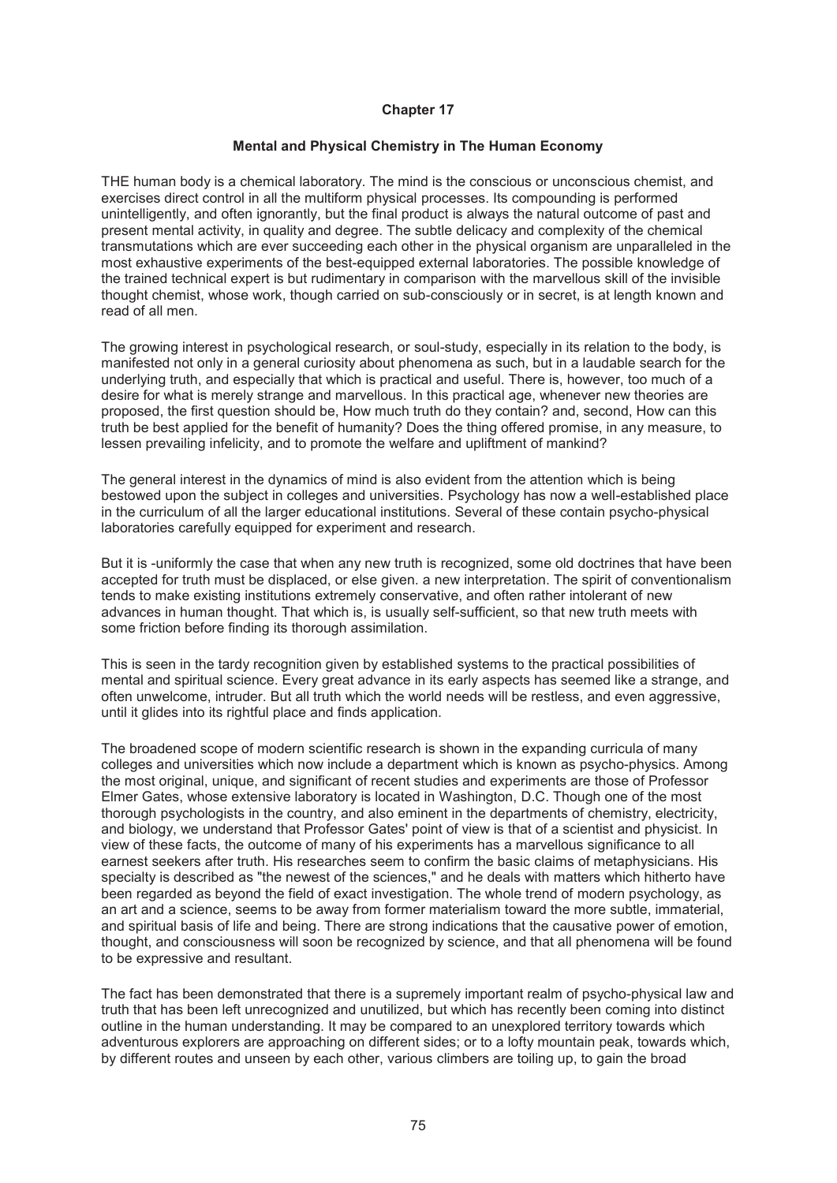# Chapter 17

## Mental and Physical Chemistry in The Human Economy

THE human body is a chemical laboratory. The mind is the conscious or unconscious chemist, and exercises direct control in all the multiform physical processes. Its compounding is performed unintelligently, and often ignorantly, but the final product is always the natural outcome of past and present mental activity, in quality and degree. The subtle delicacy and complexity of the chemical transmutations which are ever succeeding each other in the physical organism are unparalleled in the most exhaustive experiments of the best-equipped external laboratories. The possible knowledge of the trained technical expert is but rudimentary in comparison with the marvellous skill of the invisible thought chemist, whose work, though carried on sub-consciously or in secret, is at length known and read of all men.

The growing interest in psychological research, or soul-study, especially in its relation to the body, is manifested not only in a general curiosity about phenomena as such, but in a laudable search for the underlying truth, and especially that which is practical and useful. There is, however, too much of a desire for what is merely strange and marvellous. In this practical age, whenever new theories are proposed, the first question should be, How much truth do they contain? and, second, How can this truth be best applied for the benefit of humanity? Does the thing offered promise, in any measure, to lessen prevailing infelicity, and to promote the welfare and upliftment of mankind?

The general interest in the dynamics of mind is also evident from the attention which is being bestowed upon the subject in colleges and universities. Psychology has now a well-established place in the curriculum of all the larger educational institutions. Several of these contain psycho-physical laboratories carefully equipped for experiment and research.

But it is -uniformly the case that when any new truth is recognized, some old doctrines that have been accepted for truth must be displaced, or else given. a new interpretation. The spirit of conventionalism tends to make existing institutions extremely conservative, and often rather intolerant of new advances in human thought. That which is, is usually self-sufficient, so that new truth meets with some friction before finding its thorough assimilation.

This is seen in the tardy recognition given by established systems to the practical possibilities of mental and spiritual science. Every great advance in its early aspects has seemed like a strange, and often unwelcome, intruder. But all truth which the world needs will be restless, and even aggressive, until it glides into its rightful place and finds application.

The broadened scope of modern scientific research is shown in the expanding curricula of many colleges and universities which now include a department which is known as psycho-physics. Among the most original, unique, and significant of recent studies and experiments are those of Professor Elmer Gates, whose extensive laboratory is located in Washington, D.C. Though one of the most thorough psychologists in the country, and also eminent in the departments of chemistry, electricity, and biology, we understand that Professor Gates' point of view is that of a scientist and physicist. In view of these facts, the outcome of many of his experiments has a marvellous significance to all earnest seekers after truth. His researches seem to confirm the basic claims of metaphysicians. His specialty is described as "the newest of the sciences," and he deals with matters which hitherto have been regarded as beyond the field of exact investigation. The whole trend of modern psychology, as an art and a science, seems to be away from former materialism toward the more subtle, immaterial, and spiritual basis of life and being. There are strong indications that the causative power of emotion, thought, and consciousness will soon be recognized by science, and that all phenomena will be found to be expressive and resultant.

The fact has been demonstrated that there is a supremely important realm of psycho-physical law and truth that has been left unrecognized and unutilized, but which has recently been coming into distinct outline in the human understanding. It may be compared to an unexplored territory towards which adventurous explorers are approaching on different sides; or to a lofty mountain peak, towards which, by different routes and unseen by each other, various climbers are toiling up, to gain the broad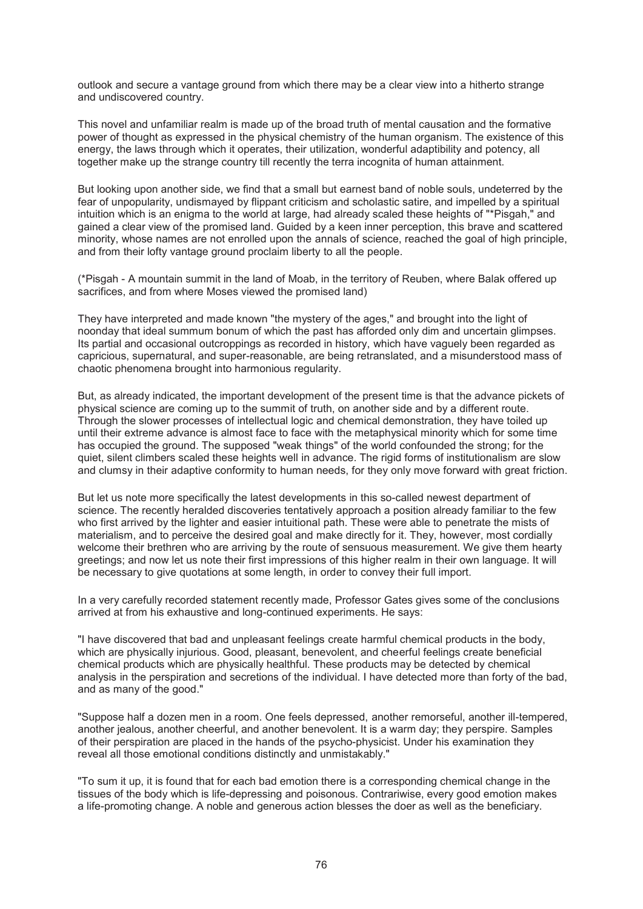outlook and secure a vantage ground from which there may be a clear view into a hitherto strange and undiscovered country.

This novel and unfamiliar realm is made up of the broad truth of mental causation and the formative power of thought as expressed in the physical chemistry of the human organism. The existence of this energy, the laws through which it operates, their utilization, wonderful adaptibility and potency, all together make up the strange country till recently the terra incognita of human attainment.

But looking upon another side, we find that a small but earnest band of noble souls, undeterred by the fear of unpopularity, undismayed by flippant criticism and scholastic satire, and impelled by a spiritual intuition which is an enigma to the world at large, had already scaled these heights of "*Pisgah," and gained a clear view of the promised land. Guided by a keen inner perception, this brave and scattered minority, whose names are not enrolled upon the annals of science, reached the goal of high principle, and from their lofty vantage ground proclaim liberty to all the people.

(*Pisgah - A mountain summit in the land of Moab, in the territory of Reuben, where Balak offered up sacrifices, and from where Moses viewed the promised land)

They have interpreted and made known "the mystery of the ages," and brought into the light of noonday that ideal summum bonum of which the past has afforded only dim and uncertain glimpses. Its partial and occasional outcroppings as recorded in history, which have vaguely been regarded as capricious, supernatural, and super-reasonable, are being retranslated, and a misunderstood mass of chaotic phenomena brought into harmonious regularity.

But, as already indicated, the important development of the present time is that the advance pickets of physical science are coming up to the summit of truth, on another side and by a different route. Through the slower processes of intellectual logic and chemical demonstration, they have toiled up until their extreme advance is almost face to face with the metaphysical minority which for some time has occupied the ground. The supposed "weak things" of the world confounded the strong; for the quiet, silent climbers scaled these heights well in advance. The rigid forms of institutionalism are slow and clumsy in their adaptive conformity to human needs, for they only move forward with great friction.

But let us note more specifically the latest developments in this so-called newest department of science. The recently heralded discoveries tentatively approach a position already familiar to the few who first arrived by the lighter and easier intuitional path. These were able to penetrate the mists of materialism, and to perceive the desired goal and make directly for it. They, however, most cordially welcome their brethren who are arriving by the route of sensuous measurement. We give them hearty greetings; and now let us note their first impressions of this higher realm in their own language. It will be necessary to give quotations at some length, in order to convey their full import.

In a very carefully recorded statement recently made, Professor Gates gives some of the conclusions arrived at from his exhaustive and long-continued experiments. He says:

"I have discovered that bad and unpleasant feelings create harmful chemical products in the body, which are physically injurious. Good, pleasant, benevolent, and cheerful feelings create beneficial chemical products which are physically healthful. These products may be detected by chemical analysis in the perspiration and secretions of the individual. I have detected more than forty of the bad, and as many of the good."

"Suppose half a dozen men in a room. One feels depressed, another remorseful, another ill-tempered, another jealous, another cheerful, and another benevolent. It is a warm day; they perspire. Samples of their perspiration are placed in the hands of the psycho-physicist. Under his examination they reveal all those emotional conditions distinctly and unmistakably."

"To sum it up, it is found that for each bad emotion there is a corresponding chemical change in the tissues of the body which is life-depressing and poisonous. Contrariwise, every good emotion makes a life-promoting change. A noble and generous action blesses the doer as well as the beneficiary.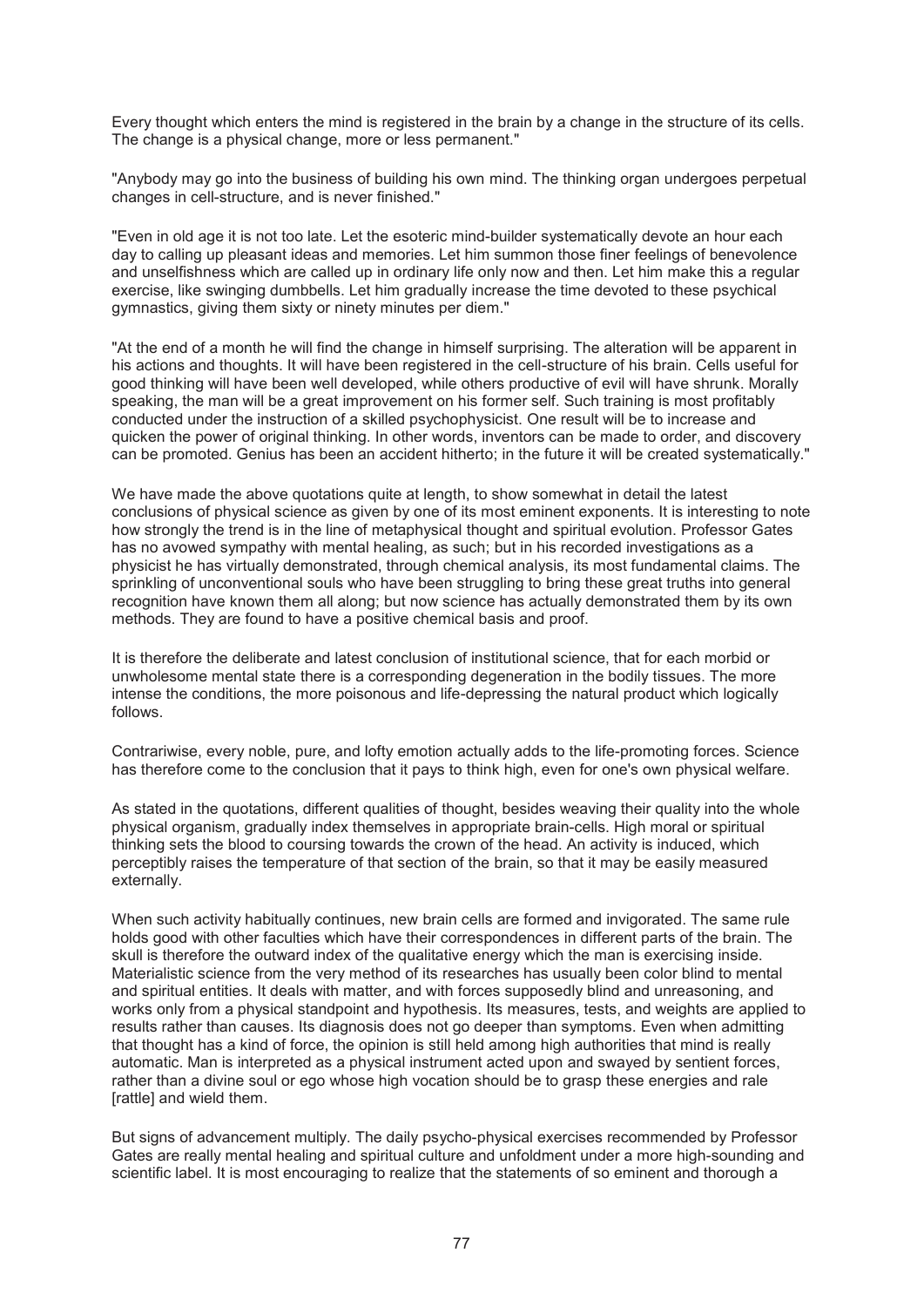Every thought which enters the mind is registered in the brain by a change in the structure of its cells. The change is a physical change, more or less permanent."

"Anybody may go into the business of building his own mind. The thinking organ undergoes perpetual changes in cell-structure, and is never finished."

"Even in old age it is not too late. Let the esoteric mind-builder systematically devote an hour each day to calling up pleasant ideas and memories. Let him summon those finer feelings of benevolence and unselfishness which are called up in ordinary life only now and then. Let him make this a regular exercise, like swinging dumbbells. Let him gradually increase the time devoted to these psychical gymnastics, giving them sixty or ninety minutes per diem."

"At the end of a month he will find the change in himself surprising. The alteration will be apparent in his actions and thoughts. It will have been registered in the cell-structure of his brain. Cells useful for good thinking will have been well developed, while others productive of evil will have shrunk. Morally speaking, the man will be a great improvement on his former self. Such training is most profitably conducted under the instruction of a skilled psychophysicist. One result will be to increase and quicken the power of original thinking. In other words, inventors can be made to order, and discovery can be promoted. Genius has been an accident hitherto; in the future it will be created systematically."

We have made the above quotations quite at length, to show somewhat in detail the latest conclusions of physical science as given by one of its most eminent exponents. It is interesting to note how strongly the trend is in the line of metaphysical thought and spiritual evolution. Professor Gates has no avowed sympathy with mental healing, as such; but in his recorded investigations as a physicist he has virtually demonstrated, through chemical analysis, its most fundamental claims. The sprinkling of unconventional souls who have been struggling to bring these great truths into general recognition have known them all along; but now science has actually demonstrated them by its own methods. They are found to have a positive chemical basis and proof.

It is therefore the deliberate and latest conclusion of institutional science, that for each morbid or unwholesome mental state there is a corresponding degeneration in the bodily tissues. The more intense the conditions, the more poisonous and life-depressing the natural product which logically follows.

Contrariwise, every noble, pure, and lofty emotion actually adds to the life-promoting forces. Science has therefore come to the conclusion that it pays to think high, even for one's own physical welfare.

As stated in the quotations, different qualities of thought, besides weaving their quality into the whole physical organism, gradually index themselves in appropriate brain-cells. High moral or spiritual thinking sets the blood to coursing towards the crown of the head. An activity is induced, which perceptibly raises the temperature of that section of the brain, so that it may be easily measured externally.

When such activity habitually continues, new brain cells are formed and invigorated. The same rule holds good with other faculties which have their correspondences in different parts of the brain. The skull is therefore the outward index of the qualitative energy which the man is exercising inside. Materialistic science from the very method of its researches has usually been color blind to mental and spiritual entities. It deals with matter, and with forces supposedly blind and unreasoning, and works only from a physical standpoint and hypothesis. Its measures, tests, and weights are applied to results rather than causes. Its diagnosis does not go deeper than symptoms. Even when admitting that thought has a kind of force, the opinion is still held among high authorities that mind is really automatic. Man is interpreted as a physical instrument acted upon and swayed by sentient forces, rather than a divine soul or ego whose high vocation should be to grasp these energies and rale [rattle] and wield them.

But signs of advancement multiply. The daily psycho-physical exercises recommended by Professor Gates are really mental healing and spiritual culture and unfoldment under a more high-sounding and scientific label. It is most encouraging to realize that the statements of so eminent and thorough a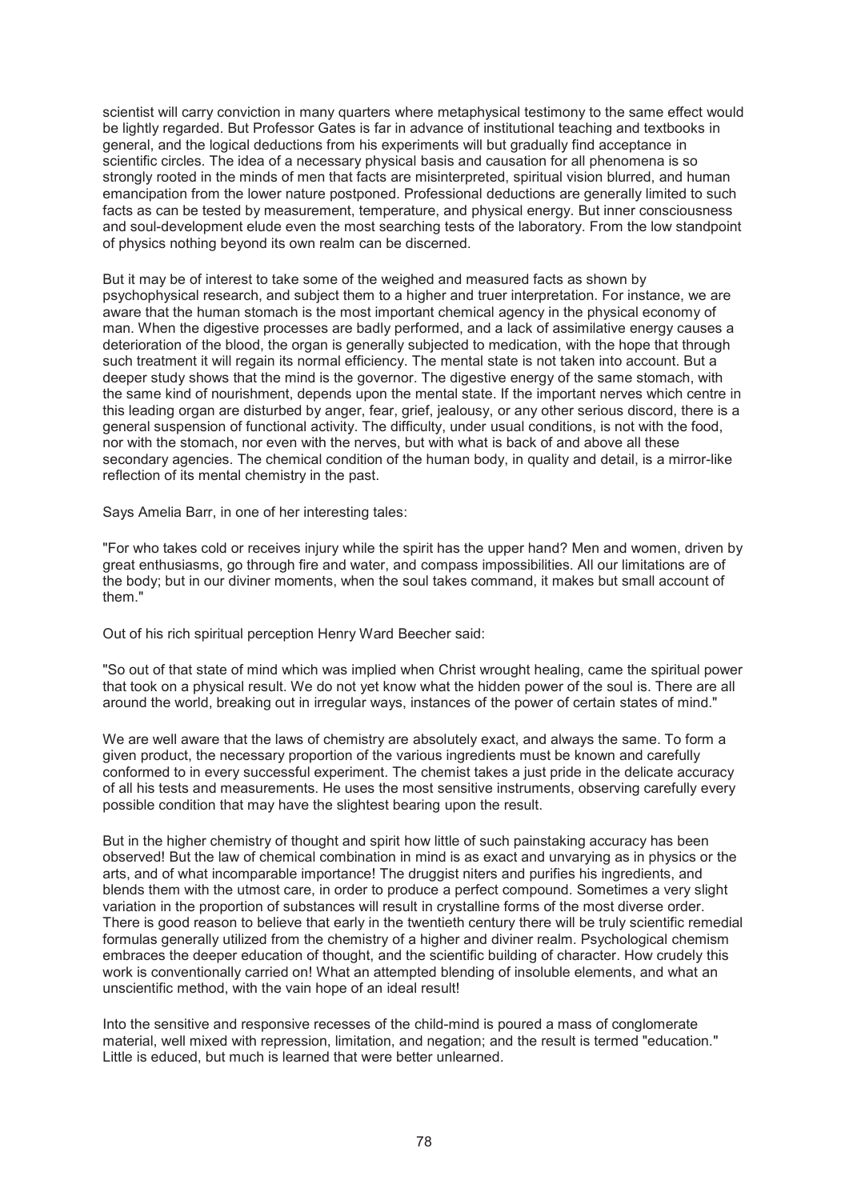scientist will carry conviction in many quarters where metaphysical testimony to the same effect would be lightly regarded. But Professor Gates is far in advance of institutional teaching and textbooks in general, and the logical deductions from his experiments will but gradually find acceptance in scientific circles. The idea of a necessary physical basis and causation for all phenomena is so strongly rooted in the minds of men that facts are misinterpreted, spiritual vision blurred, and human emancipation from the lower nature postponed. Professional deductions are generally limited to such facts as can be tested by measurement, temperature, and physical energy. But inner consciousness and soul-development elude even the most searching tests of the laboratory. From the low standpoint of physics nothing beyond its own realm can be discerned.

But it may be of interest to take some of the weighed and measured facts as shown by psychophysical research, and subject them to a higher and truer interpretation. For instance, we are aware that the human stomach is the most important chemical agency in the physical economy of man. When the digestive processes are badly performed, and a lack of assimilative energy causes a deterioration of the blood, the organ is generally subjected to medication, with the hope that through such treatment it will regain its normal efficiency. The mental state is not taken into account. But a deeper study shows that the mind is the governor. The digestive energy of the same stomach, with the same kind of nourishment, depends upon the mental state. If the important nerves which centre in this leading organ are disturbed by anger, fear, grief, jealousy, or any other serious discord, there is a general suspension of functional activity. The difficulty, under usual conditions, is not with the food, nor with the stomach, nor even with the nerves, but with what is back of and above all these secondary agencies. The chemical condition of the human body, in quality and detail, is a mirror-like reflection of its mental chemistry in the past.

Says Amelia Barr, in one of her interesting tales:

"For who takes cold or receives injury while the spirit has the upper hand? Men and women, driven by great enthusiasms, go through fire and water, and compass impossibilities. All our limitations are of the body; but in our diviner moments, when the soul takes command, it makes but small account of them."

Out of his rich spiritual perception Henry Ward Beecher said:

"So out of that state of mind which was implied when Christ wrought healing, came the spiritual power that took on a physical result. We do not yet know what the hidden power of the soul is. There are all around the world, breaking out in irregular ways, instances of the power of certain states of mind."

We are well aware that the laws of chemistry are absolutely exact, and always the same. To form a given product, the necessary proportion of the various ingredients must be known and carefully conformed to in every successful experiment. The chemist takes a just pride in the delicate accuracy of all his tests and measurements. He uses the most sensitive instruments, observing carefully every possible condition that may have the slightest bearing upon the result.

But in the higher chemistry of thought and spirit how little of such painstaking accuracy has been observed! But the law of chemical combination in mind is as exact and unvarying as in physics or the arts, and of what incomparable importance! The druggist niters and purifies his ingredients, and blends them with the utmost care, in order to produce a perfect compound. Sometimes a very slight variation in the proportion of substances will result in crystalline forms of the most diverse order. There is good reason to believe that early in the twentieth century there will be truly scientific remedial formulas generally utilized from the chemistry of a higher and diviner realm. Psychological chemism embraces the deeper education of thought, and the scientific building of character. How crudely this work is conventionally carried on! What an attempted blending of insoluble elements, and what an unscientific method, with the vain hope of an ideal result!

Into the sensitive and responsive recesses of the child-mind is poured a mass of conglomerate material, well mixed with repression, limitation, and negation; and the result is termed "education." Little is educed, but much is learned that were better unlearned.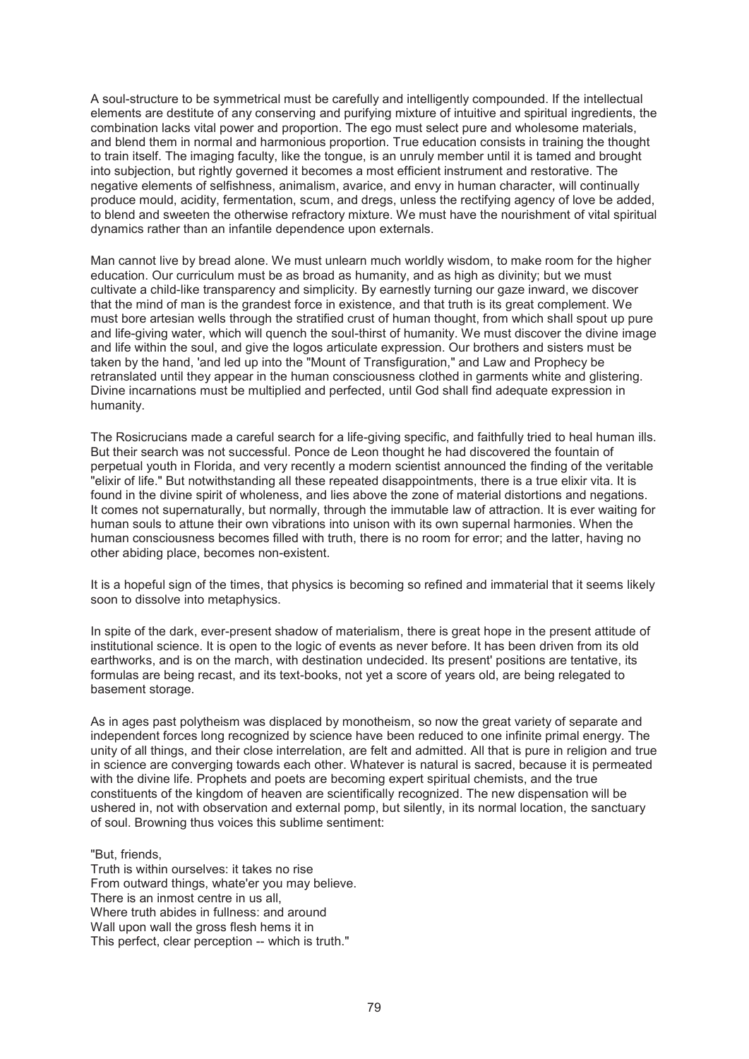A soul-structure to be symmetrical must be carefully and intelligently compounded. If the intellectual elements are destitute of any conserving and purifying mixture of intuitive and spiritual ingredients, the combination lacks vital power and proportion. The ego must select pure and wholesome materials, and blend them in normal and harmonious proportion. True education consists in training the thought to train itself. The imaging faculty, like the tongue, is an unruly member until it is tamed and brought into subjection, but rightly governed it becomes a most efficient instrument and restorative. The negative elements of selfishness, animalism, avarice, and envy in human character, will continually produce mould, acidity, fermentation, scum, and dregs, unless the rectifying agency of love be added, to blend and sweeten the otherwise refractory mixture. We must have the nourishment of vital spiritual dynamics rather than an infantile dependence upon externals.

Man cannot live by bread alone. We must unlearn much worldly wisdom, to make room for the higher education. Our curriculum must be as broad as humanity, and as high as divinity; but we must cultivate a child-like transparency and simplicity. By earnestly turning our gaze inward, we discover that the mind of man is the grandest force in existence, and that truth is its great complement. We must bore artesian wells through the stratified crust of human thought, from which shall spout up pure and life-giving water, which will quench the soul-thirst of humanity. We must discover the divine image and life within the soul, and give the logos articulate expression. Our brothers and sisters must be taken by the hand, 'and led up into the "Mount of Transfiguration," and Law and Prophecy be retranslated until they appear in the human consciousness clothed in garments white and glistering. Divine incarnations must be multiplied and perfected, until God shall find adequate expression in humanity.

The Rosicrucians made a careful search for a life-giving specific, and faithfully tried to heal human ills. But their search was not successful. Ponce de Leon thought he had discovered the fountain of perpetual youth in Florida, and very recently a modern scientist announced the finding of the veritable "elixir of life." But notwithstanding all these repeated disappointments, there is a true elixir vita. It is found in the divine spirit of wholeness, and lies above the zone of material distortions and negations. It comes not supernaturally, but normally, through the immutable law of attraction. It is ever waiting for human souls to attune their own vibrations into unison with its own supernal harmonies. When the human consciousness becomes filled with truth, there is no room for error; and the latter, having no other abiding place, becomes non-existent.

It is a hopeful sign of the times, that physics is becoming so refined and immaterial that it seems likely soon to dissolve into metaphysics.

In spite of the dark, ever-present shadow of materialism, there is great hope in the present attitude of institutional science. It is open to the logic of events as never before. It has been driven from its old earthworks, and is on the march, with destination undecided. Its present' positions are tentative, its formulas are being recast, and its text-books, not yet a score of years old, are being relegated to basement storage.

As in ages past polytheism was displaced by monotheism, so now the great variety of separate and independent forces long recognized by science have been reduced to one infinite primal energy. The unity of all things, and their close interrelation, are felt and admitted. All that is pure in religion and true in science are converging towards each other. Whatever is natural is sacred, because it is permeated with the divine life. Prophets and poets are becoming expert spiritual chemists, and the true constituents of the kingdom of heaven are scientifically recognized. The new dispensation will be ushered in, not with observation and external pomp, but silently, in its normal location, the sanctuary of soul. Browning thus voices this sublime sentiment:

"But, friends,  
Truth is within ourselves: it takes no rise  
From outward things, whate'er you may believe.  
There is an inmost centre in us all,  
Where truth abides in fullness: and around  
Wall upon wall the gross flesh hems it in  
This perfect, clear perception -- which is truth."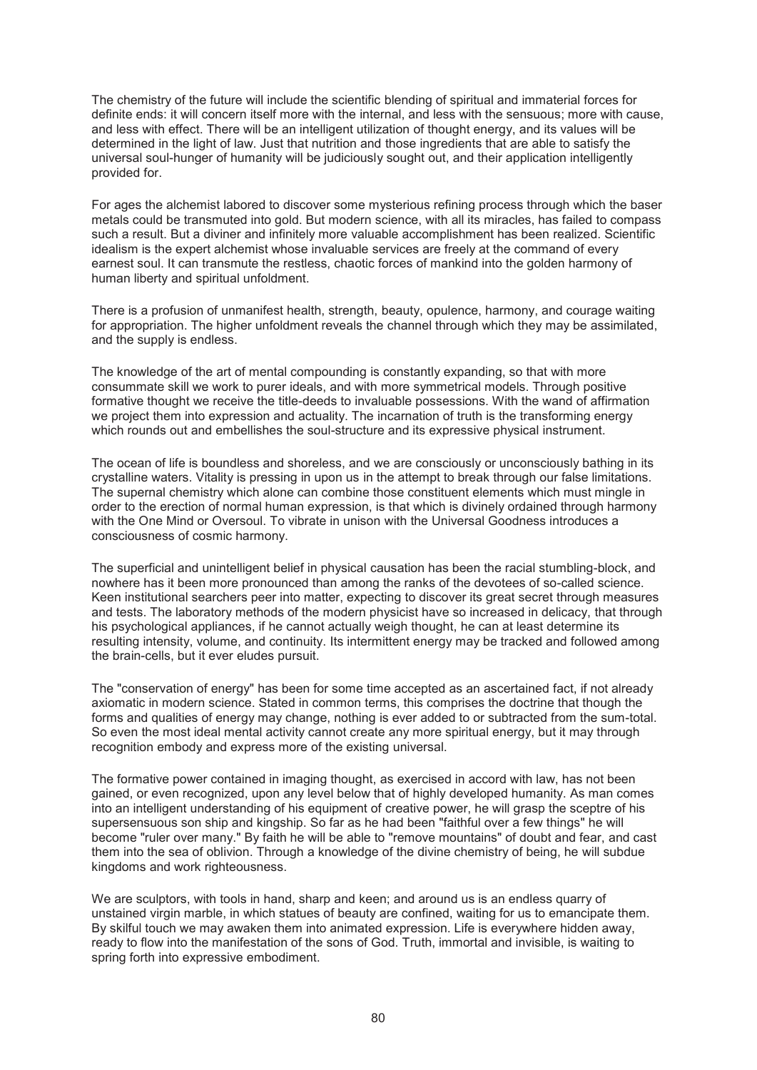The chemistry of the future will include the scientific blending of spiritual and immaterial forces for definite ends: it will concern itself more with the internal, and less with the sensuous; more with cause, and less with effect. There will be an intelligent utilization of thought energy, and its values will be determined in the light of law. Just that nutrition and those ingredients that are able to satisfy the universal soul-hunger of humanity will be judiciously sought out, and their application intelligently provided for.

For ages the alchemist labored to discover some mysterious refining process through which the baser metals could be transmuted into gold. But modern science, with all its miracles, has failed to compass such a result. But a diviner and infinitely more valuable accomplishment has been realized. Scientific idealism is the expert alchemist whose invaluable services are freely at the command of every earnest soul. It can transmute the restless, chaotic forces of mankind into the golden harmony of human liberty and spiritual unfoldment.

There is a profusion of unmanifest health, strength, beauty, opulence, harmony, and courage waiting for appropriation. The higher unfoldment reveals the channel through which they may be assimilated, and the supply is endless.

The knowledge of the art of mental compounding is constantly expanding, so that with more consummate skill we work to purer ideals, and with more symmetrical models. Through positive formative thought we receive the title-deeds to invaluable possessions. With the wand of affirmation we project them into expression and actuality. The incarnation of truth is the transforming energy which rounds out and embellishes the soul-structure and its expressive physical instrument.

The ocean of life is boundless and shoreless, and we are consciously or unconsciously bathing in its crystalline waters. Vitality is pressing in upon us in the attempt to break through our false limitations. The supernal chemistry which alone can combine those constituent elements which must mingle in order to the erection of normal human expression, is that which is divinely ordained through harmony with the One Mind or Oversoul. To vibrate in unison with the Universal Goodness introduces a consciousness of cosmic harmony.

The superficial and unintelligent belief in physical causation has been the racial stumbling-block, and nowhere has it been more pronounced than among the ranks of the devotees of so-called science. Keen institutional searchers peer into matter, expecting to discover its great secret through measures and tests. The laboratory methods of the modern physicist have so increased in delicacy, that through his psychological appliances, if he cannot actually weigh thought, he can at least determine its resulting intensity, volume, and continuity. Its intermittent energy may be tracked and followed among the brain-cells, but it ever eludes pursuit.

The "conservation of energy" has been for some time accepted as an ascertained fact, if not already axiomatic in modern science. Stated in common terms, this comprises the doctrine that though the forms and qualities of energy may change, nothing is ever added to or subtracted from the sum-total. So even the most ideal mental activity cannot create any more spiritual energy, but it may through recognition embody and express more of the existing universal.

The formative power contained in imaging thought, as exercised in accord with law, has not been gained, or even recognized, upon any level below that of highly developed humanity. As man comes into an intelligent understanding of his equipment of creative power, he will grasp the sceptre of his supersensuous son ship and kingship. So far as he had been "faithful over a few things" he will become "ruler over many." By faith he will be able to "remove mountains" of doubt and fear, and cast them into the sea of oblivion. Through a knowledge of the divine chemistry of being, he will subdue kingdoms and work righteousness.

We are sculptors, with tools in hand, sharp and keen; and around us is an endless quarry of unstained virgin marble, in which statues of beauty are confined, waiting for us to emancipate them. By skilful touch we may awaken them into animated expression. Life is everywhere hidden away, ready to flow into the manifestation of the sons of God. Truth, immortal and invisible, is waiting to spring forth into expressive embodiment.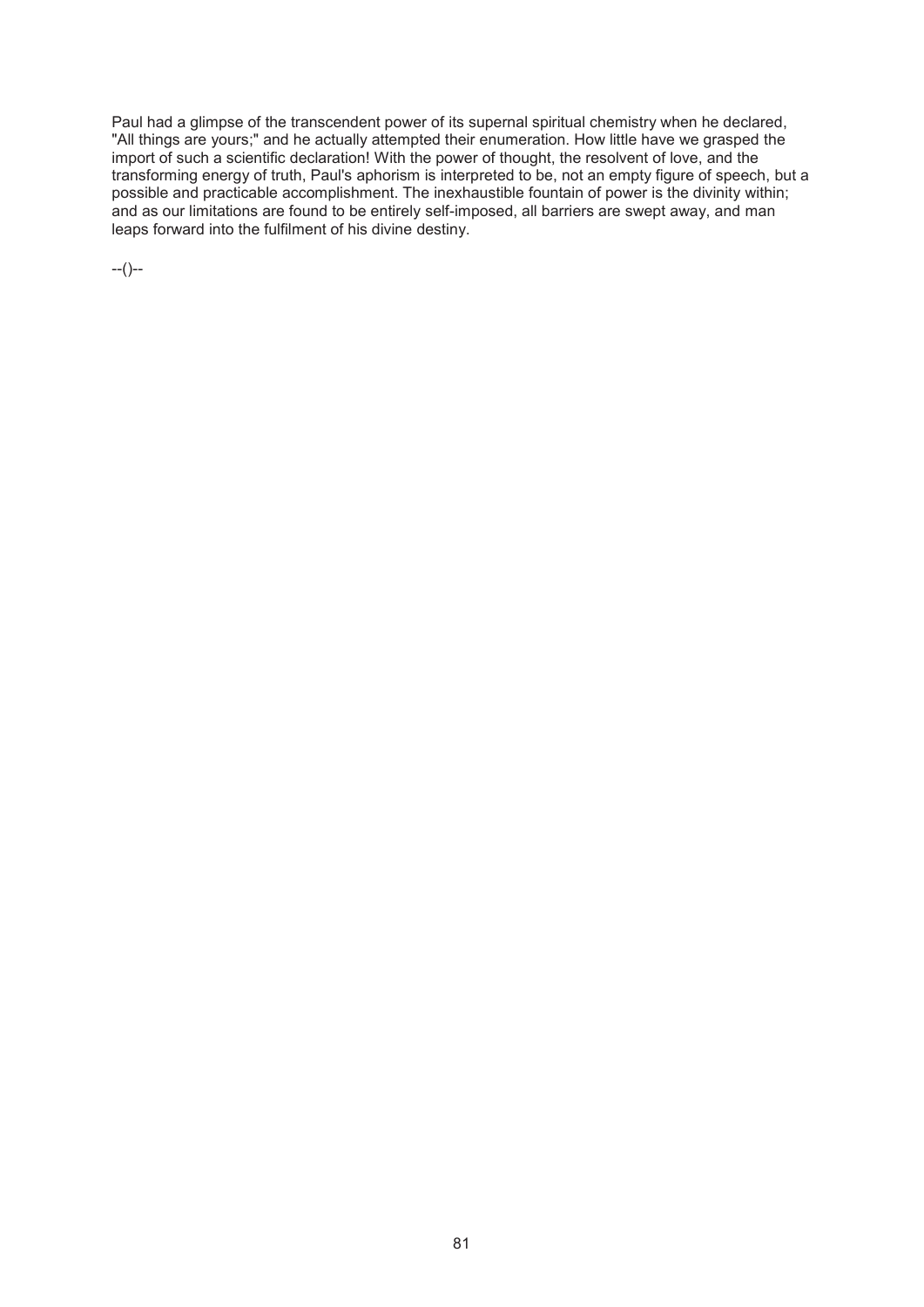Paul had a glimpse of the transcendent power of its supernal spiritual chemistry when he declared, "All things are yours;" and he actually attempted their enumeration. How little have we grasped the import of such a scientific declaration! With the power of thought, the resolvent of love, and the transforming energy of truth, Paul's aphorism is interpreted to be, not an empty figure of speech, but a possible and practicable accomplishment. The inexhaustible fountain of power is the divinity within; and as our limitations are found to be entirely self-imposed, all barriers are swept away, and man leaps forward into the fulfilment of his divine destiny.

--()--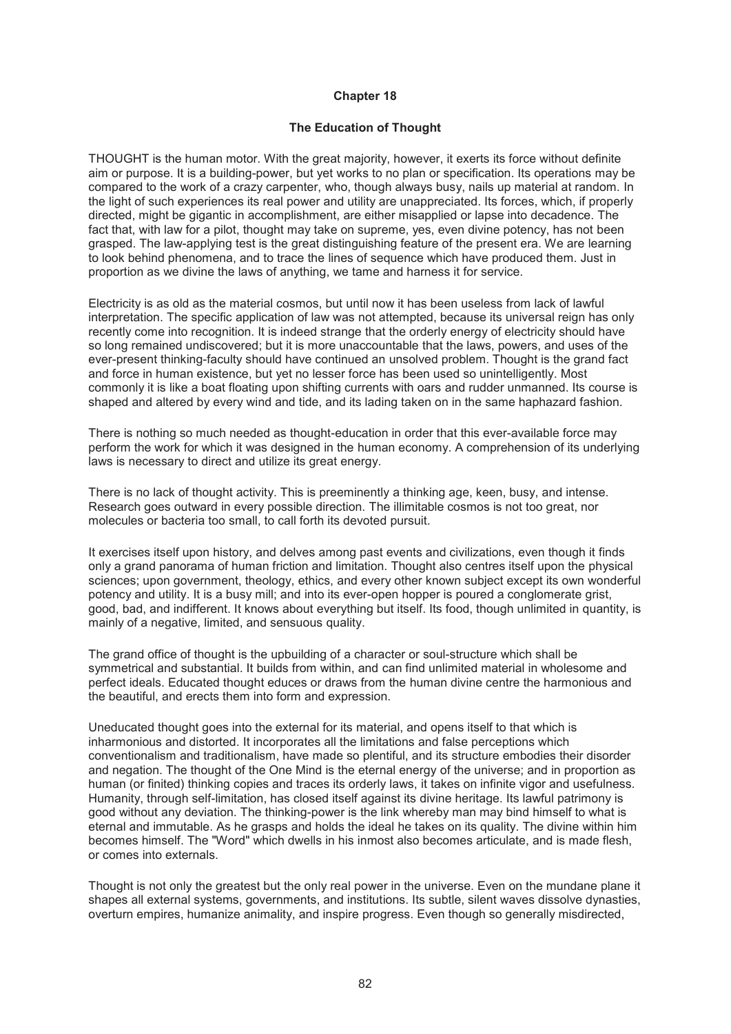## Chapter 18

### The Education of Thought

THOUGHT is the human motor. With the great majority, however, it exerts its force without definite aim or purpose. It is a building-power, but yet works to no plan or specification. Its operations may be compared to the work of a crazy carpenter, who, though always busy, nails up material at random. In the light of such experiences its real power and utility are unappreciated. Its forces, which, if properly directed, might be gigantic in accomplishment, are either misapplied or lapse into decadence. The fact that, with law for a pilot, thought may take on supreme, yes, even divine potency, has not been grasped. The law-applying test is the great distinguishing feature of the present era. We are learning to look behind phenomena, and to trace the lines of sequence which have produced them. Just in proportion as we divine the laws of anything, we tame and harness it for service.

Electricity is as old as the material cosmos, but until now it has been useless from lack of lawful interpretation. The specific application of law was not attempted, because its universal reign has only recently come into recognition. It is indeed strange that the orderly energy of electricity should have so long remained undiscovered; but it is more unaccountable that the laws, powers, and uses of the ever-present thinking-faculty should have continued an unsolved problem. Thought is the grand fact and force in human existence, but yet no lesser force has been used so unintelligently. Most commonly it is like a boat floating upon shifting currents with oars and rudder unmanned. Its course is shaped and altered by every wind and tide, and its lading taken on in the same haphazard fashion.

There is nothing so much needed as thought-education in order that this ever-available force may perform the work for which it was designed in the human economy. A comprehension of its underlying laws is necessary to direct and utilize its great energy.

There is no lack of thought activity. This is preeminently a thinking age, keen, busy, and intense. Research goes outward in every possible direction. The illimitable cosmos is not too great, nor molecules or bacteria too small, to call forth its devoted pursuit.

It exercises itself upon history, and delves among past events and civilizations, even though it finds only a grand panorama of human friction and limitation. Thought also centres itself upon the physical sciences; upon government, theology, ethics, and every other known subject except its own wonderful potency and utility. It is a busy mill; and into its ever-open hopper is poured a conglomerate grist, good, bad, and indifferent. It knows about everything but itself. Its food, though unlimited in quantity, is mainly of a negative, limited, and sensuous quality.

The grand office of thought is the upbuilding of a character or soul-structure which shall be symmetrical and substantial. It builds from within, and can find unlimited material in wholesome and perfect ideals. Educated thought educes or draws from the human divine centre the harmonious and the beautiful, and erects them into form and expression.

Uneducated thought goes into the external for its material, and opens itself to that which is inharmonious and distorted. It incorporates all the limitations and false perceptions which conventionalism and traditionalism, have made so plentiful, and its structure embodies their disorder and negation. The thought of the One Mind is the eternal energy of the universe; and in proportion as human (or finited) thinking copies and traces its orderly laws, it takes on infinite vigor and usefulness. Humanity, through self-limitation, has closed itself against its divine heritage. Its lawful patrimony is good without any deviation. The thinking-power is the link whereby man may bind himself to what is eternal and immutable. As he grasps and holds the ideal he takes on its quality. The divine within him becomes himself. The "Word" which dwells in his inmost also becomes articulate, and is made flesh, or comes into externals.

Thought is not only the greatest but the only real power in the universe. Even on the mundane plane it shapes all external systems, governments, and institutions. Its subtle, silent waves dissolve dynasties, overturn empires, humanize animality, and inspire progress. Even though so generally misdirected,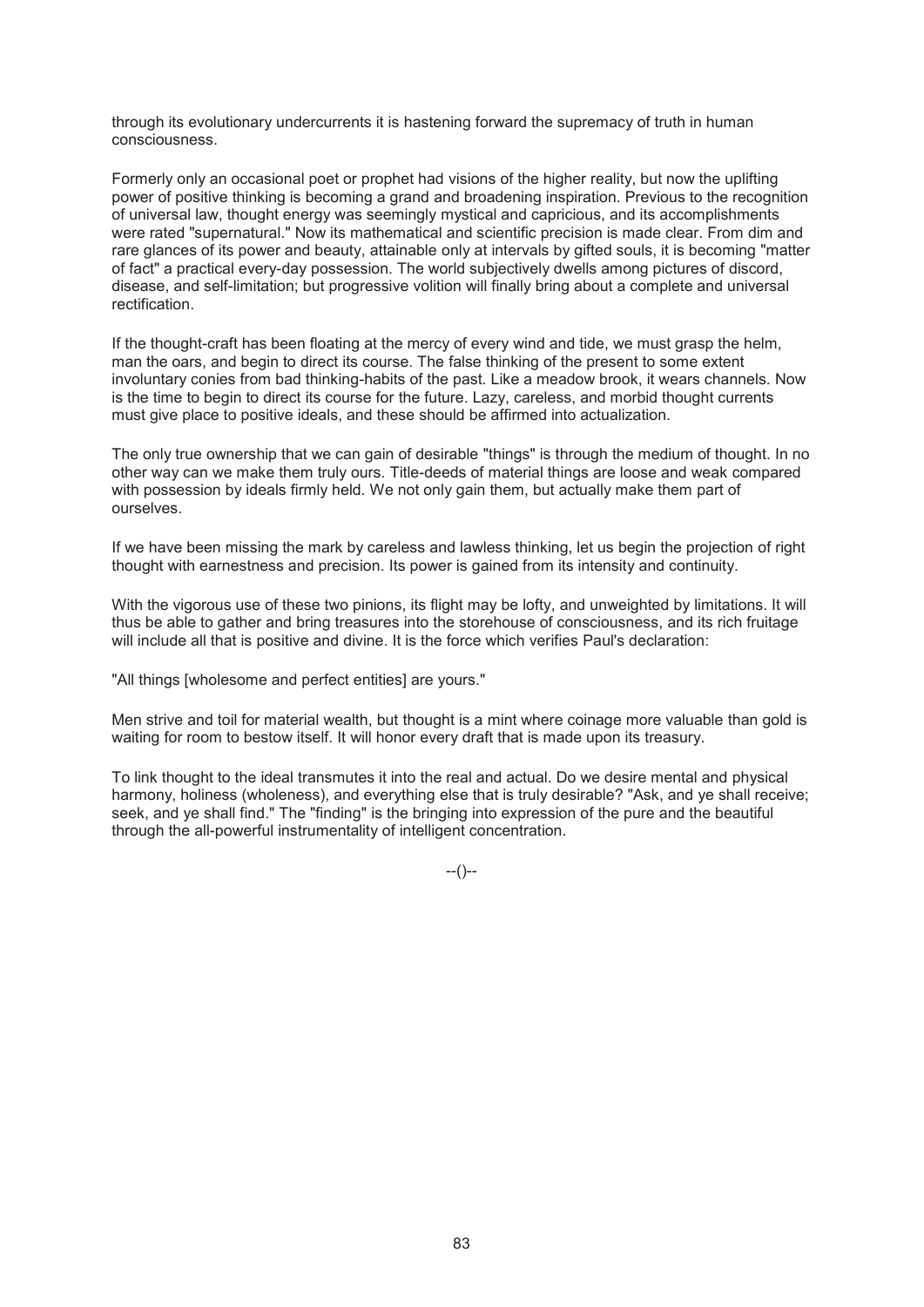through its evolutionary undercurrents it is hastening forward the supremacy of truth in human consciousness.

Formerly only an occasional poet or prophet had visions of the higher reality, but now the uplifting power of positive thinking is becoming a grand and broadening inspiration. Previous to the recognition of universal law, thought energy was seemingly mystical and capricious, and its accomplishments were rated "supernatural." Now its mathematical and scientific precision is made clear. From dim and rare glances of its power and beauty, attainable only at intervals by gifted souls, it is becoming "matter of fact" a practical every-day possession. The world subjectively dwells among pictures of discord, disease, and self-limitation; but progressive volition will finally bring about a complete and universal rectification.

If the thought-craft has been floating at the mercy of every wind and tide, we must grasp the helm, man the oars, and begin to direct its course. The false thinking of the present to some extent involuntary conies from bad thinking-habits of the past. Like a meadow brook, it wears channels. Now is the time to begin to direct its course for the future. Lazy, careless, and morbid thought currents must give place to positive ideals, and these should be affirmed into actualization.

The only true ownership that we can gain of desirable "things" is through the medium of thought. In no other way can we make them truly ours. Title-deeds of material things are loose and weak compared with possession by ideals firmly held. We not only gain them, but actually make them part of ourselves.

If we have been missing the mark by careless and lawless thinking, let us begin the projection of right thought with earnestness and precision. Its power is gained from its intensity and continuity.

With the vigorous use of these two pinions, its flight may be lofty, and unweighted by limitations. It will thus be able to gather and bring treasures into the storehouse of consciousness, and its rich fruitage will include all that is positive and divine. It is the force which verifies Paul's declaration:

"All things [wholesome and perfect entities] are yours."

Men strive and toil for material wealth, but thought is a mint where coinage more valuable than gold is waiting for room to bestow itself. It will honor every draft that is made upon its treasury.

To link thought to the ideal transmutes it into the real and actual. Do we desire mental and physical harmony, holiness (wholeness), and everything else that is truly desirable? "Ask, and ye shall receive; seek, and ye shall find." The "finding" is the bringing into expression of the pure and the beautiful through the all-powerful instrumentality of intelligent concentration.

--()--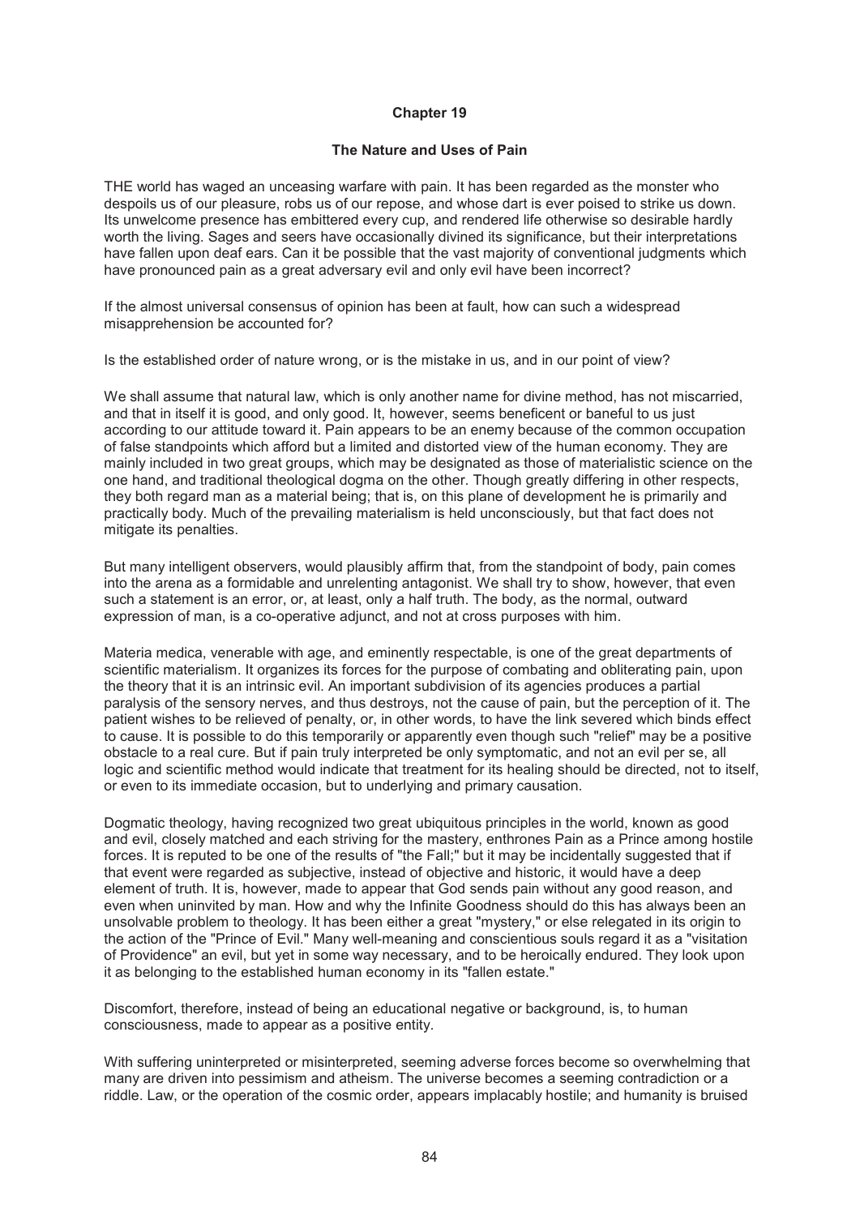# Chapter 19

## The Nature and Uses of Pain

THE world has waged an unceasing warfare with pain. It has been regarded as the monster who despoils us of our pleasure, robs us of our repose, and whose dart is ever poised to strike us down. Its unwelcome presence has embittered every cup, and rendered life otherwise so desirable hardly worth the living. Sages and seers have occasionally divined its significance, but their interpretations have fallen upon deaf ears. Can it be possible that the vast majority of conventional judgments which have pronounced pain as a great adversary evil and only evil have been incorrect?

If the almost universal consensus of opinion has been at fault, how can such a widespread misapprehension be accounted for?

Is the established order of nature wrong, or is the mistake in us, and in our point of view?

We shall assume that natural law, which is only another name for divine method, has not miscarried, and that in itself it is good, and only good. It, however, seems beneficent or baneful to us just according to our attitude toward it. Pain appears to be an enemy because of the common occupation of false standpoints which afford but a limited and distorted view of the human economy. They are mainly included in two great groups, which may be designated as those of materialistic science on the one hand, and traditional theological dogma on the other. Though greatly differing in other respects, they both regard man as a material being; that is, on this plane of development he is primarily and practically body. Much of the prevailing materialism is held unconsciously, but that fact does not mitigate its penalties.

But many intelligent observers, would plausibly affirm that, from the standpoint of body, pain comes into the arena as a formidable and unrelenting antagonist. We shall try to show, however, that even such a statement is an error, or, at least, only a half truth. The body, as the normal, outward expression of man, is a co-operative adjunct, and not at cross purposes with him.

Materia medica, venerable with age, and eminently respectable, is one of the great departments of scientific materialism. It organizes its forces for the purpose of combating and obliterating pain, upon the theory that it is an intrinsic evil. An important subdivision of its agencies produces a partial paralysis of the sensory nerves, and thus destroys, not the cause of pain, but the perception of it. The patient wishes to be relieved of penalty, or, in other words, to have the link severed which binds effect to cause. It is possible to do this temporarily or apparently even though such "relief" may be a positive obstacle to a real cure. But if pain truly interpreted be only symptomatic, and not an evil per se, all logic and scientific method would indicate that treatment for its healing should be directed, not to itself, or even to its immediate occasion, but to underlying and primary causation.

Dogmatic theology, having recognized two great ubiquitous principles in the world, known as good and evil, closely matched and each striving for the mastery, enthrones Pain as a Prince among hostile forces. It is reputed to be one of the results of "the Fall;" but it may be incidentally suggested that if that event were regarded as subjective, instead of objective and historic, it would have a deep element of truth. It is, however, made to appear that God sends pain without any good reason, and even when uninvited by man. How and why the Infinite Goodness should do this has always been an unsolvable problem to theology. It has been either a great "mystery," or else relegated in its origin to the action of the "Prince of Evil." Many well-meaning and conscientious souls regard it as a "visitation of Providence" an evil, but yet in some way necessary, and to be heroically endured. They look upon it as belonging to the established human economy in its "fallen estate."

Discomfort, therefore, instead of being an educational negative or background, is, to human consciousness, made to appear as a positive entity.

With suffering uninterpreted or misinterpreted, seeming adverse forces become so overwhelming that many are driven into pessimism and atheism. The universe becomes a seeming contradiction or a riddle. Law, or the operation of the cosmic order, appears implacably hostile; and humanity is bruised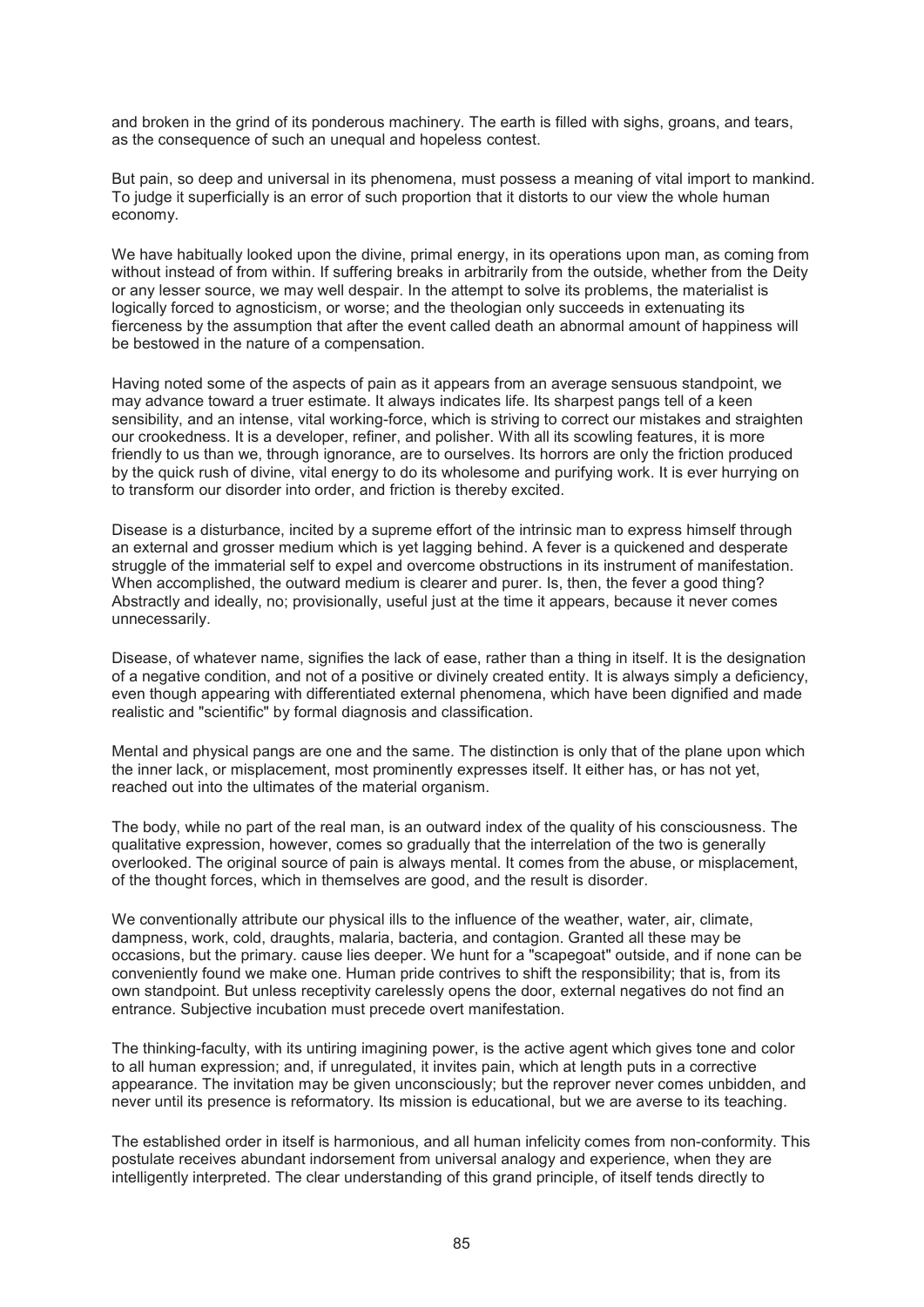and broken in the grind of its ponderous machinery. The earth is filled with sighs, groans, and tears, as the consequence of such an unequal and hopeless contest.

But pain, so deep and universal in its phenomena, must possess a meaning of vital import to mankind. To judge it superficially is an error of such proportion that it distorts to our view the whole human economy.

We have habitually looked upon the divine, primal energy, in its operations upon man, as coming from without instead of from within. If suffering breaks in arbitrarily from the outside, whether from the Deity or any lesser source, we may well despair. In the attempt to solve its problems, the materialist is logically forced to agnosticism, or worse; and the theologian only succeeds in extenuating its fierceness by the assumption that after the event called death an abnormal amount of happiness will be bestowed in the nature of a compensation.

Having noted some of the aspects of pain as it appears from an average sensuous standpoint, we may advance toward a truer estimate. It always indicates life. Its sharpest pangs tell of a keen sensibility, and an intense, vital working-force, which is striving to correct our mistakes and straighten our crookedness. It is a developer, refiner, and polisher. With all its scowling features, it is more friendly to us than we, through ignorance, are to ourselves. Its horrors are only the friction produced by the quick rush of divine, vital energy to do its wholesome and purifying work. It is ever hurrying on to transform our disorder into order, and friction is thereby excited.

Disease is a disturbance, incited by a supreme effort of the intrinsic man to express himself through an external and grosser medium which is yet lagging behind. A fever is a quickened and desperate struggle of the immaterial self to expel and overcome obstructions in its instrument of manifestation. When accomplished, the outward medium is clearer and purer. Is, then, the fever a good thing? Abstractly and ideally, no; provisionally, useful just at the time it appears, because it never comes unnecessarily.

Disease, of whatever name, signifies the lack of ease, rather than a thing in itself. It is the designation of a negative condition, and not of a positive or divinely created entity. It is always simply a deficiency, even though appearing with differentiated external phenomena, which have been dignified and made realistic and "scientific" by formal diagnosis and classification.

Mental and physical pangs are one and the same. The distinction is only that of the plane upon which the inner lack, or misplacement, most prominently expresses itself. It either has, or has not yet, reached out into the ultimates of the material organism.

The body, while no part of the real man, is an outward index of the quality of his consciousness. The qualitative expression, however, comes so gradually that the interrelation of the two is generally overlooked. The original source of pain is always mental. It comes from the abuse, or misplacement, of the thought forces, which in themselves are good, and the result is disorder.

We conventionally attribute our physical ills to the influence of the weather, water, air, climate, dampness, work, cold, draughts, malaria, bacteria, and contagion. Granted all these may be occasions, but the primary. cause lies deeper. We hunt for a "scapegoat" outside, and if none can be conveniently found we make one. Human pride contrives to shift the responsibility; that is, from its own standpoint. But unless receptivity carelessly opens the door, external negatives do not find an entrance. Subjective incubation must precede overt manifestation.

The thinking-faculty, with its untiring imagining power, is the active agent which gives tone and color to all human expression; and, if unregulated, it invites pain, which at length puts in a corrective appearance. The invitation may be given unconsciously; but the reprover never comes unbidden, and never until its presence is reformatory. Its mission is educational, but we are averse to its teaching.

The established order in itself is harmonious, and all human infelicity comes from non-conformity. This postulate receives abundant indorsement from universal analogy and experience, when they are intelligently interpreted. The clear understanding of this grand principle, of itself tends directly to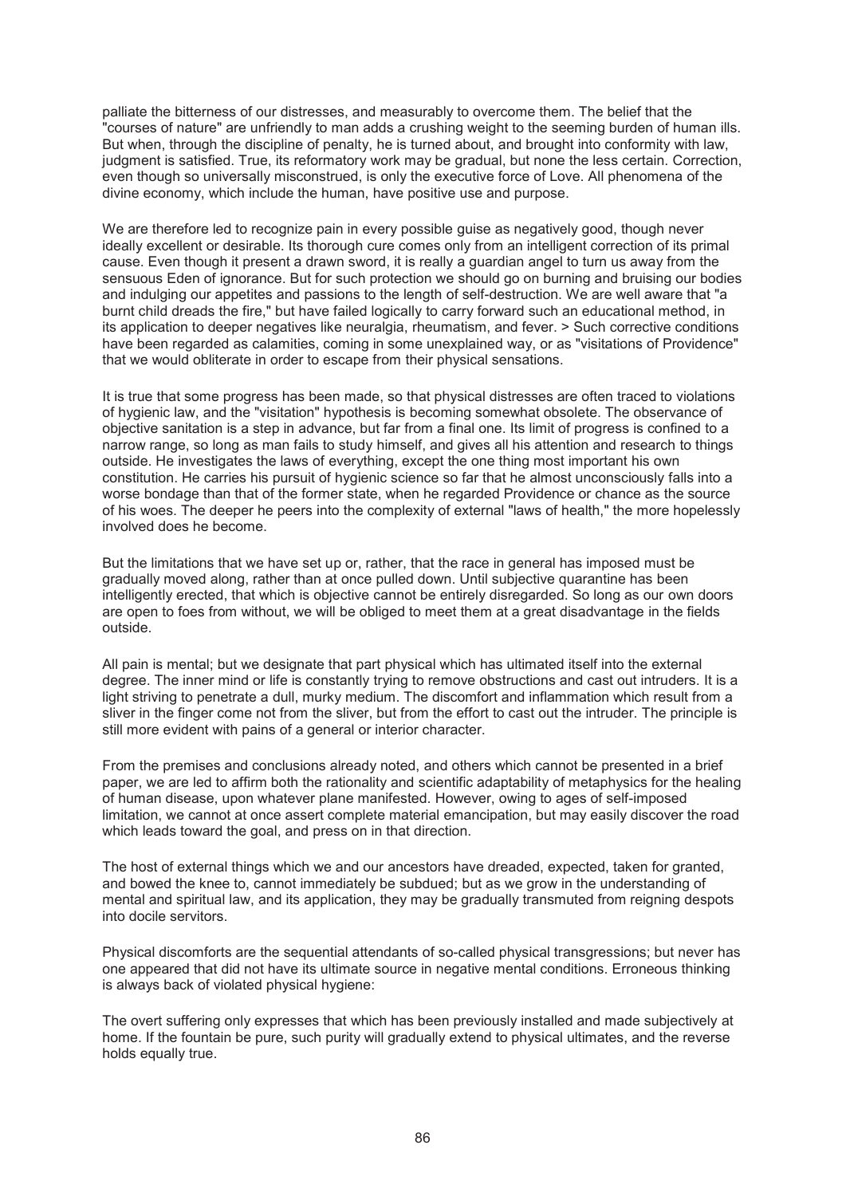palliate the bitterness of our distresses, and measurably to overcome them. The belief that the "courses of nature" are unfriendly to man adds a crushing weight to the seeming burden of human ills. But when, through the discipline of penalty, he is turned about, and brought into conformity with law, judgment is satisfied. True, its reformatory work may be gradual, but none the less certain. Correction, even though so universally misconstrued, is only the executive force of Love. All phenomena of the divine economy, which include the human, have positive use and purpose.

We are therefore led to recognize pain in every possible guise as negatively good, though never ideally excellent or desirable. Its thorough cure comes only from an intelligent correction of its primal cause. Even though it present a drawn sword, it is really a guardian angel to turn us away from the sensuous Eden of ignorance. But for such protection we should go on burning and bruising our bodies and indulging our appetites and passions to the length of self-destruction. We are well aware that "a burnt child dreads the fire," but have failed logically to carry forward such an educational method, in its application to deeper negatives like neuralgia, rheumatism, and fever. > Such corrective conditions have been regarded as calamities, coming in some unexplained way, or as "visitations of Providence" that we would obliterate in order to escape from their physical sensations.

It is true that some progress has been made, so that physical distresses are often traced to violations of hygienic law, and the "visitation" hypothesis is becoming somewhat obsolete. The observance of objective sanitation is a step in advance, but far from a final one. Its limit of progress is confined to a narrow range, so long as man fails to study himself, and gives all his attention and research to things outside. He investigates the laws of everything, except the one thing most important his own constitution. He carries his pursuit of hygienic science so far that he almost unconsciously falls into a worse bondage than that of the former state, when he regarded Providence or chance as the source of his woes. The deeper he peers into the complexity of external "laws of health," the more hopelessly involved does he become.

But the limitations that we have set up or, rather, that the race in general has imposed must be gradually moved along, rather than at once pulled down. Until subjective quarantine has been intelligently erected, that which is objective cannot be entirely disregarded. So long as our own doors are open to foes from without, we will be obliged to meet them at a great disadvantage in the fields outside.

All pain is mental; but we designate that part physical which has ultimated itself into the external degree. The inner mind or life is constantly trying to remove obstructions and cast out intruders. It is a light striving to penetrate a dull, murky medium. The discomfort and inflammation which result from a sliver in the finger come not from the sliver, but from the effort to cast out the intruder. The principle is still more evident with pains of a general or interior character.

From the premises and conclusions already noted, and others which cannot be presented in a brief paper, we are led to affirm both the rationality and scientific adaptability of metaphysics for the healing of human disease, upon whatever plane manifested. However, owing to ages of self-imposed limitation, we cannot at once assert complete material emancipation, but may easily discover the road which leads toward the goal, and press on in that direction.

The host of external things which we and our ancestors have dreaded, expected, taken for granted, and bowed the knee to, cannot immediately be subdued; but as we grow in the understanding of mental and spiritual law, and its application, they may be gradually transmuted from reigning despots into docile servitors.

Physical discomforts are the sequential attendants of so-called physical transgressions; but never has one appeared that did not have its ultimate source in negative mental conditions. Erroneous thinking is always back of violated physical hygiene:

The overt suffering only expresses that which has been previously installed and made subjectively at home. If the fountain be pure, such purity will gradually extend to physical ultimates, and the reverse holds equally true.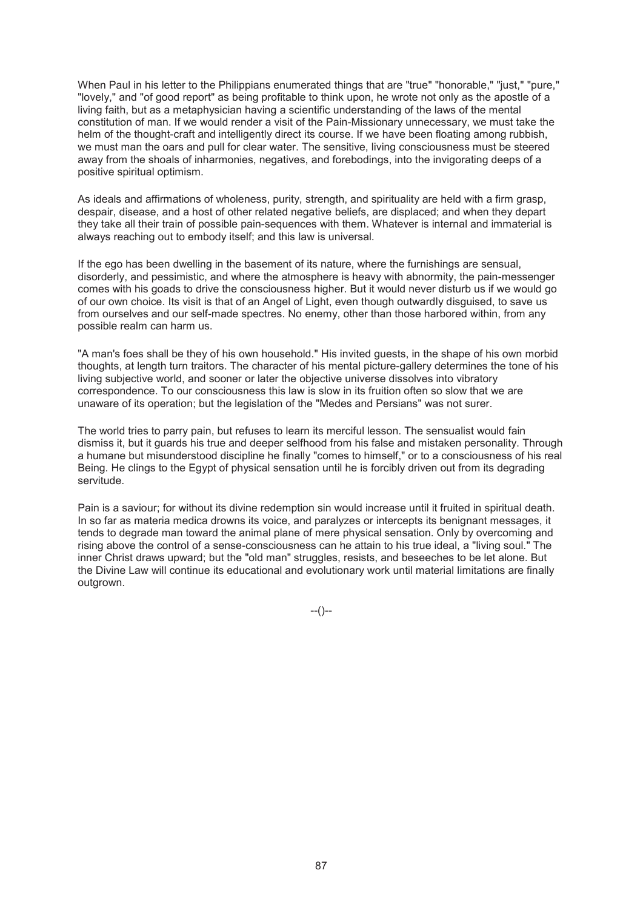When Paul in his letter to the Philippians enumerated things that are "true" "honorable," "just," "pure," "lovely," and "of good report" as being profitable to think upon, he wrote not only as the apostle of a living faith, but as a metaphysician having a scientific understanding of the laws of the mental constitution of man. If we would render a visit of the Pain-Missionary unnecessary, we must take the helm of the thought-craft and intelligently direct its course. If we have been floating among rubbish, we must man the oars and pull for clear water. The sensitive, living consciousness must be steered away from the shoals of inharmonies, negatives, and forebodings, into the invigorating deeps of a positive spiritual optimism.

As ideals and affirmations of wholeness, purity, strength, and spirituality are held with a firm grasp, despair, disease, and a host of other related negative beliefs, are displaced; and when they depart they take all their train of possible pain-sequences with them. Whatever is internal and immaterial is always reaching out to embody itself; and this law is universal.

If the ego has been dwelling in the basement of its nature, where the furnishings are sensual, disorderly, and pessimistic, and where the atmosphere is heavy with abnormity, the pain-messenger comes with his goads to drive the consciousness higher. But it would never disturb us if we would go of our own choice. Its visit is that of an Angel of Light, even though outwardly disguised, to save us from ourselves and our self-made spectres. No enemy, other than those harbored within, from any possible realm can harm us.

"A man's foes shall be they of his own household." His invited guests, in the shape of his own morbid thoughts, at length turn traitors. The character of his mental picture-gallery determines the tone of his living subjective world, and sooner or later the objective universe dissolves into vibratory correspondence. To our consciousness this law is slow in its fruition often so slow that we are unaware of its operation; but the legislation of the "Medes and Persians" was not surer.

The world tries to parry pain, but refuses to learn its merciful lesson. The sensualist would fain dismiss it, but it guards his true and deeper selfhood from his false and mistaken personality. Through a humane but misunderstood discipline he finally "comes to himself," or to a consciousness of his real Being. He clings to the Egypt of physical sensation until he is forcibly driven out from its degrading servitude.

Pain is a saviour; for without its divine redemption sin would increase until it fruited in spiritual death. In so far as materia medica drowns its voice, and paralyzes or intercepts its benignant messages, it tends to degrade man toward the animal plane of mere physical sensation. Only by overcoming and rising above the control of a sense-consciousness can he attain to his true ideal, a "living soul." The inner Christ draws upward; but the "old man" struggles, resists, and beseeches to be let alone. But the Divine Law will continue its educational and evolutionary work until material limitations are finally outgrown.

--()--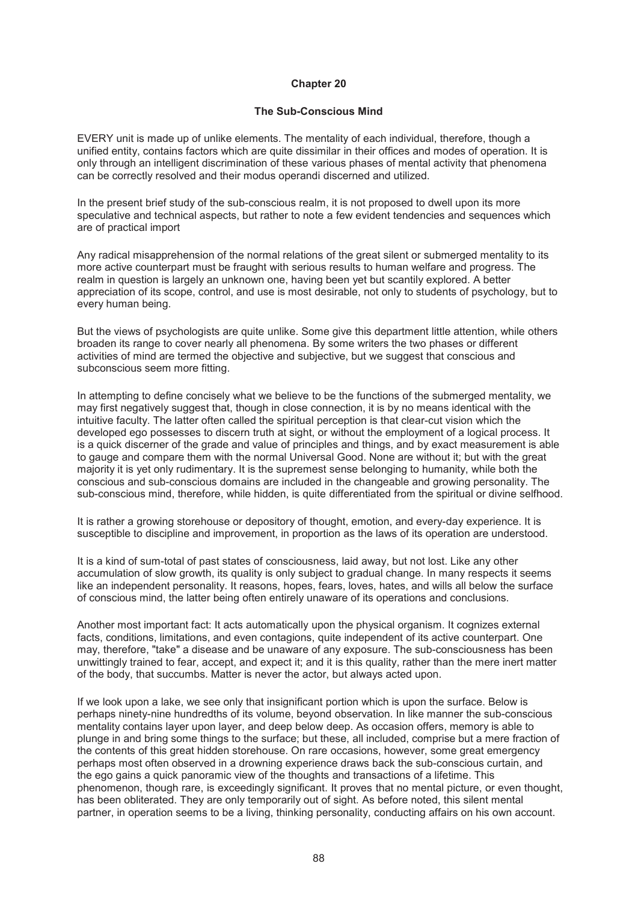## Chapter 20

### The Sub-Conscious Mind

EVERY unit is made up of unlike elements. The mentality of each individual, therefore, though a unified entity, contains factors which are quite dissimilar in their offices and modes of operation. It is only through an intelligent discrimination of these various phases of mental activity that phenomena can be correctly resolved and their modus operandi discerned and utilized.

In the present brief study of the sub-conscious realm, it is not proposed to dwell upon its more speculative and technical aspects, but rather to note a few evident tendencies and sequences which are of practical import

Any radical misapprehension of the normal relations of the great silent or submerged mentality to its more active counterpart must be fraught with serious results to human welfare and progress. The realm in question is largely an unknown one, having been yet but scantily explored. A better appreciation of its scope, control, and use is most desirable, not only to students of psychology, but to every human being.

But the views of psychologists are quite unlike. Some give this department little attention, while others broaden its range to cover nearly all phenomena. By some writers the two phases or different activities of mind are termed the objective and subjective, but we suggest that conscious and subconscious seem more fitting.

In attempting to define concisely what we believe to be the functions of the submerged mentality, we may first negatively suggest that, though in close connection, it is by no means identical with the intuitive faculty. The latter often called the spiritual perception is that clear-cut vision which the developed ego possesses to discern truth at sight, or without the employment of a logical process. It is a quick discerner of the grade and value of principles and things, and by exact measurement is able to gauge and compare them with the normal Universal Good. None are without it; but with the great majority it is yet only rudimentary. It is the supremest sense belonging to humanity, while both the conscious and sub-conscious domains are included in the changeable and growing personality. The sub-conscious mind, therefore, while hidden, is quite differentiated from the spiritual or divine selfhood.

It is rather a growing storehouse or depository of thought, emotion, and every-day experience. It is susceptible to discipline and improvement, in proportion as the laws of its operation are understood.

It is a kind of sum-total of past states of consciousness, laid away, but not lost. Like any other accumulation of slow growth, its quality is only subject to gradual change. In many respects it seems like an independent personality. It reasons, hopes, fears, loves, hates, and wills all below the surface of conscious mind, the latter being often entirely unaware of its operations and conclusions.

Another most important fact: It acts automatically upon the physical organism. It cognizes external facts, conditions, limitations, and even contagions, quite independent of its active counterpart. One may, therefore, "take" a disease and be unaware of any exposure. The sub-consciousness has been unwittingly trained to fear, accept, and expect it; and it is this quality, rather than the mere inert matter of the body, that succumbs. Matter is never the actor, but always acted upon.

If we look upon a lake, we see only that insignificant portion which is upon the surface. Below is perhaps ninety-nine hundredths of its volume, beyond observation. In like manner the sub-conscious mentality contains layer upon layer, and deep below deep. As occasion offers, memory is able to plunge in and bring some things to the surface; but these, all included, comprise but a mere fraction of the contents of this great hidden storehouse. On rare occasions, however, some great emergency perhaps most often observed in a drowning experience draws back the sub-conscious curtain, and the ego gains a quick panoramic view of the thoughts and transactions of a lifetime. This phenomenon, though rare, is exceedingly significant. It proves that no mental picture, or even thought, has been obliterated. They are only temporarily out of sight. As before noted, this silent mental partner, in operation seems to be a living, thinking personality, conducting affairs on his own account.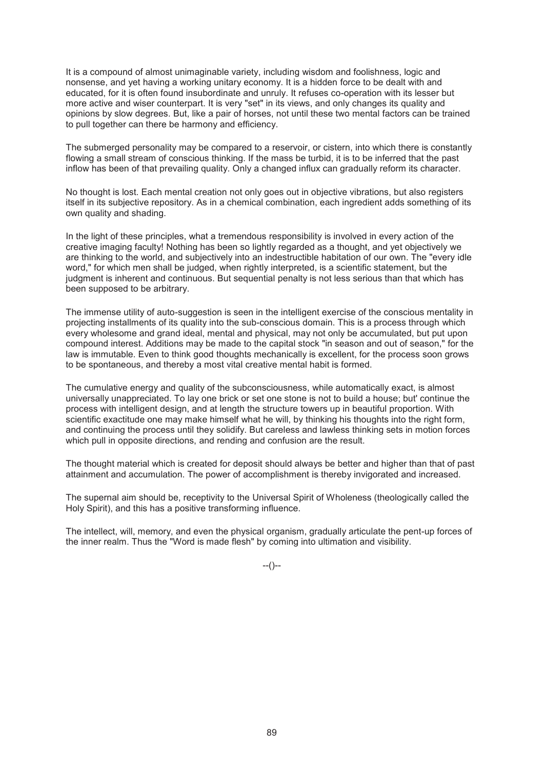It is a compound of almost unimaginable variety, including wisdom and foolishness, logic and nonsense, and yet having a working unitary economy. It is a hidden force to be dealt with and educated, for it is often found insubordinate and unruly. It refuses co-operation with its lesser but more active and wiser counterpart. It is very "set" in its views, and only changes its quality and opinions by slow degrees. But, like a pair of horses, not until these two mental factors can be trained to pull together can there be harmony and efficiency.

The submerged personality may be compared to a reservoir, or cistern, into which there is constantly flowing a small stream of conscious thinking. If the mass be turbid, it is to be inferred that the past inflow has been of that prevailing quality. Only a changed influx can gradually reform its character.

No thought is lost. Each mental creation not only goes out in objective vibrations, but also registers itself in its subjective repository. As in a chemical combination, each ingredient adds something of its own quality and shading.

In the light of these principles, what a tremendous responsibility is involved in every action of the creative imaging faculty! Nothing has been so lightly regarded as a thought, and yet objectively we are thinking to the world, and subjectively into an indestructible habitation of our own. The "every idle word," for which men shall be judged, when rightly interpreted, is a scientific statement, but the judgment is inherent and continuous. But sequential penalty is not less serious than that which has been supposed to be arbitrary.

The immense utility of auto-suggestion is seen in the intelligent exercise of the conscious mentality in projecting installments of its quality into the sub-conscious domain. This is a process through which every wholesome and grand ideal, mental and physical, may not only be accumulated, but put upon compound interest. Additions may be made to the capital stock "in season and out of season," for the law is immutable. Even to think good thoughts mechanically is excellent, for the process soon grows to be spontaneous, and thereby a most vital creative mental habit is formed.

The cumulative energy and quality of the subconsciousness, while automatically exact, is almost universally unappreciated. To lay one brick or set one stone is not to build a house; but' continue the process with intelligent design, and at length the structure towers up in beautiful proportion. With scientific exactitude one may make himself what he will, by thinking his thoughts into the right form, and continuing the process until they solidify. But careless and lawless thinking sets in motion forces which pull in opposite directions, and rending and confusion are the result.

The thought material which is created for deposit should always be better and higher than that of past attainment and accumulation. The power of accomplishment is thereby invigorated and increased.

The supernal aim should be, receptivity to the Universal Spirit of Wholeness (theologically called the Holy Spirit), and this has a positive transforming influence.

The intellect, will, memory, and even the physical organism, gradually articulate the pent-up forces of the inner realm. Thus the "Word is made flesh" by coming into ultimation and visibility.

--()--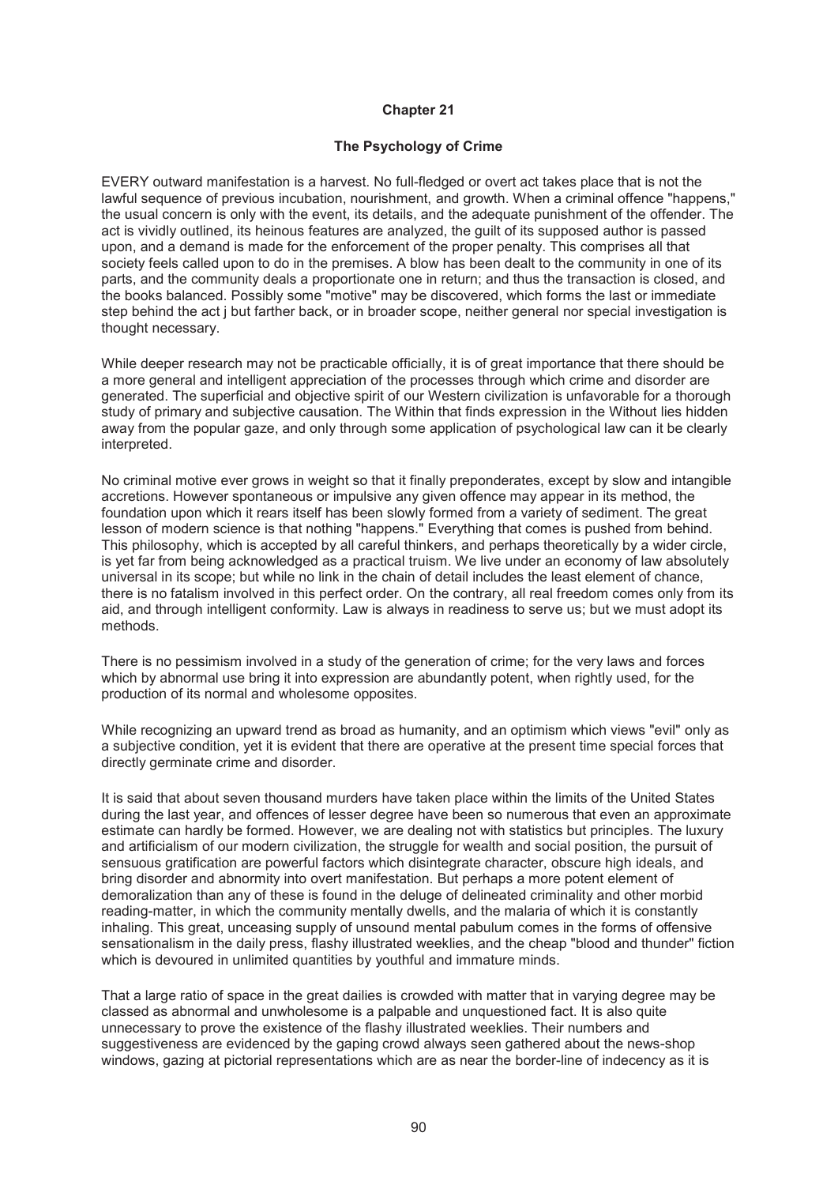## Chapter 21

### The Psychology of Crime

EVERY outward manifestation is a harvest. No full-fledged or overt act takes place that is not the lawful sequence of previous incubation, nourishment, and growth. When a criminal offence "happens," the usual concern is only with the event, its details, and the adequate punishment of the offender. The act is vividly outlined, its heinous features are analyzed, the guilt of its supposed author is passed upon, and a demand is made for the enforcement of the proper penalty. This comprises all that society feels called upon to do in the premises. A blow has been dealt to the community in one of its parts, and the community deals a proportionate one in return; and thus the transaction is closed, and the books balanced. Possibly some "motive" may be discovered, which forms the last or immediate step behind the act j but farther back, or in broader scope, neither general nor special investigation is thought necessary.

While deeper research may not be practicable officially, it is of great importance that there should be a more general and intelligent appreciation of the processes through which crime and disorder are generated. The superficial and objective spirit of our Western civilization is unfavorable for a thorough study of primary and subjective causation. The Within that finds expression in the Without lies hidden away from the popular gaze, and only through some application of psychological law can it be clearly interpreted.

No criminal motive ever grows in weight so that it finally preponderates, except by slow and intangible accretions. However spontaneous or impulsive any given offence may appear in its method, the foundation upon which it rears itself has been slowly formed from a variety of sediment. The great lesson of modern science is that nothing "happens." Everything that comes is pushed from behind. This philosophy, which is accepted by all careful thinkers, and perhaps theoretically by a wider circle, is yet far from being acknowledged as a practical truism. We live under an economy of law absolutely universal in its scope; but while no link in the chain of detail includes the least element of chance, there is no fatalism involved in this perfect order. On the contrary, all real freedom comes only from its aid, and through intelligent conformity. Law is always in readiness to serve us; but we must adopt its methods.

There is no pessimism involved in a study of the generation of crime; for the very laws and forces which by abnormal use bring it into expression are abundantly potent, when rightly used, for the production of its normal and wholesome opposites.

While recognizing an upward trend as broad as humanity, and an optimism which views "evil" only as a subjective condition, yet it is evident that there are operative at the present time special forces that directly germinate crime and disorder.

It is said that about seven thousand murders have taken place within the limits of the United States during the last year, and offences of lesser degree have been so numerous that even an approximate estimate can hardly be formed. However, we are dealing not with statistics but principles. The luxury and artificialism of our modern civilization, the struggle for wealth and social position, the pursuit of sensuous gratification are powerful factors which disintegrate character, obscure high ideals, and bring disorder and abnormity into overt manifestation. But perhaps a more potent element of demoralization than any of these is found in the deluge of delineated criminality and other morbid reading-matter, in which the community mentally dwells, and the malaria of which it is constantly inhaling. This great, unceasing supply of unsound mental pabulum comes in the forms of offensive sensationalism in the daily press, flashy illustrated weeklies, and the cheap "blood and thunder" fiction which is devoured in unlimited quantities by youthful and immature minds.

That a large ratio of space in the great dailies is crowded with matter that in varying degree may be classed as abnormal and unwholesome is a palpable and unquestioned fact. It is also quite unnecessary to prove the existence of the flashy illustrated weeklies. Their numbers and suggestiveness are evidenced by the gaping crowd always seen gathered about the news-shop windows, gazing at pictorial representations which are as near the border-line of indecency as it is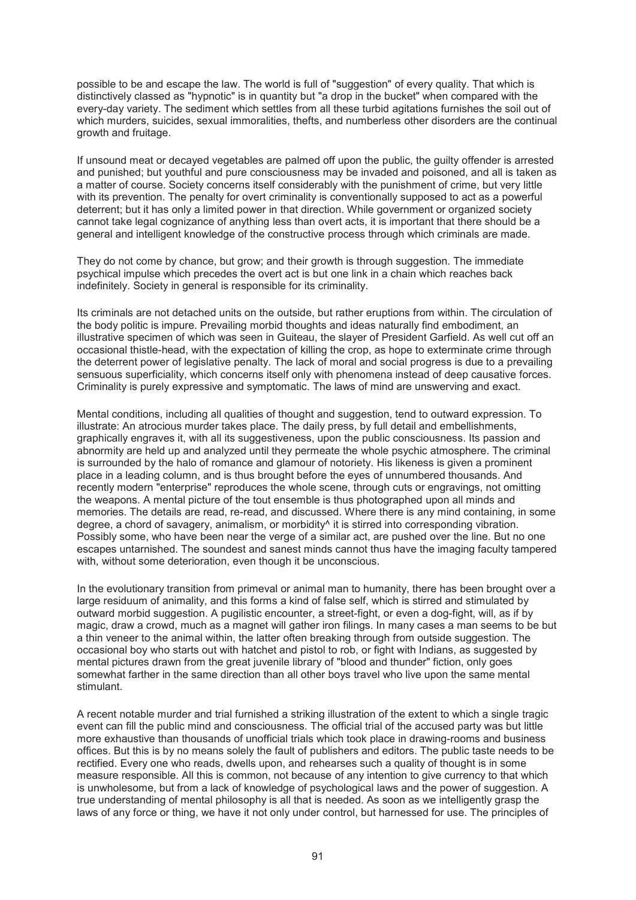possible to be and escape the law. The world is full of "suggestion" of every quality. That which is distinctively classed as "hypnotic" is in quantity but "a drop in the bucket" when compared with the every-day variety. The sediment which settles from all these turbid agitations furnishes the soil out of which murders, suicides, sexual immoralities, thefts, and numberless other disorders are the continual growth and fruitage.

If unsound meat or decayed vegetables are palmed off upon the public, the guilty offender is arrested and punished; but youthful and pure consciousness may be invaded and poisoned, and all is taken as a matter of course. Society concerns itself considerably with the punishment of crime, but very little with its prevention. The penalty for overt criminality is conventionally supposed to act as a powerful deterrent; but it has only a limited power in that direction. While government or organized society cannot take legal cognizance of anything less than overt acts, it is important that there should be a general and intelligent knowledge of the constructive process through which criminals are made.

They do not come by chance, but grow; and their growth is through suggestion. The immediate psychical impulse which precedes the overt act is but one link in a chain which reaches back indefinitely. Society in general is responsible for its criminality.

Its criminals are not detached units on the outside, but rather eruptions from within. The circulation of the body politic is impure. Prevailing morbid thoughts and ideas naturally find embodiment, an illustrative specimen of which was seen in Guiteau, the slayer of President Garfield. As well cut off an occasional thistle-head, with the expectation of killing the crop, as hope to exterminate crime through the deterrent power of legislative penalty. The lack of moral and social progress is due to a prevailing sensuous superficiality, which concerns itself only with phenomena instead of deep causative forces. Criminality is purely expressive and symptomatic. The laws of mind are unswerving and exact.

Mental conditions, including all qualities of thought and suggestion, tend to outward expression. To illustrate: An atrocious murder takes place. The daily press, by full detail and embellishments, graphically engraves it, with all its suggestiveness, upon the public consciousness. Its passion and abnormity are held up and analyzed until they permeate the whole psychic atmosphere. The criminal is surrounded by the halo of romance and glamour of notoriety. His likeness is given a prominent place in a leading column, and is thus brought before the eyes of unnumbered thousands. And recently modern "enterprise" reproduces the whole scene, through cuts or engravings, not omitting the weapons. A mental picture of the tout ensemble is thus photographed upon all minds and memories. The details are read, re-read, and discussed. Where there is any mind containing, in some degree, a chord of savagery, animalism, or morbidity^ it is stirred into corresponding vibration. Possibly some, who have been near the verge of a similar act, are pushed over the line. But no one escapes untarnished. The soundest and sanest minds cannot thus have the imaging faculty tampered with, without some deterioration, even though it be unconscious.

In the evolutionary transition from primeval or animal man to humanity, there has been brought over a large residuum of animality, and this forms a kind of false self, which is stirred and stimulated by outward morbid suggestion. A pugilistic encounter, a street-fight, or even a dog-fight, will, as if by magic, draw a crowd, much as a magnet will gather iron filings. In many cases a man seems to be but a thin veneer to the animal within, the latter often breaking through from outside suggestion. The occasional boy who starts out with hatchet and pistol to rob, or fight with Indians, as suggested by mental pictures drawn from the great juvenile library of "blood and thunder" fiction, only goes somewhat farther in the same direction than all other boys travel who live upon the same mental stimulant.

A recent notable murder and trial furnished a striking illustration of the extent to which a single tragic event can fill the public mind and consciousness. The official trial of the accused party was but little more exhaustive than thousands of unofficial trials which took place in drawing-rooms and business offices. But this is by no means solely the fault of publishers and editors. The public taste needs to be rectified. Every one who reads, dwells upon, and rehearses such a quality of thought is in some measure responsible. All this is common, not because of any intention to give currency to that which is unwholesome, but from a lack of knowledge of psychological laws and the power of suggestion. A true understanding of mental philosophy is all that is needed. As soon as we intelligently grasp the laws of any force or thing, we have it not only under control, but harnessed for use. The principles of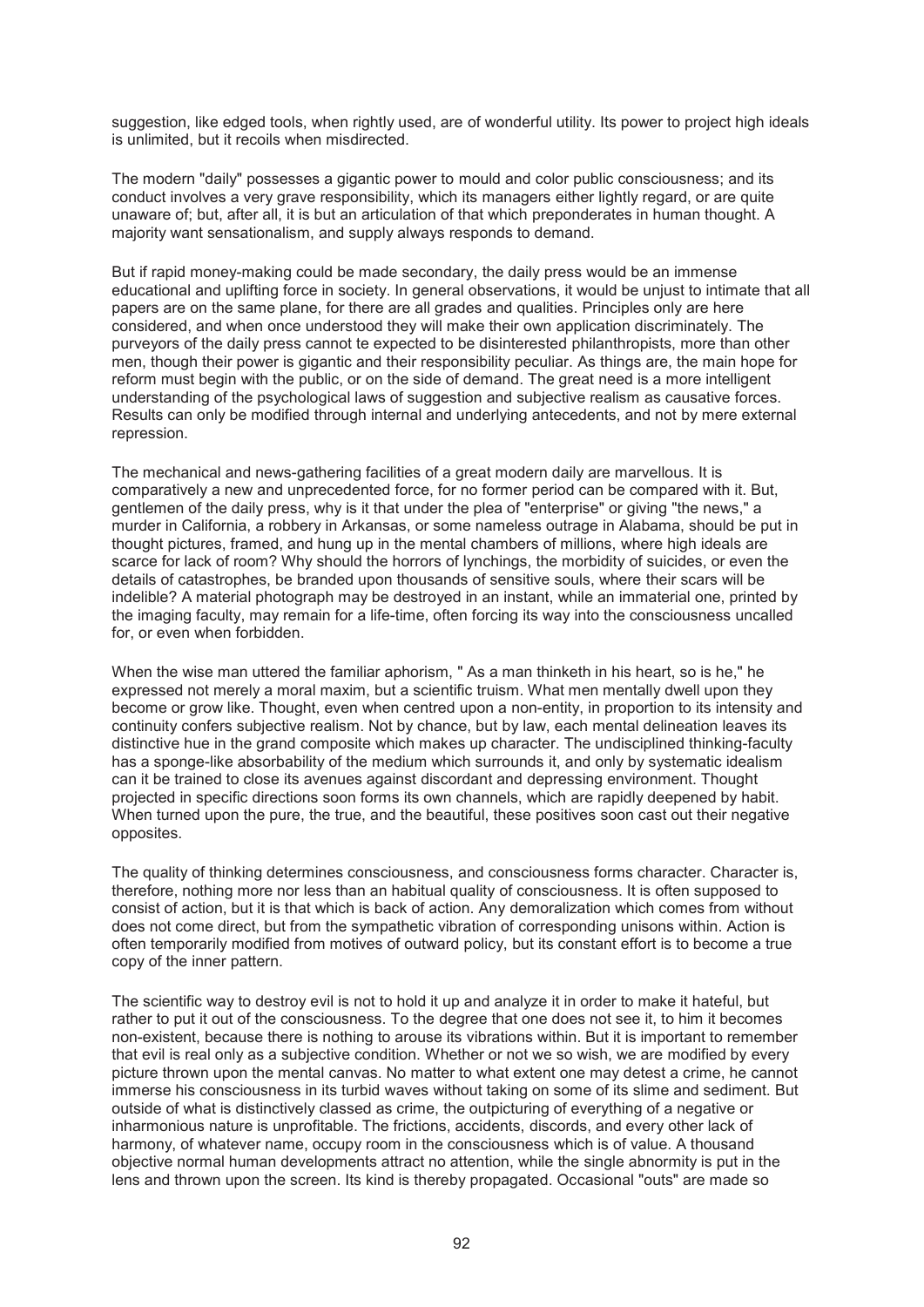suggestion, like edged tools, when rightly used, are of wonderful utility. Its power to project high ideals is unlimited, but it recoils when misdirected.

The modern "daily" possesses a gigantic power to mould and color public consciousness; and its conduct involves a very grave responsibility, which its managers either lightly regard, or are quite unaware of; but, after all, it is but an articulation of that which preponderates in human thought. A majority want sensationalism, and supply always responds to demand.

But if rapid money-making could be made secondary, the daily press would be an immense educational and uplifting force in society. In general observations, it would be unjust to intimate that all papers are on the same plane, for there are all grades and qualities. Principles only are here considered, and when once understood they will make their own application discriminately. The purveyors of the daily press cannot te expected to be disinterested philanthropists, more than other men, though their power is gigantic and their responsibility peculiar. As things are, the main hope for reform must begin with the public, or on the side of demand. The great need is a more intelligent understanding of the psychological laws of suggestion and subjective realism as causative forces. Results can only be modified through internal and underlying antecedents, and not by mere external repression.

The mechanical and news-gathering facilities of a great modern daily are marvellous. It is comparatively a new and unprecedented force, for no former period can be compared with it. But, gentlemen of the daily press, why is it that under the plea of "enterprise" or giving "the news," a murder in California, a robbery in Arkansas, or some nameless outrage in Alabama, should be put in thought pictures, framed, and hung up in the mental chambers of millions, where high ideals are scarce for lack of room? Why should the horrors of lynchings, the morbidity of suicides, or even the details of catastrophes, be branded upon thousands of sensitive souls, where their scars will be indelible? A material photograph may be destroyed in an instant, while an immaterial one, printed by the imaging faculty, may remain for a life-time, often forcing its way into the consciousness uncalled for, or even when forbidden.

When the wise man uttered the familiar aphorism, " As a man thinketh in his heart, so is he," he expressed not merely a moral maxim, but a scientific truism. What men mentally dwell upon they become or grow like. Thought, even when centred upon a non-entity, in proportion to its intensity and continuity confers subjective realism. Not by chance, but by law, each mental delineation leaves its distinctive hue in the grand composite which makes up character. The undisciplined thinking-faculty has a sponge-like absorbability of the medium which surrounds it, and only by systematic idealism can it be trained to close its avenues against discordant and depressing environment. Thought projected in specific directions soon forms its own channels, which are rapidly deepened by habit. When turned upon the pure, the true, and the beautiful, these positives soon cast out their negative opposites.

The quality of thinking determines consciousness, and consciousness forms character. Character is, therefore, nothing more nor less than an habitual quality of consciousness. It is often supposed to consist of action, but it is that which is back of action. Any demoralization which comes from without does not come direct, but from the sympathetic vibration of corresponding unisons within. Action is often temporarily modified from motives of outward policy, but its constant effort is to become a true copy of the inner pattern.

The scientific way to destroy evil is not to hold it up and analyze it in order to make it hateful, but rather to put it out of the consciousness. To the degree that one does not see it, to him it becomes non-existent, because there is nothing to arouse its vibrations within. But it is important to remember that evil is real only as a subjective condition. Whether or not we so wish, we are modified by every picture thrown upon the mental canvas. No matter to what extent one may detest a crime, he cannot immerse his consciousness in its turbid waves without taking on some of its slime and sediment. But outside of what is distinctively classed as crime, the outpicturing of everything of a negative or inharmonious nature is unprofitable. The frictions, accidents, discords, and every other lack of harmony, of whatever name, occupy room in the consciousness which is of value. A thousand objective normal human developments attract no attention, while the single abnormity is put in the lens and thrown upon the screen. Its kind is thereby propagated. Occasional "outs" are made so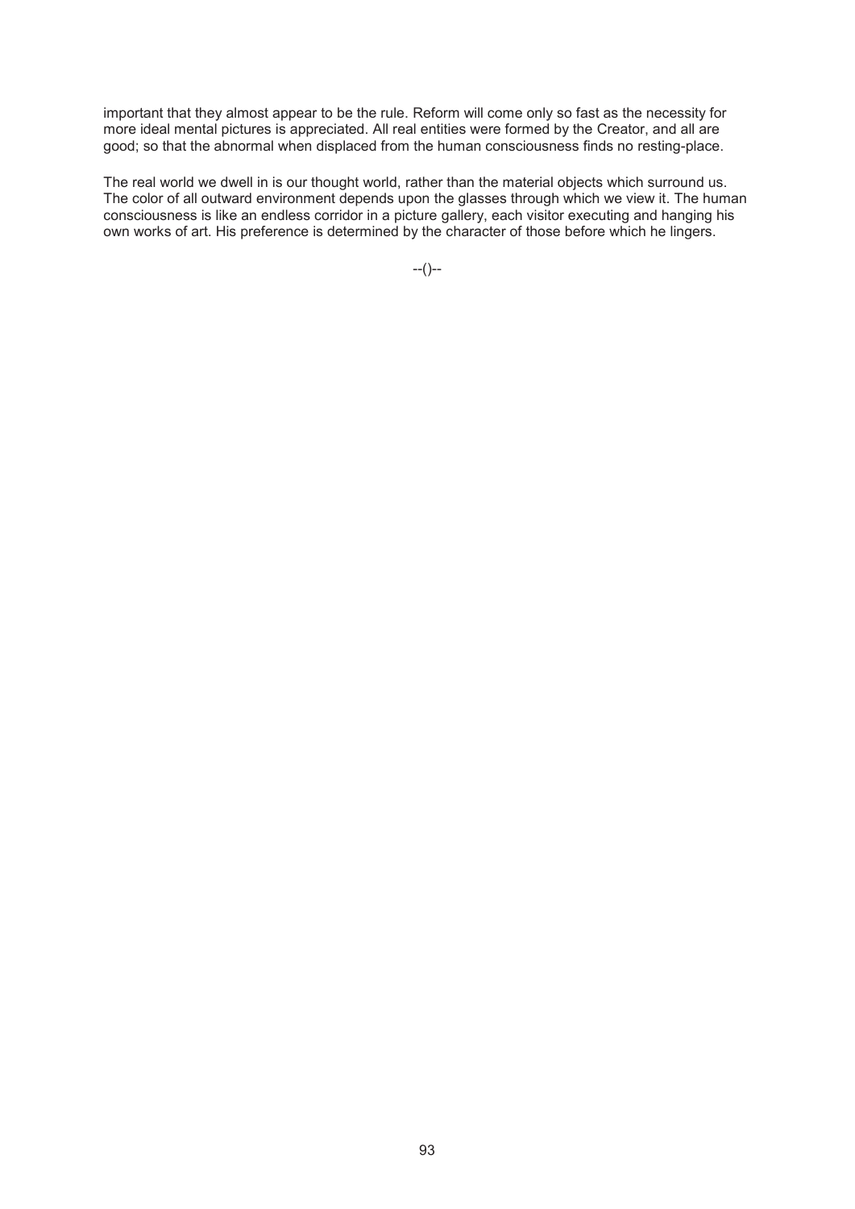important that they almost appear to be the rule. Reform will come only so fast as the necessity for more ideal mental pictures is appreciated. All real entities were formed by the Creator, and all are good; so that the abnormal when displaced from the human consciousness finds no resting-place.

The real world we dwell in is our thought world, rather than the material objects which surround us. The color of all outward environment depends upon the glasses through which we view it. The human consciousness is like an endless corridor in a picture gallery, each visitor executing and hanging his own works of art. His preference is determined by the character of those before which he lingers.

--()--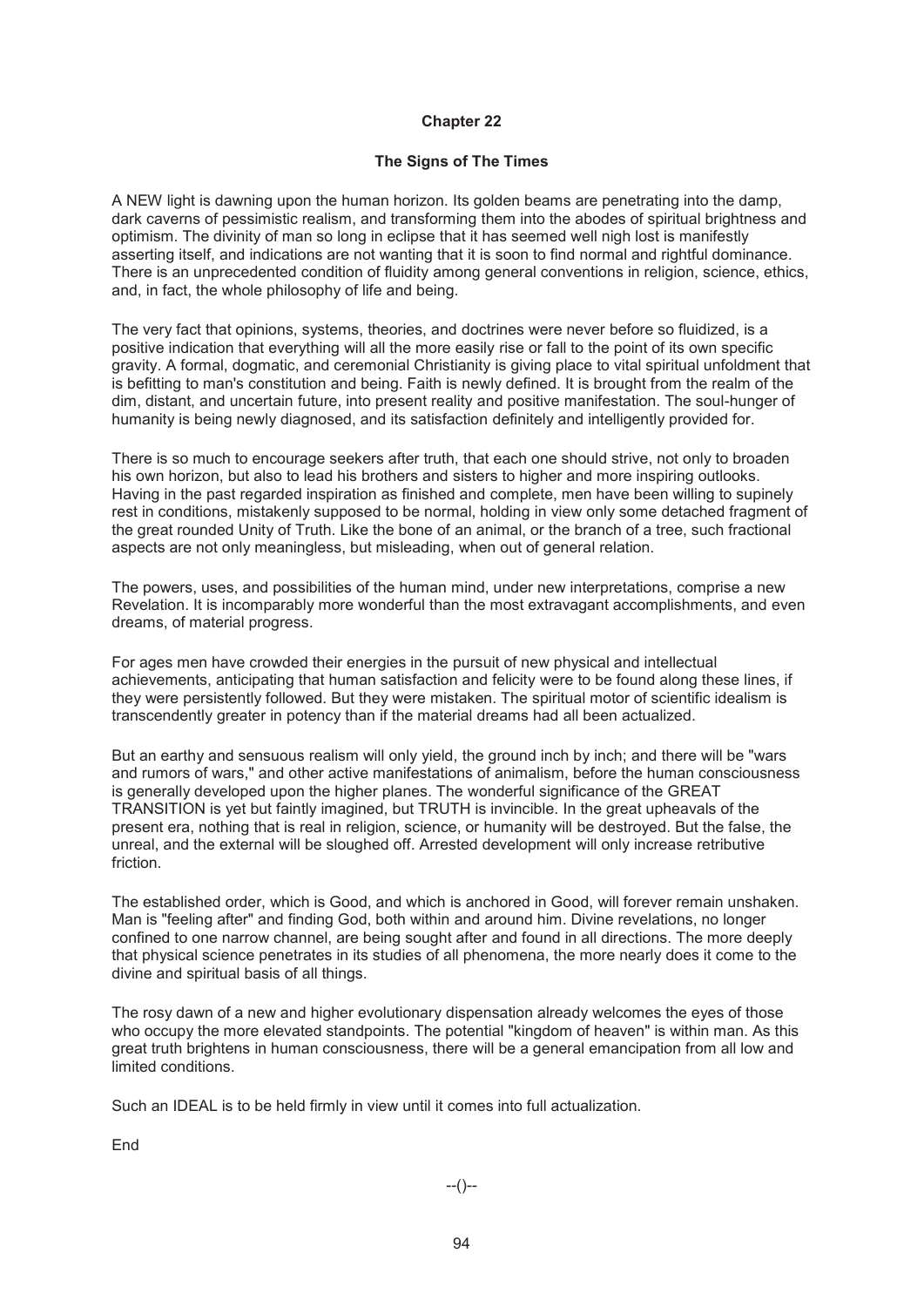## Chapter 22

### The Signs of The Times

A NEW light is dawning upon the human horizon. Its golden beams are penetrating into the damp, dark caverns of pessimistic realism, and transforming them into the abodes of spiritual brightness and optimism. The divinity of man so long in eclipse that it has seemed well nigh lost is manifestly asserting itself, and indications are not wanting that it is soon to find normal and rightful dominance. There is an unprecedented condition of fluidity among general conventions in religion, science, ethics, and, in fact, the whole philosophy of life and being.

The very fact that opinions, systems, theories, and doctrines were never before so fluidized, is a positive indication that everything will all the more easily rise or fall to the point of its own specific gravity. A formal, dogmatic, and ceremonial Christianity is giving place to vital spiritual unfoldment that is befitting to man's constitution and being. Faith is newly defined. It is brought from the realm of the dim, distant, and uncertain future, into present reality and positive manifestation. The soul-hunger of humanity is being newly diagnosed, and its satisfaction definitely and intelligently provided for.

There is so much to encourage seekers after truth, that each one should strive, not only to broaden his own horizon, but also to lead his brothers and sisters to higher and more inspiring outlooks. Having in the past regarded inspiration as finished and complete, men have been willing to supinely rest in conditions, mistakenly supposed to be normal, holding in view only some detached fragment of the great rounded Unity of Truth. Like the bone of an animal, or the branch of a tree, such fractional aspects are not only meaningless, but misleading, when out of general relation.

The powers, uses, and possibilities of the human mind, under new interpretations, comprise a new Revelation. It is incomparably more wonderful than the most extravagant accomplishments, and even dreams, of material progress.

For ages men have crowded their energies in the pursuit of new physical and intellectual achievements, anticipating that human satisfaction and felicity were to be found along these lines, if they were persistently followed. But they were mistaken. The spiritual motor of scientific idealism is transcendently greater in potency than if the material dreams had all been actualized.

But an earthy and sensuous realism will only yield, the ground inch by inch; and there will be "wars and rumors of wars," and other active manifestations of animalism, before the human consciousness is generally developed upon the higher planes. The wonderful significance of the GREAT TRANSITION is yet but faintly imagined, but TRUTH is invincible. In the great upheavals of the present era, nothing that is real in religion, science, or humanity will be destroyed. But the false, the unreal, and the external will be sloughed off. Arrested development will only increase retributive friction.

The established order, which is Good, and which is anchored in Good, will forever remain unshaken. Man is "feeling after" and finding God, both within and around him. Divine revelations, no longer confined to one narrow channel, are being sought after and found in all directions. The more deeply that physical science penetrates in its studies of all phenomena, the more nearly does it come to the divine and spiritual basis of all things.

The rosy dawn of a new and higher evolutionary dispensation already welcomes the eyes of those who occupy the more elevated standpoints. The potential "kingdom of heaven" is within man. As this great truth brightens in human consciousness, there will be a general emancipation from all low and limited conditions.

Such an IDEAL is to be held firmly in view until it comes into full actualization.

End

--()--